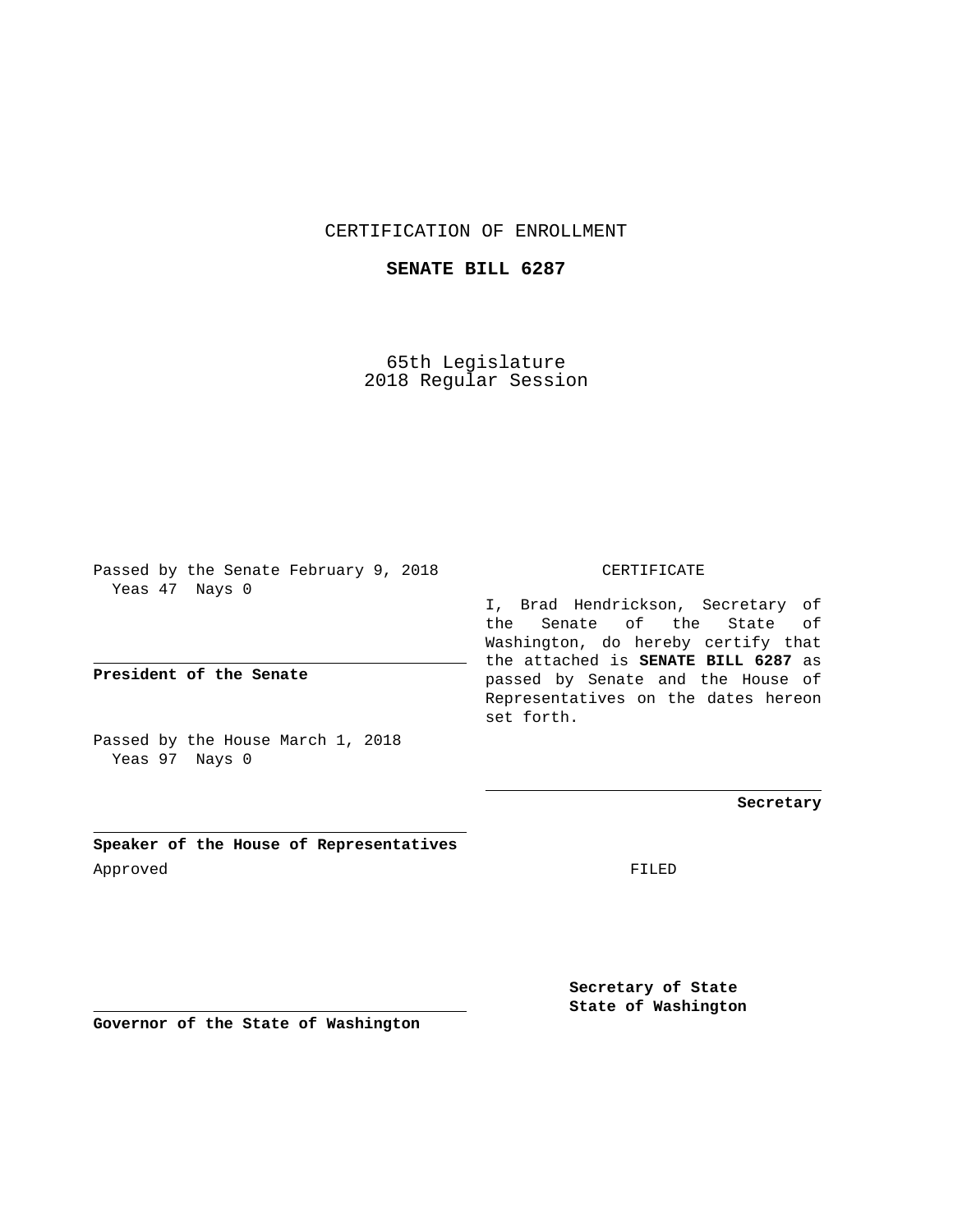CERTIFICATION OF ENROLLMENT

**SENATE BILL 6287**

65th Legislature
2018 Regular Session

Passed by the Senate February 9, 2018
Yeas 47 Nays 0

**President of the Senate**

Passed by the House March 1, 2018
Yeas 97 Nays 0

**Speaker of the House of Representatives**

CERTIFICATE

I, Brad Hendrickson, Secretary of the Senate of the State of Washington, do hereby certify that the attached is **SENATE BILL 6287** as passed by Senate and the House of Representatives on the dates hereon set forth.

**Secretary**

Approved

FILED

**Governor of the State of Washington**

**Secretary of State**
**State of Washington**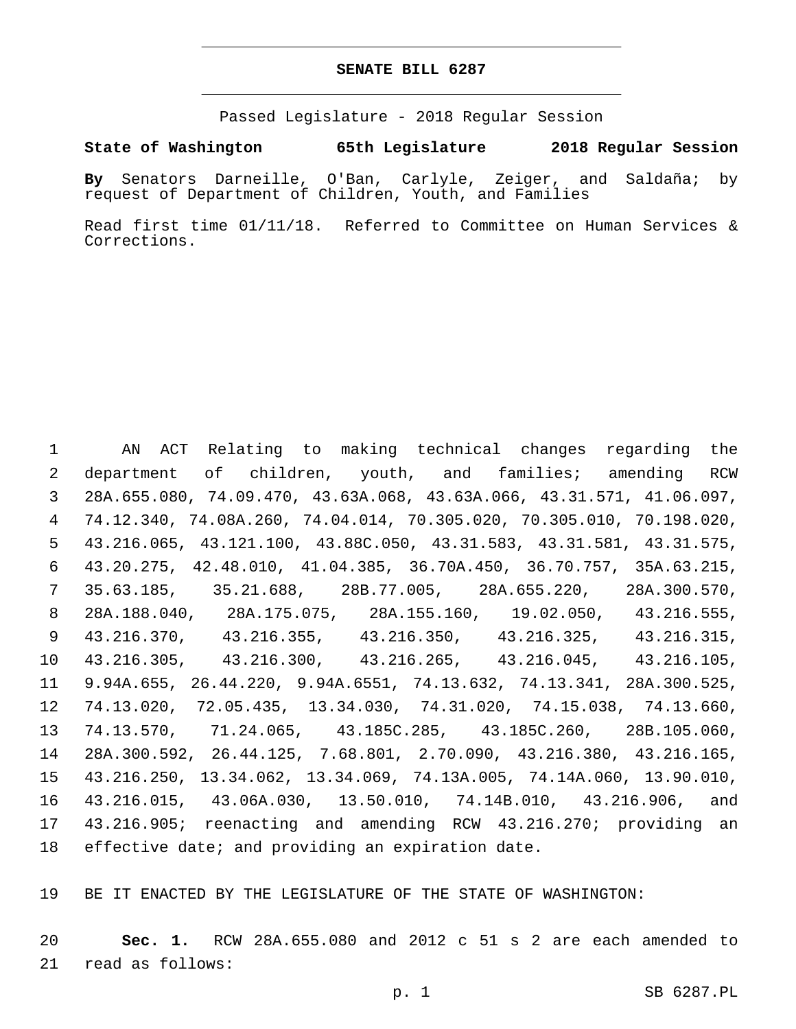# SENATE BILL 6287

Passed Legislature - 2018 Regular Session

**State of Washington 65th Legislature 2018 Regular Session**

**By** Senators Darneille, O'Ban, Carlyle, Zeiger, and Saldaña; by request of Department of Children, Youth, and Families

Read first time 01/11/18. Referred to Committee on Human Services & Corrections.

AN ACT Relating to making technical changes regarding the department of children, youth, and families; amending RCW 28A.655.080, 74.09.470, 43.63A.068, 43.63A.066, 43.31.571, 41.06.097, 74.12.340, 74.08A.260, 74.04.014, 70.305.020, 70.305.010, 70.198.020, 43.216.065, 43.121.100, 43.88C.050, 43.31.583, 43.31.581, 43.31.575, 43.20.275, 42.48.010, 41.04.385, 36.70A.450, 36.70.757, 35A.63.215, 35.63.185, 35.21.688, 28B.77.005, 28A.655.220, 28A.300.570, 28A.188.040, 28A.175.075, 28A.155.160, 19.02.050, 43.216.555, 43.216.370, 43.216.355, 43.216.350, 43.216.325, 43.216.315, 43.216.305, 43.216.300, 43.216.265, 43.216.045, 43.216.105, 9.94A.655, 26.44.220, 9.94A.6551, 74.13.632, 74.13.341, 28A.300.525, 74.13.020, 72.05.435, 13.34.030, 74.31.020, 74.15.038, 74.13.660, 74.13.570, 71.24.065, 43.185C.285, 43.185C.260, 28B.105.060, 28A.300.592, 26.44.125, 7.68.801, 2.70.090, 43.216.380, 43.216.165, 43.216.250, 13.34.062, 13.34.069, 74.13A.005, 74.14A.060, 13.90.010, 43.216.015, 43.06A.030, 13.50.010, 74.14B.010, 43.216.906, and 43.216.905; reenacting and amending RCW 43.216.270; providing an effective date; and providing an expiration date.

BE IT ENACTED BY THE LEGISLATURE OF THE STATE OF WASHINGTON:

**Sec. 1.** RCW 28A.655.080 and 2012 c 51 s 2 are each amended to read as follows: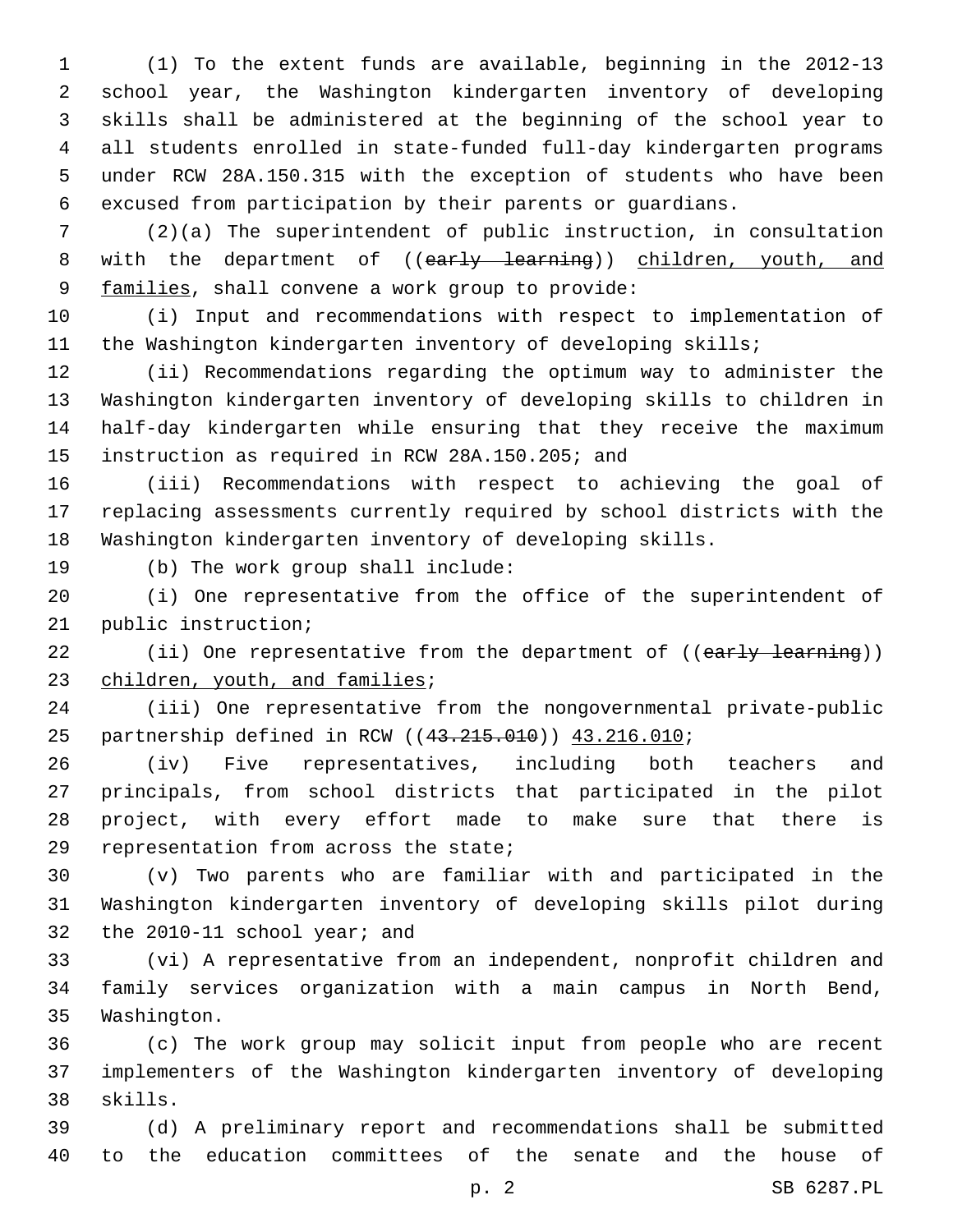(1) To the extent funds are available, beginning in the 2012-13 school year, the Washington kindergarten inventory of developing skills shall be administered at the beginning of the school year to all students enrolled in state-funded full-day kindergarten programs under RCW 28A.150.315 with the exception of students who have been excused from participation by their parents or guardians.

(2)(a) The superintendent of public instruction, in consultation with the department of ((~~early learning~~)) children, youth, and families, shall convene a work group to provide:

(i) Input and recommendations with respect to implementation of the Washington kindergarten inventory of developing skills;

(ii) Recommendations regarding the optimum way to administer the Washington kindergarten inventory of developing skills to children in half-day kindergarten while ensuring that they receive the maximum instruction as required in RCW 28A.150.205; and

(iii) Recommendations with respect to achieving the goal of replacing assessments currently required by school districts with the Washington kindergarten inventory of developing skills.

(b) The work group shall include:

(i) One representative from the office of the superintendent of public instruction;

(ii) One representative from the department of ((~~early learning~~)) children, youth, and families;

(iii) One representative from the nongovernmental private-public partnership defined in RCW ((~~43.215.010~~)) 43.216.010;

(iv) Five representatives, including both teachers and principals, from school districts that participated in the pilot project, with every effort made to make sure that there is representation from across the state;

(v) Two parents who are familiar with and participated in the Washington kindergarten inventory of developing skills pilot during the 2010-11 school year; and

(vi) A representative from an independent, nonprofit children and family services organization with a main campus in North Bend, Washington.

(c) The work group may solicit input from people who are recent implementers of the Washington kindergarten inventory of developing skills.

(d) A preliminary report and recommendations shall be submitted to the education committees of the senate and the house of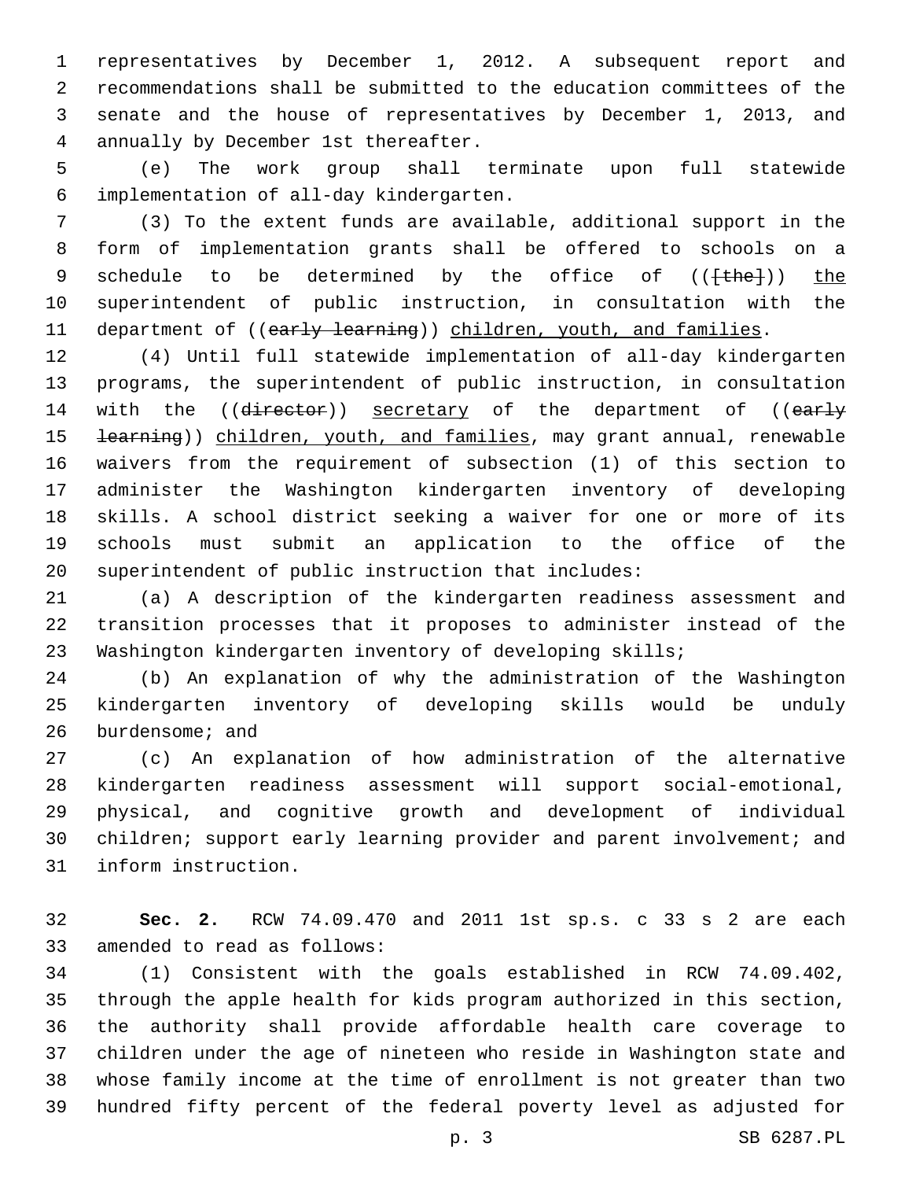representatives by December 1, 2012. A subsequent report and recommendations shall be submitted to the education committees of the senate and the house of representatives by December 1, 2013, and annually by December 1st thereafter.

(e) The work group shall terminate upon full statewide implementation of all-day kindergarten.

(3) To the extent funds are available, additional support in the form of implementation grants shall be offered to schools on a schedule to be determined by the office of (([the])) the superintendent of public instruction, in consultation with the department of ((early learning)) children, youth, and families.

(4) Until full statewide implementation of all-day kindergarten programs, the superintendent of public instruction, in consultation with the ((director)) secretary of the department of ((early learning)) children, youth, and families, may grant annual, renewable waivers from the requirement of subsection (1) of this section to administer the Washington kindergarten inventory of developing skills. A school district seeking a waiver for one or more of its schools must submit an application to the office of the superintendent of public instruction that includes:

(a) A description of the kindergarten readiness assessment and transition processes that it proposes to administer instead of the Washington kindergarten inventory of developing skills;

(b) An explanation of why the administration of the Washington kindergarten inventory of developing skills would be unduly burdensome; and

(c) An explanation of how administration of the alternative kindergarten readiness assessment will support social-emotional, physical, and cognitive growth and development of individual children; support early learning provider and parent involvement; and inform instruction.

**Sec. 2.** RCW 74.09.470 and 2011 1st sp.s. c 33 s 2 are each amended to read as follows:

(1) Consistent with the goals established in RCW 74.09.402, through the apple health for kids program authorized in this section, the authority shall provide affordable health care coverage to children under the age of nineteen who reside in Washington state and whose family income at the time of enrollment is not greater than two hundred fifty percent of the federal poverty level as adjusted for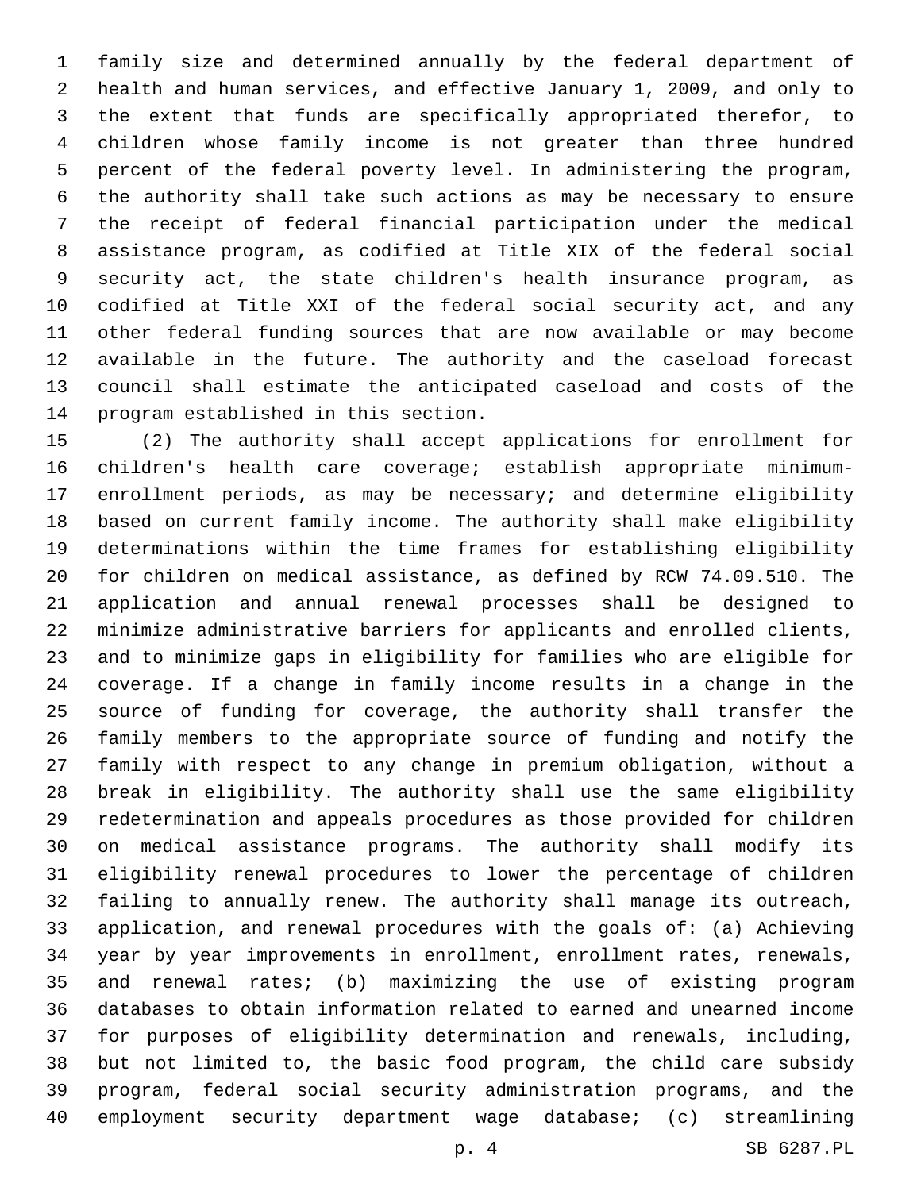family size and determined annually by the federal department of health and human services, and effective January 1, 2009, and only to the extent that funds are specifically appropriated therefor, to children whose family income is not greater than three hundred percent of the federal poverty level. In administering the program, the authority shall take such actions as may be necessary to ensure the receipt of federal financial participation under the medical assistance program, as codified at Title XIX of the federal social security act, the state children's health insurance program, as codified at Title XXI of the federal social security act, and any other federal funding sources that are now available or may become available in the future. The authority and the caseload forecast council shall estimate the anticipated caseload and costs of the program established in this section.

(2) The authority shall accept applications for enrollment for children's health care coverage; establish appropriate minimum-enrollment periods, as may be necessary; and determine eligibility based on current family income. The authority shall make eligibility determinations within the time frames for establishing eligibility for children on medical assistance, as defined by RCW 74.09.510. The application and annual renewal processes shall be designed to minimize administrative barriers for applicants and enrolled clients, and to minimize gaps in eligibility for families who are eligible for coverage. If a change in family income results in a change in the source of funding for coverage, the authority shall transfer the family members to the appropriate source of funding and notify the family with respect to any change in premium obligation, without a break in eligibility. The authority shall use the same eligibility redetermination and appeals procedures as those provided for children on medical assistance programs. The authority shall modify its eligibility renewal procedures to lower the percentage of children failing to annually renew. The authority shall manage its outreach, application, and renewal procedures with the goals of: (a) Achieving year by year improvements in enrollment, enrollment rates, renewals, and renewal rates; (b) maximizing the use of existing program databases to obtain information related to earned and unearned income for purposes of eligibility determination and renewals, including, but not limited to, the basic food program, the child care subsidy program, federal social security administration programs, and the employment security department wage database; (c) streamlining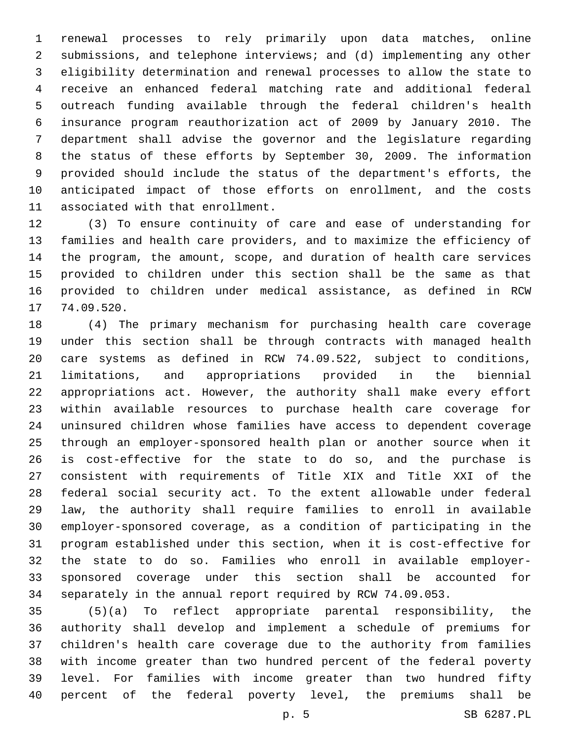renewal processes to rely primarily upon data matches, online submissions, and telephone interviews; and (d) implementing any other eligibility determination and renewal processes to allow the state to receive an enhanced federal matching rate and additional federal outreach funding available through the federal children's health insurance program reauthorization act of 2009 by January 2010. The department shall advise the governor and the legislature regarding the status of these efforts by September 30, 2009. The information provided should include the status of the department's efforts, the anticipated impact of those efforts on enrollment, and the costs associated with that enrollment.

(3) To ensure continuity of care and ease of understanding for families and health care providers, and to maximize the efficiency of the program, the amount, scope, and duration of health care services provided to children under this section shall be the same as that provided to children under medical assistance, as defined in RCW 74.09.520.

(4) The primary mechanism for purchasing health care coverage under this section shall be through contracts with managed health care systems as defined in RCW 74.09.522, subject to conditions, limitations, and appropriations provided in the biennial appropriations act. However, the authority shall make every effort within available resources to purchase health care coverage for uninsured children whose families have access to dependent coverage through an employer-sponsored health plan or another source when it is cost-effective for the state to do so, and the purchase is consistent with requirements of Title XIX and Title XXI of the federal social security act. To the extent allowable under federal law, the authority shall require families to enroll in available employer-sponsored coverage, as a condition of participating in the program established under this section, when it is cost-effective for the state to do so. Families who enroll in available employer-sponsored coverage under this section shall be accounted for separately in the annual report required by RCW 74.09.053.

(5)(a) To reflect appropriate parental responsibility, the authority shall develop and implement a schedule of premiums for children's health care coverage due to the authority from families with income greater than two hundred percent of the federal poverty level. For families with income greater than two hundred fifty percent of the federal poverty level, the premiums shall be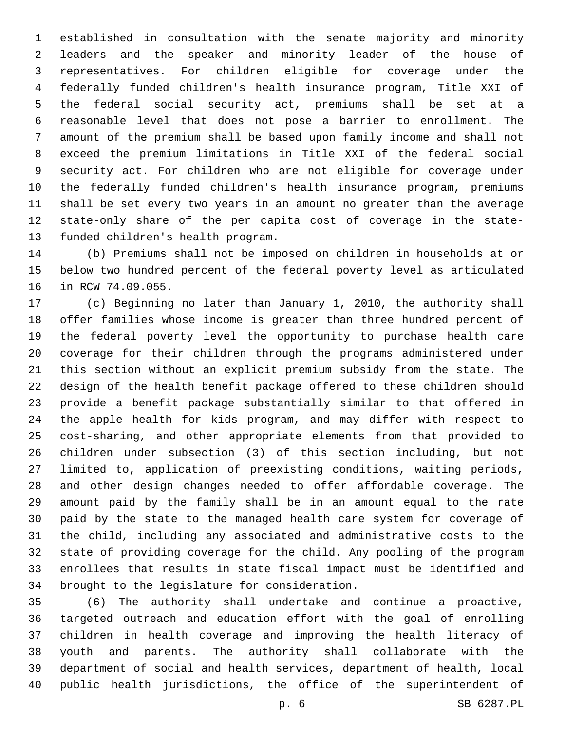established in consultation with the senate majority and minority leaders and the speaker and minority leader of the house of representatives. For children eligible for coverage under the federally funded children's health insurance program, Title XXI of the federal social security act, premiums shall be set at a reasonable level that does not pose a barrier to enrollment. The amount of the premium shall be based upon family income and shall not exceed the premium limitations in Title XXI of the federal social security act. For children who are not eligible for coverage under the federally funded children's health insurance program, premiums shall be set every two years in an amount no greater than the average state-only share of the per capita cost of coverage in the state-funded children's health program.

(b) Premiums shall not be imposed on children in households at or below two hundred percent of the federal poverty level as articulated in RCW 74.09.055.

(c) Beginning no later than January 1, 2010, the authority shall offer families whose income is greater than three hundred percent of the federal poverty level the opportunity to purchase health care coverage for their children through the programs administered under this section without an explicit premium subsidy from the state. The design of the health benefit package offered to these children should provide a benefit package substantially similar to that offered in the apple health for kids program, and may differ with respect to cost-sharing, and other appropriate elements from that provided to children under subsection (3) of this section including, but not limited to, application of preexisting conditions, waiting periods, and other design changes needed to offer affordable coverage. The amount paid by the family shall be in an amount equal to the rate paid by the state to the managed health care system for coverage of the child, including any associated and administrative costs to the state of providing coverage for the child. Any pooling of the program enrollees that results in state fiscal impact must be identified and brought to the legislature for consideration.

(6) The authority shall undertake and continue a proactive, targeted outreach and education effort with the goal of enrolling children in health coverage and improving the health literacy of youth and parents. The authority shall collaborate with the department of social and health services, department of health, local public health jurisdictions, the office of the superintendent of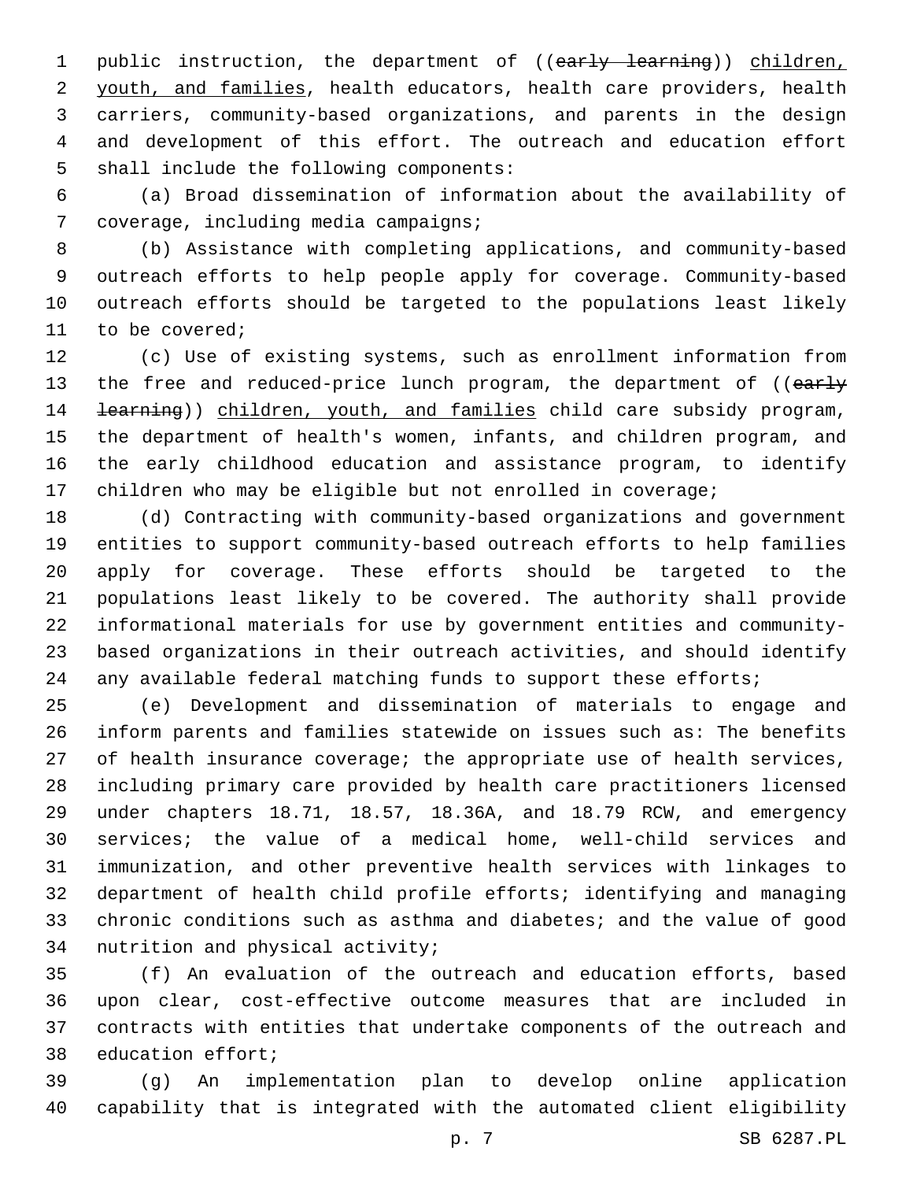public instruction, the department of ((~~early learning~~)) <u>children, youth, and families</u>, health educators, health care providers, health carriers, community-based organizations, and parents in the design and development of this effort. The outreach and education effort shall include the following components:

(a) Broad dissemination of information about the availability of coverage, including media campaigns;

(b) Assistance with completing applications, and community-based outreach efforts to help people apply for coverage. Community-based outreach efforts should be targeted to the populations least likely to be covered;

(c) Use of existing systems, such as enrollment information from the free and reduced-price lunch program, the department of ((~~early learning~~)) <u>children, youth, and families</u> child care subsidy program, the department of health's women, infants, and children program, and the early childhood education and assistance program, to identify children who may be eligible but not enrolled in coverage;

(d) Contracting with community-based organizations and government entities to support community-based outreach efforts to help families apply for coverage. These efforts should be targeted to the populations least likely to be covered. The authority shall provide informational materials for use by government entities and community-based organizations in their outreach activities, and should identify any available federal matching funds to support these efforts;

(e) Development and dissemination of materials to engage and inform parents and families statewide on issues such as: The benefits of health insurance coverage; the appropriate use of health services, including primary care provided by health care practitioners licensed under chapters 18.71, 18.57, 18.36A, and 18.79 RCW, and emergency services; the value of a medical home, well-child services and immunization, and other preventive health services with linkages to department of health child profile efforts; identifying and managing chronic conditions such as asthma and diabetes; and the value of good nutrition and physical activity;

(f) An evaluation of the outreach and education efforts, based upon clear, cost-effective outcome measures that are included in contracts with entities that undertake components of the outreach and education effort;

(g) An implementation plan to develop online application capability that is integrated with the automated client eligibility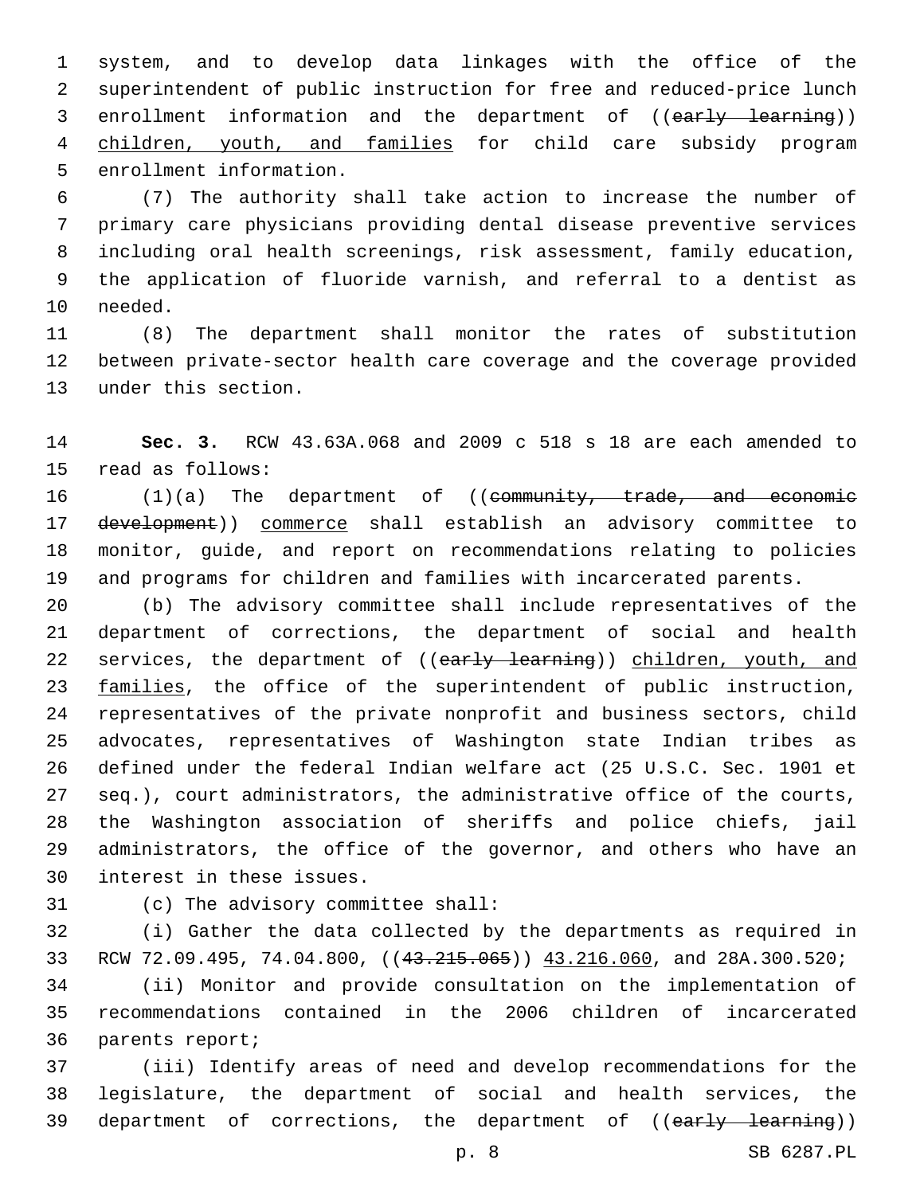system, and to develop data linkages with the office of the superintendent of public instruction for free and reduced-price lunch enrollment information and the department of ((~~early learning~~)) children, youth, and families for child care subsidy program enrollment information.

(7) The authority shall take action to increase the number of primary care physicians providing dental disease preventive services including oral health screenings, risk assessment, family education, the application of fluoride varnish, and referral to a dentist as needed.

(8) The department shall monitor the rates of substitution between private-sector health care coverage and the coverage provided under this section.

**Sec. 3.** RCW 43.63A.068 and 2009 c 518 s 18 are each amended to read as follows:

(1)(a) The department of ((~~community, trade, and economic development~~)) commerce shall establish an advisory committee to monitor, guide, and report on recommendations relating to policies and programs for children and families with incarcerated parents.

(b) The advisory committee shall include representatives of the department of corrections, the department of social and health services, the department of ((~~early learning~~)) children, youth, and families, the office of the superintendent of public instruction, representatives of the private nonprofit and business sectors, child advocates, representatives of Washington state Indian tribes as defined under the federal Indian welfare act (25 U.S.C. Sec. 1901 et seq.), court administrators, the administrative office of the courts, the Washington association of sheriffs and police chiefs, jail administrators, the office of the governor, and others who have an interest in these issues.

(c) The advisory committee shall:

(i) Gather the data collected by the departments as required in RCW 72.09.495, 74.04.800, ((~~43.215.065~~)) 43.216.060, and 28A.300.520;

(ii) Monitor and provide consultation on the implementation of recommendations contained in the 2006 children of incarcerated parents report;

(iii) Identify areas of need and develop recommendations for the legislature, the department of social and health services, the department of corrections, the department of ((~~early learning~~))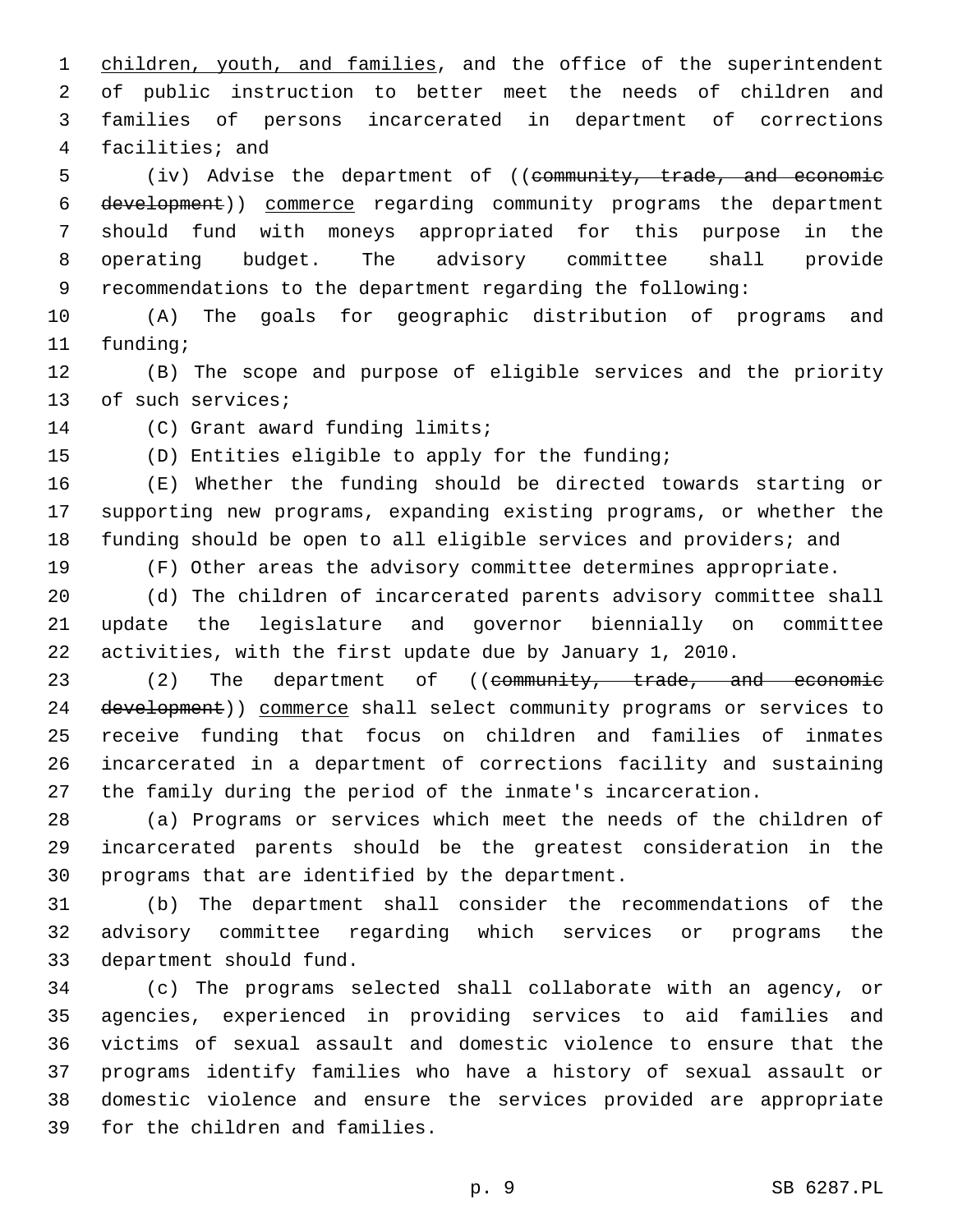children, youth, and families, and the office of the superintendent of public instruction to better meet the needs of children and families of persons incarcerated in department of corrections facilities; and

(iv) Advise the department of ((~~community, trade, and economic development~~)) commerce regarding community programs the department should fund with moneys appropriated for this purpose in the operating budget. The advisory committee shall provide recommendations to the department regarding the following:

(A) The goals for geographic distribution of programs and funding;

(B) The scope and purpose of eligible services and the priority of such services;

(C) Grant award funding limits;

(D) Entities eligible to apply for the funding;

(E) Whether the funding should be directed towards starting or supporting new programs, expanding existing programs, or whether the funding should be open to all eligible services and providers; and

(F) Other areas the advisory committee determines appropriate.

(d) The children of incarcerated parents advisory committee shall update the legislature and governor biennially on committee activities, with the first update due by January 1, 2010.

(2) The department of ((~~community, trade, and economic development~~)) commerce shall select community programs or services to receive funding that focus on children and families of inmates incarcerated in a department of corrections facility and sustaining the family during the period of the inmate's incarceration.

(a) Programs or services which meet the needs of the children of incarcerated parents should be the greatest consideration in the programs that are identified by the department.

(b) The department shall consider the recommendations of the advisory committee regarding which services or programs the department should fund.

(c) The programs selected shall collaborate with an agency, or agencies, experienced in providing services to aid families and victims of sexual assault and domestic violence to ensure that the programs identify families who have a history of sexual assault or domestic violence and ensure the services provided are appropriate for the children and families.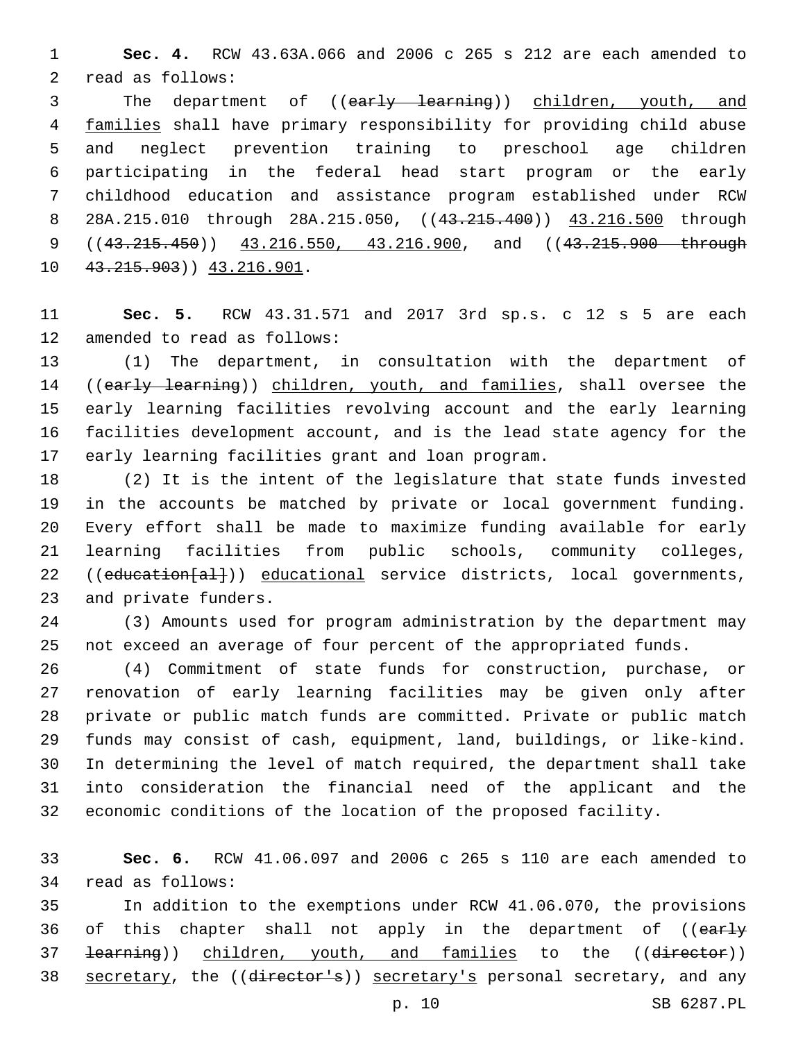**Sec. 4.** RCW 43.63A.066 and 2006 c 265 s 212 are each amended to read as follows:

The department of ((~~early learning~~)) children, youth, and families shall have primary responsibility for providing child abuse and neglect prevention training to preschool age children participating in the federal head start program or the early childhood education and assistance program established under RCW 28A.215.010 through 28A.215.050, ((~~43.215.400~~)) 43.216.500 through ((~~43.215.450~~)) 43.216.550, 43.216.900, and ((~~43.215.900 through 43.215.903~~)) 43.216.901.

**Sec. 5.** RCW 43.31.571 and 2017 3rd sp.s. c 12 s 5 are each amended to read as follows:

(1) The department, in consultation with the department of ((~~early learning~~)) children, youth, and families, shall oversee the early learning facilities revolving account and the early learning facilities development account, and is the lead state agency for the early learning facilities grant and loan program.

(2) It is the intent of the legislature that state funds invested in the accounts be matched by private or local government funding. Every effort shall be made to maximize funding available for early learning facilities from public schools, community colleges, ((~~education[al]~~)) educational service districts, local governments, and private funders.

(3) Amounts used for program administration by the department may not exceed an average of four percent of the appropriated funds.

(4) Commitment of state funds for construction, purchase, or renovation of early learning facilities may be given only after private or public match funds are committed. Private or public match funds may consist of cash, equipment, land, buildings, or like-kind. In determining the level of match required, the department shall take into consideration the financial need of the applicant and the economic conditions of the location of the proposed facility.

**Sec. 6.** RCW 41.06.097 and 2006 c 265 s 110 are each amended to read as follows:

In addition to the exemptions under RCW 41.06.070, the provisions of this chapter shall not apply in the department of ((~~early learning~~)) children, youth, and families to the ((~~director~~)) secretary, the ((~~director's~~)) secretary's personal secretary, and any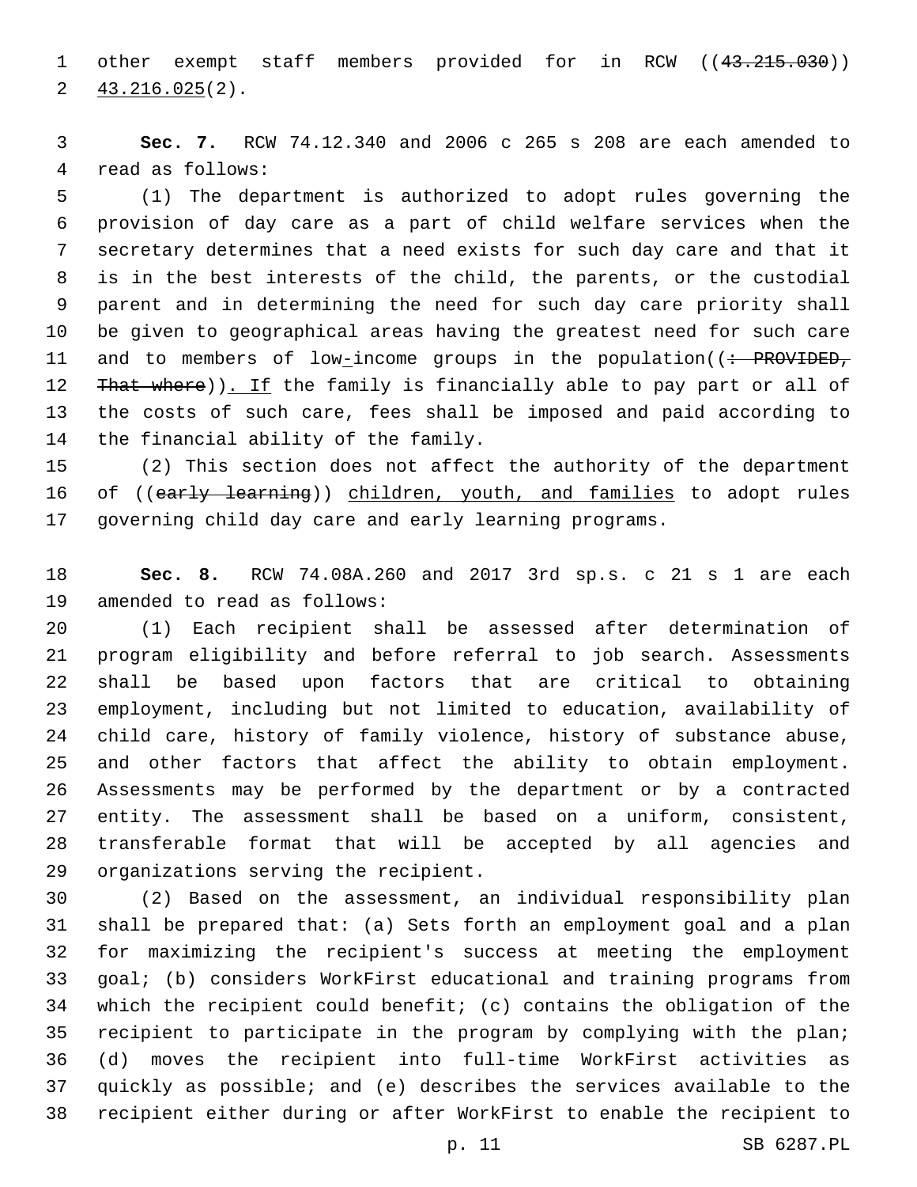other exempt staff members provided for in RCW ((~~43.215.030~~)) <u>43.216.025</u>(2).

**Sec. 7.** RCW 74.12.340 and 2006 c 265 s 208 are each amended to read as follows:

(1) The department is authorized to adopt rules governing the provision of day care as a part of child welfare services when the secretary determines that a need exists for such day care and that it is in the best interests of the child, the parents, or the custodial parent and in determining the need for such day care priority shall be given to geographical areas having the greatest need for such care and to members of low<u>-</u>income groups in the population((~~: PROVIDED, That where~~))<u>. If</u> the family is financially able to pay part or all of the costs of such care, fees shall be imposed and paid according to the financial ability of the family.

(2) This section does not affect the authority of the department of ((~~early learning~~)) <u>children, youth, and families</u> to adopt rules governing child day care and early learning programs.

**Sec. 8.** RCW 74.08A.260 and 2017 3rd sp.s. c 21 s 1 are each amended to read as follows:

(1) Each recipient shall be assessed after determination of program eligibility and before referral to job search. Assessments shall be based upon factors that are critical to obtaining employment, including but not limited to education, availability of child care, history of family violence, history of substance abuse, and other factors that affect the ability to obtain employment. Assessments may be performed by the department or by a contracted entity. The assessment shall be based on a uniform, consistent, transferable format that will be accepted by all agencies and organizations serving the recipient.

(2) Based on the assessment, an individual responsibility plan shall be prepared that: (a) Sets forth an employment goal and a plan for maximizing the recipient's success at meeting the employment goal; (b) considers WorkFirst educational and training programs from which the recipient could benefit; (c) contains the obligation of the recipient to participate in the program by complying with the plan; (d) moves the recipient into full-time WorkFirst activities as quickly as possible; and (e) describes the services available to the recipient either during or after WorkFirst to enable the recipient to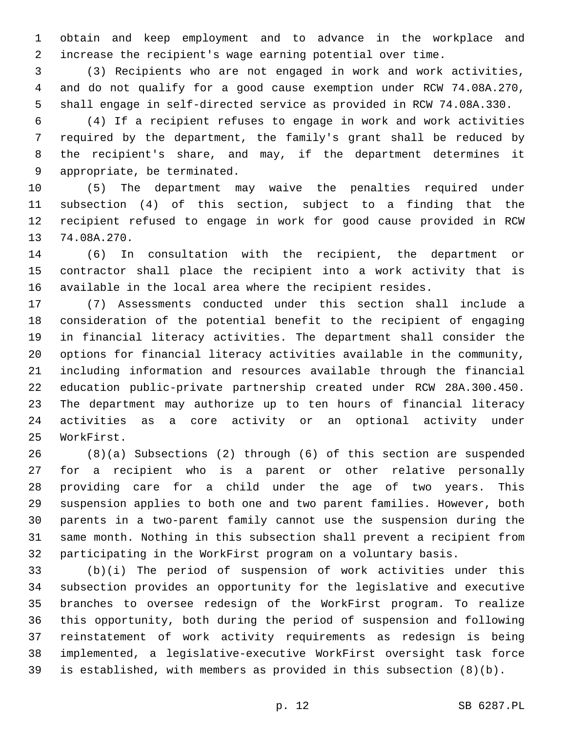obtain and keep employment and to advance in the workplace and increase the recipient's wage earning potential over time.

(3) Recipients who are not engaged in work and work activities, and do not qualify for a good cause exemption under RCW 74.08A.270, shall engage in self-directed service as provided in RCW 74.08A.330.

(4) If a recipient refuses to engage in work and work activities required by the department, the family's grant shall be reduced by the recipient's share, and may, if the department determines it appropriate, be terminated.

(5) The department may waive the penalties required under subsection (4) of this section, subject to a finding that the recipient refused to engage in work for good cause provided in RCW 74.08A.270.

(6) In consultation with the recipient, the department or contractor shall place the recipient into a work activity that is available in the local area where the recipient resides.

(7) Assessments conducted under this section shall include a consideration of the potential benefit to the recipient of engaging in financial literacy activities. The department shall consider the options for financial literacy activities available in the community, including information and resources available through the financial education public-private partnership created under RCW 28A.300.450. The department may authorize up to ten hours of financial literacy activities as a core activity or an optional activity under WorkFirst.

(8)(a) Subsections (2) through (6) of this section are suspended for a recipient who is a parent or other relative personally providing care for a child under the age of two years. This suspension applies to both one and two parent families. However, both parents in a two-parent family cannot use the suspension during the same month. Nothing in this subsection shall prevent a recipient from participating in the WorkFirst program on a voluntary basis.

(b)(i) The period of suspension of work activities under this subsection provides an opportunity for the legislative and executive branches to oversee redesign of the WorkFirst program. To realize this opportunity, both during the period of suspension and following reinstatement of work activity requirements as redesign is being implemented, a legislative-executive WorkFirst oversight task force is established, with members as provided in this subsection (8)(b).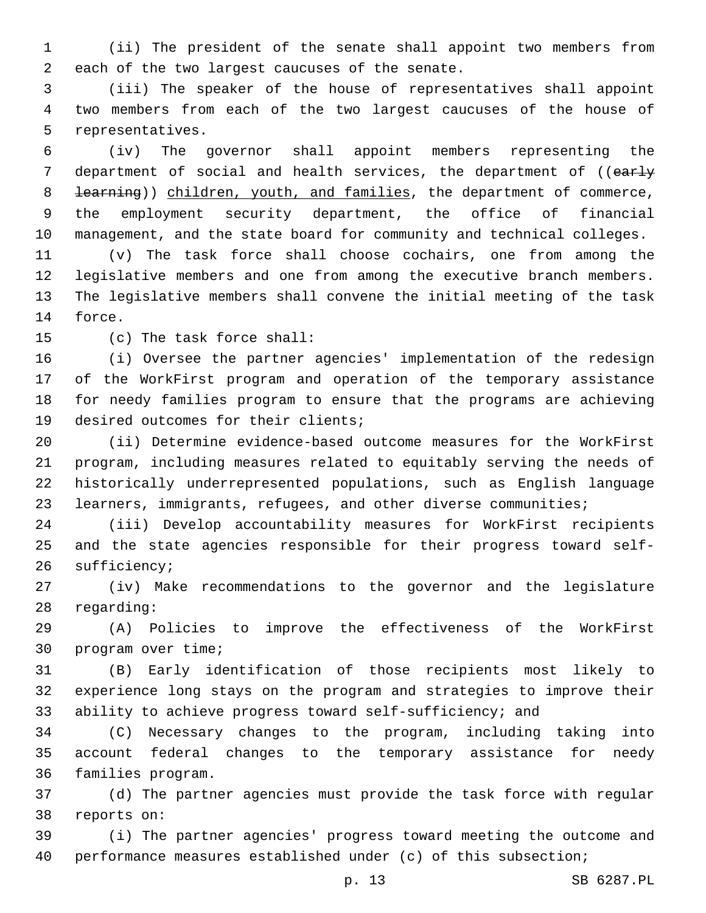(ii) The president of the senate shall appoint two members from each of the two largest caucuses of the senate.

(iii) The speaker of the house of representatives shall appoint two members from each of the two largest caucuses of the house of representatives.

(iv) The governor shall appoint members representing the department of social and health services, the department of ((~~early learning~~)) <u>children, youth, and families</u>, the department of commerce, the employment security department, the office of financial management, and the state board for community and technical colleges.

(v) The task force shall choose cochairs, one from among the legislative members and one from among the executive branch members. The legislative members shall convene the initial meeting of the task force.

(c) The task force shall:

(i) Oversee the partner agencies' implementation of the redesign of the WorkFirst program and operation of the temporary assistance for needy families program to ensure that the programs are achieving desired outcomes for their clients;

(ii) Determine evidence-based outcome measures for the WorkFirst program, including measures related to equitably serving the needs of historically underrepresented populations, such as English language learners, immigrants, refugees, and other diverse communities;

(iii) Develop accountability measures for WorkFirst recipients and the state agencies responsible for their progress toward self-sufficiency;

(iv) Make recommendations to the governor and the legislature regarding:

(A) Policies to improve the effectiveness of the WorkFirst program over time;

(B) Early identification of those recipients most likely to experience long stays on the program and strategies to improve their ability to achieve progress toward self-sufficiency; and

(C) Necessary changes to the program, including taking into account federal changes to the temporary assistance for needy families program.

(d) The partner agencies must provide the task force with regular reports on:

(i) The partner agencies' progress toward meeting the outcome and performance measures established under (c) of this subsection;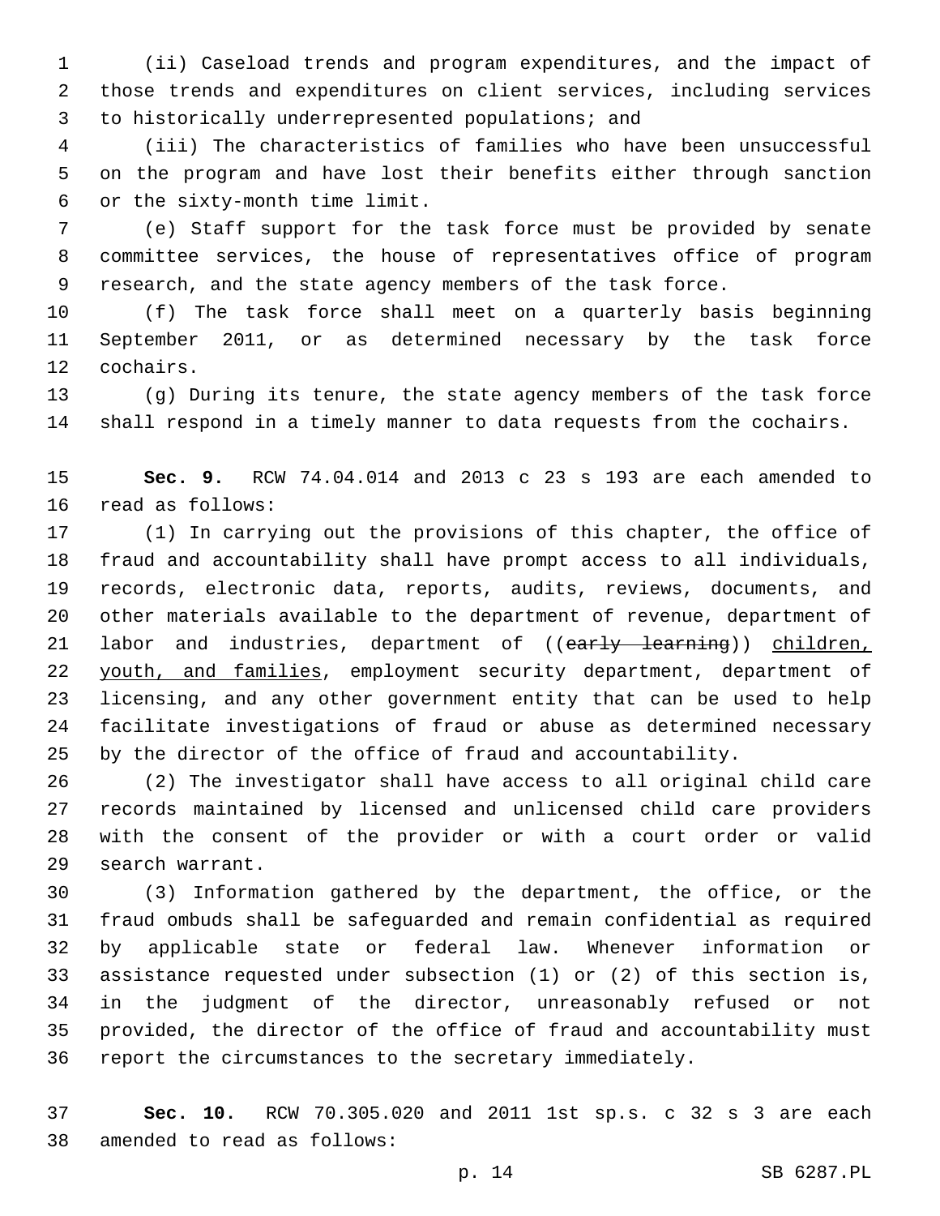(ii) Caseload trends and program expenditures, and the impact of those trends and expenditures on client services, including services to historically underrepresented populations; and

(iii) The characteristics of families who have been unsuccessful on the program and have lost their benefits either through sanction or the sixty-month time limit.

(e) Staff support for the task force must be provided by senate committee services, the house of representatives office of program research, and the state agency members of the task force.

(f) The task force shall meet on a quarterly basis beginning September 2011, or as determined necessary by the task force cochairs.

(g) During its tenure, the state agency members of the task force shall respond in a timely manner to data requests from the cochairs.

**Sec. 9.** RCW 74.04.014 and 2013 c 23 s 193 are each amended to read as follows:

(1) In carrying out the provisions of this chapter, the office of fraud and accountability shall have prompt access to all individuals, records, electronic data, reports, audits, reviews, documents, and other materials available to the department of revenue, department of labor and industries, department of ((~~early learning~~)) children, youth, and families, employment security department, department of licensing, and any other government entity that can be used to help facilitate investigations of fraud or abuse as determined necessary by the director of the office of fraud and accountability.

(2) The investigator shall have access to all original child care records maintained by licensed and unlicensed child care providers with the consent of the provider or with a court order or valid search warrant.

(3) Information gathered by the department, the office, or the fraud ombuds shall be safeguarded and remain confidential as required by applicable state or federal law. Whenever information or assistance requested under subsection (1) or (2) of this section is, in the judgment of the director, unreasonably refused or not provided, the director of the office of fraud and accountability must report the circumstances to the secretary immediately.

**Sec. 10.** RCW 70.305.020 and 2011 1st sp.s. c 32 s 3 are each amended to read as follows: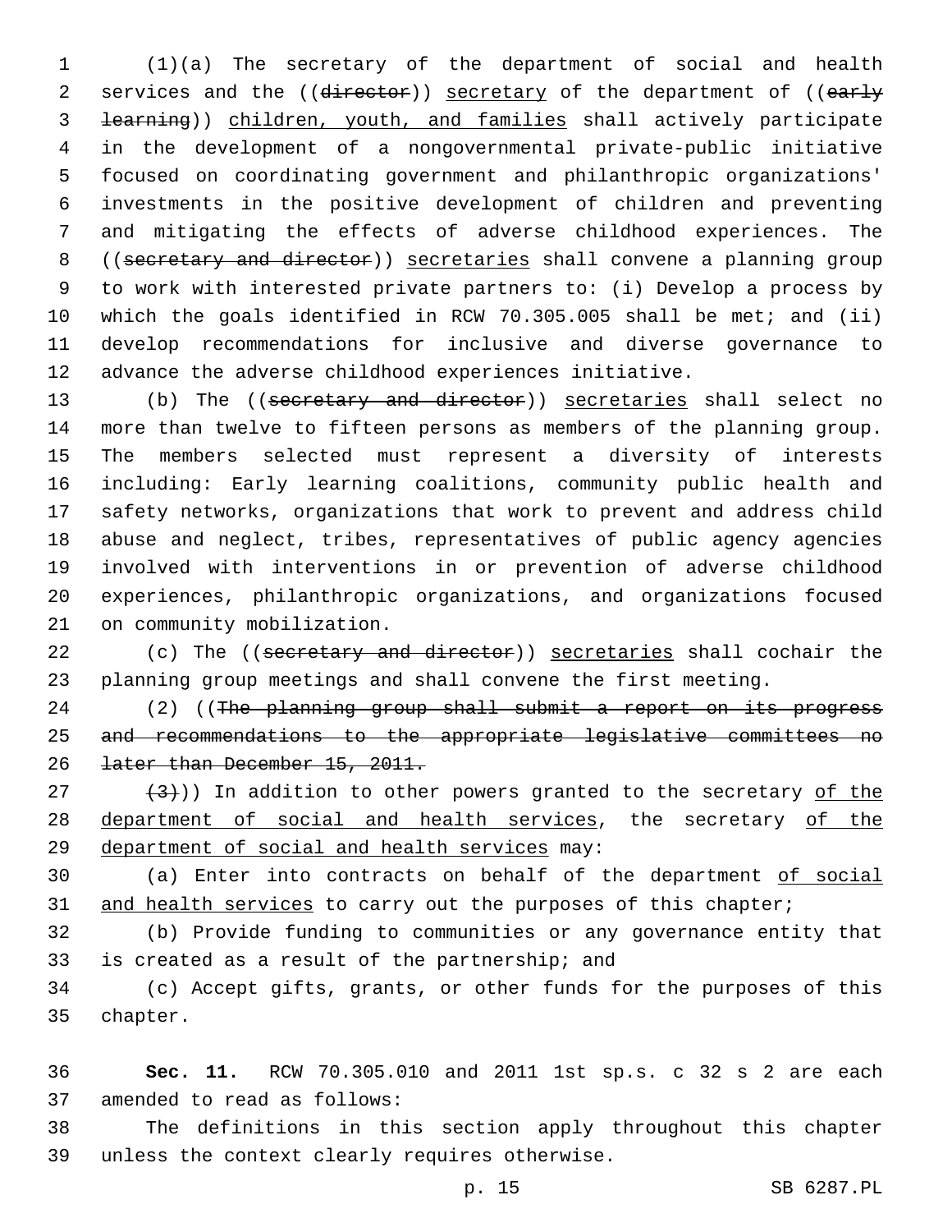(1)(a) The secretary of the department of social and health services and the ((~~director~~)) secretary of the department of ((~~early learning~~)) children, youth, and families shall actively participate in the development of a nongovernmental private-public initiative focused on coordinating government and philanthropic organizations' investments in the positive development of children and preventing and mitigating the effects of adverse childhood experiences. The ((~~secretary and director~~)) secretaries shall convene a planning group to work with interested private partners to: (i) Develop a process by which the goals identified in RCW 70.305.005 shall be met; and (ii) develop recommendations for inclusive and diverse governance to advance the adverse childhood experiences initiative.

(b) The ((~~secretary and director~~)) secretaries shall select no more than twelve to fifteen persons as members of the planning group. The members selected must represent a diversity of interests including: Early learning coalitions, community public health and safety networks, organizations that work to prevent and address child abuse and neglect, tribes, representatives of public agency agencies involved with interventions in or prevention of adverse childhood experiences, philanthropic organizations, and organizations focused on community mobilization.

(c) The ((~~secretary and director~~)) secretaries shall cochair the planning group meetings and shall convene the first meeting.

(2) ((~~The planning group shall submit a report on its progress and recommendations to the appropriate legislative committees no later than December 15, 2011.~~

~~(3)~~)) In addition to other powers granted to the secretary of the department of social and health services, the secretary of the department of social and health services may:

(a) Enter into contracts on behalf of the department of social and health services to carry out the purposes of this chapter;

(b) Provide funding to communities or any governance entity that is created as a result of the partnership; and

(c) Accept gifts, grants, or other funds for the purposes of this chapter.

**Sec. 11.** RCW 70.305.010 and 2011 1st sp.s. c 32 s 2 are each amended to read as follows:

The definitions in this section apply throughout this chapter unless the context clearly requires otherwise.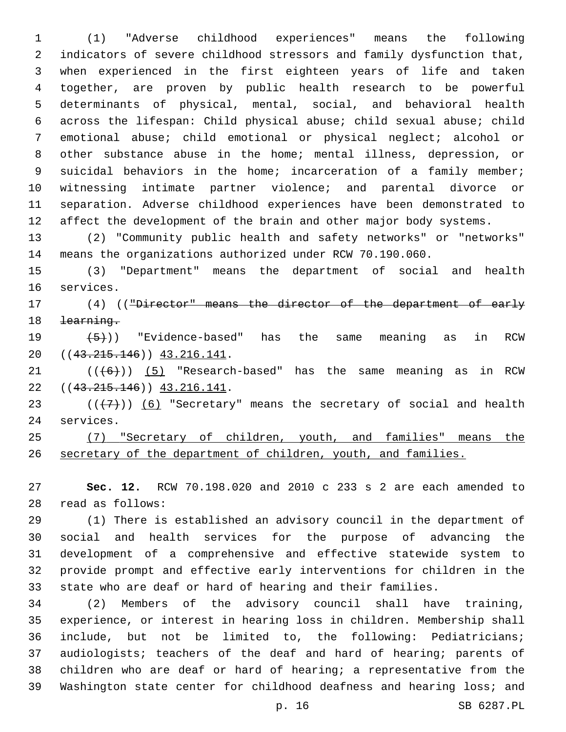(1) "Adverse childhood experiences" means the following indicators of severe childhood stressors and family dysfunction that, when experienced in the first eighteen years of life and taken together, are proven by public health research to be powerful determinants of physical, mental, social, and behavioral health across the lifespan: Child physical abuse; child sexual abuse; child emotional abuse; child emotional or physical neglect; alcohol or other substance abuse in the home; mental illness, depression, or suicidal behaviors in the home; incarceration of a family member; witnessing intimate partner violence; and parental divorce or separation. Adverse childhood experiences have been demonstrated to affect the development of the brain and other major body systems.

(2) "Community public health and safety networks" or "networks" means the organizations authorized under RCW 70.190.060.

(3) "Department" means the department of social and health services.

(4) ((~~"Director" means the director of the department of early learning.~~

~~(5)~~)) "Evidence-based" has the same meaning as in RCW ((~~43.215.146~~)) 43.216.141.

((~~(6)~~)) (5) "Research-based" has the same meaning as in RCW ((~~43.215.146~~)) 43.216.141.

((~~(7)~~)) (6) "Secretary" means the secretary of social and health services.

(7) "Secretary of children, youth, and families" means the secretary of the department of children, youth, and families.

**Sec. 12.** RCW 70.198.020 and 2010 c 233 s 2 are each amended to read as follows:

(1) There is established an advisory council in the department of social and health services for the purpose of advancing the development of a comprehensive and effective statewide system to provide prompt and effective early interventions for children in the state who are deaf or hard of hearing and their families.

(2) Members of the advisory council shall have training, experience, or interest in hearing loss in children. Membership shall include, but not be limited to, the following: Pediatricians; audiologists; teachers of the deaf and hard of hearing; parents of children who are deaf or hard of hearing; a representative from the Washington state center for childhood deafness and hearing loss; and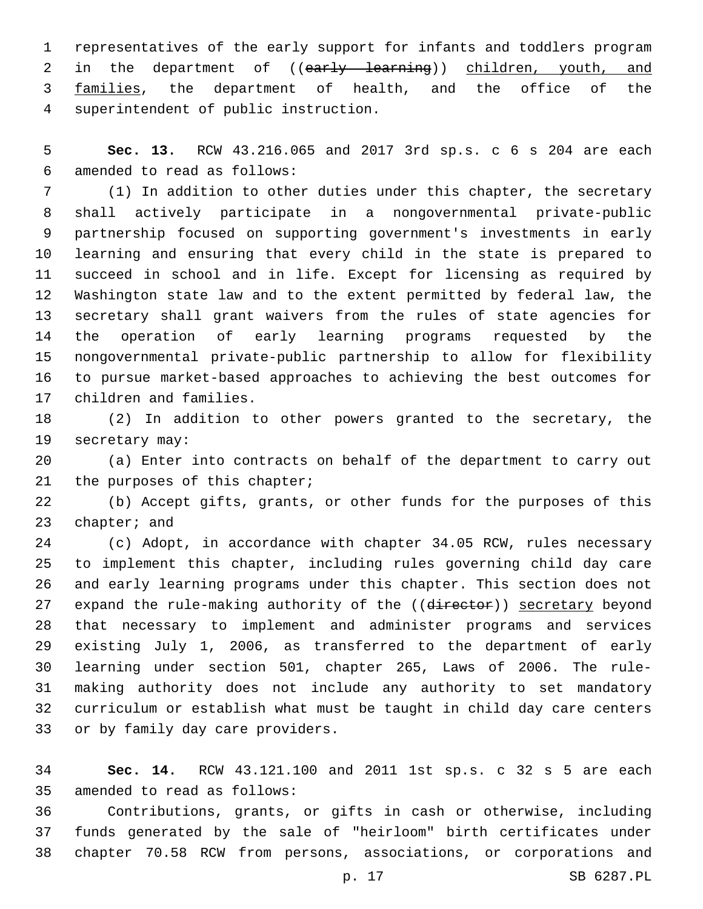representatives of the early support for infants and toddlers program in the department of ((~~early learning~~)) children, youth, and families, the department of health, and the office of the superintendent of public instruction.

**Sec. 13.** RCW 43.216.065 and 2017 3rd sp.s. c 6 s 204 are each amended to read as follows:

(1) In addition to other duties under this chapter, the secretary shall actively participate in a nongovernmental private-public partnership focused on supporting government's investments in early learning and ensuring that every child in the state is prepared to succeed in school and in life. Except for licensing as required by Washington state law and to the extent permitted by federal law, the secretary shall grant waivers from the rules of state agencies for the operation of early learning programs requested by the nongovernmental private-public partnership to allow for flexibility to pursue market-based approaches to achieving the best outcomes for children and families.

(2) In addition to other powers granted to the secretary, the secretary may:

(a) Enter into contracts on behalf of the department to carry out the purposes of this chapter;

(b) Accept gifts, grants, or other funds for the purposes of this chapter; and

(c) Adopt, in accordance with chapter 34.05 RCW, rules necessary to implement this chapter, including rules governing child day care and early learning programs under this chapter. This section does not expand the rule-making authority of the ((~~director~~)) secretary beyond that necessary to implement and administer programs and services existing July 1, 2006, as transferred to the department of early learning under section 501, chapter 265, Laws of 2006. The rule-making authority does not include any authority to set mandatory curriculum or establish what must be taught in child day care centers or by family day care providers.

**Sec. 14.** RCW 43.121.100 and 2011 1st sp.s. c 32 s 5 are each amended to read as follows:

Contributions, grants, or gifts in cash or otherwise, including funds generated by the sale of "heirloom" birth certificates under chapter 70.58 RCW from persons, associations, or corporations and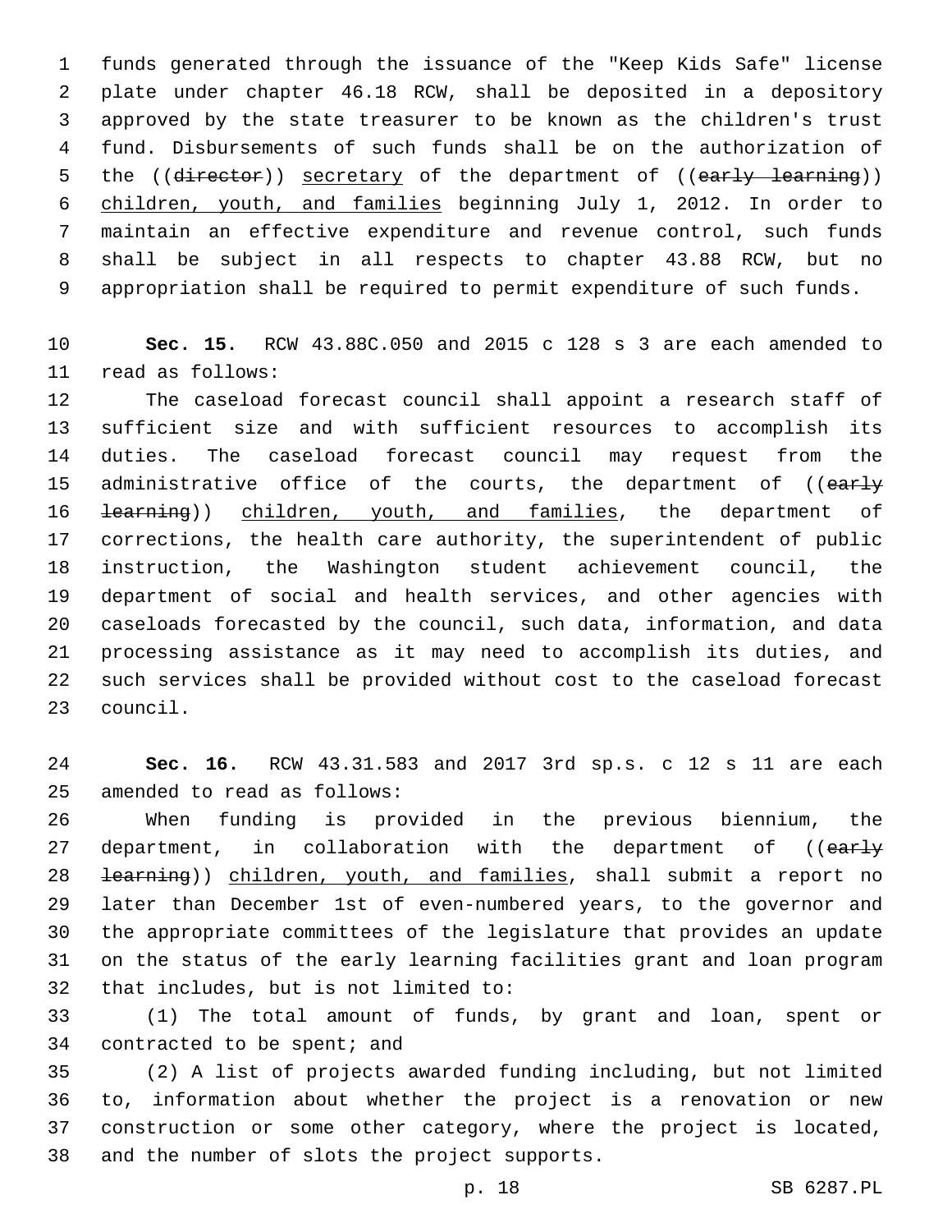funds generated through the issuance of the "Keep Kids Safe" license plate under chapter 46.18 RCW, shall be deposited in a depository approved by the state treasurer to be known as the children's trust fund. Disbursements of such funds shall be on the authorization of the ((~~director~~)) <u>secretary</u> of the department of ((~~early learning~~)) <u>children, youth, and families</u> beginning July 1, 2012. In order to maintain an effective expenditure and revenue control, such funds shall be subject in all respects to chapter 43.88 RCW, but no appropriation shall be required to permit expenditure of such funds.

**Sec. 15.** RCW 43.88C.050 and 2015 c 128 s 3 are each amended to read as follows:

The caseload forecast council shall appoint a research staff of sufficient size and with sufficient resources to accomplish its duties. The caseload forecast council may request from the administrative office of the courts, the department of ((~~early learning~~)) <u>children, youth, and families</u>, the department of corrections, the health care authority, the superintendent of public instruction, the Washington student achievement council, the department of social and health services, and other agencies with caseloads forecasted by the council, such data, information, and data processing assistance as it may need to accomplish its duties, and such services shall be provided without cost to the caseload forecast council.

**Sec. 16.** RCW 43.31.583 and 2017 3rd sp.s. c 12 s 11 are each amended to read as follows:

When funding is provided in the previous biennium, the department, in collaboration with the department of ((~~early learning~~)) <u>children, youth, and families</u>, shall submit a report no later than December 1st of even-numbered years, to the governor and the appropriate committees of the legislature that provides an update on the status of the early learning facilities grant and loan program that includes, but is not limited to:

(1) The total amount of funds, by grant and loan, spent or contracted to be spent; and

(2) A list of projects awarded funding including, but not limited to, information about whether the project is a renovation or new construction or some other category, where the project is located, and the number of slots the project supports.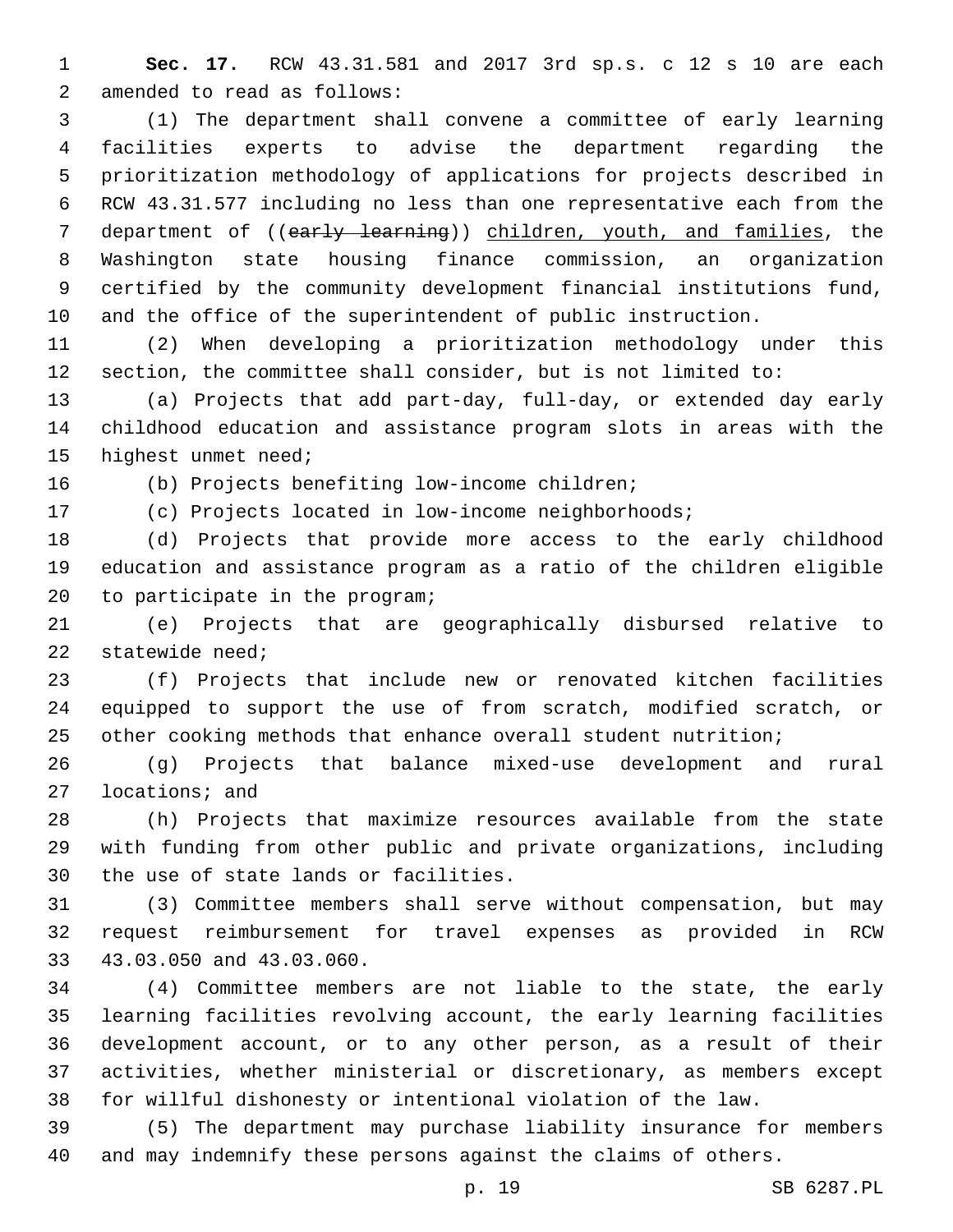**Sec. 17.** RCW 43.31.581 and 2017 3rd sp.s. c 12 s 10 are each amended to read as follows:

(1) The department shall convene a committee of early learning facilities experts to advise the department regarding the prioritization methodology of applications for projects described in RCW 43.31.577 including no less than one representative each from the department of ((~~early learning~~)) children, youth, and families, the Washington state housing finance commission, an organization certified by the community development financial institutions fund, and the office of the superintendent of public instruction.

(2) When developing a prioritization methodology under this section, the committee shall consider, but is not limited to:

(a) Projects that add part-day, full-day, or extended day early childhood education and assistance program slots in areas with the highest unmet need;

(b) Projects benefiting low-income children;

(c) Projects located in low-income neighborhoods;

(d) Projects that provide more access to the early childhood education and assistance program as a ratio of the children eligible to participate in the program;

(e) Projects that are geographically disbursed relative to statewide need;

(f) Projects that include new or renovated kitchen facilities equipped to support the use of from scratch, modified scratch, or other cooking methods that enhance overall student nutrition;

(g) Projects that balance mixed-use development and rural locations; and

(h) Projects that maximize resources available from the state with funding from other public and private organizations, including the use of state lands or facilities.

(3) Committee members shall serve without compensation, but may request reimbursement for travel expenses as provided in RCW 43.03.050 and 43.03.060.

(4) Committee members are not liable to the state, the early learning facilities revolving account, the early learning facilities development account, or to any other person, as a result of their activities, whether ministerial or discretionary, as members except for willful dishonesty or intentional violation of the law.

(5) The department may purchase liability insurance for members and may indemnify these persons against the claims of others.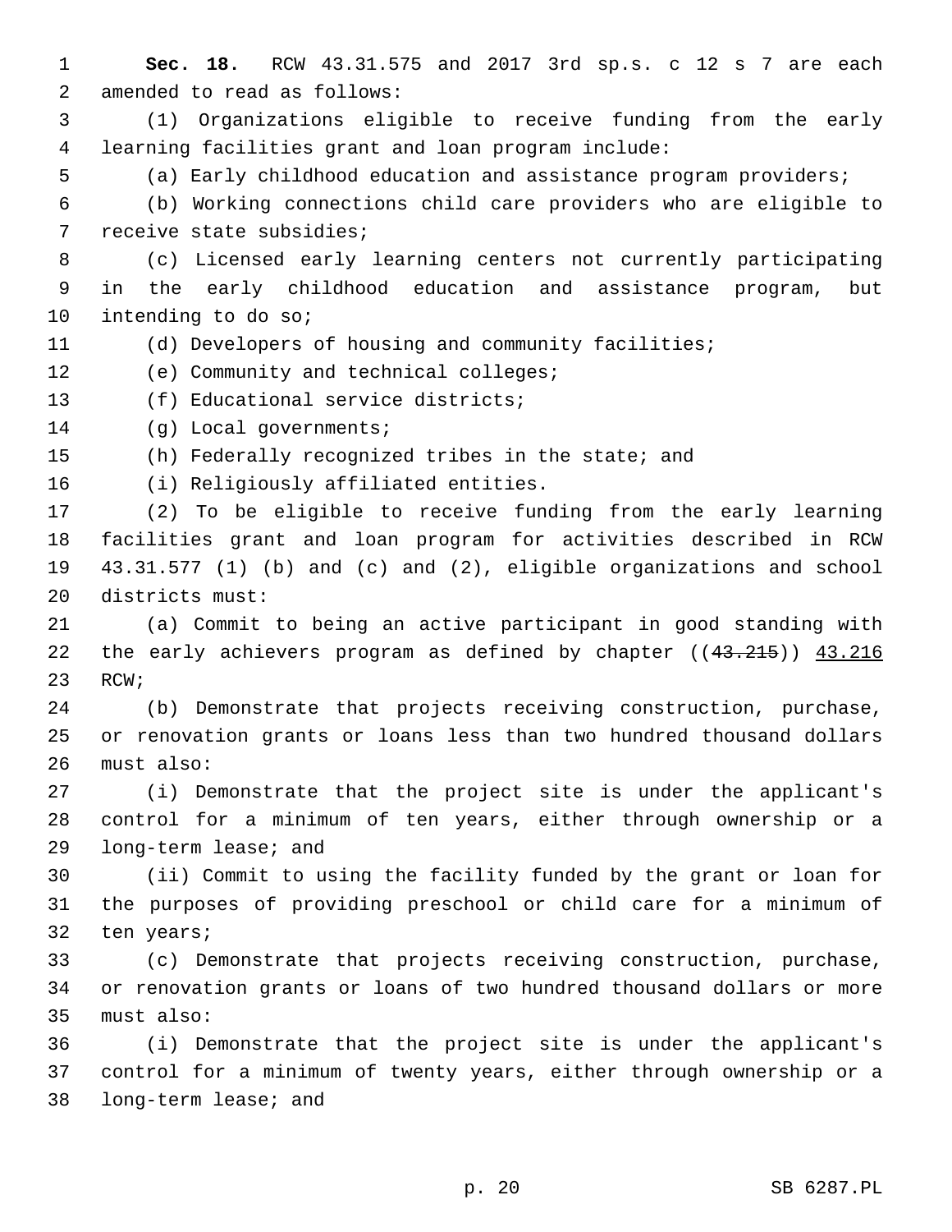**Sec. 18.** RCW 43.31.575 and 2017 3rd sp.s. c 12 s 7 are each amended to read as follows:

(1) Organizations eligible to receive funding from the early learning facilities grant and loan program include:

(a) Early childhood education and assistance program providers;

(b) Working connections child care providers who are eligible to receive state subsidies;

(c) Licensed early learning centers not currently participating in the early childhood education and assistance program, but intending to do so;

(d) Developers of housing and community facilities;

(e) Community and technical colleges;

(f) Educational service districts;

(g) Local governments;

(h) Federally recognized tribes in the state; and

(i) Religiously affiliated entities.

(2) To be eligible to receive funding from the early learning facilities grant and loan program for activities described in RCW 43.31.577 (1) (b) and (c) and (2), eligible organizations and school districts must:

(a) Commit to being an active participant in good standing with the early achievers program as defined by chapter ((~~43.215~~)) <u>43.216</u> RCW;

(b) Demonstrate that projects receiving construction, purchase, or renovation grants or loans less than two hundred thousand dollars must also:

(i) Demonstrate that the project site is under the applicant's control for a minimum of ten years, either through ownership or a long-term lease; and

(ii) Commit to using the facility funded by the grant or loan for the purposes of providing preschool or child care for a minimum of ten years;

(c) Demonstrate that projects receiving construction, purchase, or renovation grants or loans of two hundred thousand dollars or more must also:

(i) Demonstrate that the project site is under the applicant's control for a minimum of twenty years, either through ownership or a long-term lease; and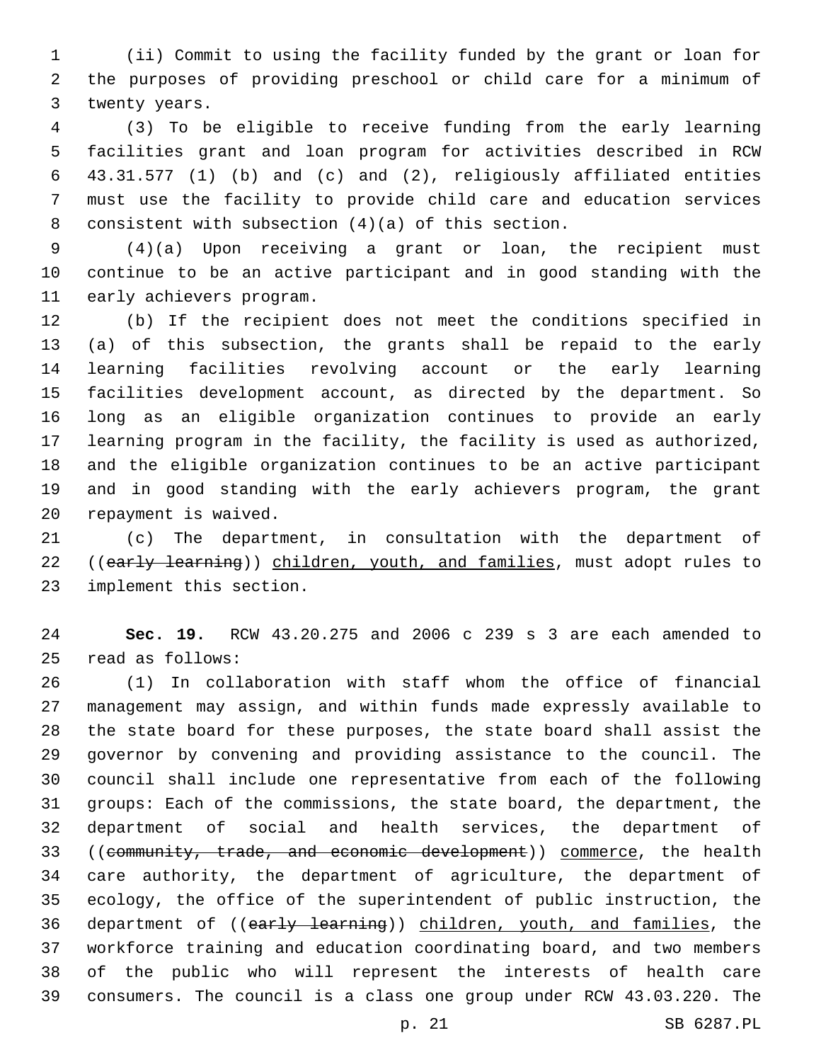(ii) Commit to using the facility funded by the grant or loan for the purposes of providing preschool or child care for a minimum of twenty years.

(3) To be eligible to receive funding from the early learning facilities grant and loan program for activities described in RCW 43.31.577 (1) (b) and (c) and (2), religiously affiliated entities must use the facility to provide child care and education services consistent with subsection (4)(a) of this section.

(4)(a) Upon receiving a grant or loan, the recipient must continue to be an active participant and in good standing with the early achievers program.

(b) If the recipient does not meet the conditions specified in (a) of this subsection, the grants shall be repaid to the early learning facilities revolving account or the early learning facilities development account, as directed by the department. So long as an eligible organization continues to provide an early learning program in the facility, the facility is used as authorized, and the eligible organization continues to be an active participant and in good standing with the early achievers program, the grant repayment is waived.

(c) The department, in consultation with the department of ((~~early learning~~)) <u>children, youth, and families</u>, must adopt rules to implement this section.

**Sec. 19.** RCW 43.20.275 and 2006 c 239 s 3 are each amended to read as follows:

(1) In collaboration with staff whom the office of financial management may assign, and within funds made expressly available to the state board for these purposes, the state board shall assist the governor by convening and providing assistance to the council. The council shall include one representative from each of the following groups: Each of the commissions, the state board, the department, the department of social and health services, the department of ((~~community, trade, and economic development~~)) <u>commerce</u>, the health care authority, the department of agriculture, the department of ecology, the office of the superintendent of public instruction, the department of ((~~early learning~~)) <u>children, youth, and families</u>, the workforce training and education coordinating board, and two members of the public who will represent the interests of health care consumers. The council is a class one group under RCW 43.03.220. The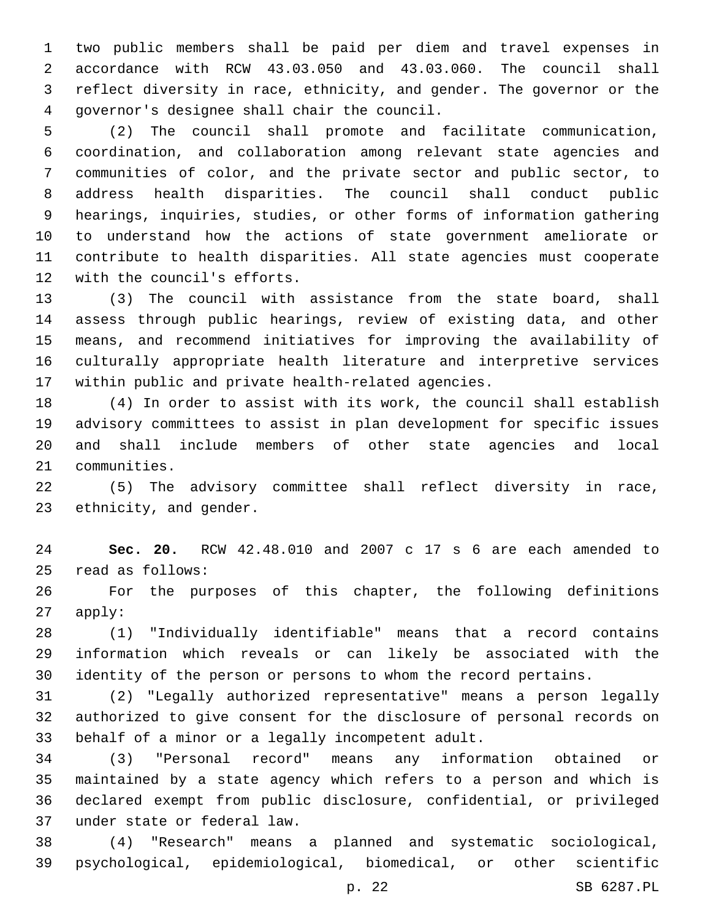two public members shall be paid per diem and travel expenses in accordance with RCW 43.03.050 and 43.03.060. The council shall reflect diversity in race, ethnicity, and gender. The governor or the governor's designee shall chair the council.

(2) The council shall promote and facilitate communication, coordination, and collaboration among relevant state agencies and communities of color, and the private sector and public sector, to address health disparities. The council shall conduct public hearings, inquiries, studies, or other forms of information gathering to understand how the actions of state government ameliorate or contribute to health disparities. All state agencies must cooperate with the council's efforts.

(3) The council with assistance from the state board, shall assess through public hearings, review of existing data, and other means, and recommend initiatives for improving the availability of culturally appropriate health literature and interpretive services within public and private health-related agencies.

(4) In order to assist with its work, the council shall establish advisory committees to assist in plan development for specific issues and shall include members of other state agencies and local communities.

(5) The advisory committee shall reflect diversity in race, ethnicity, and gender.

**Sec. 20.** RCW 42.48.010 and 2007 c 17 s 6 are each amended to read as follows:

For the purposes of this chapter, the following definitions apply:

(1) "Individually identifiable" means that a record contains information which reveals or can likely be associated with the identity of the person or persons to whom the record pertains.

(2) "Legally authorized representative" means a person legally authorized to give consent for the disclosure of personal records on behalf of a minor or a legally incompetent adult.

(3) "Personal record" means any information obtained or maintained by a state agency which refers to a person and which is declared exempt from public disclosure, confidential, or privileged under state or federal law.

(4) "Research" means a planned and systematic sociological, psychological, epidemiological, biomedical, or other scientific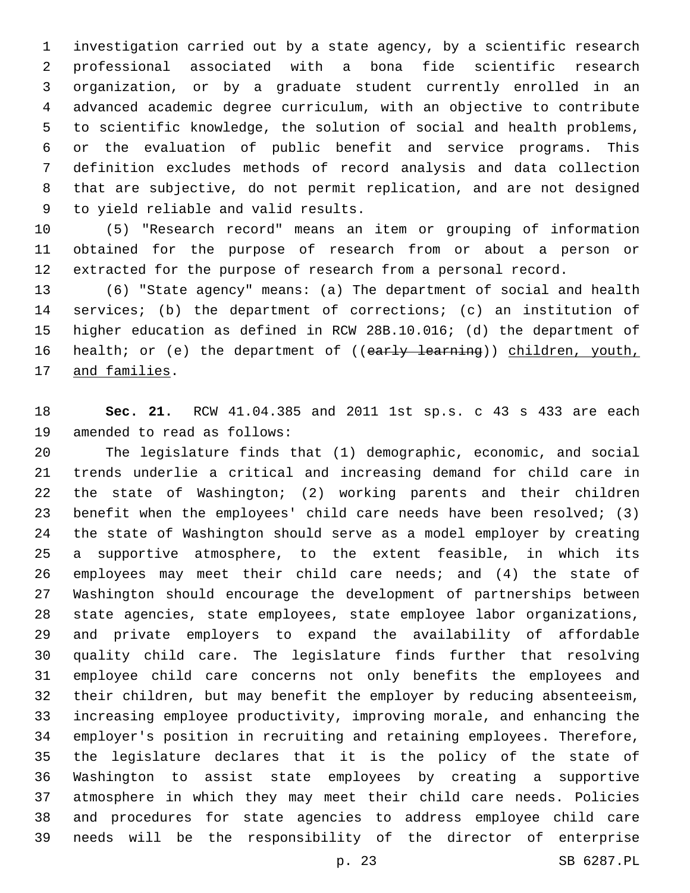investigation carried out by a state agency, by a scientific research professional associated with a bona fide scientific research organization, or by a graduate student currently enrolled in an advanced academic degree curriculum, with an objective to contribute to scientific knowledge, the solution of social and health problems, or the evaluation of public benefit and service programs. This definition excludes methods of record analysis and data collection that are subjective, do not permit replication, and are not designed to yield reliable and valid results.

(5) "Research record" means an item or grouping of information obtained for the purpose of research from or about a person or extracted for the purpose of research from a personal record.

(6) "State agency" means: (a) The department of social and health services; (b) the department of corrections; (c) an institution of higher education as defined in RCW 28B.10.016; (d) the department of health; or (e) the department of ((~~early learning~~)) children, youth, and families.

**Sec. 21.** RCW 41.04.385 and 2011 1st sp.s. c 43 s 433 are each amended to read as follows:

The legislature finds that (1) demographic, economic, and social trends underlie a critical and increasing demand for child care in the state of Washington; (2) working parents and their children benefit when the employees' child care needs have been resolved; (3) the state of Washington should serve as a model employer by creating a supportive atmosphere, to the extent feasible, in which its employees may meet their child care needs; and (4) the state of Washington should encourage the development of partnerships between state agencies, state employees, state employee labor organizations, and private employers to expand the availability of affordable quality child care. The legislature finds further that resolving employee child care concerns not only benefits the employees and their children, but may benefit the employer by reducing absenteeism, increasing employee productivity, improving morale, and enhancing the employer's position in recruiting and retaining employees. Therefore, the legislature declares that it is the policy of the state of Washington to assist state employees by creating a supportive atmosphere in which they may meet their child care needs. Policies and procedures for state agencies to address employee child care needs will be the responsibility of the director of enterprise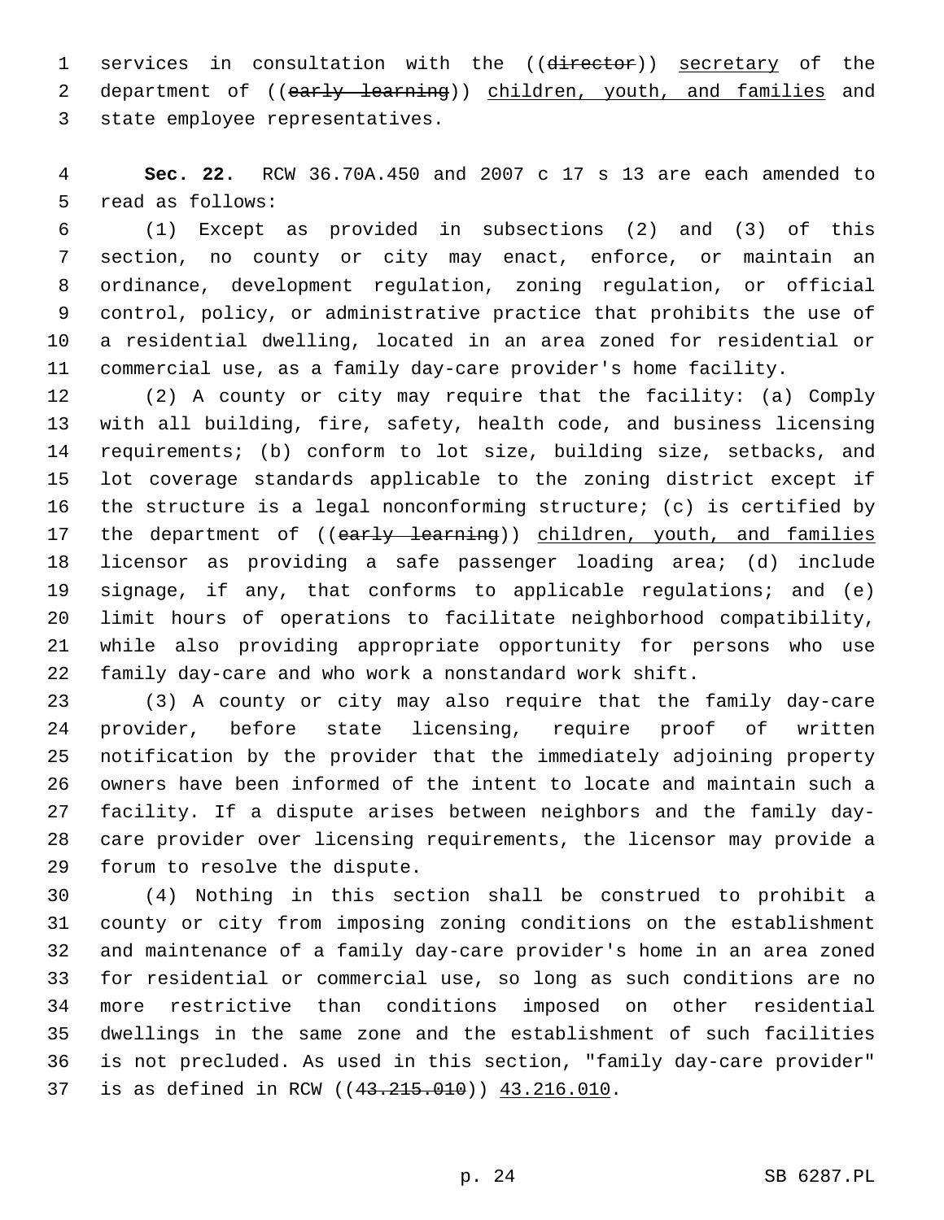services in consultation with the ((~~director~~)) <u>secretary</u> of the department of ((~~early learning~~)) <u>children, youth, and families</u> and state employee representatives.

**Sec. 22.** RCW 36.70A.450 and 2007 c 17 s 13 are each amended to read as follows:

(1) Except as provided in subsections (2) and (3) of this section, no county or city may enact, enforce, or maintain an ordinance, development regulation, zoning regulation, or official control, policy, or administrative practice that prohibits the use of a residential dwelling, located in an area zoned for residential or commercial use, as a family day-care provider's home facility.

(2) A county or city may require that the facility: (a) Comply with all building, fire, safety, health code, and business licensing requirements; (b) conform to lot size, building size, setbacks, and lot coverage standards applicable to the zoning district except if the structure is a legal nonconforming structure; (c) is certified by the department of ((~~early learning~~)) <u>children, youth, and families</u> licensor as providing a safe passenger loading area; (d) include signage, if any, that conforms to applicable regulations; and (e) limit hours of operations to facilitate neighborhood compatibility, while also providing appropriate opportunity for persons who use family day-care and who work a nonstandard work shift.

(3) A county or city may also require that the family day-care provider, before state licensing, require proof of written notification by the provider that the immediately adjoining property owners have been informed of the intent to locate and maintain such a facility. If a dispute arises between neighbors and the family day-care provider over licensing requirements, the licensor may provide a forum to resolve the dispute.

(4) Nothing in this section shall be construed to prohibit a county or city from imposing zoning conditions on the establishment and maintenance of a family day-care provider's home in an area zoned for residential or commercial use, so long as such conditions are no more restrictive than conditions imposed on other residential dwellings in the same zone and the establishment of such facilities is not precluded. As used in this section, "family day-care provider" is as defined in RCW ((~~43.215.010~~)) <u>43.216.010</u>.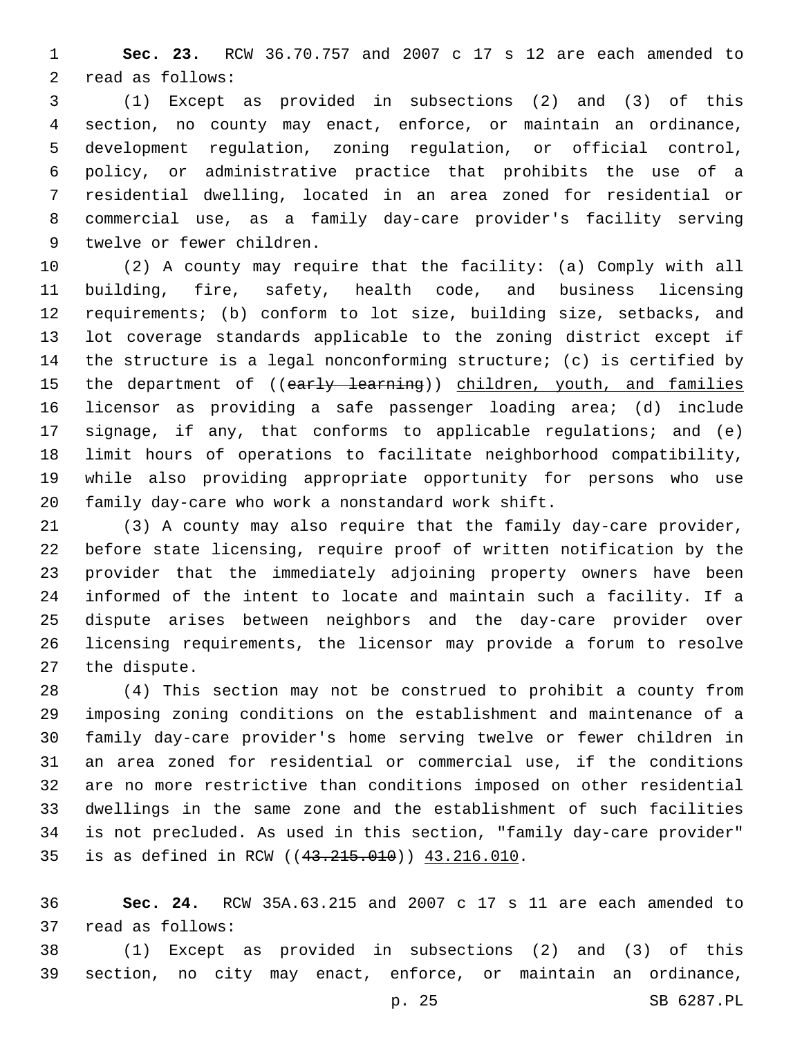**Sec. 23.** RCW 36.70.757 and 2007 c 17 s 12 are each amended to read as follows:

(1) Except as provided in subsections (2) and (3) of this section, no county may enact, enforce, or maintain an ordinance, development regulation, zoning regulation, or official control, policy, or administrative practice that prohibits the use of a residential dwelling, located in an area zoned for residential or commercial use, as a family day-care provider's facility serving twelve or fewer children.

(2) A county may require that the facility: (a) Comply with all building, fire, safety, health code, and business licensing requirements; (b) conform to lot size, building size, setbacks, and lot coverage standards applicable to the zoning district except if the structure is a legal nonconforming structure; (c) is certified by the department of ((~~early learning~~)) children, youth, and families licensor as providing a safe passenger loading area; (d) include signage, if any, that conforms to applicable regulations; and (e) limit hours of operations to facilitate neighborhood compatibility, while also providing appropriate opportunity for persons who use family day-care who work a nonstandard work shift.

(3) A county may also require that the family day-care provider, before state licensing, require proof of written notification by the provider that the immediately adjoining property owners have been informed of the intent to locate and maintain such a facility. If a dispute arises between neighbors and the day-care provider over licensing requirements, the licensor may provide a forum to resolve the dispute.

(4) This section may not be construed to prohibit a county from imposing zoning conditions on the establishment and maintenance of a family day-care provider's home serving twelve or fewer children in an area zoned for residential or commercial use, if the conditions are no more restrictive than conditions imposed on other residential dwellings in the same zone and the establishment of such facilities is not precluded. As used in this section, "family day-care provider" is as defined in RCW ((~~43.215.010~~)) 43.216.010.

**Sec. 24.** RCW 35A.63.215 and 2007 c 17 s 11 are each amended to read as follows:

(1) Except as provided in subsections (2) and (3) of this section, no city may enact, enforce, or maintain an ordinance,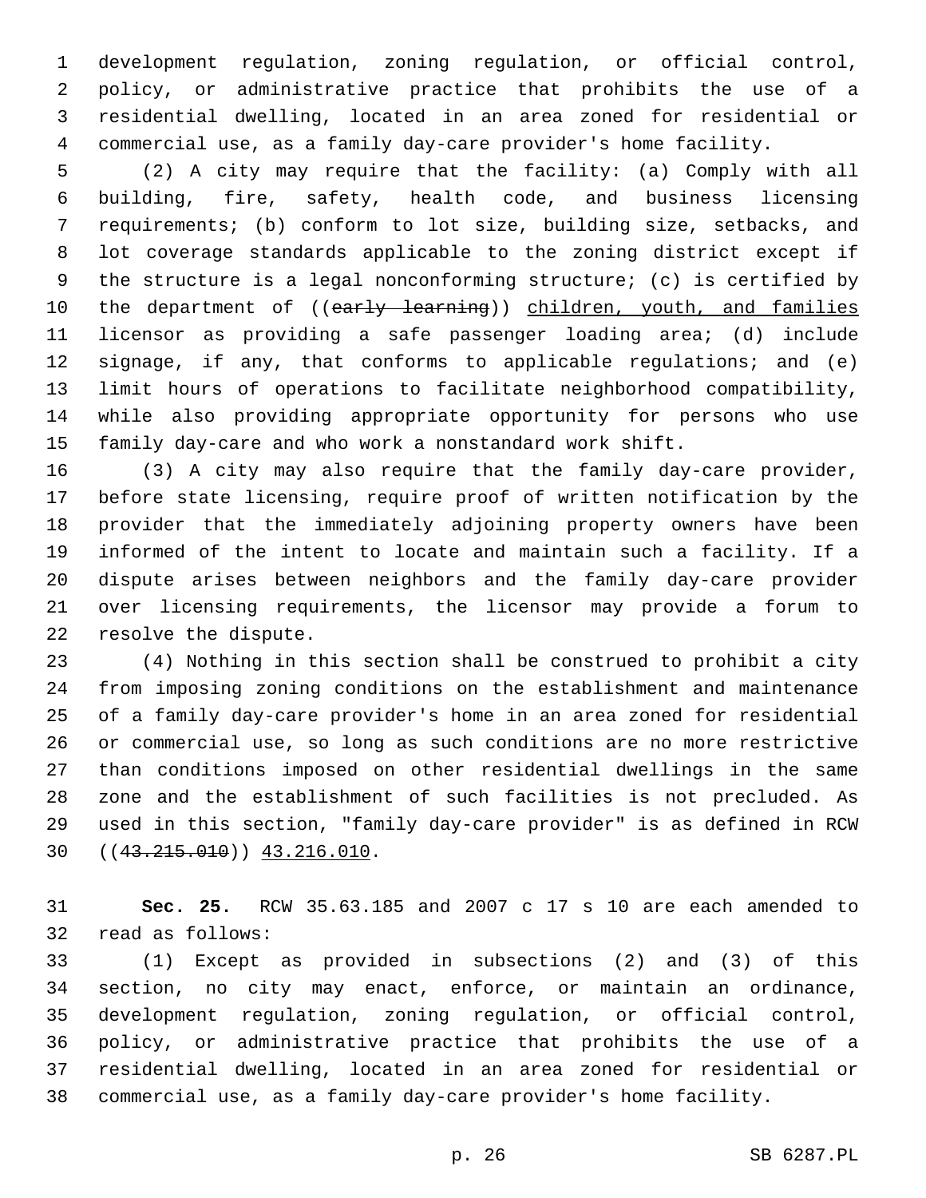development regulation, zoning regulation, or official control, policy, or administrative practice that prohibits the use of a residential dwelling, located in an area zoned for residential or commercial use, as a family day-care provider's home facility.

(2) A city may require that the facility: (a) Comply with all building, fire, safety, health code, and business licensing requirements; (b) conform to lot size, building size, setbacks, and lot coverage standards applicable to the zoning district except if the structure is a legal nonconforming structure; (c) is certified by the department of ((~~early learning~~)) <u>children, youth, and families</u> licensor as providing a safe passenger loading area; (d) include signage, if any, that conforms to applicable regulations; and (e) limit hours of operations to facilitate neighborhood compatibility, while also providing appropriate opportunity for persons who use family day-care and who work a nonstandard work shift.

(3) A city may also require that the family day-care provider, before state licensing, require proof of written notification by the provider that the immediately adjoining property owners have been informed of the intent to locate and maintain such a facility. If a dispute arises between neighbors and the family day-care provider over licensing requirements, the licensor may provide a forum to resolve the dispute.

(4) Nothing in this section shall be construed to prohibit a city from imposing zoning conditions on the establishment and maintenance of a family day-care provider's home in an area zoned for residential or commercial use, so long as such conditions are no more restrictive than conditions imposed on other residential dwellings in the same zone and the establishment of such facilities is not precluded. As used in this section, "family day-care provider" is as defined in RCW ((~~43.215.010~~)) <u>43.216.010</u>.

**Sec. 25.** RCW 35.63.185 and 2007 c 17 s 10 are each amended to read as follows:

(1) Except as provided in subsections (2) and (3) of this section, no city may enact, enforce, or maintain an ordinance, development regulation, zoning regulation, or official control, policy, or administrative practice that prohibits the use of a residential dwelling, located in an area zoned for residential or commercial use, as a family day-care provider's home facility.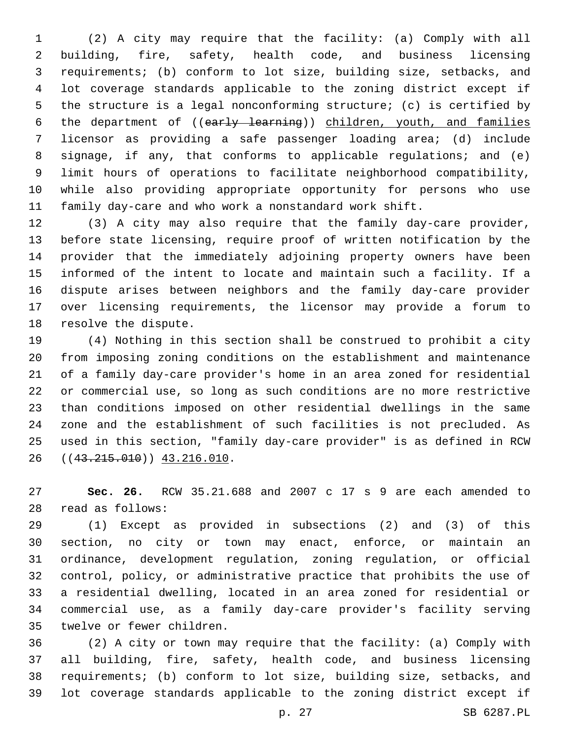(2) A city may require that the facility: (a) Comply with all building, fire, safety, health code, and business licensing requirements; (b) conform to lot size, building size, setbacks, and lot coverage standards applicable to the zoning district except if the structure is a legal nonconforming structure; (c) is certified by the department of ((~~early learning~~)) children, youth, and families licensor as providing a safe passenger loading area; (d) include signage, if any, that conforms to applicable regulations; and (e) limit hours of operations to facilitate neighborhood compatibility, while also providing appropriate opportunity for persons who use family day-care and who work a nonstandard work shift.

(3) A city may also require that the family day-care provider, before state licensing, require proof of written notification by the provider that the immediately adjoining property owners have been informed of the intent to locate and maintain such a facility. If a dispute arises between neighbors and the family day-care provider over licensing requirements, the licensor may provide a forum to resolve the dispute.

(4) Nothing in this section shall be construed to prohibit a city from imposing zoning conditions on the establishment and maintenance of a family day-care provider's home in an area zoned for residential or commercial use, so long as such conditions are no more restrictive than conditions imposed on other residential dwellings in the same zone and the establishment of such facilities is not precluded. As used in this section, "family day-care provider" is as defined in RCW ((~~43.215.010~~)) 43.216.010.

**Sec. 26.** RCW 35.21.688 and 2007 c 17 s 9 are each amended to read as follows:

(1) Except as provided in subsections (2) and (3) of this section, no city or town may enact, enforce, or maintain an ordinance, development regulation, zoning regulation, or official control, policy, or administrative practice that prohibits the use of a residential dwelling, located in an area zoned for residential or commercial use, as a family day-care provider's facility serving twelve or fewer children.

(2) A city or town may require that the facility: (a) Comply with all building, fire, safety, health code, and business licensing requirements; (b) conform to lot size, building size, setbacks, and lot coverage standards applicable to the zoning district except if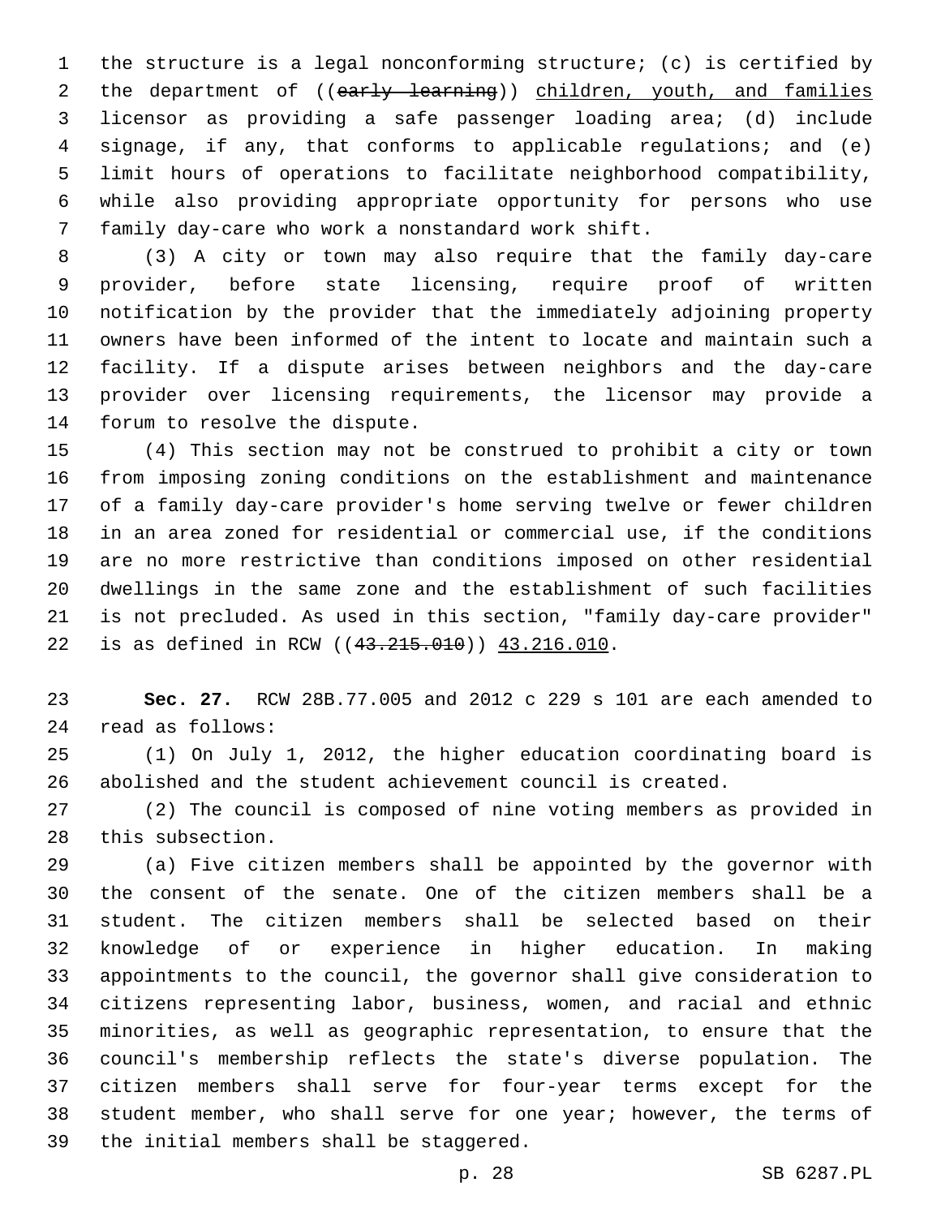the structure is a legal nonconforming structure; (c) is certified by the department of ((~~early learning~~)) <u>children, youth, and families</u> licensor as providing a safe passenger loading area; (d) include signage, if any, that conforms to applicable regulations; and (e) limit hours of operations to facilitate neighborhood compatibility, while also providing appropriate opportunity for persons who use family day-care who work a nonstandard work shift.

(3) A city or town may also require that the family day-care provider, before state licensing, require proof of written notification by the provider that the immediately adjoining property owners have been informed of the intent to locate and maintain such a facility. If a dispute arises between neighbors and the day-care provider over licensing requirements, the licensor may provide a forum to resolve the dispute.

(4) This section may not be construed to prohibit a city or town from imposing zoning conditions on the establishment and maintenance of a family day-care provider's home serving twelve or fewer children in an area zoned for residential or commercial use, if the conditions are no more restrictive than conditions imposed on other residential dwellings in the same zone and the establishment of such facilities is not precluded. As used in this section, "family day-care provider" is as defined in RCW ((~~43.215.010~~)) <u>43.216.010</u>.

**Sec. 27.** RCW 28B.77.005 and 2012 c 229 s 101 are each amended to read as follows:

(1) On July 1, 2012, the higher education coordinating board is abolished and the student achievement council is created.

(2) The council is composed of nine voting members as provided in this subsection.

(a) Five citizen members shall be appointed by the governor with the consent of the senate. One of the citizen members shall be a student. The citizen members shall be selected based on their knowledge of or experience in higher education. In making appointments to the council, the governor shall give consideration to citizens representing labor, business, women, and racial and ethnic minorities, as well as geographic representation, to ensure that the council's membership reflects the state's diverse population. The citizen members shall serve for four-year terms except for the student member, who shall serve for one year; however, the terms of the initial members shall be staggered.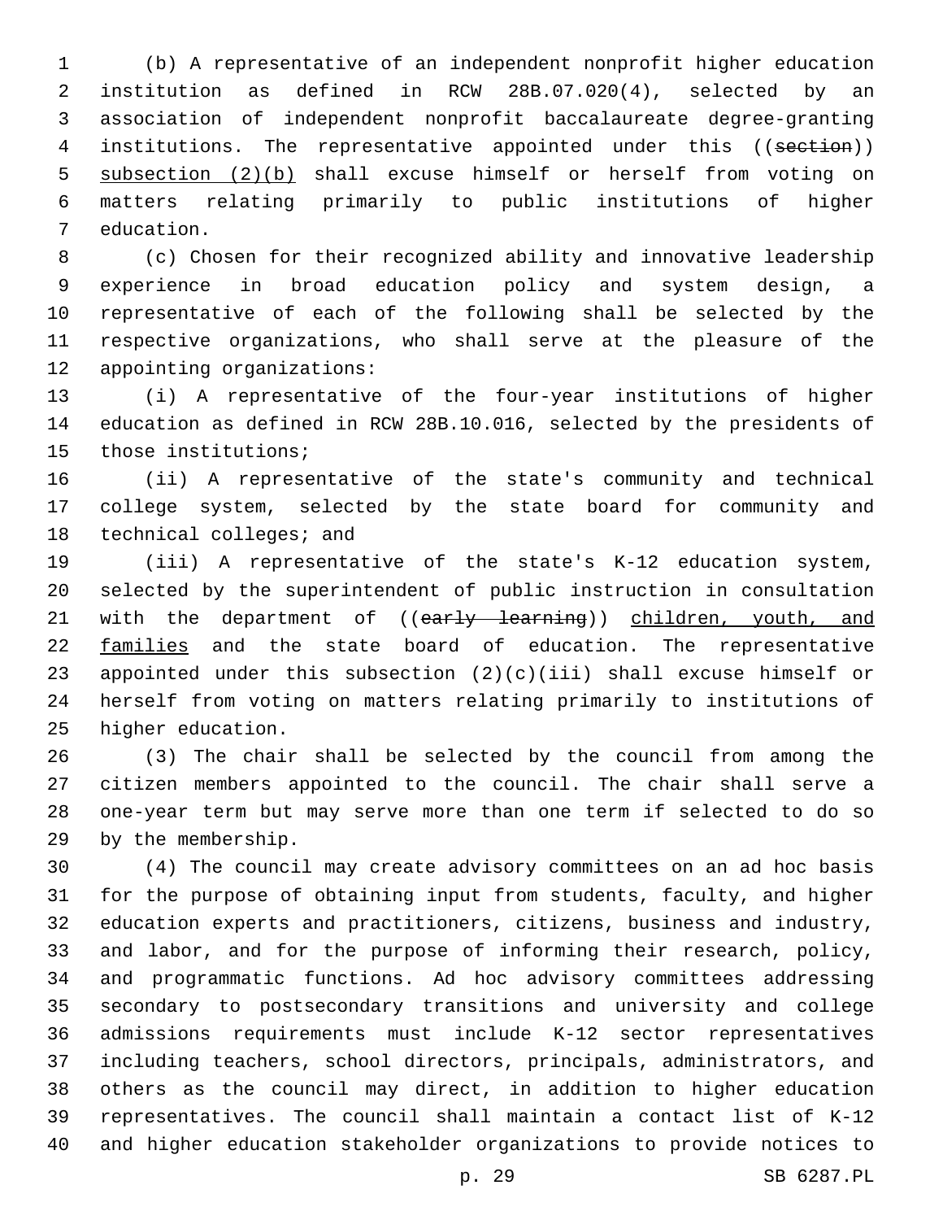(b) A representative of an independent nonprofit higher education institution as defined in RCW 28B.07.020(4), selected by an association of independent nonprofit baccalaureate degree-granting institutions. The representative appointed under this ((~~section~~)) <u>subsection (2)(b)</u> shall excuse himself or herself from voting on matters relating primarily to public institutions of higher education.

(c) Chosen for their recognized ability and innovative leadership experience in broad education policy and system design, a representative of each of the following shall be selected by the respective organizations, who shall serve at the pleasure of the appointing organizations:

(i) A representative of the four-year institutions of higher education as defined in RCW 28B.10.016, selected by the presidents of those institutions;

(ii) A representative of the state's community and technical college system, selected by the state board for community and technical colleges; and

(iii) A representative of the state's K-12 education system, selected by the superintendent of public instruction in consultation with the department of ((~~early learning~~)) <u>children, youth, and families</u> and the state board of education. The representative appointed under this subsection (2)(c)(iii) shall excuse himself or herself from voting on matters relating primarily to institutions of higher education.

(3) The chair shall be selected by the council from among the citizen members appointed to the council. The chair shall serve a one-year term but may serve more than one term if selected to do so by the membership.

(4) The council may create advisory committees on an ad hoc basis for the purpose of obtaining input from students, faculty, and higher education experts and practitioners, citizens, business and industry, and labor, and for the purpose of informing their research, policy, and programmatic functions. Ad hoc advisory committees addressing secondary to postsecondary transitions and university and college admissions requirements must include K-12 sector representatives including teachers, school directors, principals, administrators, and others as the council may direct, in addition to higher education representatives. The council shall maintain a contact list of K-12 and higher education stakeholder organizations to provide notices to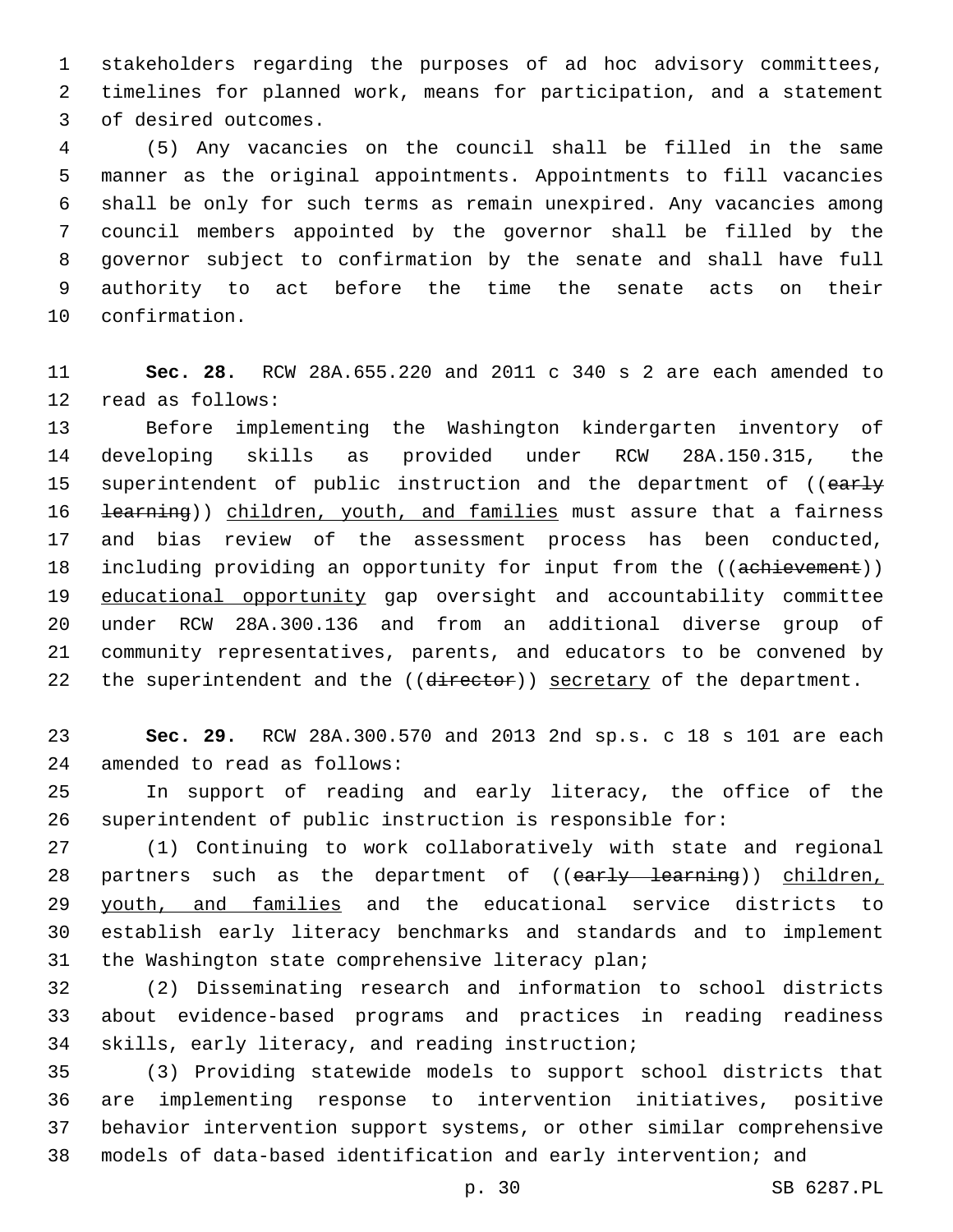stakeholders regarding the purposes of ad hoc advisory committees, timelines for planned work, means for participation, and a statement of desired outcomes.

(5) Any vacancies on the council shall be filled in the same manner as the original appointments. Appointments to fill vacancies shall be only for such terms as remain unexpired. Any vacancies among council members appointed by the governor shall be filled by the governor subject to confirmation by the senate and shall have full authority to act before the time the senate acts on their confirmation.

**Sec. 28.** RCW 28A.655.220 and 2011 c 340 s 2 are each amended to read as follows:

Before implementing the Washington kindergarten inventory of developing skills as provided under RCW 28A.150.315, the superintendent of public instruction and the department of ((~~early learning~~)) children, youth, and families must assure that a fairness and bias review of the assessment process has been conducted, including providing an opportunity for input from the ((~~achievement~~)) educational opportunity gap oversight and accountability committee under RCW 28A.300.136 and from an additional diverse group of community representatives, parents, and educators to be convened by the superintendent and the ((~~director~~)) secretary of the department.

**Sec. 29.** RCW 28A.300.570 and 2013 2nd sp.s. c 18 s 101 are each amended to read as follows:

In support of reading and early literacy, the office of the superintendent of public instruction is responsible for:

(1) Continuing to work collaboratively with state and regional partners such as the department of ((~~early learning~~)) children, youth, and families and the educational service districts to establish early literacy benchmarks and standards and to implement the Washington state comprehensive literacy plan;

(2) Disseminating research and information to school districts about evidence-based programs and practices in reading readiness skills, early literacy, and reading instruction;

(3) Providing statewide models to support school districts that are implementing response to intervention initiatives, positive behavior intervention support systems, or other similar comprehensive models of data-based identification and early intervention; and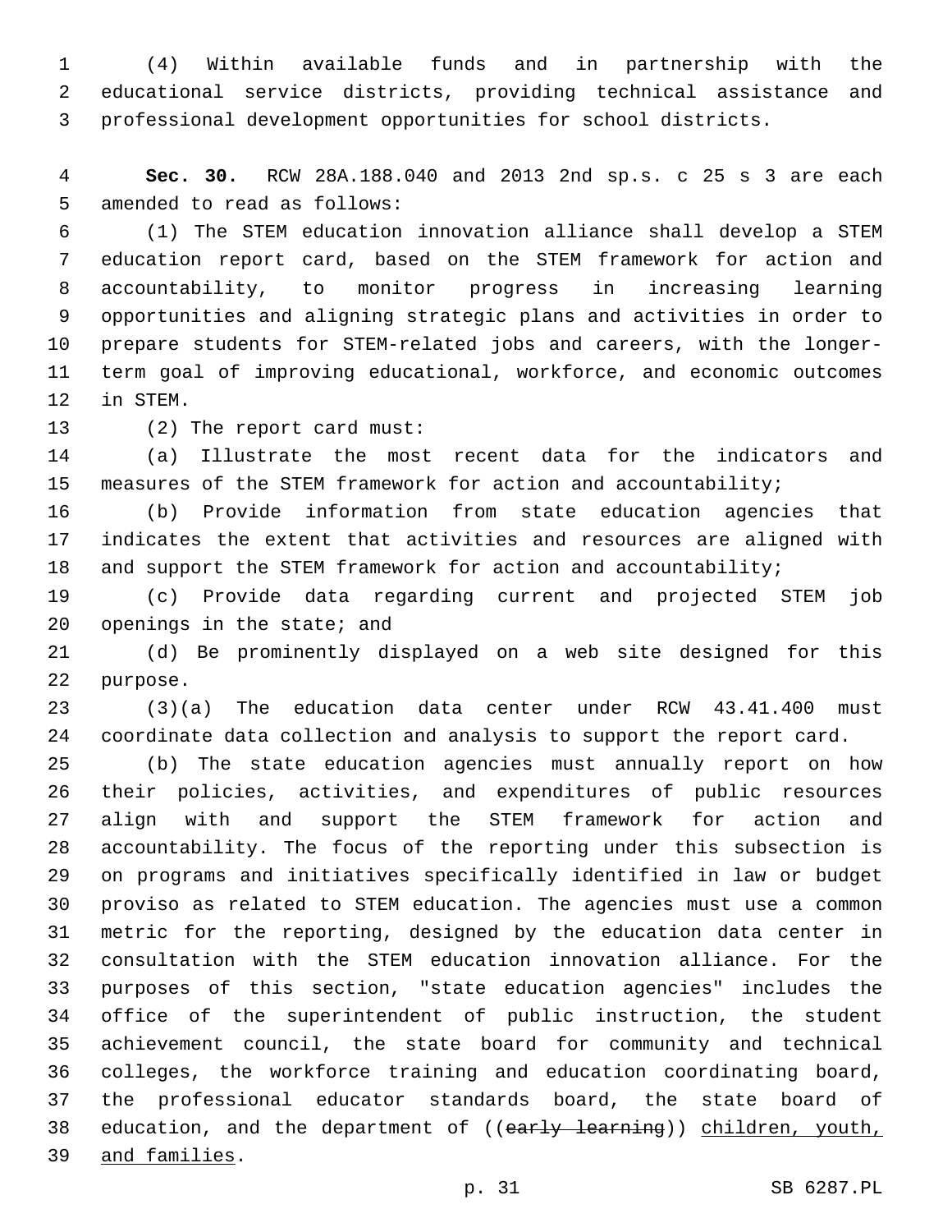(4) Within available funds and in partnership with the educational service districts, providing technical assistance and professional development opportunities for school districts.

**Sec. 30.** RCW 28A.188.040 and 2013 2nd sp.s. c 25 s 3 are each amended to read as follows:

(1) The STEM education innovation alliance shall develop a STEM education report card, based on the STEM framework for action and accountability, to monitor progress in increasing learning opportunities and aligning strategic plans and activities in order to prepare students for STEM-related jobs and careers, with the longer-term goal of improving educational, workforce, and economic outcomes in STEM.

(2) The report card must:

(a) Illustrate the most recent data for the indicators and measures of the STEM framework for action and accountability;

(b) Provide information from state education agencies that indicates the extent that activities and resources are aligned with and support the STEM framework for action and accountability;

(c) Provide data regarding current and projected STEM job openings in the state; and

(d) Be prominently displayed on a web site designed for this purpose.

(3)(a) The education data center under RCW 43.41.400 must coordinate data collection and analysis to support the report card.

(b) The state education agencies must annually report on how their policies, activities, and expenditures of public resources align with and support the STEM framework for action and accountability. The focus of the reporting under this subsection is on programs and initiatives specifically identified in law or budget proviso as related to STEM education. The agencies must use a common metric for the reporting, designed by the education data center in consultation with the STEM education innovation alliance. For the purposes of this section, "state education agencies" includes the office of the superintendent of public instruction, the student achievement council, the state board for community and technical colleges, the workforce training and education coordinating board, the professional educator standards board, the state board of education, and the department of ((~~early learning~~)) <u>children, youth, and families</u>.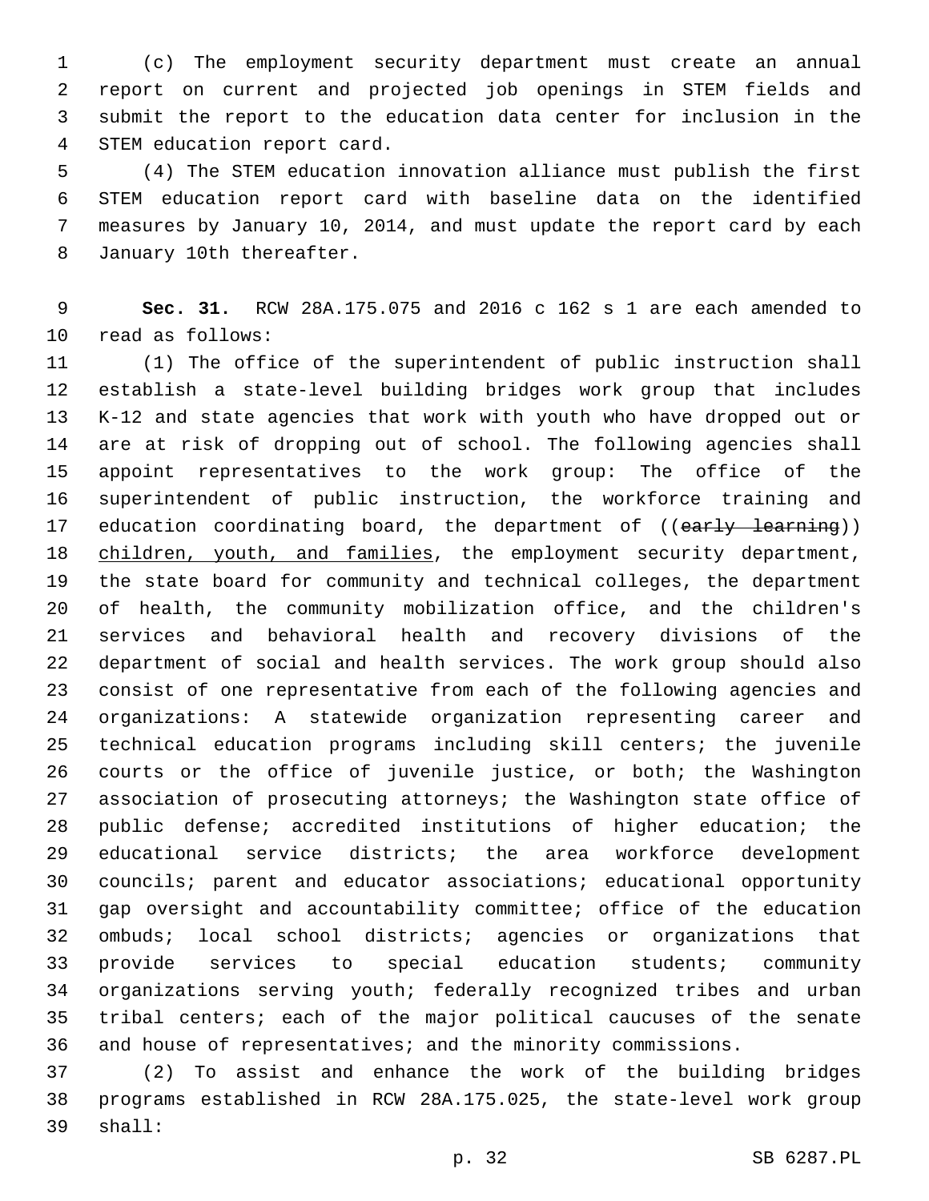(c) The employment security department must create an annual report on current and projected job openings in STEM fields and submit the report to the education data center for inclusion in the STEM education report card.

(4) The STEM education innovation alliance must publish the first STEM education report card with baseline data on the identified measures by January 10, 2014, and must update the report card by each January 10th thereafter.

**Sec. 31.** RCW 28A.175.075 and 2016 c 162 s 1 are each amended to read as follows:

(1) The office of the superintendent of public instruction shall establish a state-level building bridges work group that includes K-12 and state agencies that work with youth who have dropped out or are at risk of dropping out of school. The following agencies shall appoint representatives to the work group: The office of the superintendent of public instruction, the workforce training and education coordinating board, the department of ((~~early learning~~)) children, youth, and families, the employment security department, the state board for community and technical colleges, the department of health, the community mobilization office, and the children's services and behavioral health and recovery divisions of the department of social and health services. The work group should also consist of one representative from each of the following agencies and organizations: A statewide organization representing career and technical education programs including skill centers; the juvenile courts or the office of juvenile justice, or both; the Washington association of prosecuting attorneys; the Washington state office of public defense; accredited institutions of higher education; the educational service districts; the area workforce development councils; parent and educator associations; educational opportunity gap oversight and accountability committee; office of the education ombuds; local school districts; agencies or organizations that provide services to special education students; community organizations serving youth; federally recognized tribes and urban tribal centers; each of the major political caucuses of the senate and house of representatives; and the minority commissions.

(2) To assist and enhance the work of the building bridges programs established in RCW 28A.175.025, the state-level work group shall: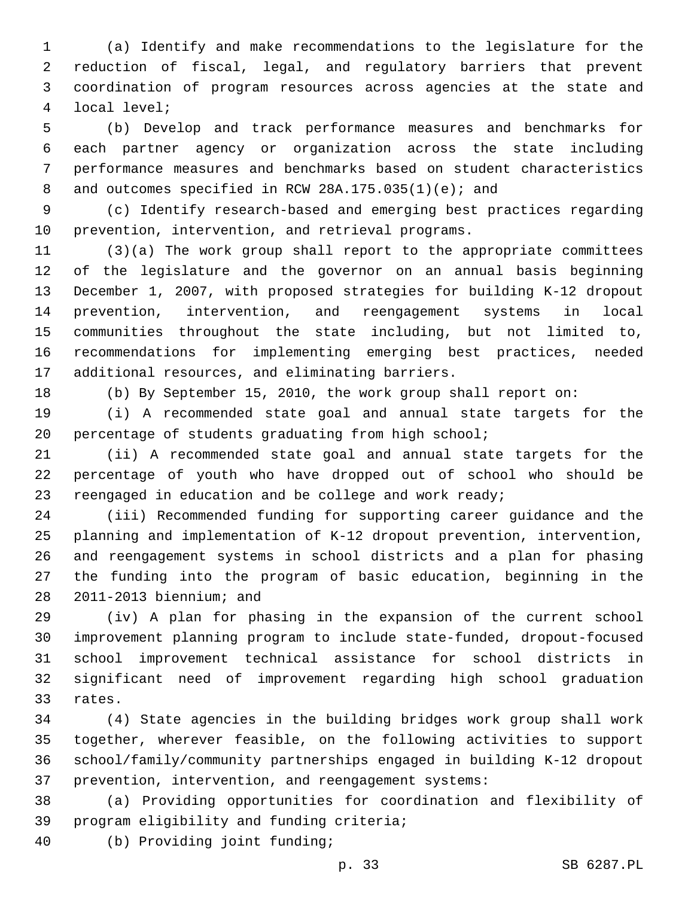(a) Identify and make recommendations to the legislature for the reduction of fiscal, legal, and regulatory barriers that prevent coordination of program resources across agencies at the state and local level;

(b) Develop and track performance measures and benchmarks for each partner agency or organization across the state including performance measures and benchmarks based on student characteristics and outcomes specified in RCW 28A.175.035(1)(e); and

(c) Identify research-based and emerging best practices regarding prevention, intervention, and retrieval programs.

(3)(a) The work group shall report to the appropriate committees of the legislature and the governor on an annual basis beginning December 1, 2007, with proposed strategies for building K-12 dropout prevention, intervention, and reengagement systems in local communities throughout the state including, but not limited to, recommendations for implementing emerging best practices, needed additional resources, and eliminating barriers.

(b) By September 15, 2010, the work group shall report on:

(i) A recommended state goal and annual state targets for the percentage of students graduating from high school;

(ii) A recommended state goal and annual state targets for the percentage of youth who have dropped out of school who should be reengaged in education and be college and work ready;

(iii) Recommended funding for supporting career guidance and the planning and implementation of K-12 dropout prevention, intervention, and reengagement systems in school districts and a plan for phasing the funding into the program of basic education, beginning in the 2011-2013 biennium; and

(iv) A plan for phasing in the expansion of the current school improvement planning program to include state-funded, dropout-focused school improvement technical assistance for school districts in significant need of improvement regarding high school graduation rates.

(4) State agencies in the building bridges work group shall work together, wherever feasible, on the following activities to support school/family/community partnerships engaged in building K-12 dropout prevention, intervention, and reengagement systems:

(a) Providing opportunities for coordination and flexibility of program eligibility and funding criteria;

(b) Providing joint funding;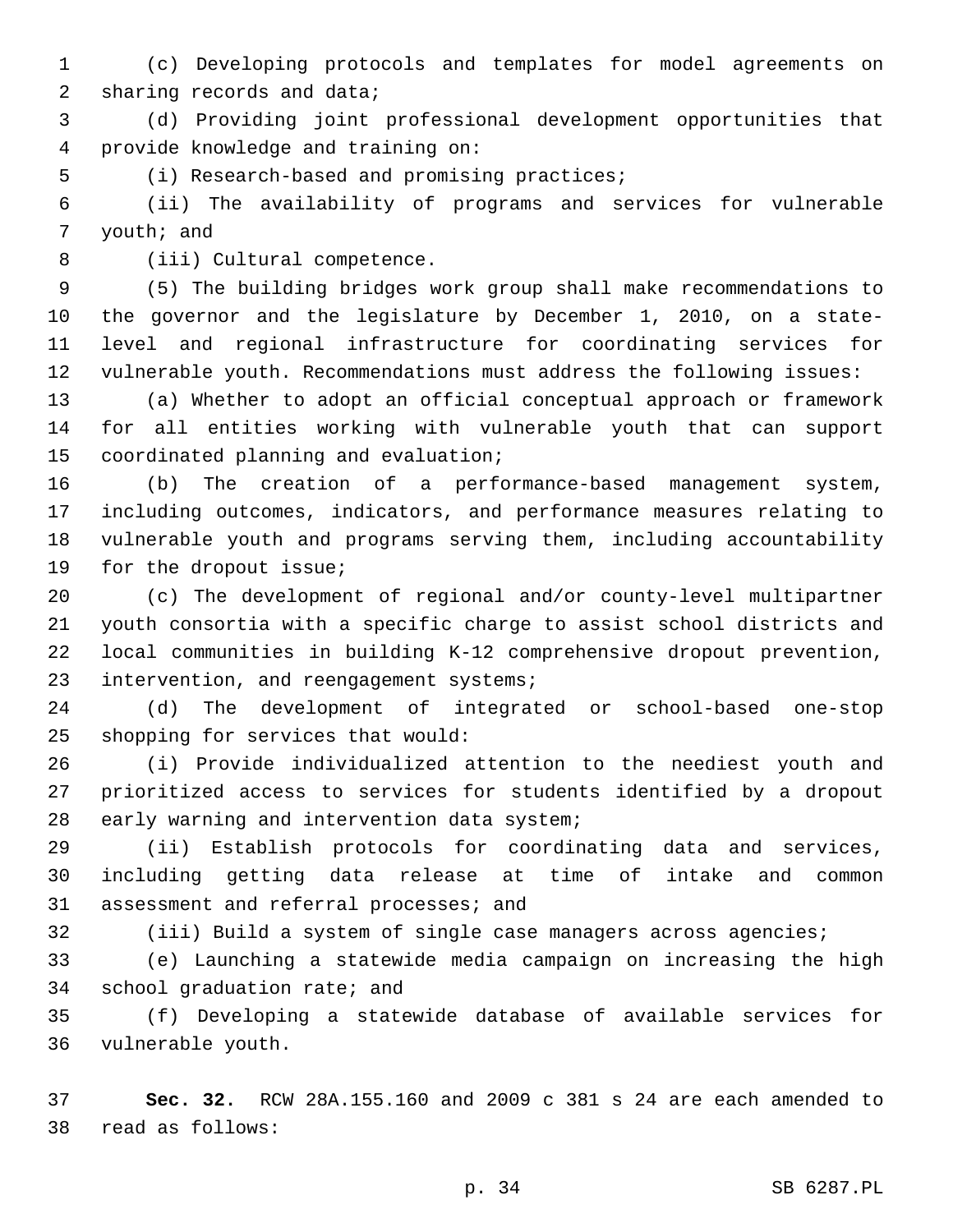(c) Developing protocols and templates for model agreements on sharing records and data;

(d) Providing joint professional development opportunities that provide knowledge and training on:

(i) Research-based and promising practices;

(ii) The availability of programs and services for vulnerable youth; and

(iii) Cultural competence.

(5) The building bridges work group shall make recommendations to the governor and the legislature by December 1, 2010, on a state-level and regional infrastructure for coordinating services for vulnerable youth. Recommendations must address the following issues:

(a) Whether to adopt an official conceptual approach or framework for all entities working with vulnerable youth that can support coordinated planning and evaluation;

(b) The creation of a performance-based management system, including outcomes, indicators, and performance measures relating to vulnerable youth and programs serving them, including accountability for the dropout issue;

(c) The development of regional and/or county-level multipartner youth consortia with a specific charge to assist school districts and local communities in building K-12 comprehensive dropout prevention, intervention, and reengagement systems;

(d) The development of integrated or school-based one-stop shopping for services that would:

(i) Provide individualized attention to the neediest youth and prioritized access to services for students identified by a dropout early warning and intervention data system;

(ii) Establish protocols for coordinating data and services, including getting data release at time of intake and common assessment and referral processes; and

(iii) Build a system of single case managers across agencies;

(e) Launching a statewide media campaign on increasing the high school graduation rate; and

(f) Developing a statewide database of available services for vulnerable youth.

**Sec. 32.** RCW 28A.155.160 and 2009 c 381 s 24 are each amended to read as follows: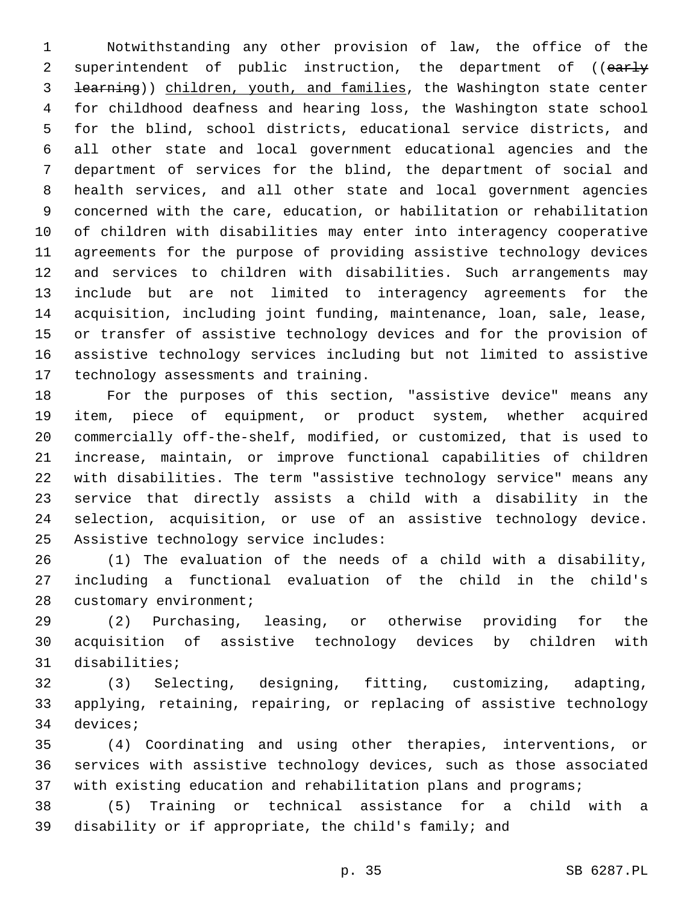Notwithstanding any other provision of law, the office of the superintendent of public instruction, the department of ((~~early learning~~)) <u>children, youth, and families</u>, the Washington state center for childhood deafness and hearing loss, the Washington state school for the blind, school districts, educational service districts, and all other state and local government educational agencies and the department of services for the blind, the department of social and health services, and all other state and local government agencies concerned with the care, education, or habilitation or rehabilitation of children with disabilities may enter into interagency cooperative agreements for the purpose of providing assistive technology devices and services to children with disabilities. Such arrangements may include but are not limited to interagency agreements for the acquisition, including joint funding, maintenance, loan, sale, lease, or transfer of assistive technology devices and for the provision of assistive technology services including but not limited to assistive technology assessments and training.

For the purposes of this section, "assistive device" means any item, piece of equipment, or product system, whether acquired commercially off-the-shelf, modified, or customized, that is used to increase, maintain, or improve functional capabilities of children with disabilities. The term "assistive technology service" means any service that directly assists a child with a disability in the selection, acquisition, or use of an assistive technology device. Assistive technology service includes:

(1) The evaluation of the needs of a child with a disability, including a functional evaluation of the child in the child's customary environment;

(2) Purchasing, leasing, or otherwise providing for the acquisition of assistive technology devices by children with disabilities;

(3) Selecting, designing, fitting, customizing, adapting, applying, retaining, repairing, or replacing of assistive technology devices;

(4) Coordinating and using other therapies, interventions, or services with assistive technology devices, such as those associated with existing education and rehabilitation plans and programs;

(5) Training or technical assistance for a child with a disability or if appropriate, the child's family; and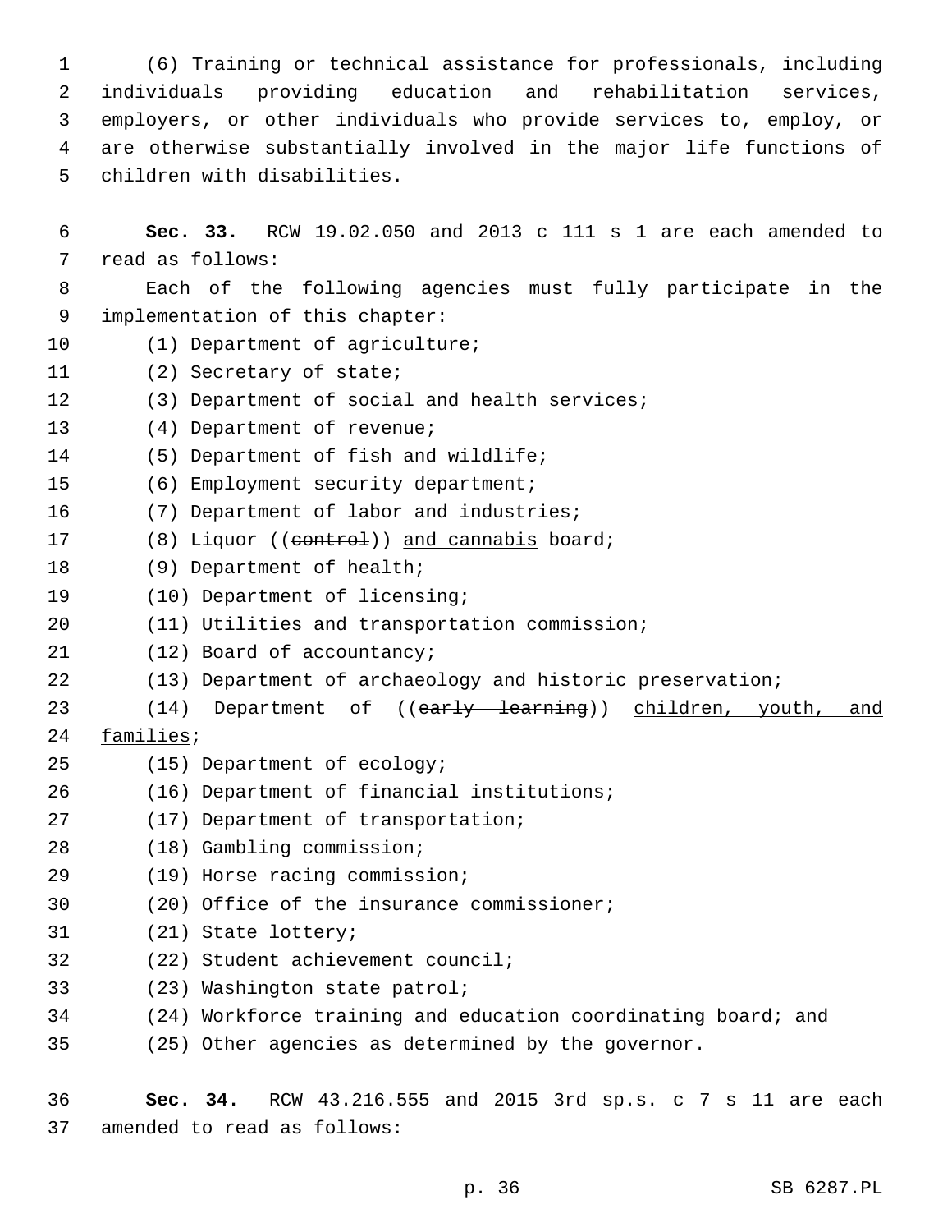(6) Training or technical assistance for professionals, including individuals providing education and rehabilitation services, employers, or other individuals who provide services to, employ, or are otherwise substantially involved in the major life functions of children with disabilities.

**Sec. 33.** RCW 19.02.050 and 2013 c 111 s 1 are each amended to read as follows:

Each of the following agencies must fully participate in the implementation of this chapter:

(1) Department of agriculture;

(2) Secretary of state;

(3) Department of social and health services;

(4) Department of revenue;

(5) Department of fish and wildlife;

(6) Employment security department;

(7) Department of labor and industries;

(8) Liquor ((~~control~~)) <u>and cannabis</u> board;

(9) Department of health;

(10) Department of licensing;

(11) Utilities and transportation commission;

(12) Board of accountancy;

(13) Department of archaeology and historic preservation;

(14) Department of ((~~early learning~~)) <u>children, youth, and families</u>;

(15) Department of ecology;

(16) Department of financial institutions;

(17) Department of transportation;

(18) Gambling commission;

(19) Horse racing commission;

(20) Office of the insurance commissioner;

(21) State lottery;

(22) Student achievement council;

(23) Washington state patrol;

(24) Workforce training and education coordinating board; and

(25) Other agencies as determined by the governor.

**Sec. 34.** RCW 43.216.555 and 2015 3rd sp.s. c 7 s 11 are each amended to read as follows: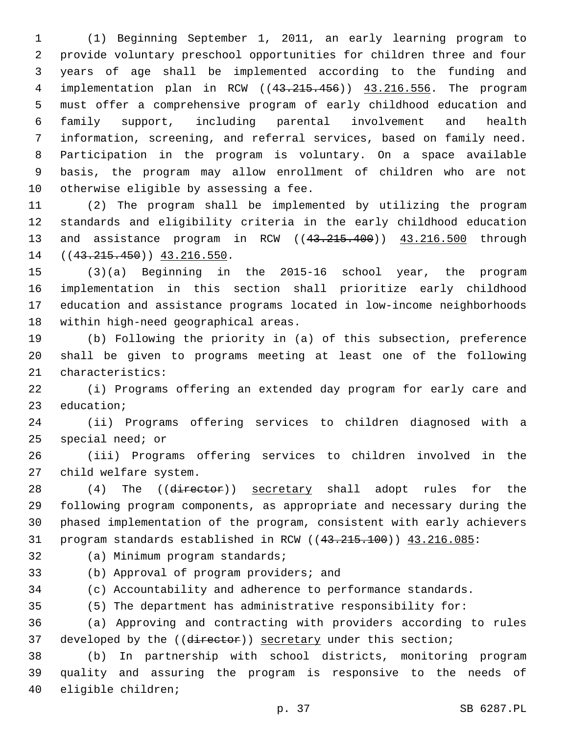(1) Beginning September 1, 2011, an early learning program to provide voluntary preschool opportunities for children three and four years of age shall be implemented according to the funding and implementation plan in RCW ((~~43.215.456~~)) <u>43.216.556</u>. The program must offer a comprehensive program of early childhood education and family support, including parental involvement and health information, screening, and referral services, based on family need. Participation in the program is voluntary. On a space available basis, the program may allow enrollment of children who are not otherwise eligible by assessing a fee.

(2) The program shall be implemented by utilizing the program standards and eligibility criteria in the early childhood education and assistance program in RCW ((~~43.215.400~~)) <u>43.216.500</u> through ((~~43.215.450~~)) <u>43.216.550</u>.

(3)(a) Beginning in the 2015-16 school year, the program implementation in this section shall prioritize early childhood education and assistance programs located in low-income neighborhoods within high-need geographical areas.

(b) Following the priority in (a) of this subsection, preference shall be given to programs meeting at least one of the following characteristics:

(i) Programs offering an extended day program for early care and education;

(ii) Programs offering services to children diagnosed with a special need; or

(iii) Programs offering services to children involved in the child welfare system.

(4) The ((~~director~~)) <u>secretary</u> shall adopt rules for the following program components, as appropriate and necessary during the phased implementation of the program, consistent with early achievers program standards established in RCW ((~~43.215.100~~)) <u>43.216.085</u>:

(a) Minimum program standards;

(b) Approval of program providers; and

(c) Accountability and adherence to performance standards.

(5) The department has administrative responsibility for:

(a) Approving and contracting with providers according to rules developed by the ((~~director~~)) <u>secretary</u> under this section;

(b) In partnership with school districts, monitoring program quality and assuring the program is responsive to the needs of eligible children;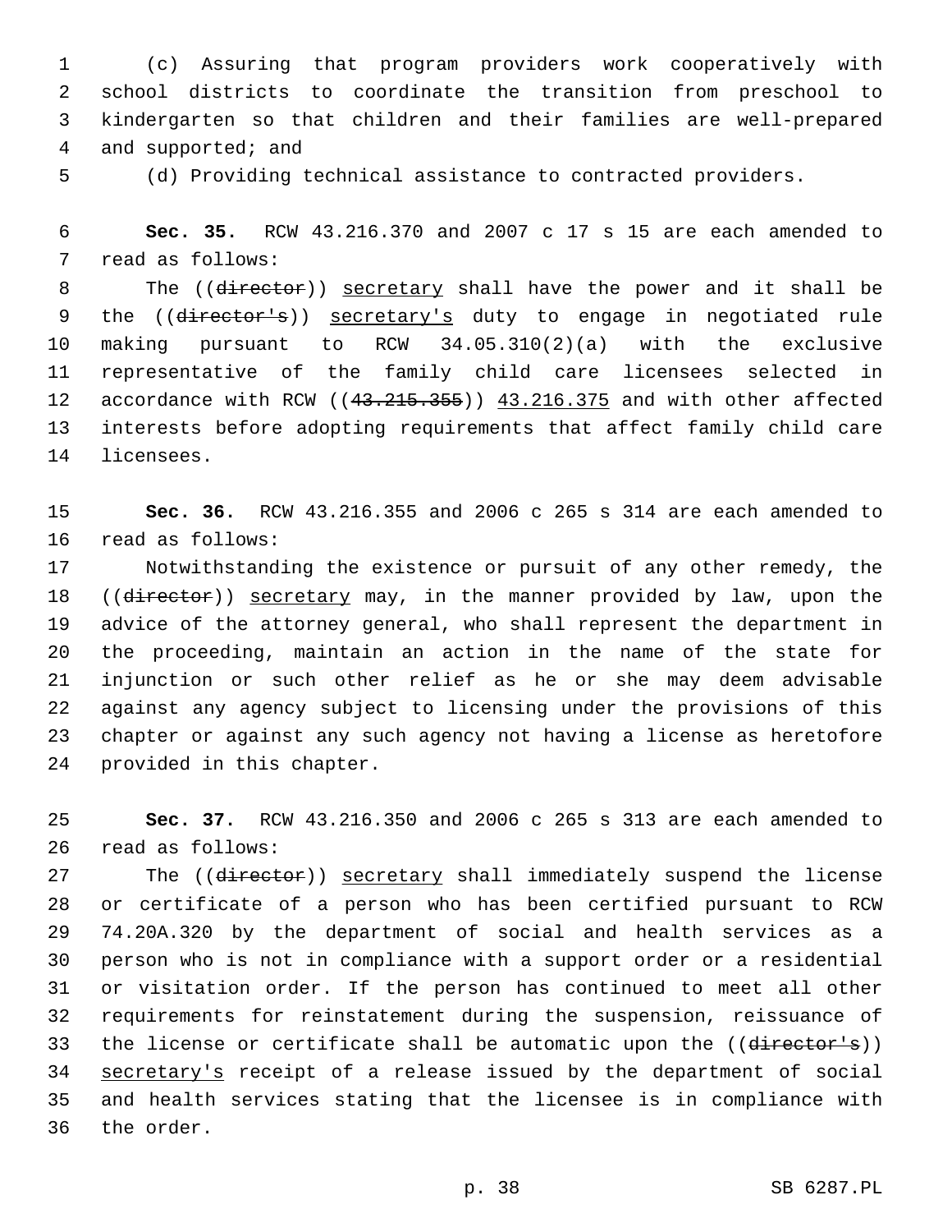(c) Assuring that program providers work cooperatively with school districts to coordinate the transition from preschool to kindergarten so that children and their families are well-prepared and supported; and

(d) Providing technical assistance to contracted providers.

**Sec. 35.** RCW 43.216.370 and 2007 c 17 s 15 are each amended to read as follows:

The ((~~director~~)) secretary shall have the power and it shall be the ((~~director's~~)) secretary's duty to engage in negotiated rule making pursuant to RCW 34.05.310(2)(a) with the exclusive representative of the family child care licensees selected in accordance with RCW ((~~43.215.355~~)) 43.216.375 and with other affected interests before adopting requirements that affect family child care licensees.

**Sec. 36.** RCW 43.216.355 and 2006 c 265 s 314 are each amended to read as follows:

Notwithstanding the existence or pursuit of any other remedy, the ((~~director~~)) secretary may, in the manner provided by law, upon the advice of the attorney general, who shall represent the department in the proceeding, maintain an action in the name of the state for injunction or such other relief as he or she may deem advisable against any agency subject to licensing under the provisions of this chapter or against any such agency not having a license as heretofore provided in this chapter.

**Sec. 37.** RCW 43.216.350 and 2006 c 265 s 313 are each amended to read as follows:

The ((~~director~~)) secretary shall immediately suspend the license or certificate of a person who has been certified pursuant to RCW 74.20A.320 by the department of social and health services as a person who is not in compliance with a support order or a residential or visitation order. If the person has continued to meet all other requirements for reinstatement during the suspension, reissuance of the license or certificate shall be automatic upon the ((~~director's~~)) secretary's receipt of a release issued by the department of social and health services stating that the licensee is in compliance with the order.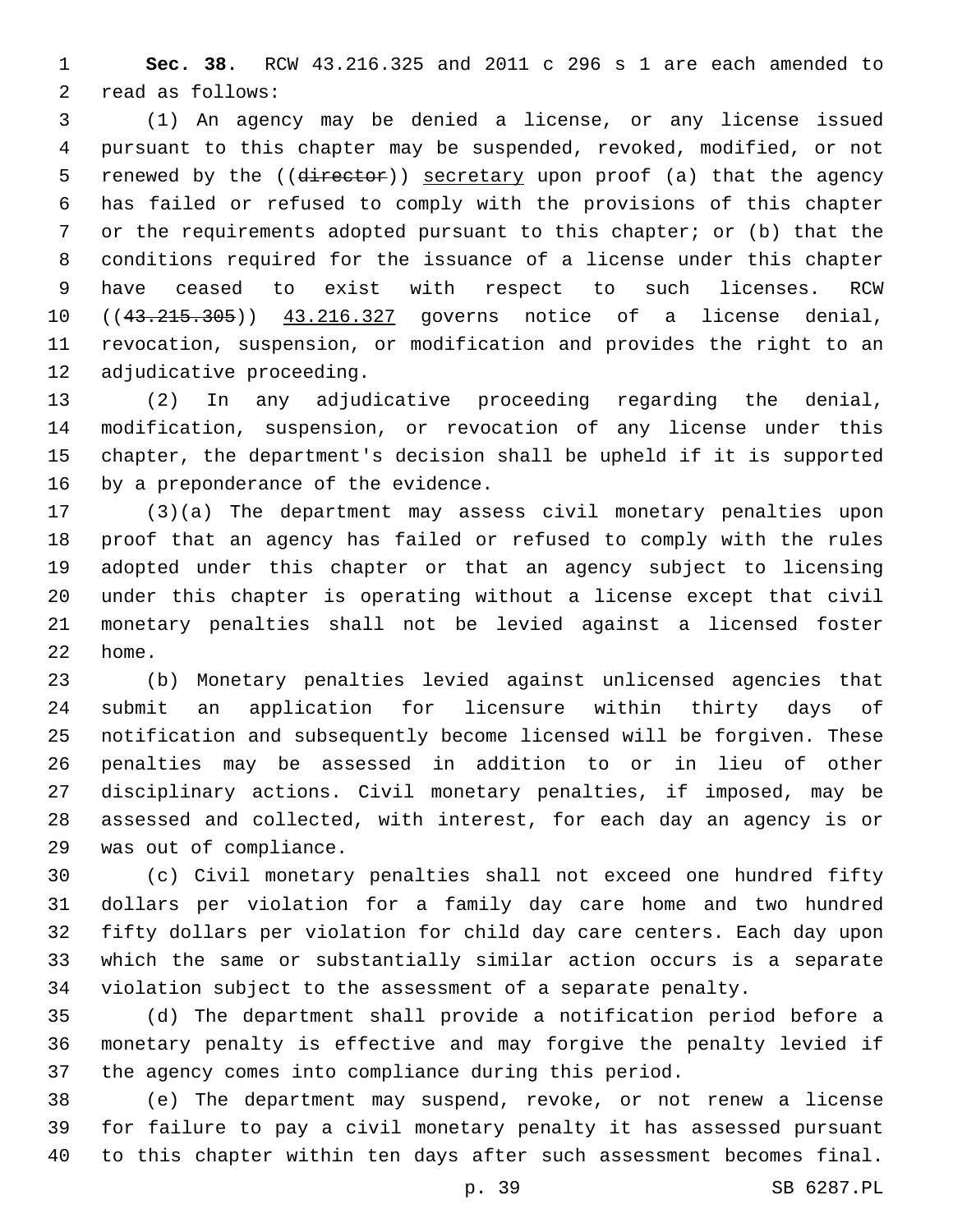**Sec. 38.** RCW 43.216.325 and 2011 c 296 s 1 are each amended to read as follows:

(1) An agency may be denied a license, or any license issued pursuant to this chapter may be suspended, revoked, modified, or not renewed by the ((~~director~~)) secretary upon proof (a) that the agency has failed or refused to comply with the provisions of this chapter or the requirements adopted pursuant to this chapter; or (b) that the conditions required for the issuance of a license under this chapter have ceased to exist with respect to such licenses. RCW ((~~43.215.305~~)) 43.216.327 governs notice of a license denial, revocation, suspension, or modification and provides the right to an adjudicative proceeding.

(2) In any adjudicative proceeding regarding the denial, modification, suspension, or revocation of any license under this chapter, the department's decision shall be upheld if it is supported by a preponderance of the evidence.

(3)(a) The department may assess civil monetary penalties upon proof that an agency has failed or refused to comply with the rules adopted under this chapter or that an agency subject to licensing under this chapter is operating without a license except that civil monetary penalties shall not be levied against a licensed foster home.

(b) Monetary penalties levied against unlicensed agencies that submit an application for licensure within thirty days of notification and subsequently become licensed will be forgiven. These penalties may be assessed in addition to or in lieu of other disciplinary actions. Civil monetary penalties, if imposed, may be assessed and collected, with interest, for each day an agency is or was out of compliance.

(c) Civil monetary penalties shall not exceed one hundred fifty dollars per violation for a family day care home and two hundred fifty dollars per violation for child day care centers. Each day upon which the same or substantially similar action occurs is a separate violation subject to the assessment of a separate penalty.

(d) The department shall provide a notification period before a monetary penalty is effective and may forgive the penalty levied if the agency comes into compliance during this period.

(e) The department may suspend, revoke, or not renew a license for failure to pay a civil monetary penalty it has assessed pursuant to this chapter within ten days after such assessment becomes final.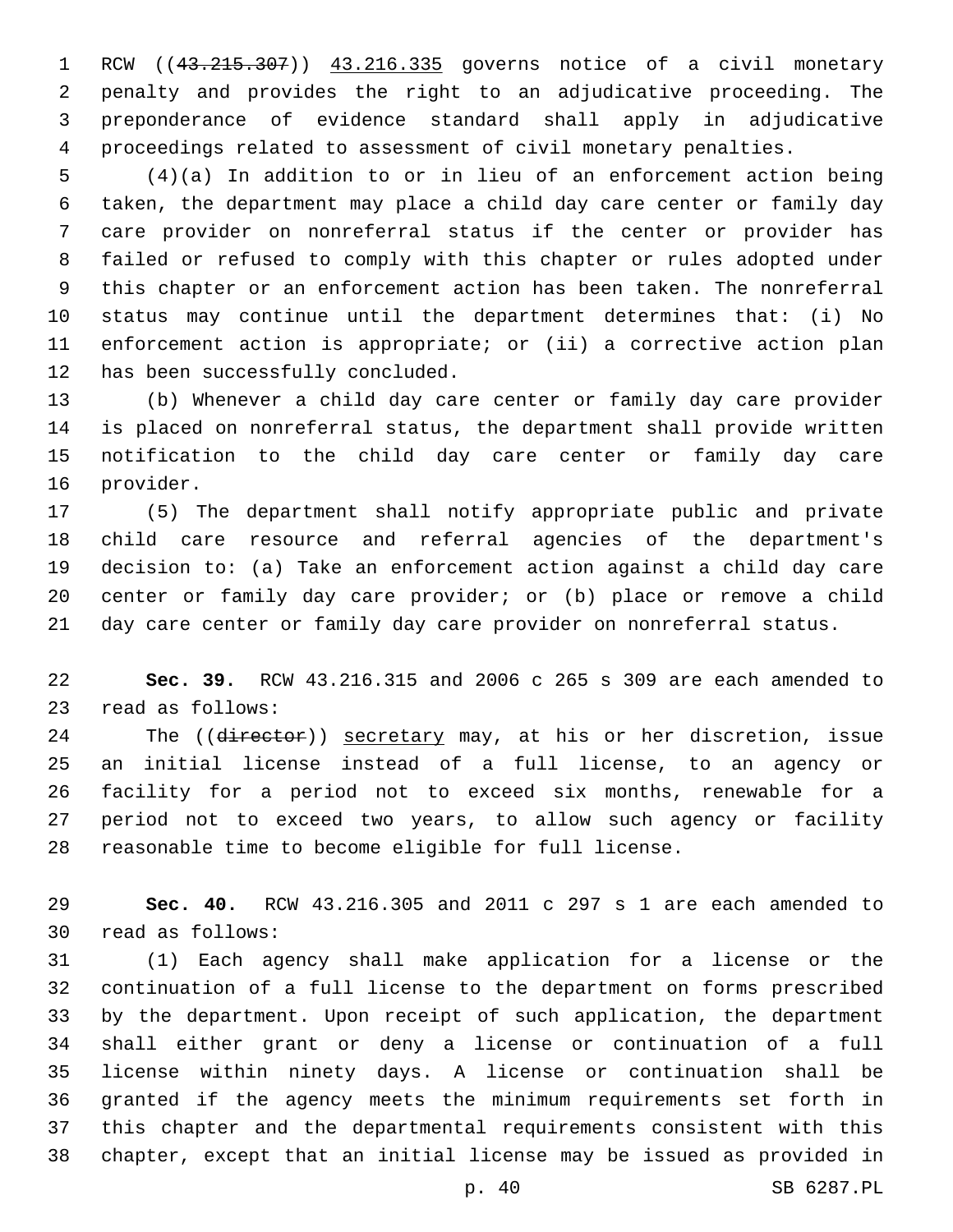RCW ((~~43.215.307~~)) 43.216.335 governs notice of a civil monetary penalty and provides the right to an adjudicative proceeding. The preponderance of evidence standard shall apply in adjudicative proceedings related to assessment of civil monetary penalties.

(4)(a) In addition to or in lieu of an enforcement action being taken, the department may place a child day care center or family day care provider on nonreferral status if the center or provider has failed or refused to comply with this chapter or rules adopted under this chapter or an enforcement action has been taken. The nonreferral status may continue until the department determines that: (i) No enforcement action is appropriate; or (ii) a corrective action plan has been successfully concluded.

(b) Whenever a child day care center or family day care provider is placed on nonreferral status, the department shall provide written notification to the child day care center or family day care provider.

(5) The department shall notify appropriate public and private child care resource and referral agencies of the department's decision to: (a) Take an enforcement action against a child day care center or family day care provider; or (b) place or remove a child day care center or family day care provider on nonreferral status.

**Sec. 39.** RCW 43.216.315 and 2006 c 265 s 309 are each amended to read as follows:

The ((~~director~~)) secretary may, at his or her discretion, issue an initial license instead of a full license, to an agency or facility for a period not to exceed six months, renewable for a period not to exceed two years, to allow such agency or facility reasonable time to become eligible for full license.

**Sec. 40.** RCW 43.216.305 and 2011 c 297 s 1 are each amended to read as follows:

(1) Each agency shall make application for a license or the continuation of a full license to the department on forms prescribed by the department. Upon receipt of such application, the department shall either grant or deny a license or continuation of a full license within ninety days. A license or continuation shall be granted if the agency meets the minimum requirements set forth in this chapter and the departmental requirements consistent with this chapter, except that an initial license may be issued as provided in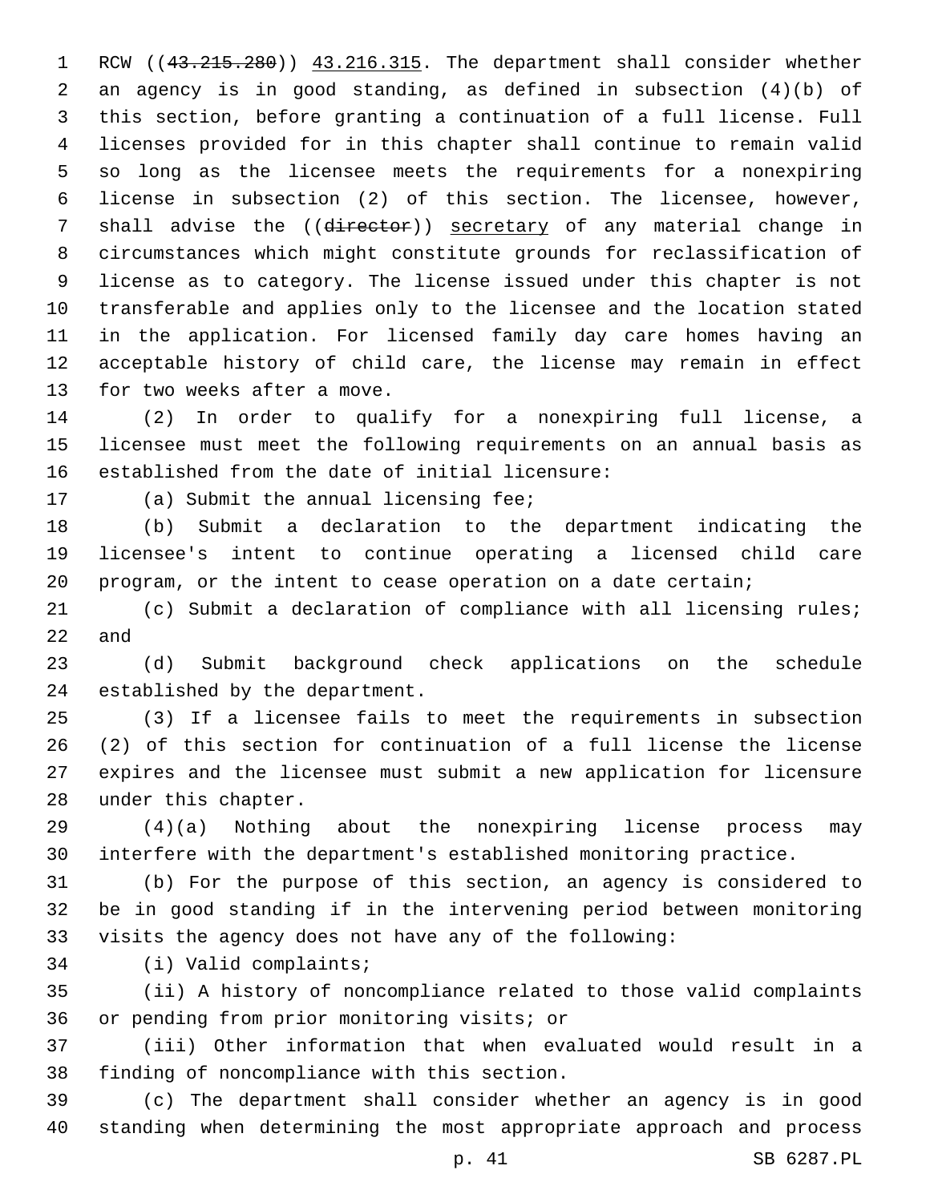RCW ((~~43.215.280~~)) 43.216.315. The department shall consider whether an agency is in good standing, as defined in subsection (4)(b) of this section, before granting a continuation of a full license. Full licenses provided for in this chapter shall continue to remain valid so long as the licensee meets the requirements for a nonexpiring license in subsection (2) of this section. The licensee, however, shall advise the ((~~director~~)) secretary of any material change in circumstances which might constitute grounds for reclassification of license as to category. The license issued under this chapter is not transferable and applies only to the licensee and the location stated in the application. For licensed family day care homes having an acceptable history of child care, the license may remain in effect for two weeks after a move.

(2) In order to qualify for a nonexpiring full license, a licensee must meet the following requirements on an annual basis as established from the date of initial licensure:

(a) Submit the annual licensing fee;

(b) Submit a declaration to the department indicating the licensee's intent to continue operating a licensed child care program, or the intent to cease operation on a date certain;

(c) Submit a declaration of compliance with all licensing rules; and

(d) Submit background check applications on the schedule established by the department.

(3) If a licensee fails to meet the requirements in subsection (2) of this section for continuation of a full license the license expires and the licensee must submit a new application for licensure under this chapter.

(4)(a) Nothing about the nonexpiring license process may interfere with the department's established monitoring practice.

(b) For the purpose of this section, an agency is considered to be in good standing if in the intervening period between monitoring visits the agency does not have any of the following:

(i) Valid complaints;

(ii) A history of noncompliance related to those valid complaints or pending from prior monitoring visits; or

(iii) Other information that when evaluated would result in a finding of noncompliance with this section.

(c) The department shall consider whether an agency is in good standing when determining the most appropriate approach and process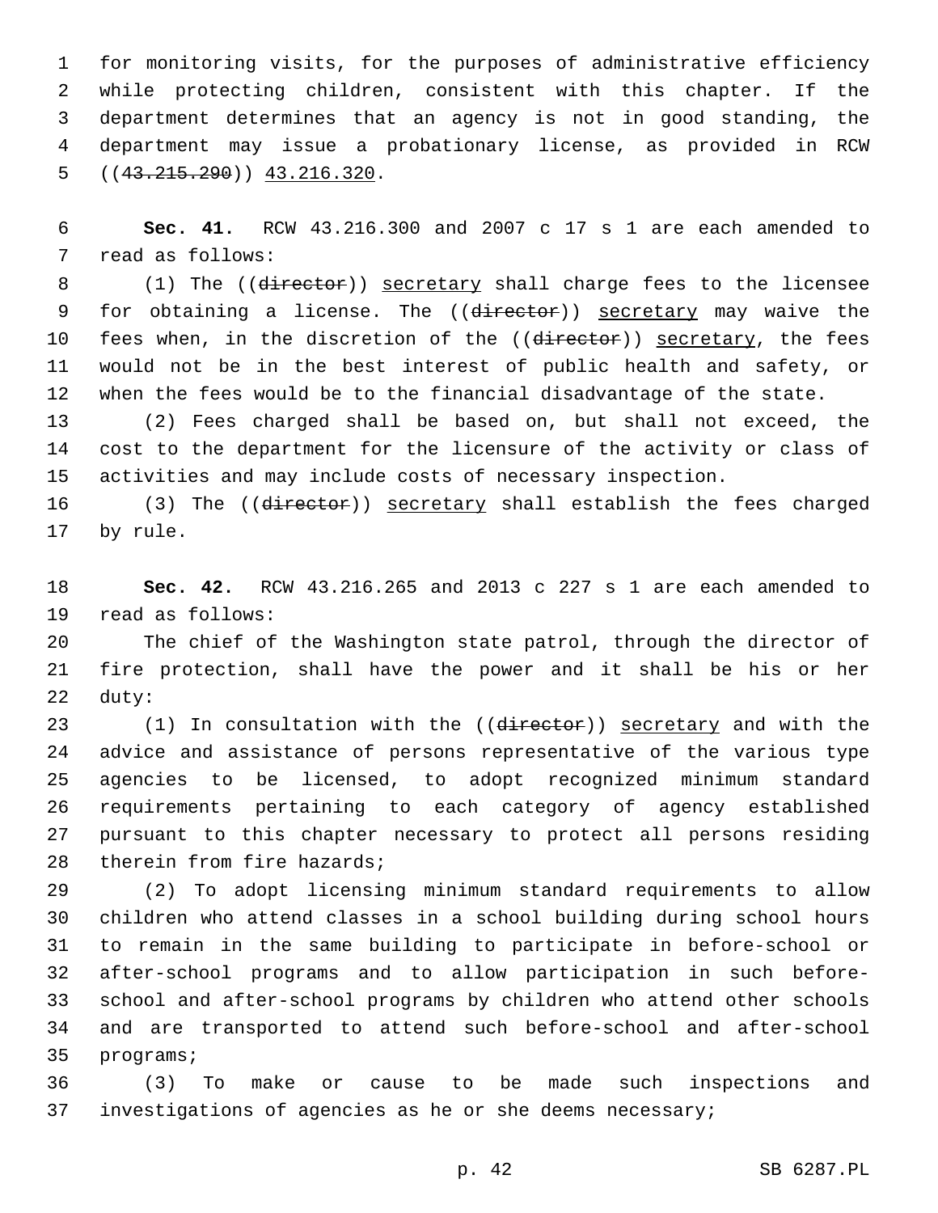for monitoring visits, for the purposes of administrative efficiency while protecting children, consistent with this chapter. If the department determines that an agency is not in good standing, the department may issue a probationary license, as provided in RCW ((~~43.215.290~~)) <u>43.216.320</u>.

**Sec. 41.** RCW 43.216.300 and 2007 c 17 s 1 are each amended to read as follows:

(1) The ((~~director~~)) <u>secretary</u> shall charge fees to the licensee for obtaining a license. The ((~~director~~)) <u>secretary</u> may waive the fees when, in the discretion of the ((~~director~~)) <u>secretary</u>, the fees would not be in the best interest of public health and safety, or when the fees would be to the financial disadvantage of the state.

(2) Fees charged shall be based on, but shall not exceed, the cost to the department for the licensure of the activity or class of activities and may include costs of necessary inspection.

(3) The ((~~director~~)) <u>secretary</u> shall establish the fees charged by rule.

**Sec. 42.** RCW 43.216.265 and 2013 c 227 s 1 are each amended to read as follows:

The chief of the Washington state patrol, through the director of fire protection, shall have the power and it shall be his or her duty:

(1) In consultation with the ((~~director~~)) <u>secretary</u> and with the advice and assistance of persons representative of the various type agencies to be licensed, to adopt recognized minimum standard requirements pertaining to each category of agency established pursuant to this chapter necessary to protect all persons residing therein from fire hazards;

(2) To adopt licensing minimum standard requirements to allow children who attend classes in a school building during school hours to remain in the same building to participate in before-school or after-school programs and to allow participation in such before-school and after-school programs by children who attend other schools and are transported to attend such before-school and after-school programs;

(3) To make or cause to be made such inspections and investigations of agencies as he or she deems necessary;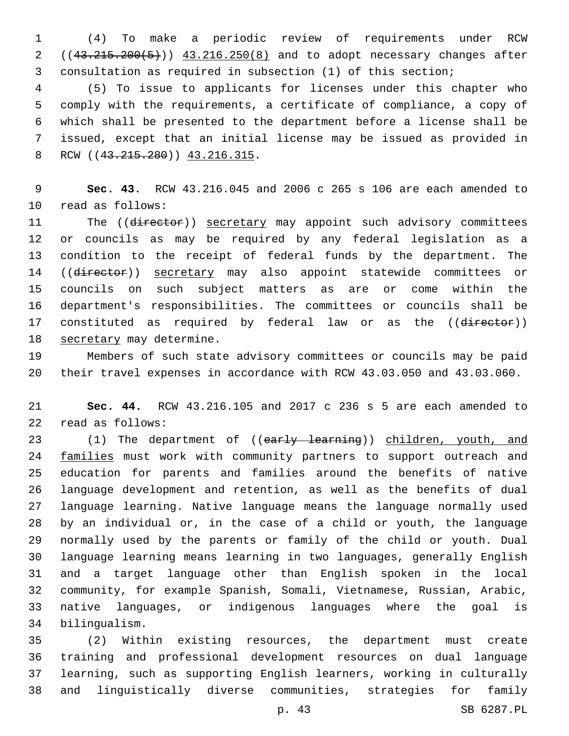(4) To make a periodic review of requirements under RCW ((~~43.215.200(5)~~)) <u>43.216.250(8)</u> and to adopt necessary changes after consultation as required in subsection (1) of this section;

(5) To issue to applicants for licenses under this chapter who comply with the requirements, a certificate of compliance, a copy of which shall be presented to the department before a license shall be issued, except that an initial license may be issued as provided in RCW ((~~43.215.280~~)) <u>43.216.315</u>.

**Sec. 43.** RCW 43.216.045 and 2006 c 265 s 106 are each amended to read as follows:

The ((~~director~~)) <u>secretary</u> may appoint such advisory committees or councils as may be required by any federal legislation as a condition to the receipt of federal funds by the department. The ((~~director~~)) <u>secretary</u> may also appoint statewide committees or councils on such subject matters as are or come within the department's responsibilities. The committees or councils shall be constituted as required by federal law or as the ((~~director~~)) <u>secretary</u> may determine.

Members of such state advisory committees or councils may be paid their travel expenses in accordance with RCW 43.03.050 and 43.03.060.

**Sec. 44.** RCW 43.216.105 and 2017 c 236 s 5 are each amended to read as follows:

(1) The department of ((~~early learning~~)) <u>children, youth, and families</u> must work with community partners to support outreach and education for parents and families around the benefits of native language development and retention, as well as the benefits of dual language learning. Native language means the language normally used by an individual or, in the case of a child or youth, the language normally used by the parents or family of the child or youth. Dual language learning means learning in two languages, generally English and a target language other than English spoken in the local community, for example Spanish, Somali, Vietnamese, Russian, Arabic, native languages, or indigenous languages where the goal is bilingualism.

(2) Within existing resources, the department must create training and professional development resources on dual language learning, such as supporting English learners, working in culturally and linguistically diverse communities, strategies for family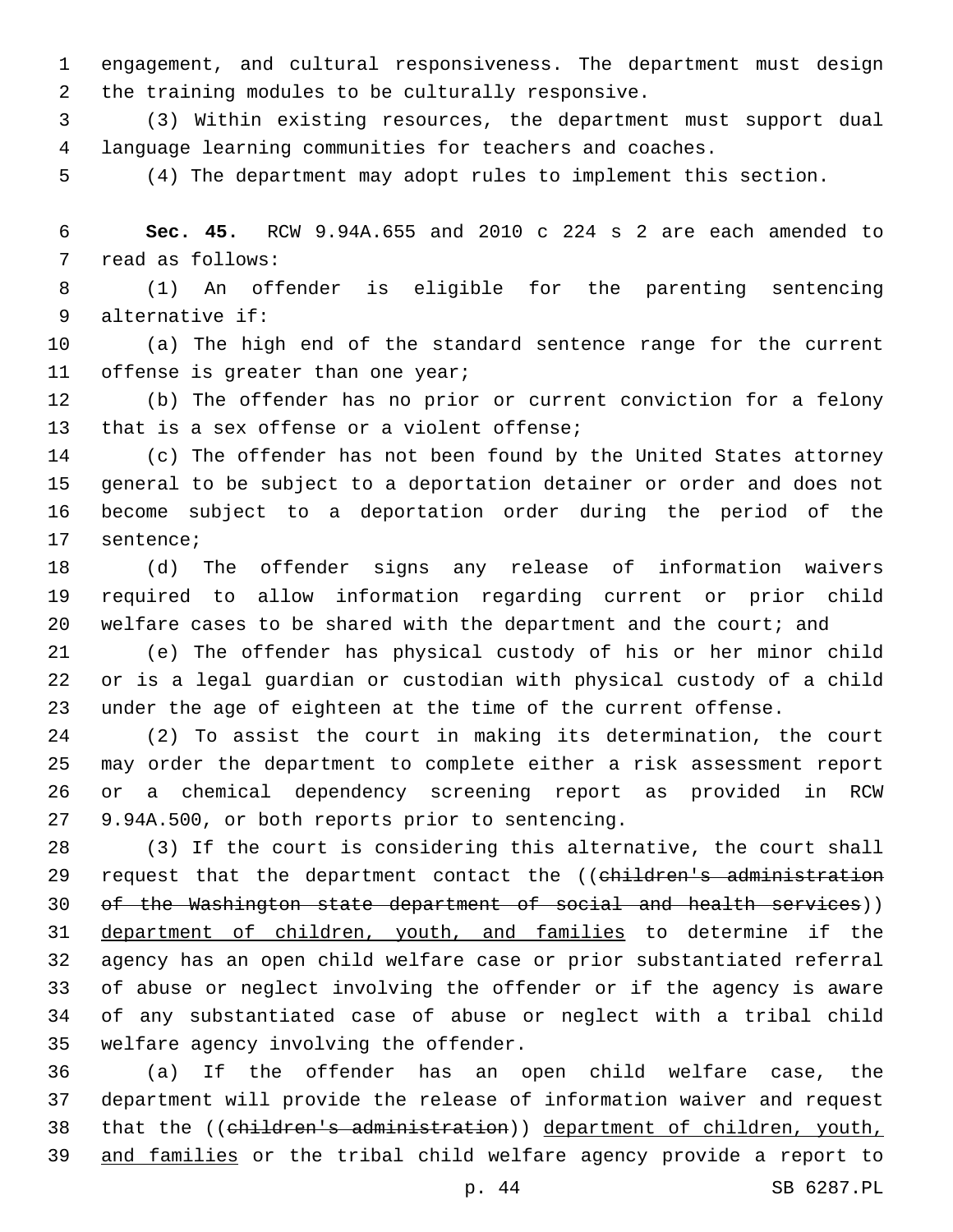engagement, and cultural responsiveness. The department must design the training modules to be culturally responsive.

(3) Within existing resources, the department must support dual language learning communities for teachers and coaches.

(4) The department may adopt rules to implement this section.

**Sec. 45.** RCW 9.94A.655 and 2010 c 224 s 2 are each amended to read as follows:

(1) An offender is eligible for the parenting sentencing alternative if:

(a) The high end of the standard sentence range for the current offense is greater than one year;

(b) The offender has no prior or current conviction for a felony that is a sex offense or a violent offense;

(c) The offender has not been found by the United States attorney general to be subject to a deportation detainer or order and does not become subject to a deportation order during the period of the sentence;

(d) The offender signs any release of information waivers required to allow information regarding current or prior child welfare cases to be shared with the department and the court; and

(e) The offender has physical custody of his or her minor child or is a legal guardian or custodian with physical custody of a child under the age of eighteen at the time of the current offense.

(2) To assist the court in making its determination, the court may order the department to complete either a risk assessment report or a chemical dependency screening report as provided in RCW 9.94A.500, or both reports prior to sentencing.

(3) If the court is considering this alternative, the court shall request that the department contact the ((~~children's administration of the Washington state department of social and health services~~)) department of children, youth, and families to determine if the agency has an open child welfare case or prior substantiated referral of abuse or neglect involving the offender or if the agency is aware of any substantiated case of abuse or neglect with a tribal child welfare agency involving the offender.

(a) If the offender has an open child welfare case, the department will provide the release of information waiver and request that the ((~~children's administration~~)) department of children, youth, and families or the tribal child welfare agency provide a report to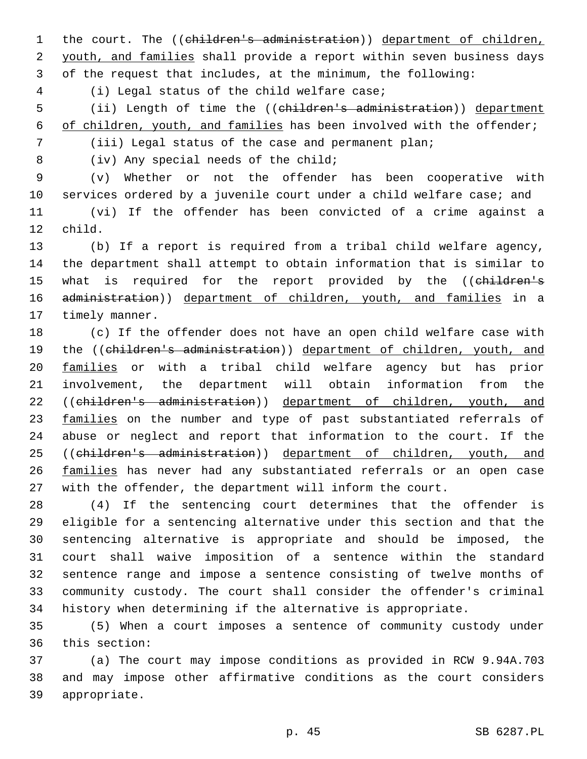the court. The ((~~children's administration~~)) <u>department of children, youth, and families</u> shall provide a report within seven business days of the request that includes, at the minimum, the following:

(i) Legal status of the child welfare case;

(ii) Length of time the ((~~children's administration~~)) <u>department of children, youth, and families</u> has been involved with the offender;

(iii) Legal status of the case and permanent plan;

(iv) Any special needs of the child;

(v) Whether or not the offender has been cooperative with services ordered by a juvenile court under a child welfare case; and

(vi) If the offender has been convicted of a crime against a child.

(b) If a report is required from a tribal child welfare agency, the department shall attempt to obtain information that is similar to what is required for the report provided by the ((~~children's administration~~)) <u>department of children, youth, and families</u> in a timely manner.

(c) If the offender does not have an open child welfare case with the ((~~children's administration~~)) <u>department of children, youth, and families</u> or with a tribal child welfare agency but has prior involvement, the department will obtain information from the ((~~children's administration~~)) <u>department of children, youth, and families</u> on the number and type of past substantiated referrals of abuse or neglect and report that information to the court. If the ((~~children's administration~~)) <u>department of children, youth, and families</u> has never had any substantiated referrals or an open case with the offender, the department will inform the court.

(4) If the sentencing court determines that the offender is eligible for a sentencing alternative under this section and that the sentencing alternative is appropriate and should be imposed, the court shall waive imposition of a sentence within the standard sentence range and impose a sentence consisting of twelve months of community custody. The court shall consider the offender's criminal history when determining if the alternative is appropriate.

(5) When a court imposes a sentence of community custody under this section:

(a) The court may impose conditions as provided in RCW 9.94A.703 and may impose other affirmative conditions as the court considers appropriate.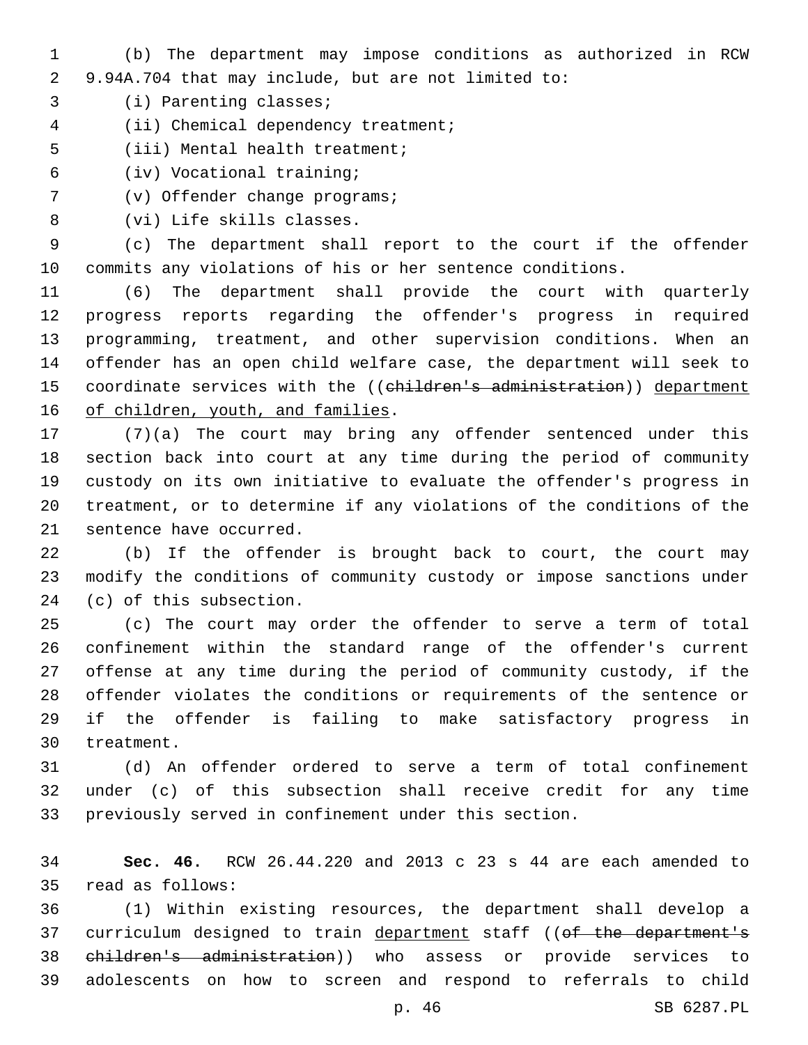(b) The department may impose conditions as authorized in RCW 9.94A.704 that may include, but are not limited to:

(i) Parenting classes;

(ii) Chemical dependency treatment;

(iii) Mental health treatment;

(iv) Vocational training;

(v) Offender change programs;

(vi) Life skills classes.

(c) The department shall report to the court if the offender commits any violations of his or her sentence conditions.

(6) The department shall provide the court with quarterly progress reports regarding the offender's progress in required programming, treatment, and other supervision conditions. When an offender has an open child welfare case, the department will seek to coordinate services with the ((~~children's administration~~)) <u>department of children, youth, and families</u>.

(7)(a) The court may bring any offender sentenced under this section back into court at any time during the period of community custody on its own initiative to evaluate the offender's progress in treatment, or to determine if any violations of the conditions of the sentence have occurred.

(b) If the offender is brought back to court, the court may modify the conditions of community custody or impose sanctions under (c) of this subsection.

(c) The court may order the offender to serve a term of total confinement within the standard range of the offender's current offense at any time during the period of community custody, if the offender violates the conditions or requirements of the sentence or if the offender is failing to make satisfactory progress in treatment.

(d) An offender ordered to serve a term of total confinement under (c) of this subsection shall receive credit for any time previously served in confinement under this section.

**Sec. 46.** RCW 26.44.220 and 2013 c 23 s 44 are each amended to read as follows:

(1) Within existing resources, the department shall develop a curriculum designed to train <u>department</u> staff ((~~of the department's children's administration~~)) who assess or provide services to adolescents on how to screen and respond to referrals to child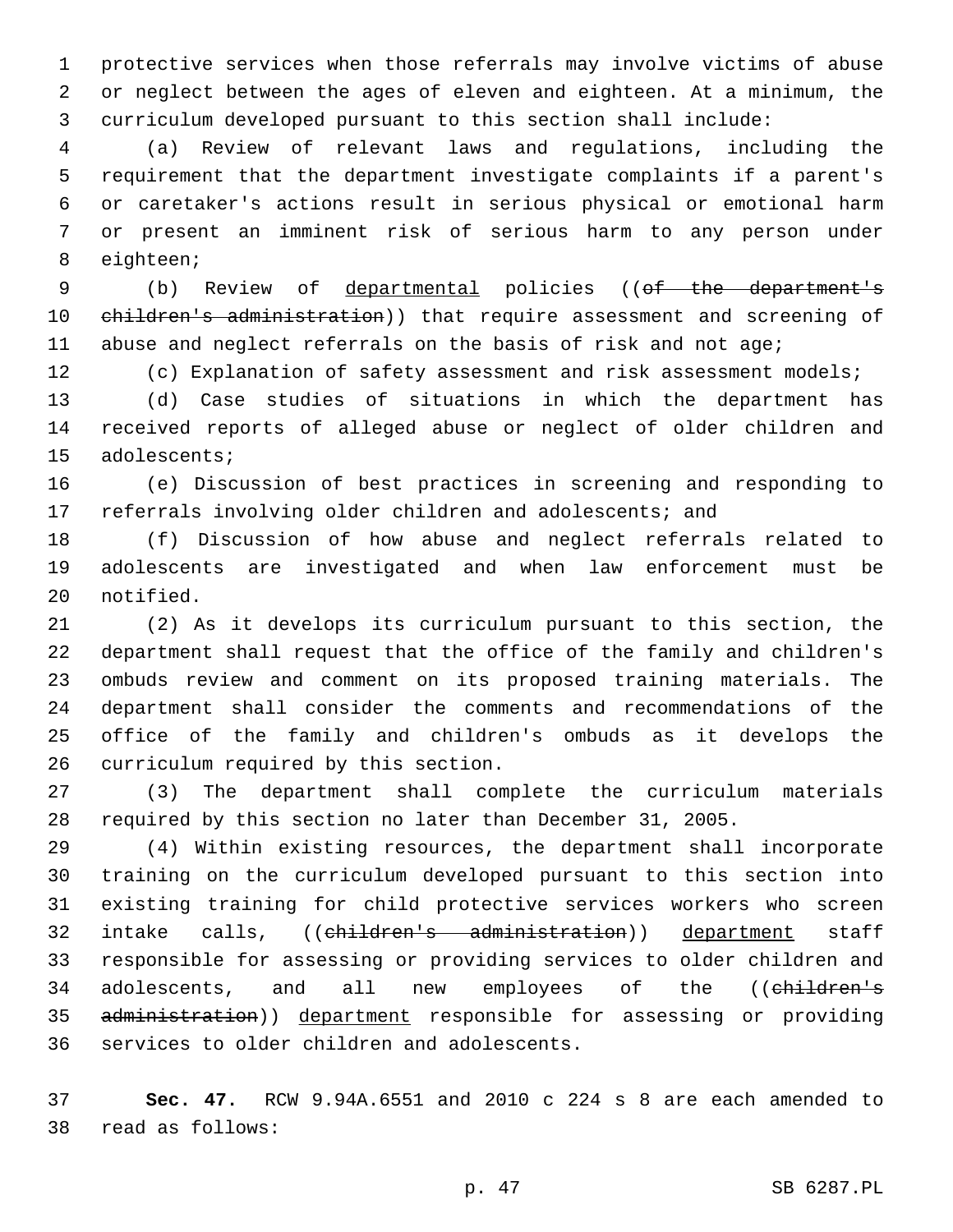protective services when those referrals may involve victims of abuse or neglect between the ages of eleven and eighteen. At a minimum, the curriculum developed pursuant to this section shall include:

(a) Review of relevant laws and regulations, including the requirement that the department investigate complaints if a parent's or caretaker's actions result in serious physical or emotional harm or present an imminent risk of serious harm to any person under eighteen;

(b) Review of departmental policies ((~~of the department's children's administration~~)) that require assessment and screening of abuse and neglect referrals on the basis of risk and not age;

(c) Explanation of safety assessment and risk assessment models;

(d) Case studies of situations in which the department has received reports of alleged abuse or neglect of older children and adolescents;

(e) Discussion of best practices in screening and responding to referrals involving older children and adolescents; and

(f) Discussion of how abuse and neglect referrals related to adolescents are investigated and when law enforcement must be notified.

(2) As it develops its curriculum pursuant to this section, the department shall request that the office of the family and children's ombuds review and comment on its proposed training materials. The department shall consider the comments and recommendations of the office of the family and children's ombuds as it develops the curriculum required by this section.

(3) The department shall complete the curriculum materials required by this section no later than December 31, 2005.

(4) Within existing resources, the department shall incorporate training on the curriculum developed pursuant to this section into existing training for child protective services workers who screen intake calls, ((~~children's administration~~)) department staff responsible for assessing or providing services to older children and adolescents, and all new employees of the ((~~children's administration~~)) department responsible for assessing or providing services to older children and adolescents.

**Sec. 47.** RCW 9.94A.6551 and 2010 c 224 s 8 are each amended to read as follows: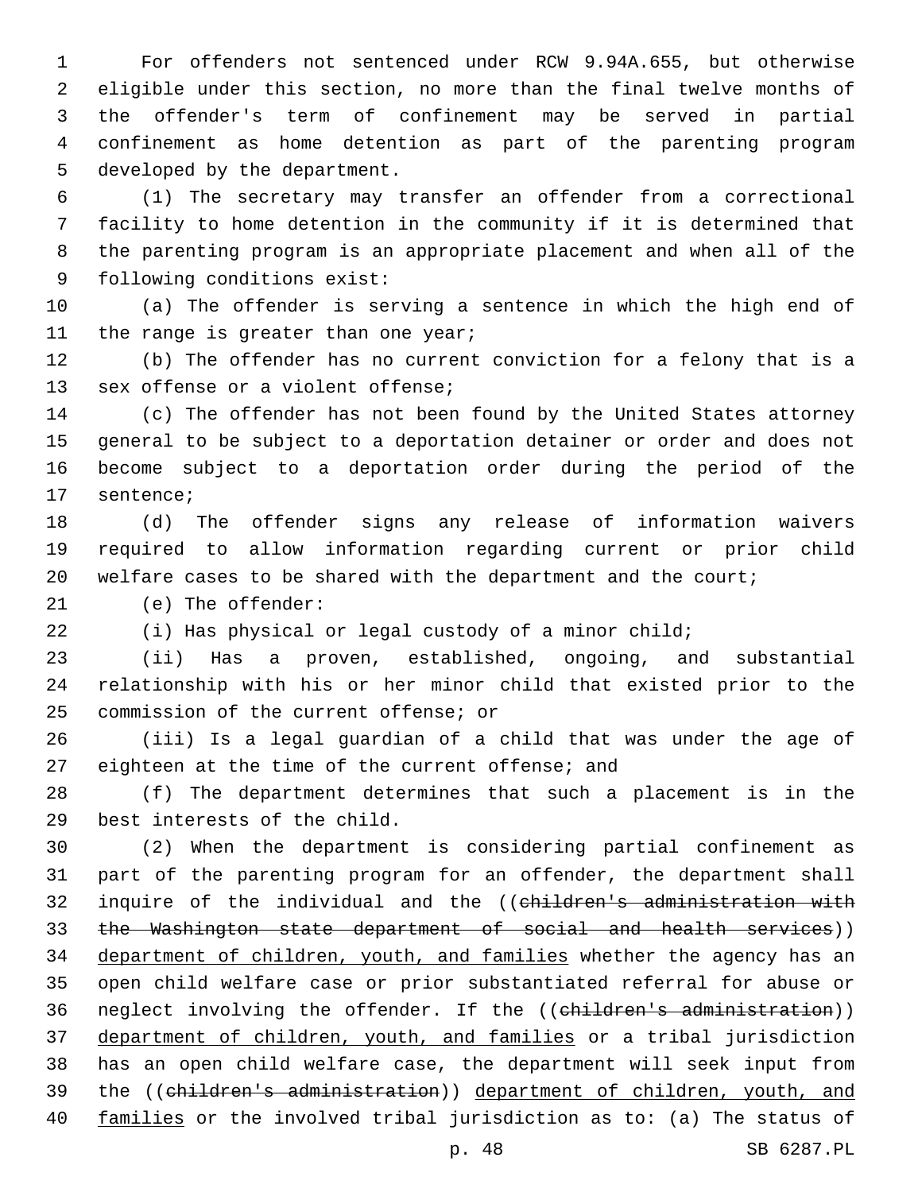For offenders not sentenced under RCW 9.94A.655, but otherwise eligible under this section, no more than the final twelve months of the offender's term of confinement may be served in partial confinement as home detention as part of the parenting program developed by the department.

(1) The secretary may transfer an offender from a correctional facility to home detention in the community if it is determined that the parenting program is an appropriate placement and when all of the following conditions exist:

(a) The offender is serving a sentence in which the high end of the range is greater than one year;

(b) The offender has no current conviction for a felony that is a sex offense or a violent offense;

(c) The offender has not been found by the United States attorney general to be subject to a deportation detainer or order and does not become subject to a deportation order during the period of the sentence;

(d) The offender signs any release of information waivers required to allow information regarding current or prior child welfare cases to be shared with the department and the court;

(e) The offender:

(i) Has physical or legal custody of a minor child;

(ii) Has a proven, established, ongoing, and substantial relationship with his or her minor child that existed prior to the commission of the current offense; or

(iii) Is a legal guardian of a child that was under the age of eighteen at the time of the current offense; and

(f) The department determines that such a placement is in the best interests of the child.

(2) When the department is considering partial confinement as part of the parenting program for an offender, the department shall inquire of the individual and the ((~~children's administration with the Washington state department of social and health services~~)) department of children, youth, and families whether the agency has an open child welfare case or prior substantiated referral for abuse or neglect involving the offender. If the ((~~children's administration~~)) department of children, youth, and families or a tribal jurisdiction has an open child welfare case, the department will seek input from the ((~~children's administration~~)) department of children, youth, and families or the involved tribal jurisdiction as to: (a) The status of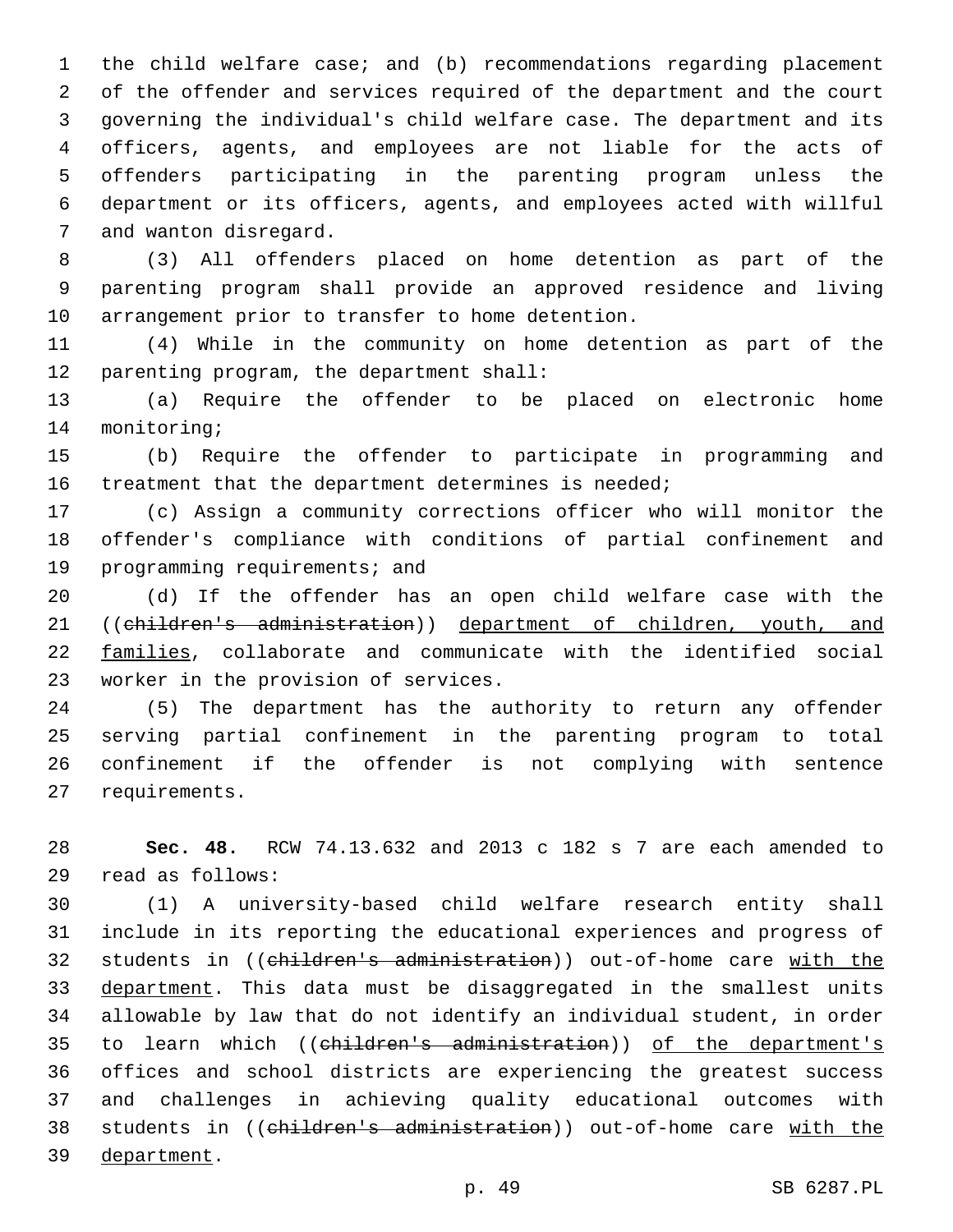the child welfare case; and (b) recommendations regarding placement of the offender and services required of the department and the court governing the individual's child welfare case. The department and its officers, agents, and employees are not liable for the acts of offenders participating in the parenting program unless the department or its officers, agents, and employees acted with willful and wanton disregard.

(3) All offenders placed on home detention as part of the parenting program shall provide an approved residence and living arrangement prior to transfer to home detention.

(4) While in the community on home detention as part of the parenting program, the department shall:

(a) Require the offender to be placed on electronic home monitoring;

(b) Require the offender to participate in programming and treatment that the department determines is needed;

(c) Assign a community corrections officer who will monitor the offender's compliance with conditions of partial confinement and programming requirements; and

(d) If the offender has an open child welfare case with the ((~~children's administration~~)) <u>department of children, youth, and families</u>, collaborate and communicate with the identified social worker in the provision of services.

(5) The department has the authority to return any offender serving partial confinement in the parenting program to total confinement if the offender is not complying with sentence requirements.

**Sec. 48.** RCW 74.13.632 and 2013 c 182 s 7 are each amended to read as follows:

(1) A university-based child welfare research entity shall include in its reporting the educational experiences and progress of students in ((~~children's administration~~)) out-of-home care <u>with the department</u>. This data must be disaggregated in the smallest units allowable by law that do not identify an individual student, in order to learn which ((~~children's administration~~)) <u>of the department's</u> offices and school districts are experiencing the greatest success and challenges in achieving quality educational outcomes with students in ((~~children's administration~~)) out-of-home care <u>with the department</u>.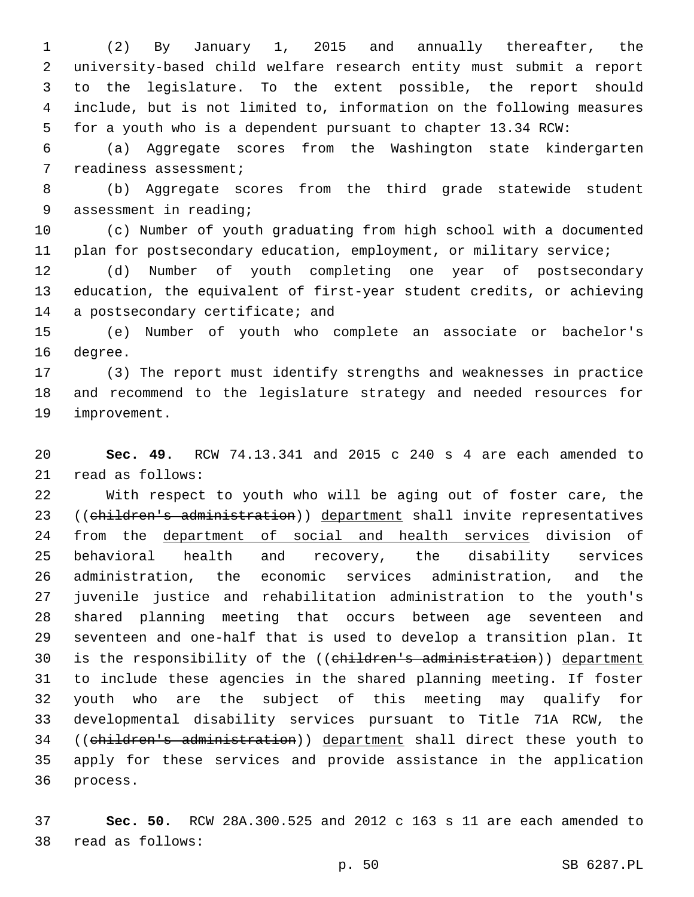(2) By January 1, 2015 and annually thereafter, the university-based child welfare research entity must submit a report to the legislature. To the extent possible, the report should include, but is not limited to, information on the following measures for a youth who is a dependent pursuant to chapter 13.34 RCW:

(a) Aggregate scores from the Washington state kindergarten readiness assessment;

(b) Aggregate scores from the third grade statewide student assessment in reading;

(c) Number of youth graduating from high school with a documented plan for postsecondary education, employment, or military service;

(d) Number of youth completing one year of postsecondary education, the equivalent of first-year student credits, or achieving a postsecondary certificate; and

(e) Number of youth who complete an associate or bachelor's degree.

(3) The report must identify strengths and weaknesses in practice and recommend to the legislature strategy and needed resources for improvement.

**Sec. 49.** RCW 74.13.341 and 2015 c 240 s 4 are each amended to read as follows:

With respect to youth who will be aging out of foster care, the ((~~children's administration~~)) department shall invite representatives from the department of social and health services division of behavioral health and recovery, the disability services administration, the economic services administration, and the juvenile justice and rehabilitation administration to the youth's shared planning meeting that occurs between age seventeen and seventeen and one-half that is used to develop a transition plan. It is the responsibility of the ((~~children's administration~~)) department to include these agencies in the shared planning meeting. If foster youth who are the subject of this meeting may qualify for developmental disability services pursuant to Title 71A RCW, the ((~~children's administration~~)) department shall direct these youth to apply for these services and provide assistance in the application process.

**Sec. 50.** RCW 28A.300.525 and 2012 c 163 s 11 are each amended to read as follows: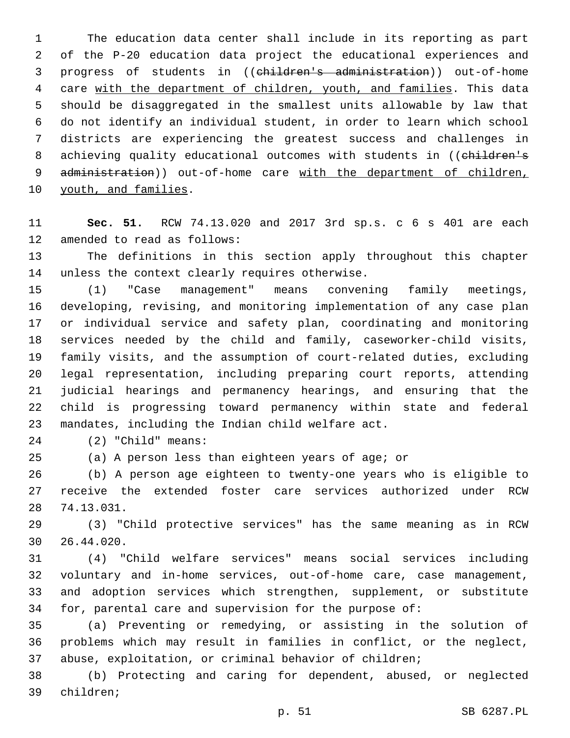The education data center shall include in its reporting as part of the P-20 education data project the educational experiences and progress of students in ((~~children's administration~~)) out-of-home care <u>with the department of children, youth, and families</u>. This data should be disaggregated in the smallest units allowable by law that do not identify an individual student, in order to learn which school districts are experiencing the greatest success and challenges in achieving quality educational outcomes with students in ((~~children's administration~~)) out-of-home care <u>with the department of children, youth, and families</u>.

**Sec. 51.** RCW 74.13.020 and 2017 3rd sp.s. c 6 s 401 are each amended to read as follows:

The definitions in this section apply throughout this chapter unless the context clearly requires otherwise.

(1) "Case management" means convening family meetings, developing, revising, and monitoring implementation of any case plan or individual service and safety plan, coordinating and monitoring services needed by the child and family, caseworker-child visits, family visits, and the assumption of court-related duties, excluding legal representation, including preparing court reports, attending judicial hearings and permanency hearings, and ensuring that the child is progressing toward permanency within state and federal mandates, including the Indian child welfare act.

(2) "Child" means:

(a) A person less than eighteen years of age; or

(b) A person age eighteen to twenty-one years who is eligible to receive the extended foster care services authorized under RCW 74.13.031.

(3) "Child protective services" has the same meaning as in RCW 26.44.020.

(4) "Child welfare services" means social services including voluntary and in-home services, out-of-home care, case management, and adoption services which strengthen, supplement, or substitute for, parental care and supervision for the purpose of:

(a) Preventing or remedying, or assisting in the solution of problems which may result in families in conflict, or the neglect, abuse, exploitation, or criminal behavior of children;

(b) Protecting and caring for dependent, abused, or neglected children;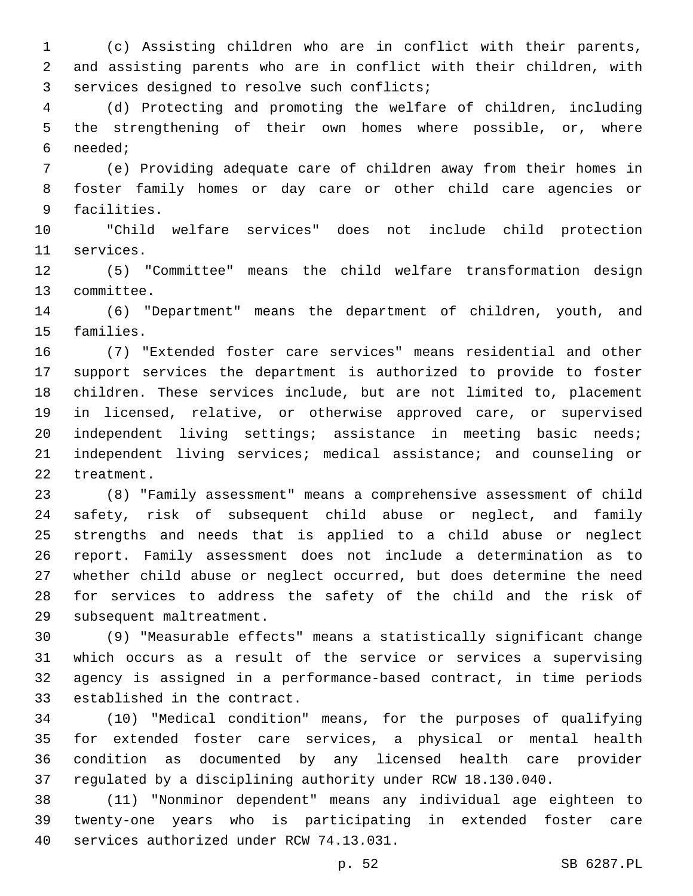(c) Assisting children who are in conflict with their parents, and assisting parents who are in conflict with their children, with services designed to resolve such conflicts;

(d) Protecting and promoting the welfare of children, including the strengthening of their own homes where possible, or, where needed;

(e) Providing adequate care of children away from their homes in foster family homes or day care or other child care agencies or facilities.

"Child welfare services" does not include child protection services.

(5) "Committee" means the child welfare transformation design committee.

(6) "Department" means the department of children, youth, and families.

(7) "Extended foster care services" means residential and other support services the department is authorized to provide to foster children. These services include, but are not limited to, placement in licensed, relative, or otherwise approved care, or supervised independent living settings; assistance in meeting basic needs; independent living services; medical assistance; and counseling or treatment.

(8) "Family assessment" means a comprehensive assessment of child safety, risk of subsequent child abuse or neglect, and family strengths and needs that is applied to a child abuse or neglect report. Family assessment does not include a determination as to whether child abuse or neglect occurred, but does determine the need for services to address the safety of the child and the risk of subsequent maltreatment.

(9) "Measurable effects" means a statistically significant change which occurs as a result of the service or services a supervising agency is assigned in a performance-based contract, in time periods established in the contract.

(10) "Medical condition" means, for the purposes of qualifying for extended foster care services, a physical or mental health condition as documented by any licensed health care provider regulated by a disciplining authority under RCW 18.130.040.

(11) "Nonminor dependent" means any individual age eighteen to twenty-one years who is participating in extended foster care services authorized under RCW 74.13.031.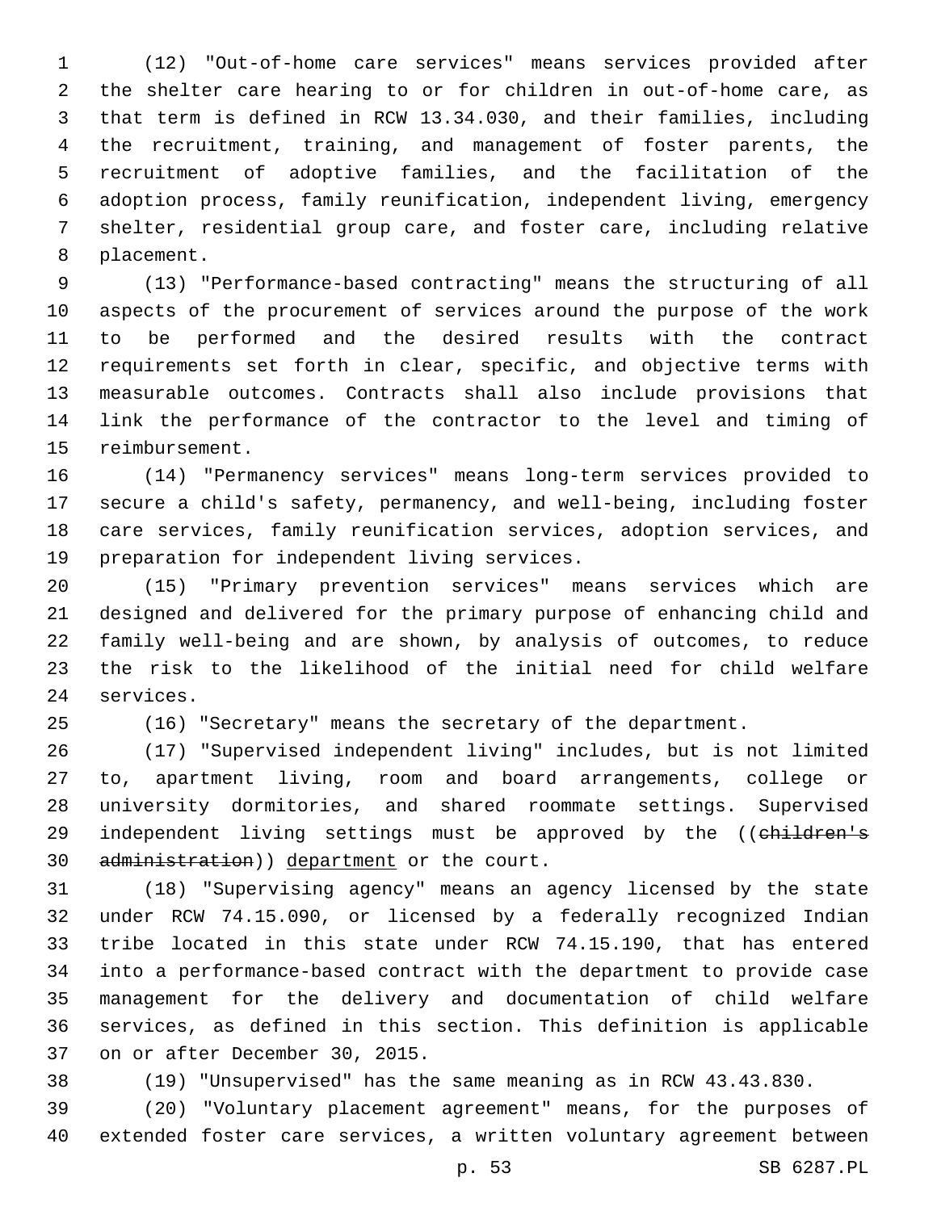(12) "Out-of-home care services" means services provided after the shelter care hearing to or for children in out-of-home care, as that term is defined in RCW 13.34.030, and their families, including the recruitment, training, and management of foster parents, the recruitment of adoptive families, and the facilitation of the adoption process, family reunification, independent living, emergency shelter, residential group care, and foster care, including relative placement.

(13) "Performance-based contracting" means the structuring of all aspects of the procurement of services around the purpose of the work to be performed and the desired results with the contract requirements set forth in clear, specific, and objective terms with measurable outcomes. Contracts shall also include provisions that link the performance of the contractor to the level and timing of reimbursement.

(14) "Permanency services" means long-term services provided to secure a child's safety, permanency, and well-being, including foster care services, family reunification services, adoption services, and preparation for independent living services.

(15) "Primary prevention services" means services which are designed and delivered for the primary purpose of enhancing child and family well-being and are shown, by analysis of outcomes, to reduce the risk to the likelihood of the initial need for child welfare services.

(16) "Secretary" means the secretary of the department.

(17) "Supervised independent living" includes, but is not limited to, apartment living, room and board arrangements, college or university dormitories, and shared roommate settings. Supervised independent living settings must be approved by the ((~~children's administration~~)) <u>department</u> or the court.

(18) "Supervising agency" means an agency licensed by the state under RCW 74.15.090, or licensed by a federally recognized Indian tribe located in this state under RCW 74.15.190, that has entered into a performance-based contract with the department to provide case management for the delivery and documentation of child welfare services, as defined in this section. This definition is applicable on or after December 30, 2015.

(19) "Unsupervised" has the same meaning as in RCW 43.43.830.

(20) "Voluntary placement agreement" means, for the purposes of extended foster care services, a written voluntary agreement between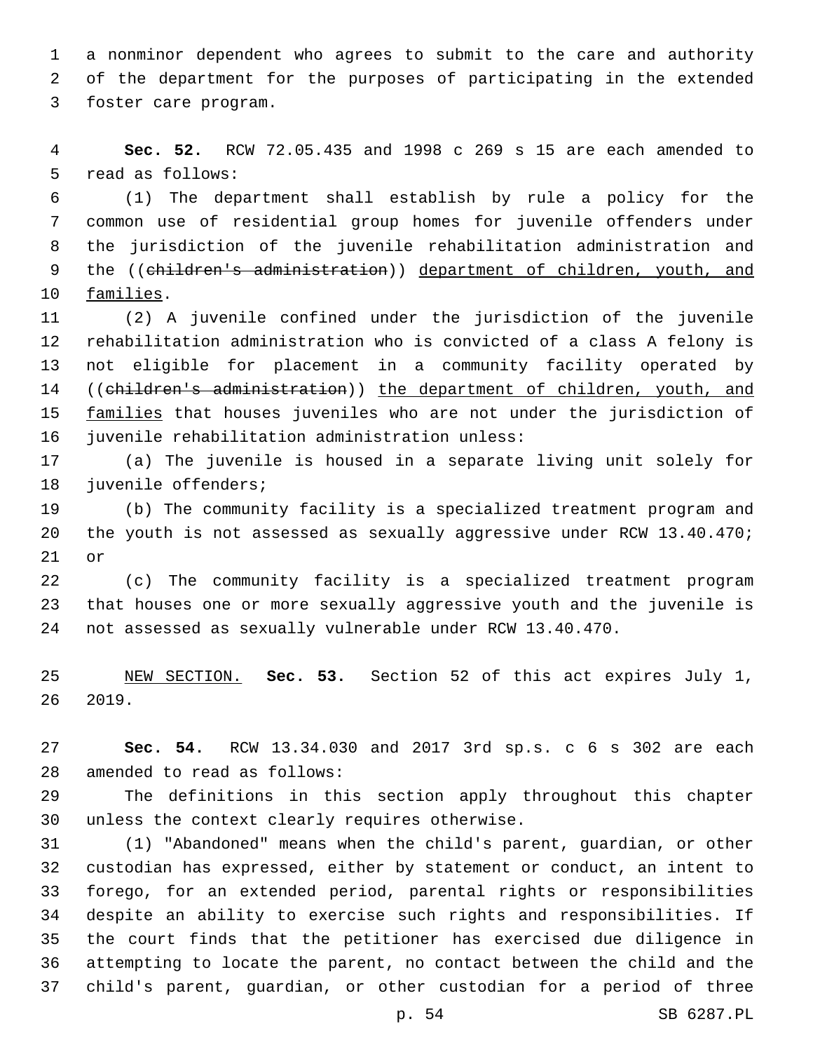a nonminor dependent who agrees to submit to the care and authority of the department for the purposes of participating in the extended foster care program.

**Sec. 52.** RCW 72.05.435 and 1998 c 269 s 15 are each amended to read as follows:

(1) The department shall establish by rule a policy for the common use of residential group homes for juvenile offenders under the jurisdiction of the juvenile rehabilitation administration and the ((~~children's administration~~)) department of children, youth, and families.

(2) A juvenile confined under the jurisdiction of the juvenile rehabilitation administration who is convicted of a class A felony is not eligible for placement in a community facility operated by ((~~children's administration~~)) the department of children, youth, and families that houses juveniles who are not under the jurisdiction of juvenile rehabilitation administration unless:

(a) The juvenile is housed in a separate living unit solely for juvenile offenders;

(b) The community facility is a specialized treatment program and the youth is not assessed as sexually aggressive under RCW 13.40.470; or

(c) The community facility is a specialized treatment program that houses one or more sexually aggressive youth and the juvenile is not assessed as sexually vulnerable under RCW 13.40.470.

NEW SECTION. **Sec. 53.** Section 52 of this act expires July 1, 2019.

**Sec. 54.** RCW 13.34.030 and 2017 3rd sp.s. c 6 s 302 are each amended to read as follows:

The definitions in this section apply throughout this chapter unless the context clearly requires otherwise.

(1) "Abandoned" means when the child's parent, guardian, or other custodian has expressed, either by statement or conduct, an intent to forego, for an extended period, parental rights or responsibilities despite an ability to exercise such rights and responsibilities. If the court finds that the petitioner has exercised due diligence in attempting to locate the parent, no contact between the child and the child's parent, guardian, or other custodian for a period of three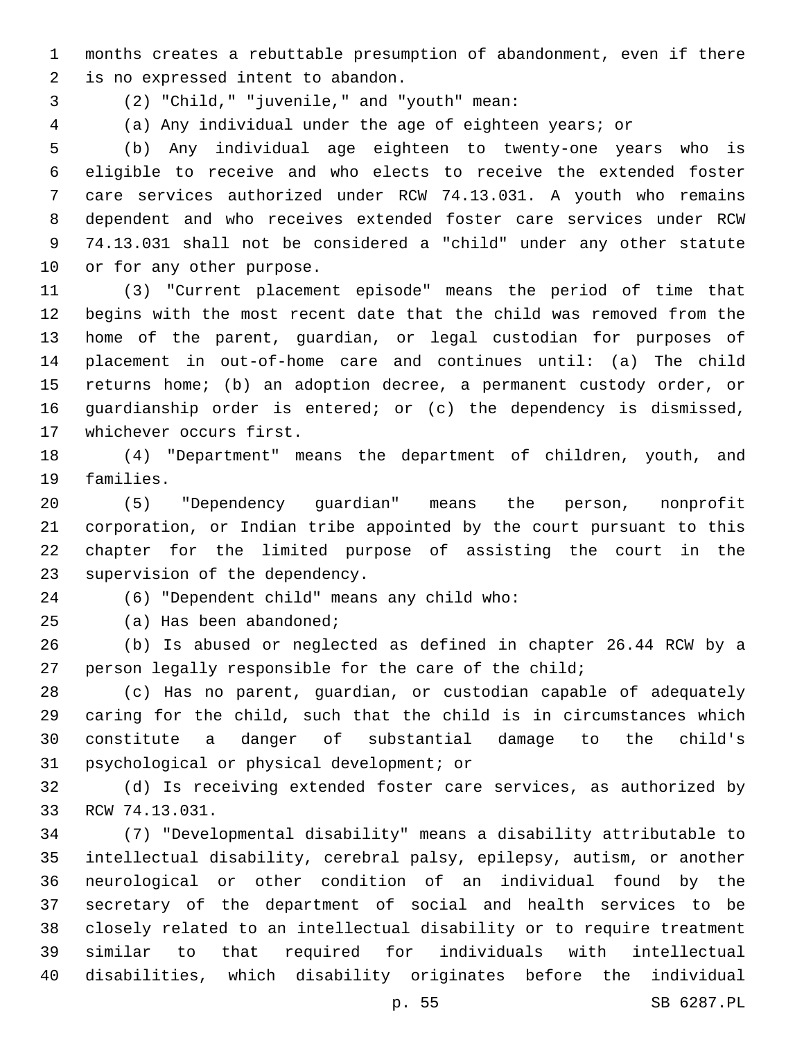months creates a rebuttable presumption of abandonment, even if there is no expressed intent to abandon.

(2) "Child," "juvenile," and "youth" mean:

(a) Any individual under the age of eighteen years; or

(b) Any individual age eighteen to twenty-one years who is eligible to receive and who elects to receive the extended foster care services authorized under RCW 74.13.031. A youth who remains dependent and who receives extended foster care services under RCW 74.13.031 shall not be considered a "child" under any other statute or for any other purpose.

(3) "Current placement episode" means the period of time that begins with the most recent date that the child was removed from the home of the parent, guardian, or legal custodian for purposes of placement in out-of-home care and continues until: (a) The child returns home; (b) an adoption decree, a permanent custody order, or guardianship order is entered; or (c) the dependency is dismissed, whichever occurs first.

(4) "Department" means the department of children, youth, and families.

(5) "Dependency guardian" means the person, nonprofit corporation, or Indian tribe appointed by the court pursuant to this chapter for the limited purpose of assisting the court in the supervision of the dependency.

(6) "Dependent child" means any child who:

(a) Has been abandoned;

(b) Is abused or neglected as defined in chapter 26.44 RCW by a person legally responsible for the care of the child;

(c) Has no parent, guardian, or custodian capable of adequately caring for the child, such that the child is in circumstances which constitute a danger of substantial damage to the child's psychological or physical development; or

(d) Is receiving extended foster care services, as authorized by RCW 74.13.031.

(7) "Developmental disability" means a disability attributable to intellectual disability, cerebral palsy, epilepsy, autism, or another neurological or other condition of an individual found by the secretary of the department of social and health services to be closely related to an intellectual disability or to require treatment similar to that required for individuals with intellectual disabilities, which disability originates before the individual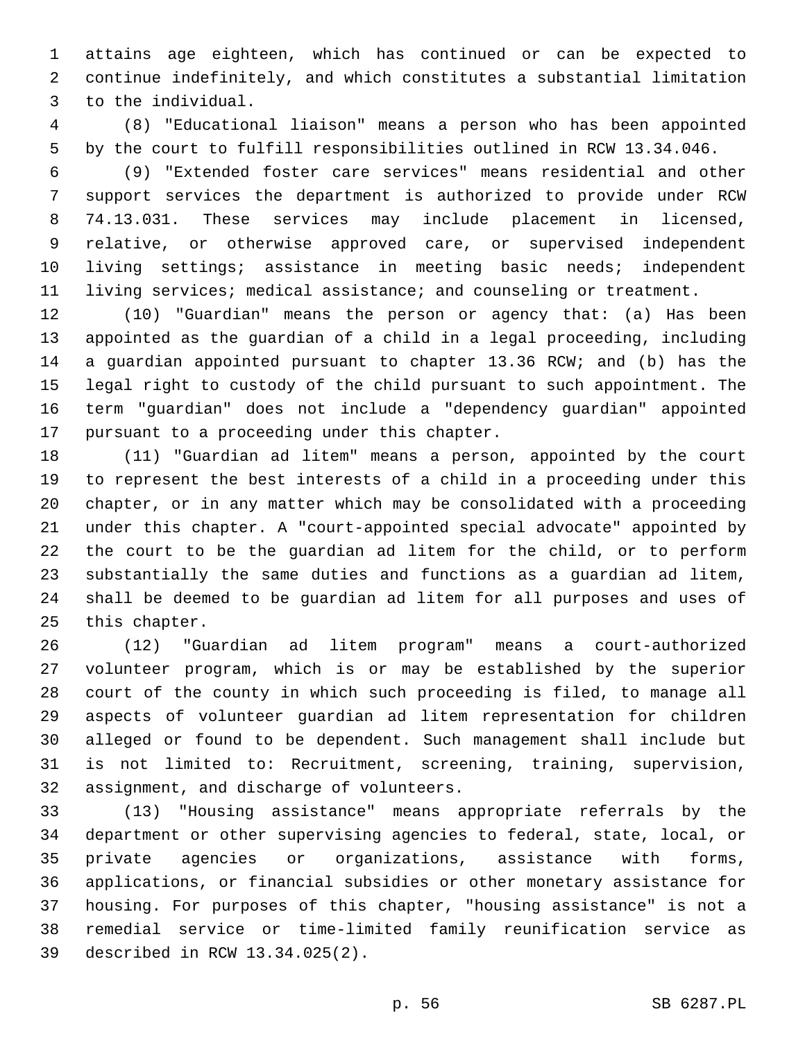attains age eighteen, which has continued or can be expected to continue indefinitely, and which constitutes a substantial limitation to the individual.

(8) "Educational liaison" means a person who has been appointed by the court to fulfill responsibilities outlined in RCW 13.34.046.

(9) "Extended foster care services" means residential and other support services the department is authorized to provide under RCW 74.13.031. These services may include placement in licensed, relative, or otherwise approved care, or supervised independent living settings; assistance in meeting basic needs; independent living services; medical assistance; and counseling or treatment.

(10) "Guardian" means the person or agency that: (a) Has been appointed as the guardian of a child in a legal proceeding, including a guardian appointed pursuant to chapter 13.36 RCW; and (b) has the legal right to custody of the child pursuant to such appointment. The term "guardian" does not include a "dependency guardian" appointed pursuant to a proceeding under this chapter.

(11) "Guardian ad litem" means a person, appointed by the court to represent the best interests of a child in a proceeding under this chapter, or in any matter which may be consolidated with a proceeding under this chapter. A "court-appointed special advocate" appointed by the court to be the guardian ad litem for the child, or to perform substantially the same duties and functions as a guardian ad litem, shall be deemed to be guardian ad litem for all purposes and uses of this chapter.

(12) "Guardian ad litem program" means a court-authorized volunteer program, which is or may be established by the superior court of the county in which such proceeding is filed, to manage all aspects of volunteer guardian ad litem representation for children alleged or found to be dependent. Such management shall include but is not limited to: Recruitment, screening, training, supervision, assignment, and discharge of volunteers.

(13) "Housing assistance" means appropriate referrals by the department or other supervising agencies to federal, state, local, or private agencies or organizations, assistance with forms, applications, or financial subsidies or other monetary assistance for housing. For purposes of this chapter, "housing assistance" is not a remedial service or time-limited family reunification service as described in RCW 13.34.025(2).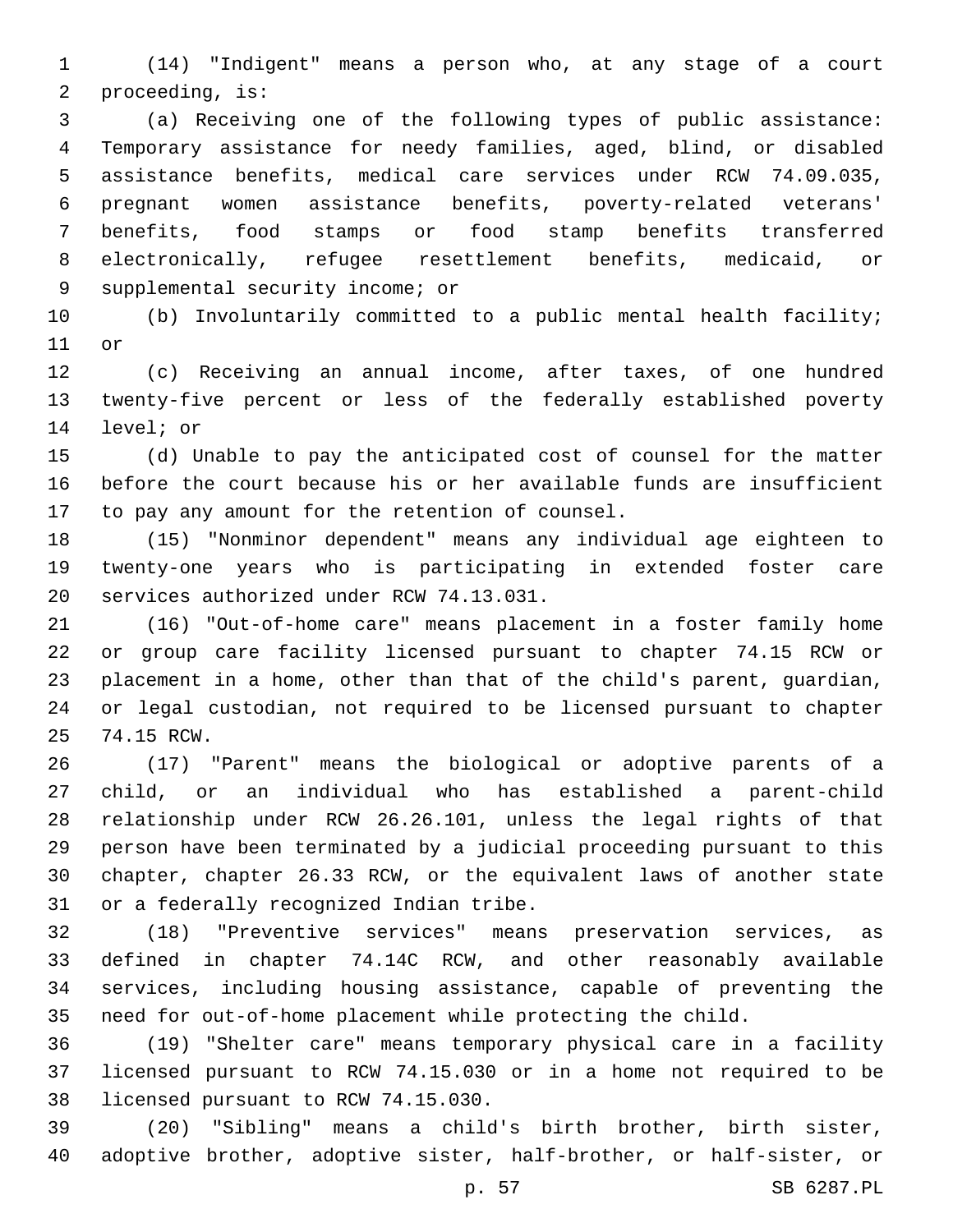(14) "Indigent" means a person who, at any stage of a court proceeding, is:

(a) Receiving one of the following types of public assistance: Temporary assistance for needy families, aged, blind, or disabled assistance benefits, medical care services under RCW 74.09.035, pregnant women assistance benefits, poverty-related veterans' benefits, food stamps or food stamp benefits transferred electronically, refugee resettlement benefits, medicaid, or supplemental security income; or

(b) Involuntarily committed to a public mental health facility; or

(c) Receiving an annual income, after taxes, of one hundred twenty-five percent or less of the federally established poverty level; or

(d) Unable to pay the anticipated cost of counsel for the matter before the court because his or her available funds are insufficient to pay any amount for the retention of counsel.

(15) "Nonminor dependent" means any individual age eighteen to twenty-one years who is participating in extended foster care services authorized under RCW 74.13.031.

(16) "Out-of-home care" means placement in a foster family home or group care facility licensed pursuant to chapter 74.15 RCW or placement in a home, other than that of the child's parent, guardian, or legal custodian, not required to be licensed pursuant to chapter 74.15 RCW.

(17) "Parent" means the biological or adoptive parents of a child, or an individual who has established a parent-child relationship under RCW 26.26.101, unless the legal rights of that person have been terminated by a judicial proceeding pursuant to this chapter, chapter 26.33 RCW, or the equivalent laws of another state or a federally recognized Indian tribe.

(18) "Preventive services" means preservation services, as defined in chapter 74.14C RCW, and other reasonably available services, including housing assistance, capable of preventing the need for out-of-home placement while protecting the child.

(19) "Shelter care" means temporary physical care in a facility licensed pursuant to RCW 74.15.030 or in a home not required to be licensed pursuant to RCW 74.15.030.

(20) "Sibling" means a child's birth brother, birth sister, adoptive brother, adoptive sister, half-brother, or half-sister, or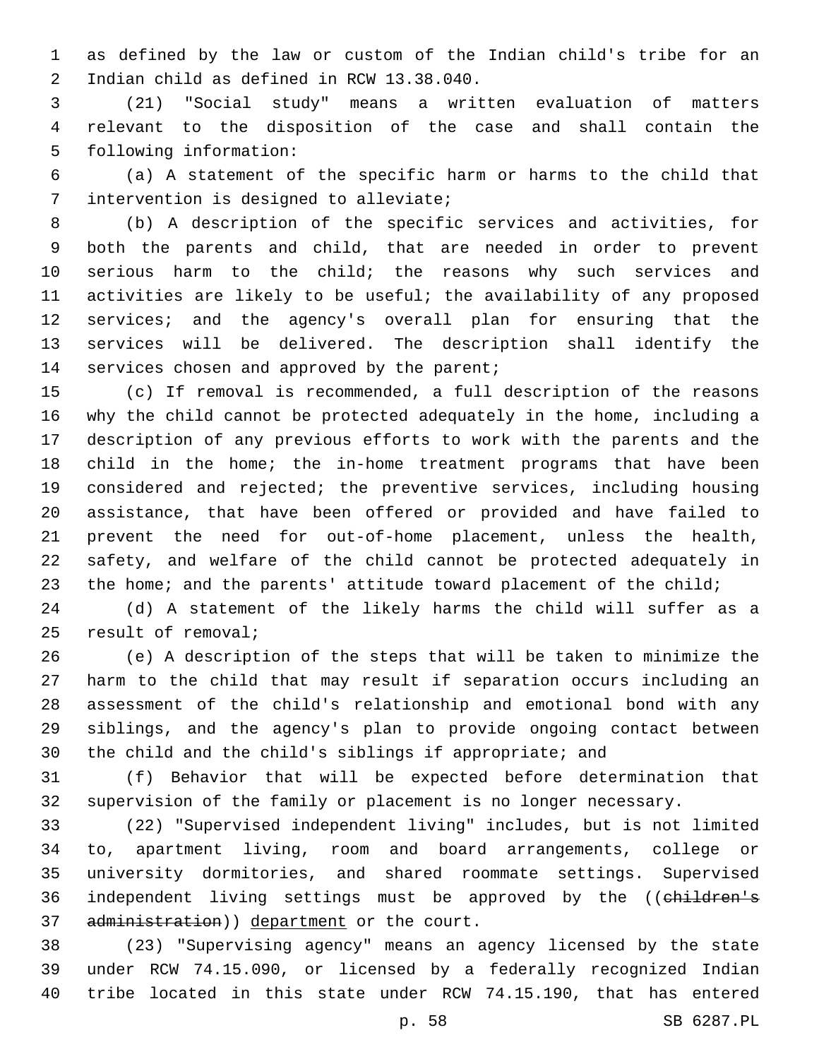as defined by the law or custom of the Indian child's tribe for an Indian child as defined in RCW 13.38.040.

(21) "Social study" means a written evaluation of matters relevant to the disposition of the case and shall contain the following information:

(a) A statement of the specific harm or harms to the child that intervention is designed to alleviate;

(b) A description of the specific services and activities, for both the parents and child, that are needed in order to prevent serious harm to the child; the reasons why such services and activities are likely to be useful; the availability of any proposed services; and the agency's overall plan for ensuring that the services will be delivered. The description shall identify the services chosen and approved by the parent;

(c) If removal is recommended, a full description of the reasons why the child cannot be protected adequately in the home, including a description of any previous efforts to work with the parents and the child in the home; the in-home treatment programs that have been considered and rejected; the preventive services, including housing assistance, that have been offered or provided and have failed to prevent the need for out-of-home placement, unless the health, safety, and welfare of the child cannot be protected adequately in the home; and the parents' attitude toward placement of the child;

(d) A statement of the likely harms the child will suffer as a result of removal;

(e) A description of the steps that will be taken to minimize the harm to the child that may result if separation occurs including an assessment of the child's relationship and emotional bond with any siblings, and the agency's plan to provide ongoing contact between the child and the child's siblings if appropriate; and

(f) Behavior that will be expected before determination that supervision of the family or placement is no longer necessary.

(22) "Supervised independent living" includes, but is not limited to, apartment living, room and board arrangements, college or university dormitories, and shared roommate settings. Supervised independent living settings must be approved by the ((~~children's administration~~)) department or the court.

(23) "Supervising agency" means an agency licensed by the state under RCW 74.15.090, or licensed by a federally recognized Indian tribe located in this state under RCW 74.15.190, that has entered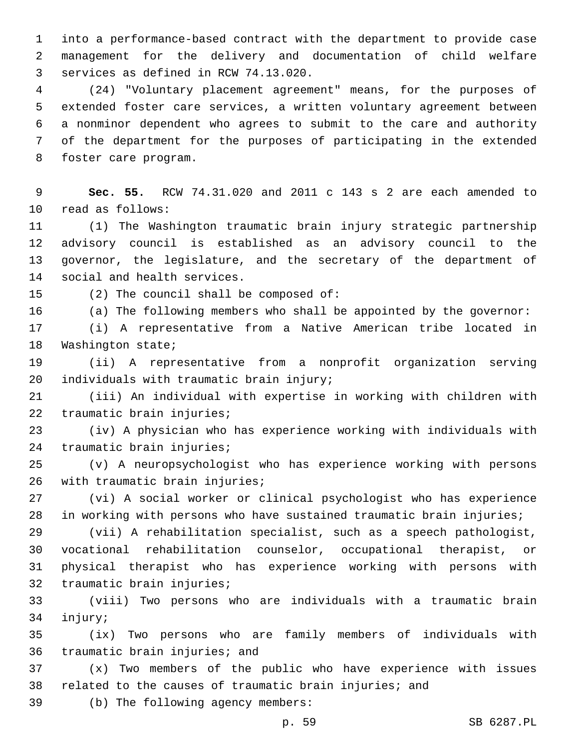into a performance-based contract with the department to provide case management for the delivery and documentation of child welfare services as defined in RCW 74.13.020.

(24) "Voluntary placement agreement" means, for the purposes of extended foster care services, a written voluntary agreement between a nonminor dependent who agrees to submit to the care and authority of the department for the purposes of participating in the extended foster care program.

**Sec. 55.** RCW 74.31.020 and 2011 c 143 s 2 are each amended to read as follows:

(1) The Washington traumatic brain injury strategic partnership advisory council is established as an advisory council to the governor, the legislature, and the secretary of the department of social and health services.

(2) The council shall be composed of:

(a) The following members who shall be appointed by the governor:

(i) A representative from a Native American tribe located in Washington state;

(ii) A representative from a nonprofit organization serving individuals with traumatic brain injury;

(iii) An individual with expertise in working with children with traumatic brain injuries;

(iv) A physician who has experience working with individuals with traumatic brain injuries;

(v) A neuropsychologist who has experience working with persons with traumatic brain injuries;

(vi) A social worker or clinical psychologist who has experience in working with persons who have sustained traumatic brain injuries;

(vii) A rehabilitation specialist, such as a speech pathologist, vocational rehabilitation counselor, occupational therapist, or physical therapist who has experience working with persons with traumatic brain injuries;

(viii) Two persons who are individuals with a traumatic brain injury;

(ix) Two persons who are family members of individuals with traumatic brain injuries; and

(x) Two members of the public who have experience with issues related to the causes of traumatic brain injuries; and

(b) The following agency members: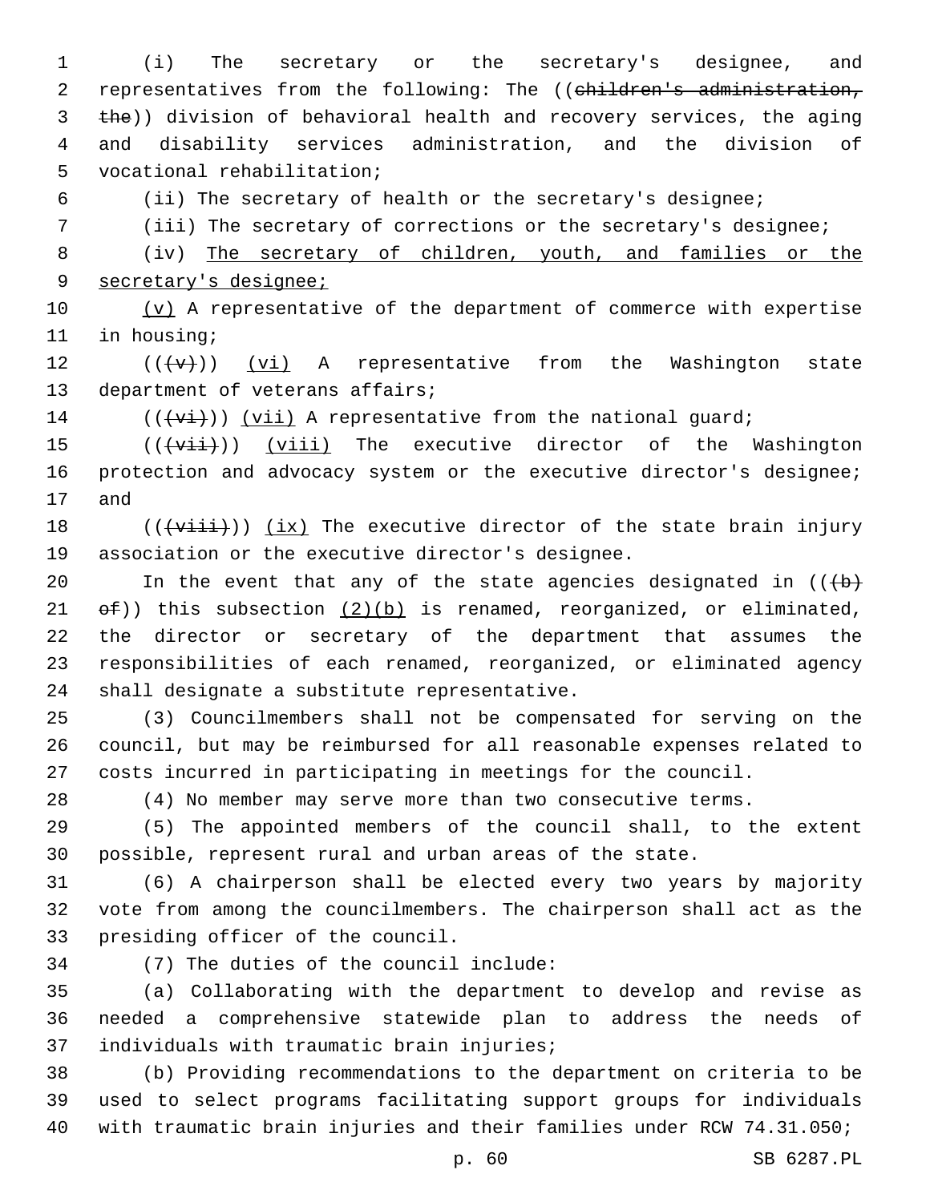(i) The secretary or the secretary's designee, and representatives from the following: The ((~~children's administration, the~~)) division of behavioral health and recovery services, the aging and disability services administration, and the division of vocational rehabilitation;

(ii) The secretary of health or the secretary's designee;

(iii) The secretary of corrections or the secretary's designee;

(iv) <u>The secretary of children, youth, and families or the secretary's designee;</u>

<u>(v)</u> A representative of the department of commerce with expertise in housing;

((~~(v)~~)) <u>(vi)</u> A representative from the Washington state department of veterans affairs;

((~~(vi)~~)) <u>(vii)</u> A representative from the national guard;

((~~(vii)~~)) <u>(viii)</u> The executive director of the Washington protection and advocacy system or the executive director's designee; and

((~~(viii)~~)) <u>(ix)</u> The executive director of the state brain injury association or the executive director's designee.

In the event that any of the state agencies designated in ((~~(b) of~~)) this subsection <u>(2)(b)</u> is renamed, reorganized, or eliminated, the director or secretary of the department that assumes the responsibilities of each renamed, reorganized, or eliminated agency shall designate a substitute representative.

(3) Councilmembers shall not be compensated for serving on the council, but may be reimbursed for all reasonable expenses related to costs incurred in participating in meetings for the council.

(4) No member may serve more than two consecutive terms.

(5) The appointed members of the council shall, to the extent possible, represent rural and urban areas of the state.

(6) A chairperson shall be elected every two years by majority vote from among the councilmembers. The chairperson shall act as the presiding officer of the council.

(7) The duties of the council include:

(a) Collaborating with the department to develop and revise as needed a comprehensive statewide plan to address the needs of individuals with traumatic brain injuries;

(b) Providing recommendations to the department on criteria to be used to select programs facilitating support groups for individuals with traumatic brain injuries and their families under RCW 74.31.050;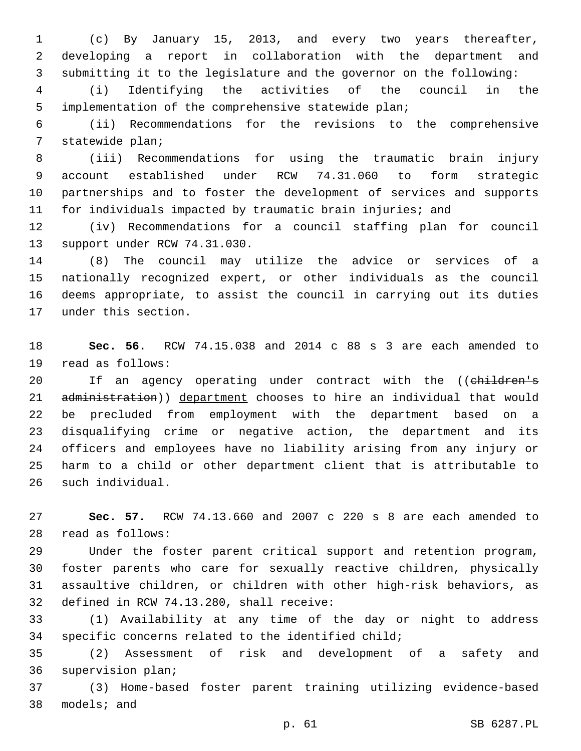(c) By January 15, 2013, and every two years thereafter, developing a report in collaboration with the department and submitting it to the legislature and the governor on the following:

(i) Identifying the activities of the council in the implementation of the comprehensive statewide plan;

(ii) Recommendations for the revisions to the comprehensive statewide plan;

(iii) Recommendations for using the traumatic brain injury account established under RCW 74.31.060 to form strategic partnerships and to foster the development of services and supports for individuals impacted by traumatic brain injuries; and

(iv) Recommendations for a council staffing plan for council support under RCW 74.31.030.

(8) The council may utilize the advice or services of a nationally recognized expert, or other individuals as the council deems appropriate, to assist the council in carrying out its duties under this section.

**Sec. 56.** RCW 74.15.038 and 2014 c 88 s 3 are each amended to read as follows:

If an agency operating under contract with the ((~~children's administration~~)) department chooses to hire an individual that would be precluded from employment with the department based on a disqualifying crime or negative action, the department and its officers and employees have no liability arising from any injury or harm to a child or other department client that is attributable to such individual.

**Sec. 57.** RCW 74.13.660 and 2007 c 220 s 8 are each amended to read as follows:

Under the foster parent critical support and retention program, foster parents who care for sexually reactive children, physically assaultive children, or children with other high-risk behaviors, as defined in RCW 74.13.280, shall receive:

(1) Availability at any time of the day or night to address specific concerns related to the identified child;

(2) Assessment of risk and development of a safety and supervision plan;

(3) Home-based foster parent training utilizing evidence-based models; and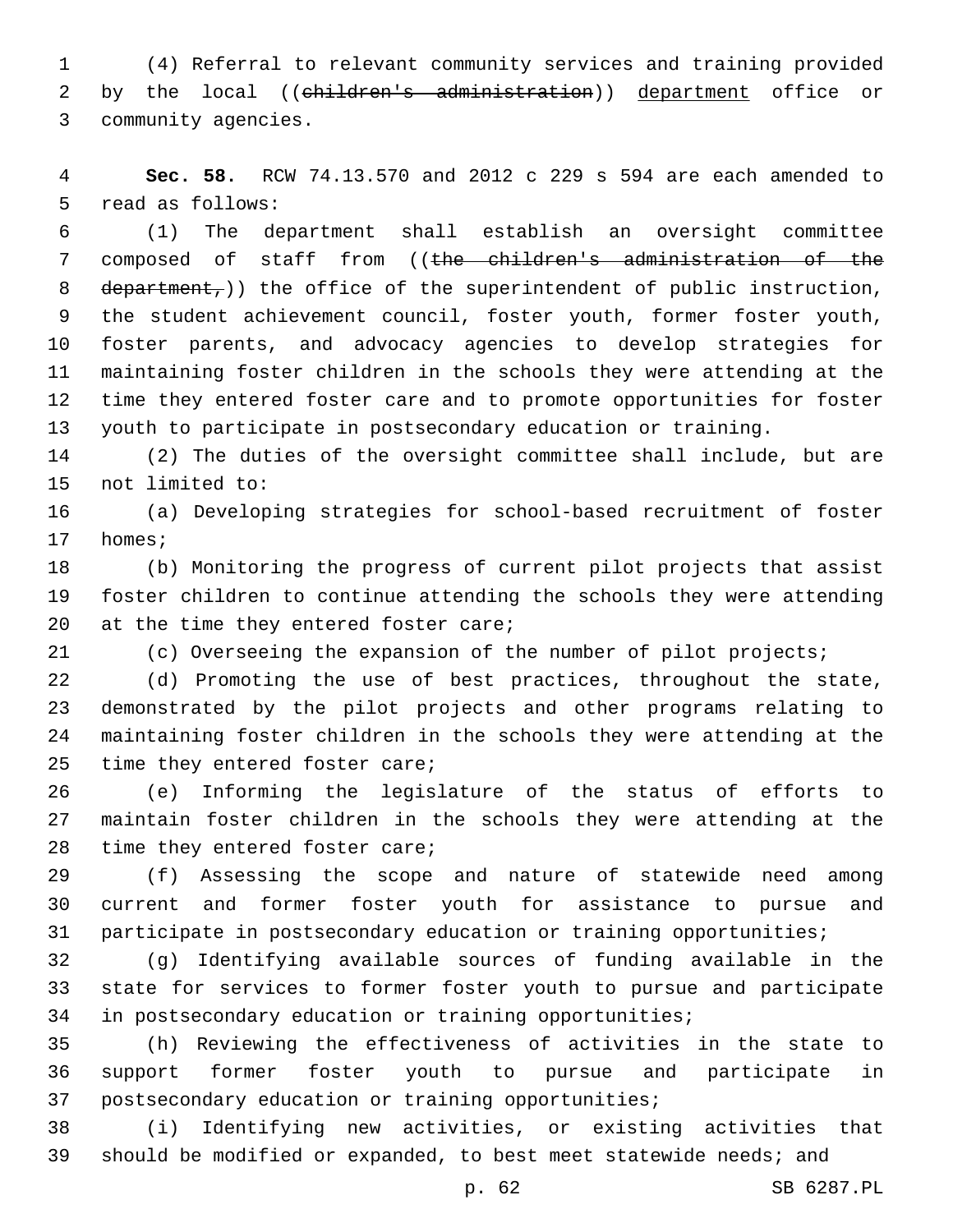(4) Referral to relevant community services and training provided by the local ((~~children's administration~~)) <u>department</u> office or community agencies.

**Sec. 58.** RCW 74.13.570 and 2012 c 229 s 594 are each amended to read as follows:

(1) The department shall establish an oversight committee composed of staff from ((~~the children's administration of the department,~~)) the office of the superintendent of public instruction, the student achievement council, foster youth, former foster youth, foster parents, and advocacy agencies to develop strategies for maintaining foster children in the schools they were attending at the time they entered foster care and to promote opportunities for foster youth to participate in postsecondary education or training.

(2) The duties of the oversight committee shall include, but are not limited to:

(a) Developing strategies for school-based recruitment of foster homes;

(b) Monitoring the progress of current pilot projects that assist foster children to continue attending the schools they were attending at the time they entered foster care;

(c) Overseeing the expansion of the number of pilot projects;

(d) Promoting the use of best practices, throughout the state, demonstrated by the pilot projects and other programs relating to maintaining foster children in the schools they were attending at the time they entered foster care;

(e) Informing the legislature of the status of efforts to maintain foster children in the schools they were attending at the time they entered foster care;

(f) Assessing the scope and nature of statewide need among current and former foster youth for assistance to pursue and participate in postsecondary education or training opportunities;

(g) Identifying available sources of funding available in the state for services to former foster youth to pursue and participate in postsecondary education or training opportunities;

(h) Reviewing the effectiveness of activities in the state to support former foster youth to pursue and participate in postsecondary education or training opportunities;

(i) Identifying new activities, or existing activities that should be modified or expanded, to best meet statewide needs; and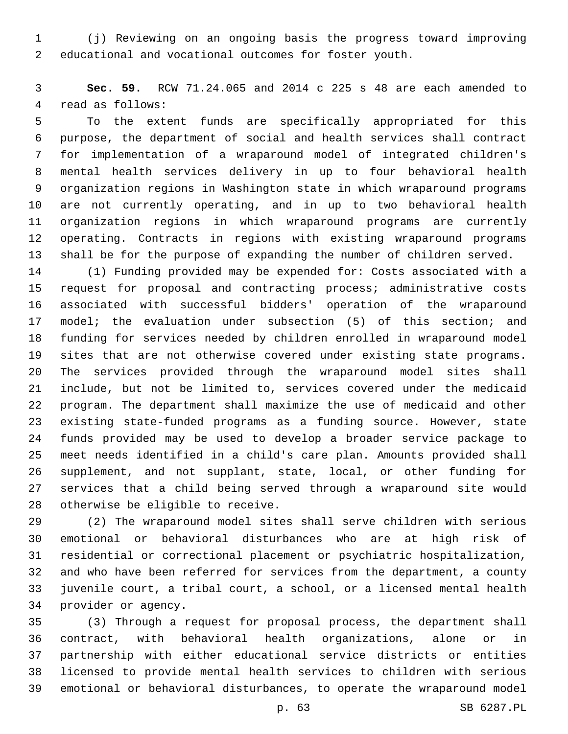(j) Reviewing on an ongoing basis the progress toward improving educational and vocational outcomes for foster youth.

**Sec. 59.** RCW 71.24.065 and 2014 c 225 s 48 are each amended to read as follows:

To the extent funds are specifically appropriated for this purpose, the department of social and health services shall contract for implementation of a wraparound model of integrated children's mental health services delivery in up to four behavioral health organization regions in Washington state in which wraparound programs are not currently operating, and in up to two behavioral health organization regions in which wraparound programs are currently operating. Contracts in regions with existing wraparound programs shall be for the purpose of expanding the number of children served.

(1) Funding provided may be expended for: Costs associated with a request for proposal and contracting process; administrative costs associated with successful bidders' operation of the wraparound model; the evaluation under subsection (5) of this section; and funding for services needed by children enrolled in wraparound model sites that are not otherwise covered under existing state programs. The services provided through the wraparound model sites shall include, but not be limited to, services covered under the medicaid program. The department shall maximize the use of medicaid and other existing state-funded programs as a funding source. However, state funds provided may be used to develop a broader service package to meet needs identified in a child's care plan. Amounts provided shall supplement, and not supplant, state, local, or other funding for services that a child being served through a wraparound site would otherwise be eligible to receive.

(2) The wraparound model sites shall serve children with serious emotional or behavioral disturbances who are at high risk of residential or correctional placement or psychiatric hospitalization, and who have been referred for services from the department, a county juvenile court, a tribal court, a school, or a licensed mental health provider or agency.

(3) Through a request for proposal process, the department shall contract, with behavioral health organizations, alone or in partnership with either educational service districts or entities licensed to provide mental health services to children with serious emotional or behavioral disturbances, to operate the wraparound model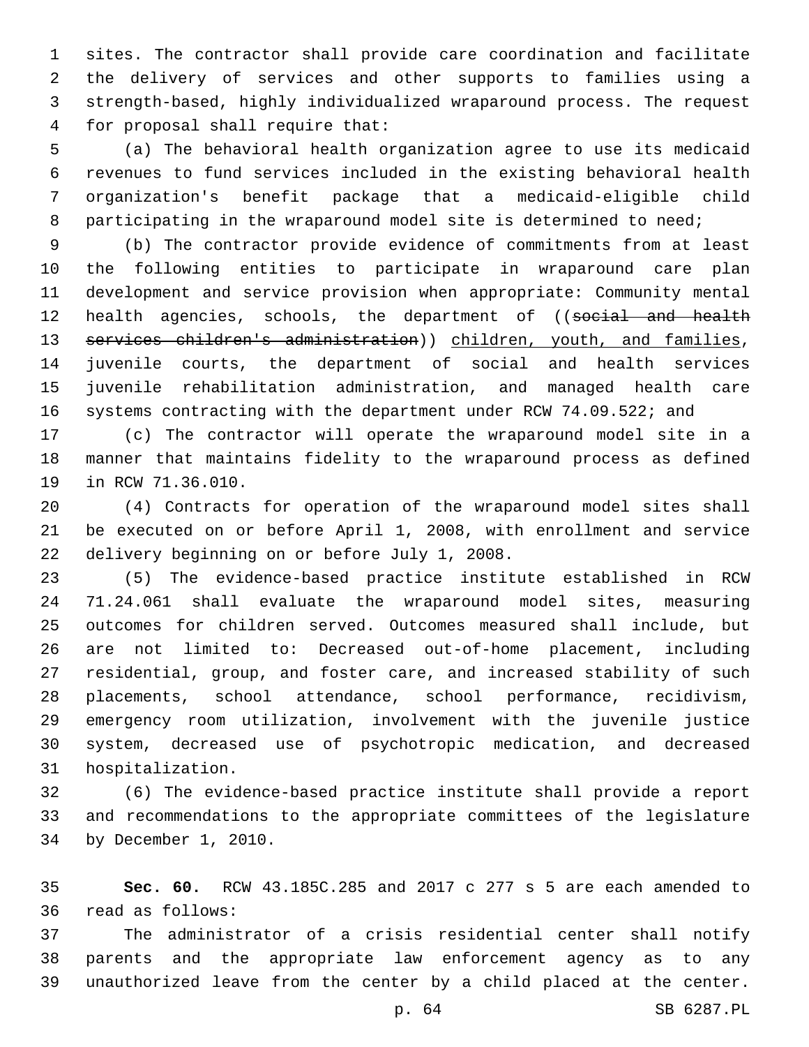sites. The contractor shall provide care coordination and facilitate the delivery of services and other supports to families using a strength-based, highly individualized wraparound process. The request for proposal shall require that:

(a) The behavioral health organization agree to use its medicaid revenues to fund services included in the existing behavioral health organization's benefit package that a medicaid-eligible child participating in the wraparound model site is determined to need;

(b) The contractor provide evidence of commitments from at least the following entities to participate in wraparound care plan development and service provision when appropriate: Community mental health agencies, schools, the department of ((~~social and health services children's administration~~)) <u>children, youth, and families</u>, juvenile courts, the department of social and health services juvenile rehabilitation administration, and managed health care systems contracting with the department under RCW 74.09.522; and

(c) The contractor will operate the wraparound model site in a manner that maintains fidelity to the wraparound process as defined in RCW 71.36.010.

(4) Contracts for operation of the wraparound model sites shall be executed on or before April 1, 2008, with enrollment and service delivery beginning on or before July 1, 2008.

(5) The evidence-based practice institute established in RCW 71.24.061 shall evaluate the wraparound model sites, measuring outcomes for children served. Outcomes measured shall include, but are not limited to: Decreased out-of-home placement, including residential, group, and foster care, and increased stability of such placements, school attendance, school performance, recidivism, emergency room utilization, involvement with the juvenile justice system, decreased use of psychotropic medication, and decreased hospitalization.

(6) The evidence-based practice institute shall provide a report and recommendations to the appropriate committees of the legislature by December 1, 2010.

**Sec. 60.** RCW 43.185C.285 and 2017 c 277 s 5 are each amended to read as follows:

The administrator of a crisis residential center shall notify parents and the appropriate law enforcement agency as to any unauthorized leave from the center by a child placed at the center.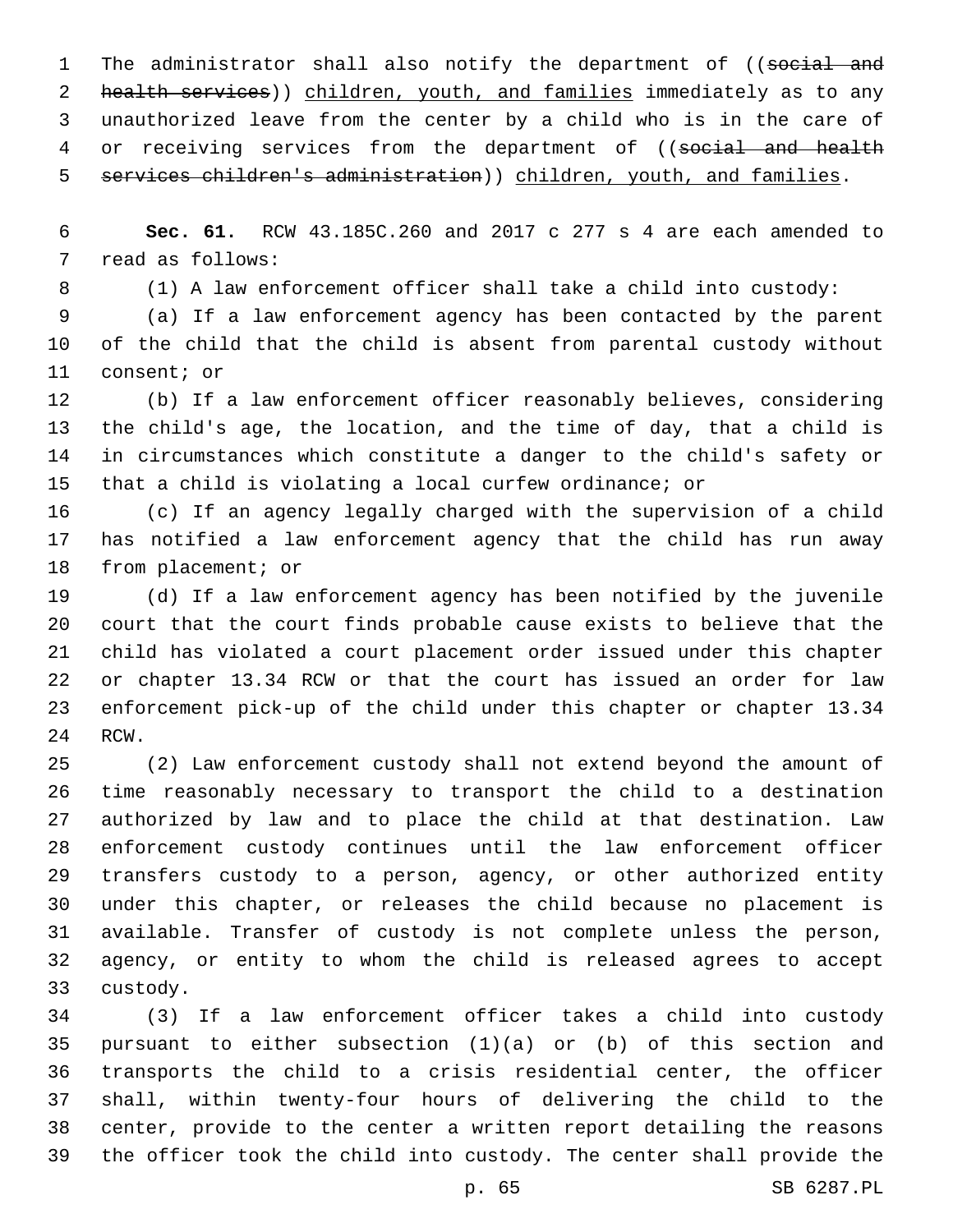The administrator shall also notify the department of ((~~social and health services~~)) <u>children, youth, and families</u> immediately as to any unauthorized leave from the center by a child who is in the care of or receiving services from the department of ((~~social and health services children's administration~~)) <u>children, youth, and families</u>.

**Sec. 61.** RCW 43.185C.260 and 2017 c 277 s 4 are each amended to read as follows:

(1) A law enforcement officer shall take a child into custody:

(a) If a law enforcement agency has been contacted by the parent of the child that the child is absent from parental custody without consent; or

(b) If a law enforcement officer reasonably believes, considering the child's age, the location, and the time of day, that a child is in circumstances which constitute a danger to the child's safety or that a child is violating a local curfew ordinance; or

(c) If an agency legally charged with the supervision of a child has notified a law enforcement agency that the child has run away from placement; or

(d) If a law enforcement agency has been notified by the juvenile court that the court finds probable cause exists to believe that the child has violated a court placement order issued under this chapter or chapter 13.34 RCW or that the court has issued an order for law enforcement pick-up of the child under this chapter or chapter 13.34 RCW.

(2) Law enforcement custody shall not extend beyond the amount of time reasonably necessary to transport the child to a destination authorized by law and to place the child at that destination. Law enforcement custody continues until the law enforcement officer transfers custody to a person, agency, or other authorized entity under this chapter, or releases the child because no placement is available. Transfer of custody is not complete unless the person, agency, or entity to whom the child is released agrees to accept custody.

(3) If a law enforcement officer takes a child into custody pursuant to either subsection (1)(a) or (b) of this section and transports the child to a crisis residential center, the officer shall, within twenty-four hours of delivering the child to the center, provide to the center a written report detailing the reasons the officer took the child into custody. The center shall provide the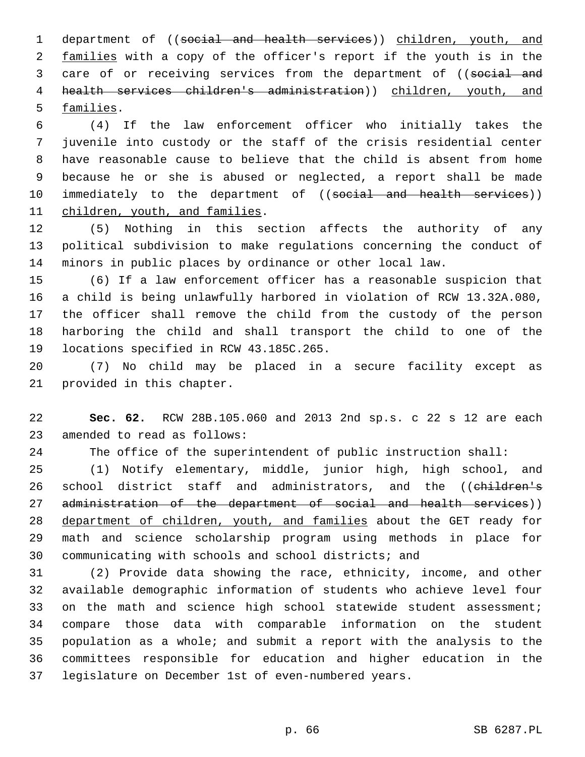department of ((~~social and health services~~)) children, youth, and families with a copy of the officer's report if the youth is in the care of or receiving services from the department of ((~~social and health services children's administration~~)) children, youth, and families.

(4) If the law enforcement officer who initially takes the juvenile into custody or the staff of the crisis residential center have reasonable cause to believe that the child is absent from home because he or she is abused or neglected, a report shall be made immediately to the department of ((~~social and health services~~)) children, youth, and families.

(5) Nothing in this section affects the authority of any political subdivision to make regulations concerning the conduct of minors in public places by ordinance or other local law.

(6) If a law enforcement officer has a reasonable suspicion that a child is being unlawfully harbored in violation of RCW 13.32A.080, the officer shall remove the child from the custody of the person harboring the child and shall transport the child to one of the locations specified in RCW 43.185C.265.

(7) No child may be placed in a secure facility except as provided in this chapter.

**Sec. 62.** RCW 28B.105.060 and 2013 2nd sp.s. c 22 s 12 are each amended to read as follows:

The office of the superintendent of public instruction shall:

(1) Notify elementary, middle, junior high, high school, and school district staff and administrators, and the ((~~children's administration of the department of social and health services~~)) department of children, youth, and families about the GET ready for math and science scholarship program using methods in place for communicating with schools and school districts; and

(2) Provide data showing the race, ethnicity, income, and other available demographic information of students who achieve level four on the math and science high school statewide student assessment; compare those data with comparable information on the student population as a whole; and submit a report with the analysis to the committees responsible for education and higher education in the legislature on December 1st of even-numbered years.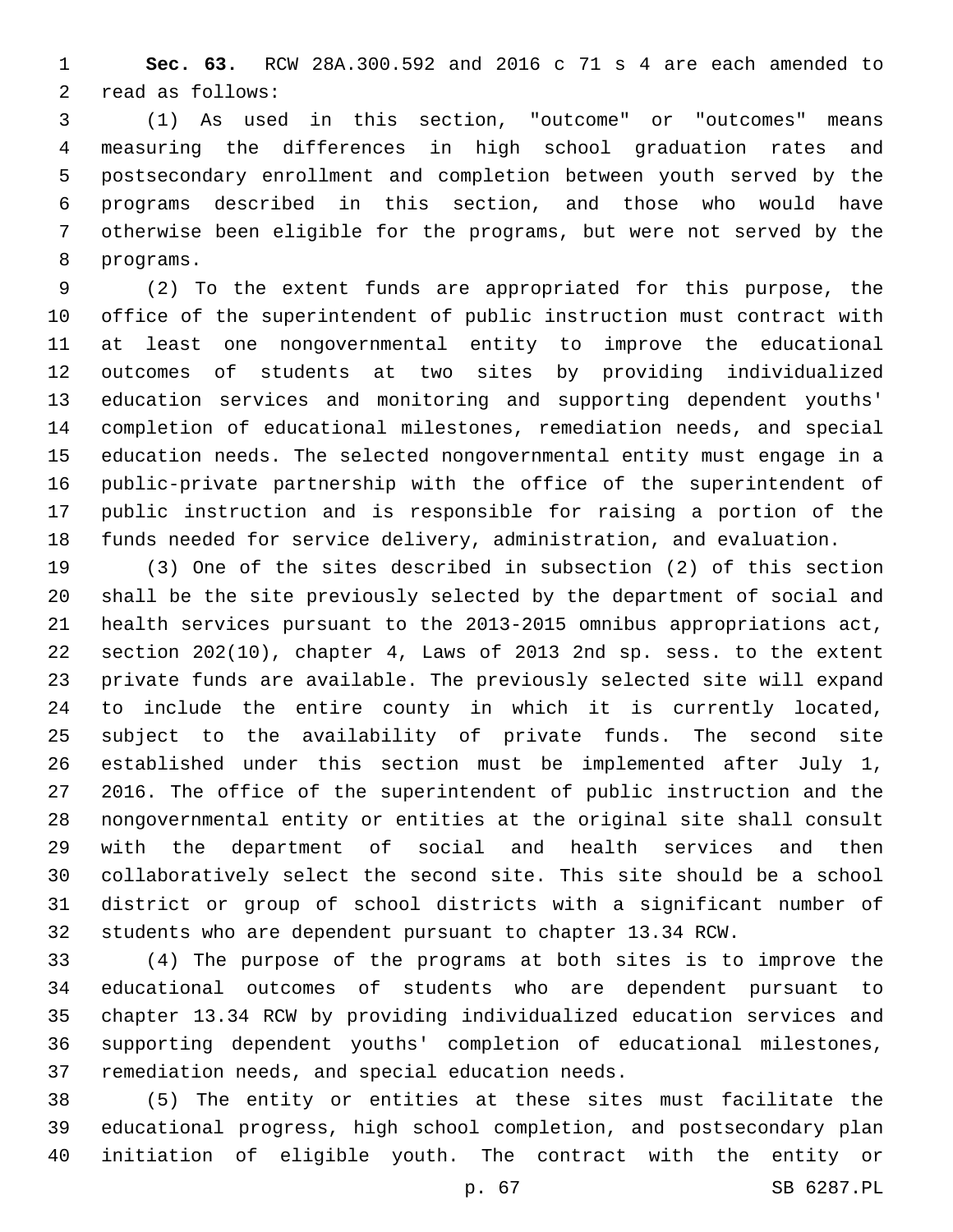**Sec. 63.** RCW 28A.300.592 and 2016 c 71 s 4 are each amended to read as follows:

(1) As used in this section, "outcome" or "outcomes" means measuring the differences in high school graduation rates and postsecondary enrollment and completion between youth served by the programs described in this section, and those who would have otherwise been eligible for the programs, but were not served by the programs.

(2) To the extent funds are appropriated for this purpose, the office of the superintendent of public instruction must contract with at least one nongovernmental entity to improve the educational outcomes of students at two sites by providing individualized education services and monitoring and supporting dependent youths' completion of educational milestones, remediation needs, and special education needs. The selected nongovernmental entity must engage in a public-private partnership with the office of the superintendent of public instruction and is responsible for raising a portion of the funds needed for service delivery, administration, and evaluation.

(3) One of the sites described in subsection (2) of this section shall be the site previously selected by the department of social and health services pursuant to the 2013-2015 omnibus appropriations act, section 202(10), chapter 4, Laws of 2013 2nd sp. sess. to the extent private funds are available. The previously selected site will expand to include the entire county in which it is currently located, subject to the availability of private funds. The second site established under this section must be implemented after July 1, 2016. The office of the superintendent of public instruction and the nongovernmental entity or entities at the original site shall consult with the department of social and health services and then collaboratively select the second site. This site should be a school district or group of school districts with a significant number of students who are dependent pursuant to chapter 13.34 RCW.

(4) The purpose of the programs at both sites is to improve the educational outcomes of students who are dependent pursuant to chapter 13.34 RCW by providing individualized education services and supporting dependent youths' completion of educational milestones, remediation needs, and special education needs.

(5) The entity or entities at these sites must facilitate the educational progress, high school completion, and postsecondary plan initiation of eligible youth. The contract with the entity or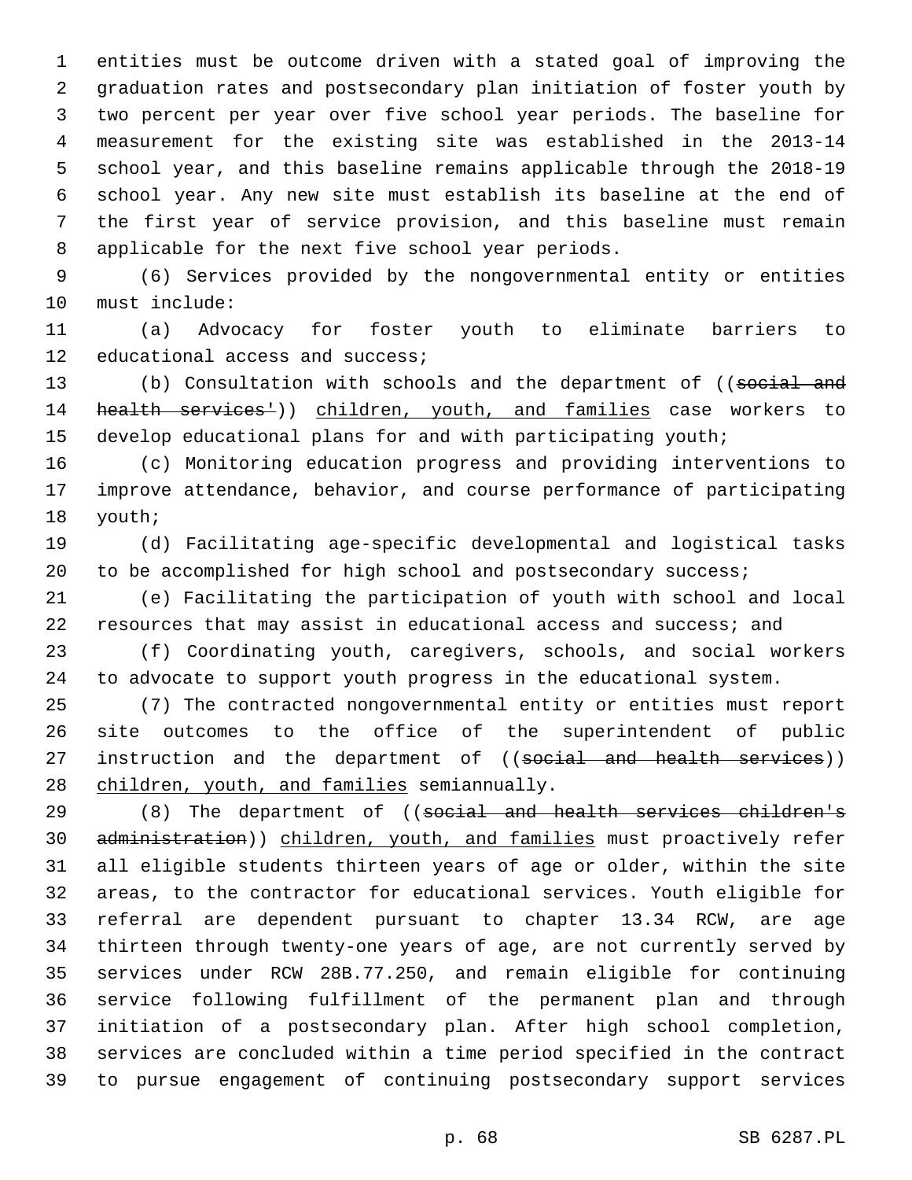entities must be outcome driven with a stated goal of improving the graduation rates and postsecondary plan initiation of foster youth by two percent per year over five school year periods. The baseline for measurement for the existing site was established in the 2013-14 school year, and this baseline remains applicable through the 2018-19 school year. Any new site must establish its baseline at the end of the first year of service provision, and this baseline must remain applicable for the next five school year periods.

(6) Services provided by the nongovernmental entity or entities must include:

(a) Advocacy for foster youth to eliminate barriers to educational access and success;

(b) Consultation with schools and the department of ((~~social and health services'~~)) <u>children, youth, and families</u> case workers to develop educational plans for and with participating youth;

(c) Monitoring education progress and providing interventions to improve attendance, behavior, and course performance of participating youth;

(d) Facilitating age-specific developmental and logistical tasks to be accomplished for high school and postsecondary success;

(e) Facilitating the participation of youth with school and local resources that may assist in educational access and success; and

(f) Coordinating youth, caregivers, schools, and social workers to advocate to support youth progress in the educational system.

(7) The contracted nongovernmental entity or entities must report site outcomes to the office of the superintendent of public instruction and the department of ((~~social and health services~~)) <u>children, youth, and families</u> semiannually.

(8) The department of ((~~social and health services children's administration~~)) <u>children, youth, and families</u> must proactively refer all eligible students thirteen years of age or older, within the site areas, to the contractor for educational services. Youth eligible for referral are dependent pursuant to chapter 13.34 RCW, are age thirteen through twenty-one years of age, are not currently served by services under RCW 28B.77.250, and remain eligible for continuing service following fulfillment of the permanent plan and through initiation of a postsecondary plan. After high school completion, services are concluded within a time period specified in the contract to pursue engagement of continuing postsecondary support services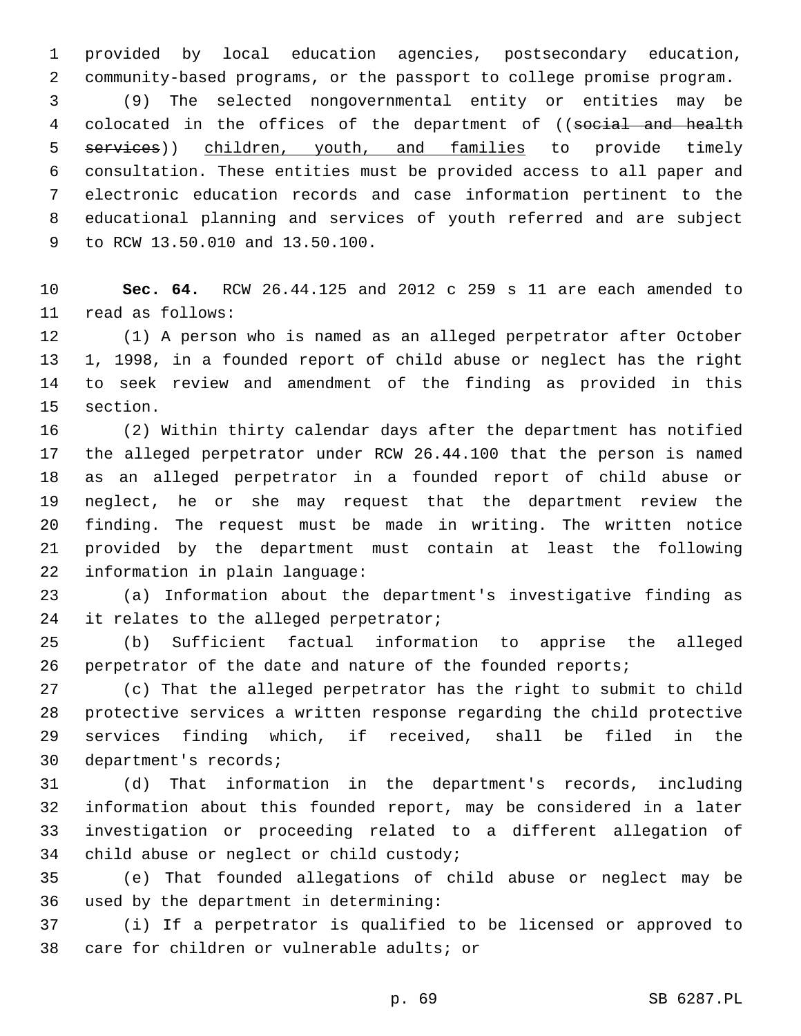provided by local education agencies, postsecondary education, community-based programs, or the passport to college promise program.

(9) The selected nongovernmental entity or entities may be colocated in the offices of the department of ((~~social and health services~~)) children, youth, and families to provide timely consultation. These entities must be provided access to all paper and electronic education records and case information pertinent to the educational planning and services of youth referred and are subject to RCW 13.50.010 and 13.50.100.

**Sec. 64.** RCW 26.44.125 and 2012 c 259 s 11 are each amended to read as follows:

(1) A person who is named as an alleged perpetrator after October 1, 1998, in a founded report of child abuse or neglect has the right to seek review and amendment of the finding as provided in this section.

(2) Within thirty calendar days after the department has notified the alleged perpetrator under RCW 26.44.100 that the person is named as an alleged perpetrator in a founded report of child abuse or neglect, he or she may request that the department review the finding. The request must be made in writing. The written notice provided by the department must contain at least the following information in plain language:

(a) Information about the department's investigative finding as it relates to the alleged perpetrator;

(b) Sufficient factual information to apprise the alleged perpetrator of the date and nature of the founded reports;

(c) That the alleged perpetrator has the right to submit to child protective services a written response regarding the child protective services finding which, if received, shall be filed in the department's records;

(d) That information in the department's records, including information about this founded report, may be considered in a later investigation or proceeding related to a different allegation of child abuse or neglect or child custody;

(e) That founded allegations of child abuse or neglect may be used by the department in determining:

(i) If a perpetrator is qualified to be licensed or approved to care for children or vulnerable adults; or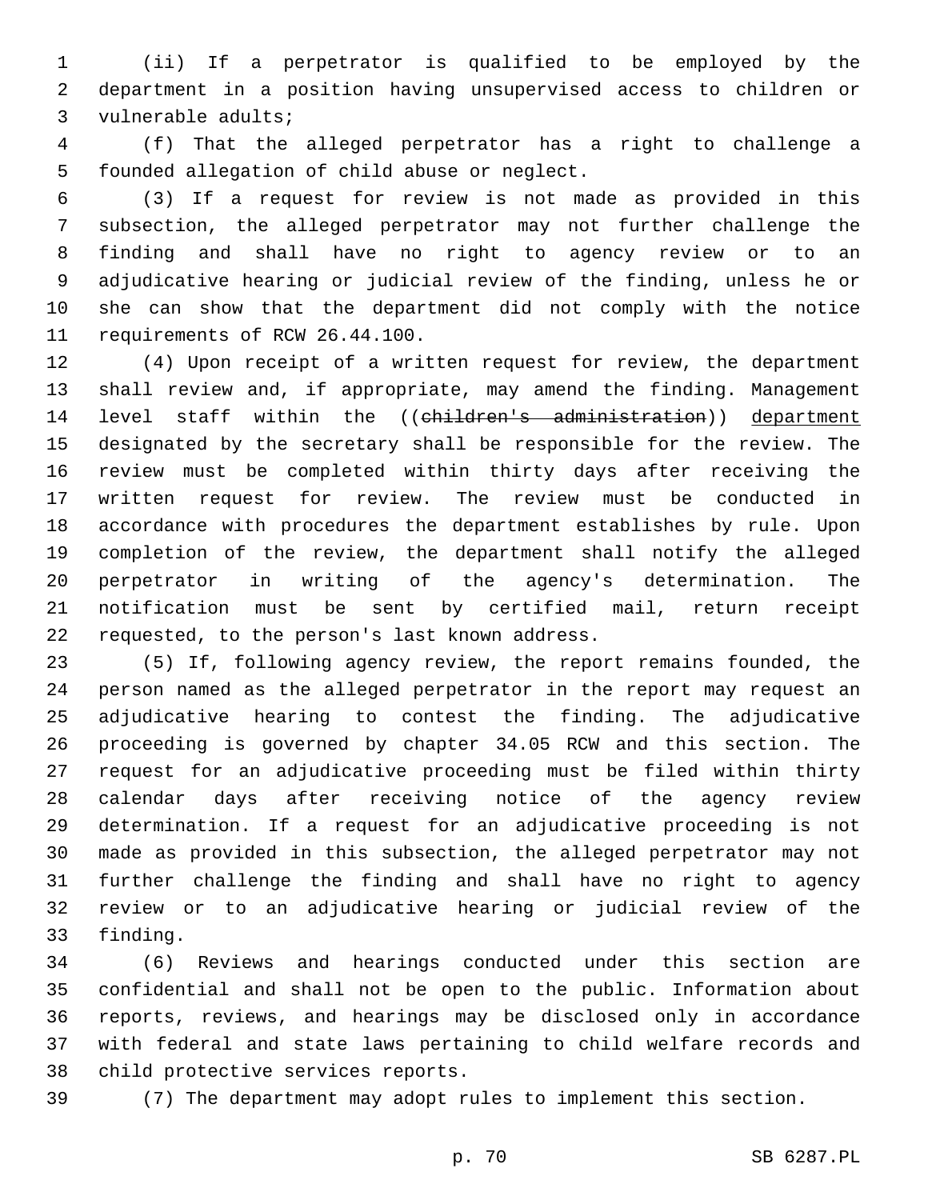(ii) If a perpetrator is qualified to be employed by the department in a position having unsupervised access to children or vulnerable adults;

(f) That the alleged perpetrator has a right to challenge a founded allegation of child abuse or neglect.

(3) If a request for review is not made as provided in this subsection, the alleged perpetrator may not further challenge the finding and shall have no right to agency review or to an adjudicative hearing or judicial review of the finding, unless he or she can show that the department did not comply with the notice requirements of RCW 26.44.100.

(4) Upon receipt of a written request for review, the department shall review and, if appropriate, may amend the finding. Management level staff within the ((~~children's administration~~)) department designated by the secretary shall be responsible for the review. The review must be completed within thirty days after receiving the written request for review. The review must be conducted in accordance with procedures the department establishes by rule. Upon completion of the review, the department shall notify the alleged perpetrator in writing of the agency's determination. The notification must be sent by certified mail, return receipt requested, to the person's last known address.

(5) If, following agency review, the report remains founded, the person named as the alleged perpetrator in the report may request an adjudicative hearing to contest the finding. The adjudicative proceeding is governed by chapter 34.05 RCW and this section. The request for an adjudicative proceeding must be filed within thirty calendar days after receiving notice of the agency review determination. If a request for an adjudicative proceeding is not made as provided in this subsection, the alleged perpetrator may not further challenge the finding and shall have no right to agency review or to an adjudicative hearing or judicial review of the finding.

(6) Reviews and hearings conducted under this section are confidential and shall not be open to the public. Information about reports, reviews, and hearings may be disclosed only in accordance with federal and state laws pertaining to child welfare records and child protective services reports.

(7) The department may adopt rules to implement this section.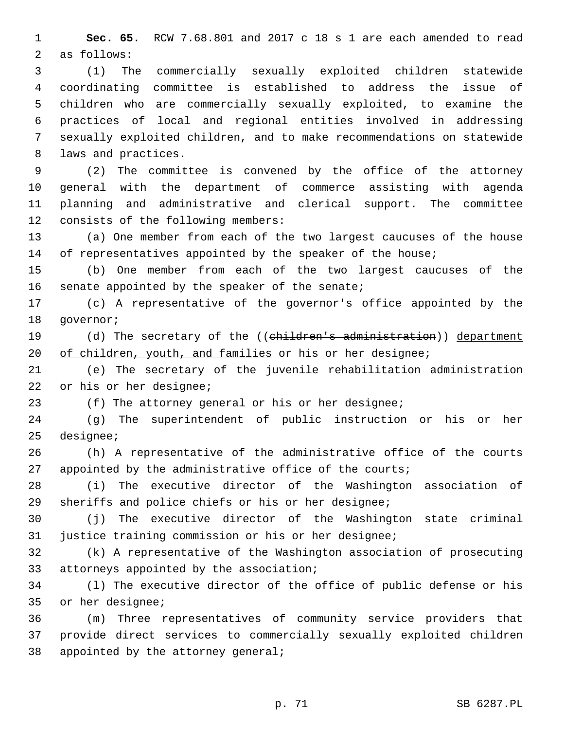**Sec. 65.** RCW 7.68.801 and 2017 c 18 s 1 are each amended to read as follows:

(1) The commercially sexually exploited children statewide coordinating committee is established to address the issue of children who are commercially sexually exploited, to examine the practices of local and regional entities involved in addressing sexually exploited children, and to make recommendations on statewide laws and practices.

(2) The committee is convened by the office of the attorney general with the department of commerce assisting with agenda planning and administrative and clerical support. The committee consists of the following members:

(a) One member from each of the two largest caucuses of the house of representatives appointed by the speaker of the house;

(b) One member from each of the two largest caucuses of the senate appointed by the speaker of the senate;

(c) A representative of the governor's office appointed by the governor;

(d) The secretary of the ((~~children's administration~~)) department of children, youth, and families or his or her designee;

(e) The secretary of the juvenile rehabilitation administration or his or her designee;

(f) The attorney general or his or her designee;

(g) The superintendent of public instruction or his or her designee;

(h) A representative of the administrative office of the courts appointed by the administrative office of the courts;

(i) The executive director of the Washington association of sheriffs and police chiefs or his or her designee;

(j) The executive director of the Washington state criminal justice training commission or his or her designee;

(k) A representative of the Washington association of prosecuting attorneys appointed by the association;

(l) The executive director of the office of public defense or his or her designee;

(m) Three representatives of community service providers that provide direct services to commercially sexually exploited children appointed by the attorney general;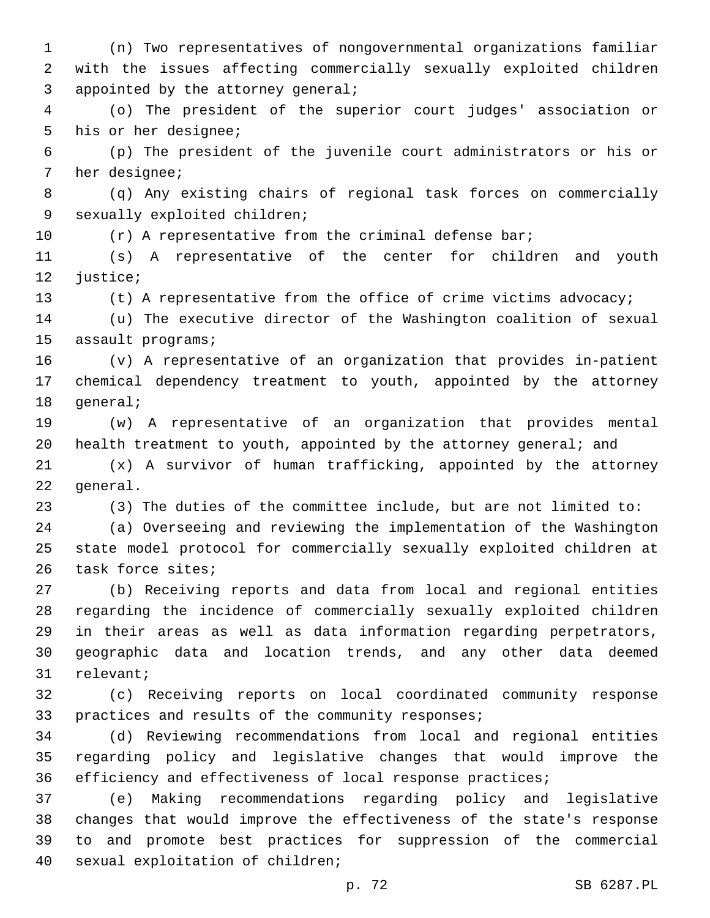(n) Two representatives of nongovernmental organizations familiar with the issues affecting commercially sexually exploited children appointed by the attorney general;

(o) The president of the superior court judges' association or his or her designee;

(p) The president of the juvenile court administrators or his or her designee;

(q) Any existing chairs of regional task forces on commercially sexually exploited children;

(r) A representative from the criminal defense bar;

(s) A representative of the center for children and youth justice;

(t) A representative from the office of crime victims advocacy;

(u) The executive director of the Washington coalition of sexual assault programs;

(v) A representative of an organization that provides in-patient chemical dependency treatment to youth, appointed by the attorney general;

(w) A representative of an organization that provides mental health treatment to youth, appointed by the attorney general; and

(x) A survivor of human trafficking, appointed by the attorney general.

(3) The duties of the committee include, but are not limited to:

(a) Overseeing and reviewing the implementation of the Washington state model protocol for commercially sexually exploited children at task force sites;

(b) Receiving reports and data from local and regional entities regarding the incidence of commercially sexually exploited children in their areas as well as data information regarding perpetrators, geographic data and location trends, and any other data deemed relevant;

(c) Receiving reports on local coordinated community response practices and results of the community responses;

(d) Reviewing recommendations from local and regional entities regarding policy and legislative changes that would improve the efficiency and effectiveness of local response practices;

(e) Making recommendations regarding policy and legislative changes that would improve the effectiveness of the state's response to and promote best practices for suppression of the commercial sexual exploitation of children;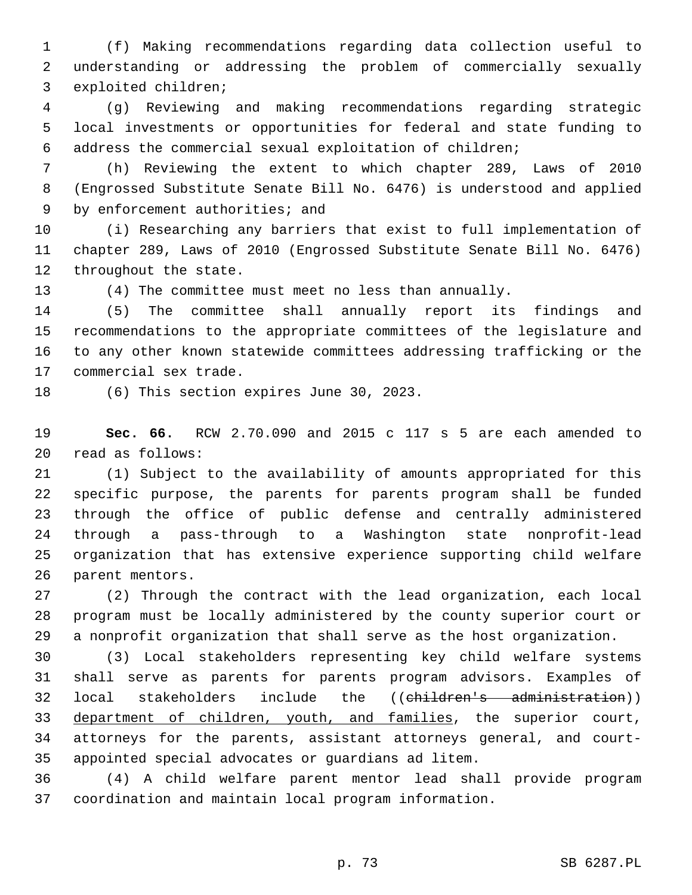(f) Making recommendations regarding data collection useful to understanding or addressing the problem of commercially sexually exploited children;

(g) Reviewing and making recommendations regarding strategic local investments or opportunities for federal and state funding to address the commercial sexual exploitation of children;

(h) Reviewing the extent to which chapter 289, Laws of 2010 (Engrossed Substitute Senate Bill No. 6476) is understood and applied by enforcement authorities; and

(i) Researching any barriers that exist to full implementation of chapter 289, Laws of 2010 (Engrossed Substitute Senate Bill No. 6476) throughout the state.

(4) The committee must meet no less than annually.

(5) The committee shall annually report its findings and recommendations to the appropriate committees of the legislature and to any other known statewide committees addressing trafficking or the commercial sex trade.

(6) This section expires June 30, 2023.

**Sec. 66.** RCW 2.70.090 and 2015 c 117 s 5 are each amended to read as follows:

(1) Subject to the availability of amounts appropriated for this specific purpose, the parents for parents program shall be funded through the office of public defense and centrally administered through a pass-through to a Washington state nonprofit-lead organization that has extensive experience supporting child welfare parent mentors.

(2) Through the contract with the lead organization, each local program must be locally administered by the county superior court or a nonprofit organization that shall serve as the host organization.

(3) Local stakeholders representing key child welfare systems shall serve as parents for parents program advisors. Examples of local stakeholders include the ((~~children's administration~~)) <u>department of children, youth, and families</u>, the superior court, attorneys for the parents, assistant attorneys general, and court-appointed special advocates or guardians ad litem.

(4) A child welfare parent mentor lead shall provide program coordination and maintain local program information.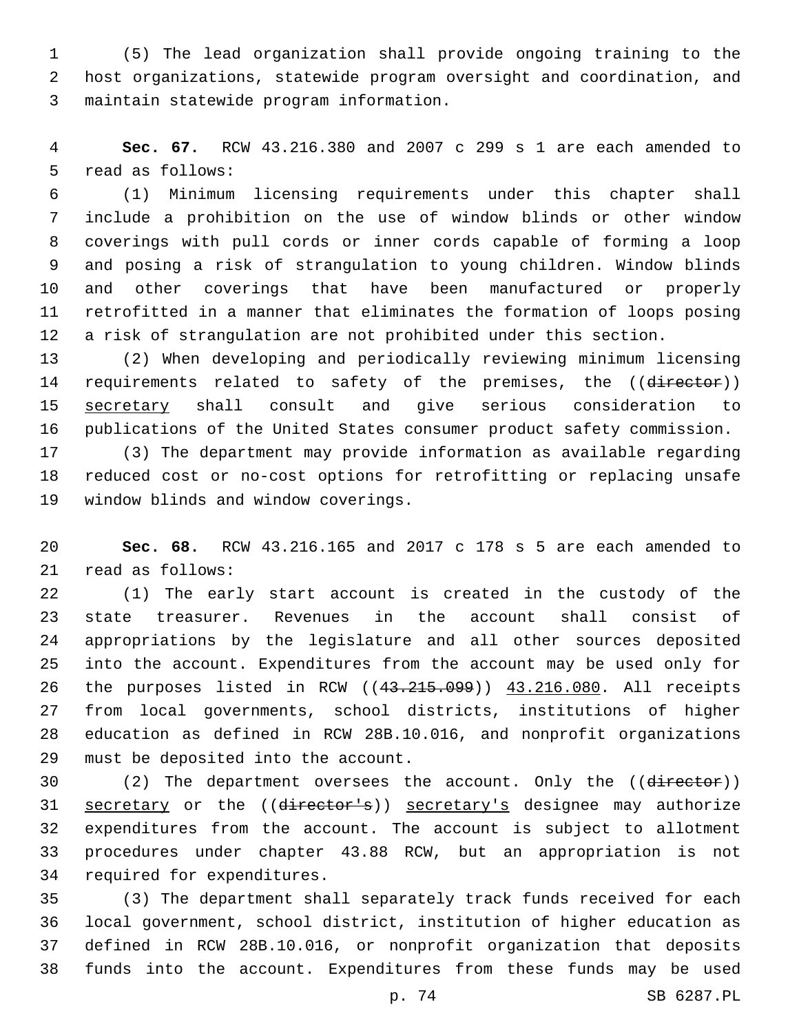(5) The lead organization shall provide ongoing training to the host organizations, statewide program oversight and coordination, and maintain statewide program information.

**Sec. 67.** RCW 43.216.380 and 2007 c 299 s 1 are each amended to read as follows:

(1) Minimum licensing requirements under this chapter shall include a prohibition on the use of window blinds or other window coverings with pull cords or inner cords capable of forming a loop and posing a risk of strangulation to young children. Window blinds and other coverings that have been manufactured or properly retrofitted in a manner that eliminates the formation of loops posing a risk of strangulation are not prohibited under this section.

(2) When developing and periodically reviewing minimum licensing requirements related to safety of the premises, the ((~~director~~)) <u>secretary</u> shall consult and give serious consideration to publications of the United States consumer product safety commission.

(3) The department may provide information as available regarding reduced cost or no-cost options for retrofitting or replacing unsafe window blinds and window coverings.

**Sec. 68.** RCW 43.216.165 and 2017 c 178 s 5 are each amended to read as follows:

(1) The early start account is created in the custody of the state treasurer. Revenues in the account shall consist of appropriations by the legislature and all other sources deposited into the account. Expenditures from the account may be used only for the purposes listed in RCW ((~~43.215.099~~)) <u>43.216.080</u>. All receipts from local governments, school districts, institutions of higher education as defined in RCW 28B.10.016, and nonprofit organizations must be deposited into the account.

(2) The department oversees the account. Only the ((~~director~~)) <u>secretary</u> or the ((~~director's~~)) <u>secretary's</u> designee may authorize expenditures from the account. The account is subject to allotment procedures under chapter 43.88 RCW, but an appropriation is not required for expenditures.

(3) The department shall separately track funds received for each local government, school district, institution of higher education as defined in RCW 28B.10.016, or nonprofit organization that deposits funds into the account. Expenditures from these funds may be used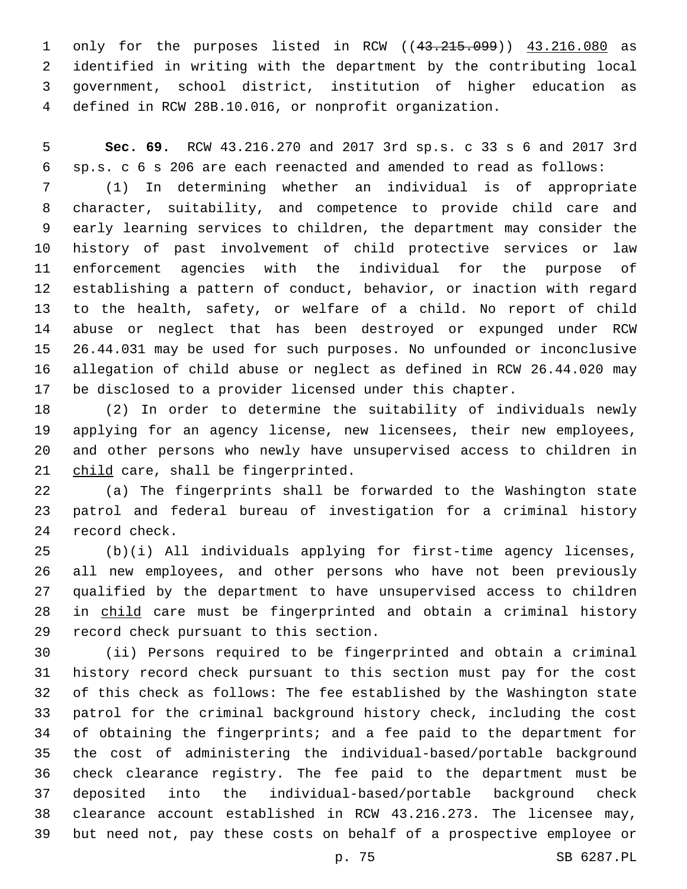only for the purposes listed in RCW ((~~43.215.099~~)) <u>43.216.080</u> as identified in writing with the department by the contributing local government, school district, institution of higher education as defined in RCW 28B.10.016, or nonprofit organization.

**Sec. 69.** RCW 43.216.270 and 2017 3rd sp.s. c 33 s 6 and 2017 3rd sp.s. c 6 s 206 are each reenacted and amended to read as follows:

(1) In determining whether an individual is of appropriate character, suitability, and competence to provide child care and early learning services to children, the department may consider the history of past involvement of child protective services or law enforcement agencies with the individual for the purpose of establishing a pattern of conduct, behavior, or inaction with regard to the health, safety, or welfare of a child. No report of child abuse or neglect that has been destroyed or expunged under RCW 26.44.031 may be used for such purposes. No unfounded or inconclusive allegation of child abuse or neglect as defined in RCW 26.44.020 may be disclosed to a provider licensed under this chapter.

(2) In order to determine the suitability of individuals newly applying for an agency license, new licensees, their new employees, and other persons who newly have unsupervised access to children in <u>child</u> care, shall be fingerprinted.

(a) The fingerprints shall be forwarded to the Washington state patrol and federal bureau of investigation for a criminal history record check.

(b)(i) All individuals applying for first-time agency licenses, all new employees, and other persons who have not been previously qualified by the department to have unsupervised access to children in <u>child</u> care must be fingerprinted and obtain a criminal history record check pursuant to this section.

(ii) Persons required to be fingerprinted and obtain a criminal history record check pursuant to this section must pay for the cost of this check as follows: The fee established by the Washington state patrol for the criminal background history check, including the cost of obtaining the fingerprints; and a fee paid to the department for the cost of administering the individual-based/portable background check clearance registry. The fee paid to the department must be deposited into the individual-based/portable background check clearance account established in RCW 43.216.273. The licensee may, but need not, pay these costs on behalf of a prospective employee or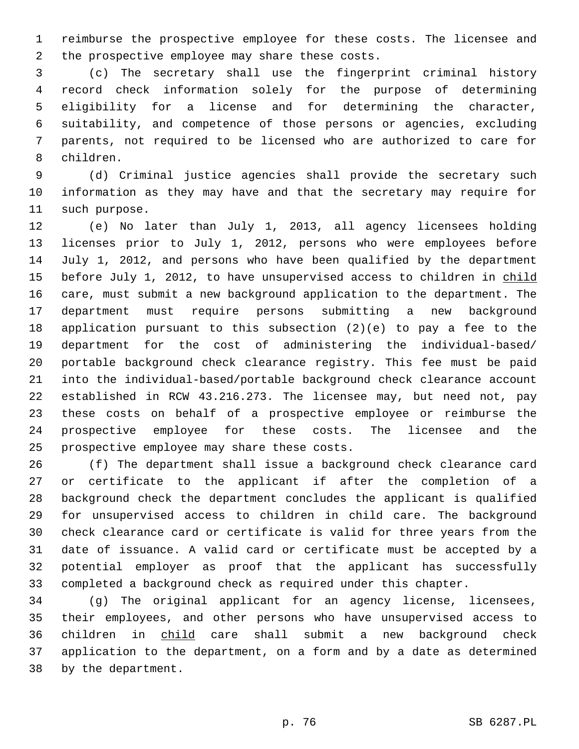reimburse the prospective employee for these costs. The licensee and the prospective employee may share these costs.

(c) The secretary shall use the fingerprint criminal history record check information solely for the purpose of determining eligibility for a license and for determining the character, suitability, and competence of those persons or agencies, excluding parents, not required to be licensed who are authorized to care for children.

(d) Criminal justice agencies shall provide the secretary such information as they may have and that the secretary may require for such purpose.

(e) No later than July 1, 2013, all agency licensees holding licenses prior to July 1, 2012, persons who were employees before July 1, 2012, and persons who have been qualified by the department before July 1, 2012, to have unsupervised access to children in <u>child</u> care, must submit a new background application to the department. The department must require persons submitting a new background application pursuant to this subsection (2)(e) to pay a fee to the department for the cost of administering the individual-based/portable background check clearance registry. This fee must be paid into the individual-based/portable background check clearance account established in RCW 43.216.273. The licensee may, but need not, pay these costs on behalf of a prospective employee or reimburse the prospective employee for these costs. The licensee and the prospective employee may share these costs.

(f) The department shall issue a background check clearance card or certificate to the applicant if after the completion of a background check the department concludes the applicant is qualified for unsupervised access to children in child care. The background check clearance card or certificate is valid for three years from the date of issuance. A valid card or certificate must be accepted by a potential employer as proof that the applicant has successfully completed a background check as required under this chapter.

(g) The original applicant for an agency license, licensees, their employees, and other persons who have unsupervised access to children in <u>child</u> care shall submit a new background check application to the department, on a form and by a date as determined by the department.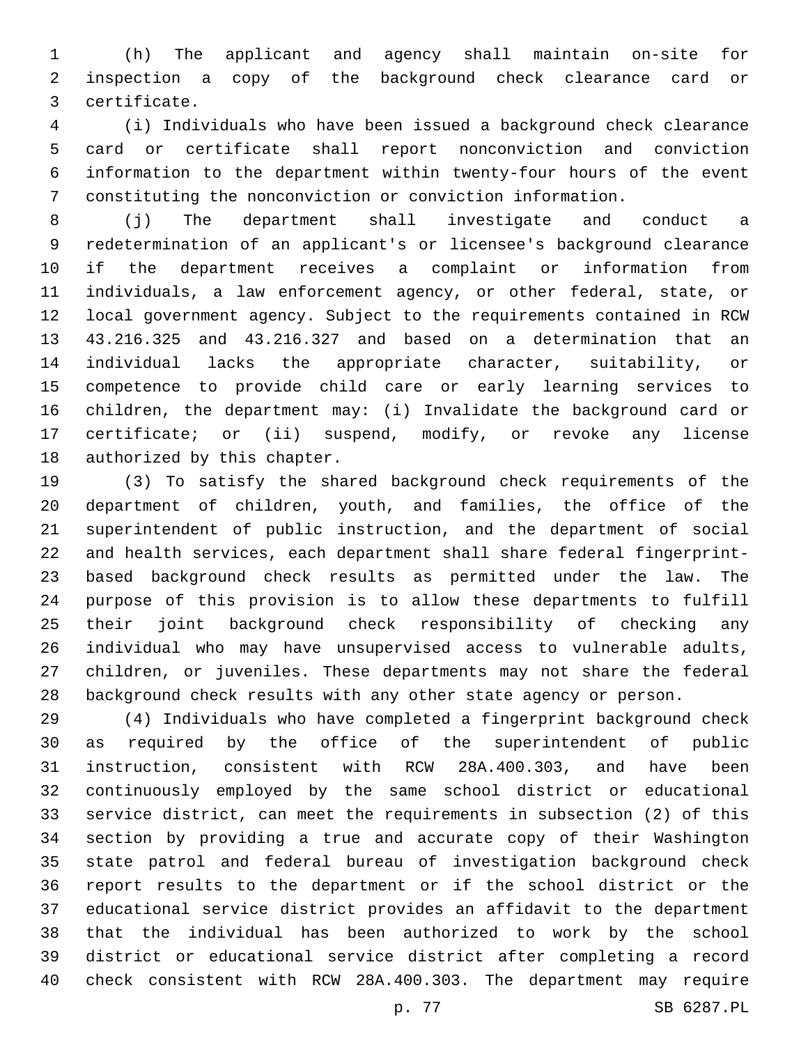(h) The applicant and agency shall maintain on-site for inspection a copy of the background check clearance card or certificate.

(i) Individuals who have been issued a background check clearance card or certificate shall report nonconviction and conviction information to the department within twenty-four hours of the event constituting the nonconviction or conviction information.

(j) The department shall investigate and conduct a redetermination of an applicant's or licensee's background clearance if the department receives a complaint or information from individuals, a law enforcement agency, or other federal, state, or local government agency. Subject to the requirements contained in RCW 43.216.325 and 43.216.327 and based on a determination that an individual lacks the appropriate character, suitability, or competence to provide child care or early learning services to children, the department may: (i) Invalidate the background card or certificate; or (ii) suspend, modify, or revoke any license authorized by this chapter.

(3) To satisfy the shared background check requirements of the department of children, youth, and families, the office of the superintendent of public instruction, and the department of social and health services, each department shall share federal fingerprint-based background check results as permitted under the law. The purpose of this provision is to allow these departments to fulfill their joint background check responsibility of checking any individual who may have unsupervised access to vulnerable adults, children, or juveniles. These departments may not share the federal background check results with any other state agency or person.

(4) Individuals who have completed a fingerprint background check as required by the office of the superintendent of public instruction, consistent with RCW 28A.400.303, and have been continuously employed by the same school district or educational service district, can meet the requirements in subsection (2) of this section by providing a true and accurate copy of their Washington state patrol and federal bureau of investigation background check report results to the department or if the school district or the educational service district provides an affidavit to the department that the individual has been authorized to work by the school district or educational service district after completing a record check consistent with RCW 28A.400.303. The department may require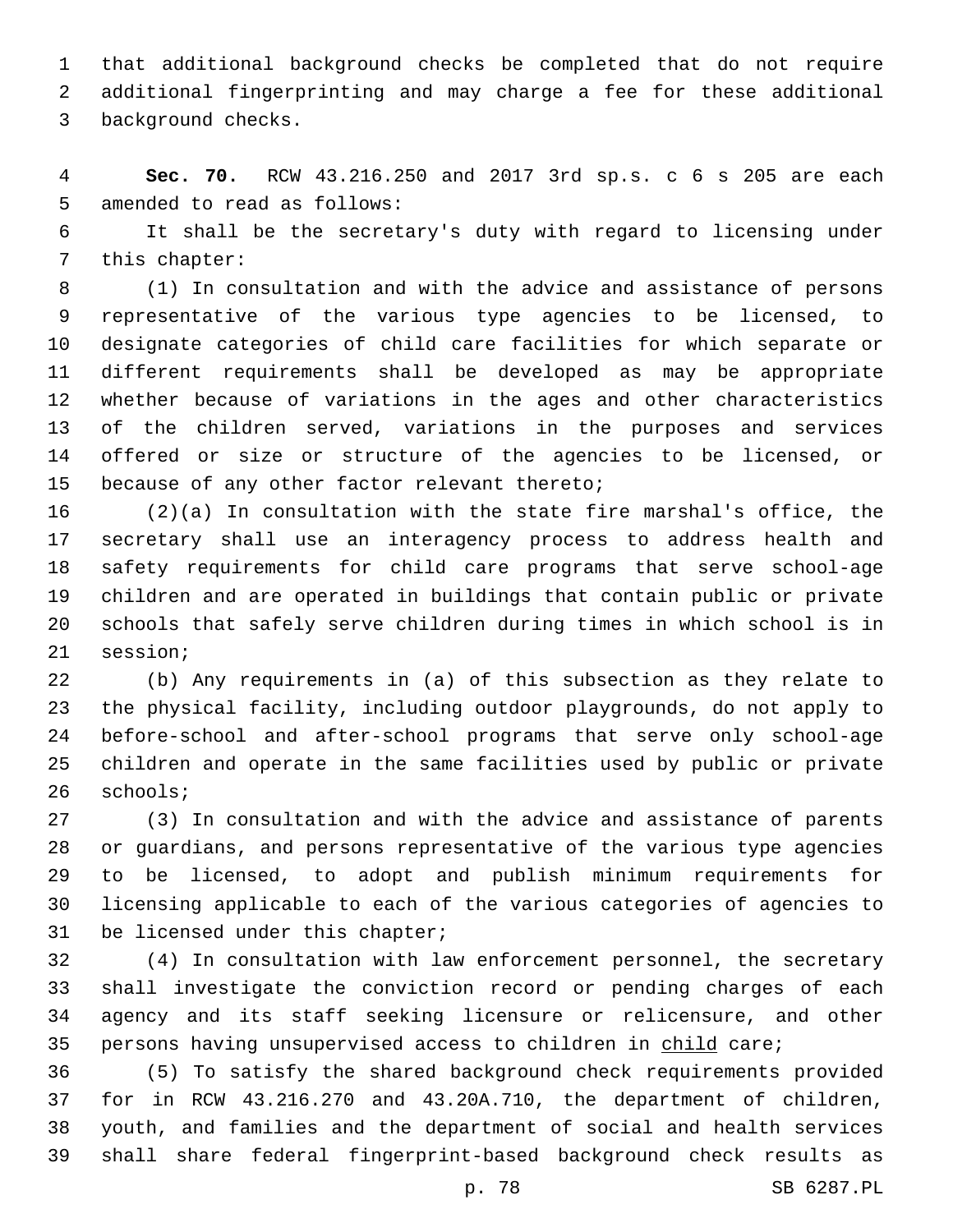that additional background checks be completed that do not require additional fingerprinting and may charge a fee for these additional background checks.

**Sec. 70.** RCW 43.216.250 and 2017 3rd sp.s. c 6 s 205 are each amended to read as follows:

It shall be the secretary's duty with regard to licensing under this chapter:

(1) In consultation and with the advice and assistance of persons representative of the various type agencies to be licensed, to designate categories of child care facilities for which separate or different requirements shall be developed as may be appropriate whether because of variations in the ages and other characteristics of the children served, variations in the purposes and services offered or size or structure of the agencies to be licensed, or because of any other factor relevant thereto;

(2)(a) In consultation with the state fire marshal's office, the secretary shall use an interagency process to address health and safety requirements for child care programs that serve school-age children and are operated in buildings that contain public or private schools that safely serve children during times in which school is in session;

(b) Any requirements in (a) of this subsection as they relate to the physical facility, including outdoor playgrounds, do not apply to before-school and after-school programs that serve only school-age children and operate in the same facilities used by public or private schools;

(3) In consultation and with the advice and assistance of parents or guardians, and persons representative of the various type agencies to be licensed, to adopt and publish minimum requirements for licensing applicable to each of the various categories of agencies to be licensed under this chapter;

(4) In consultation with law enforcement personnel, the secretary shall investigate the conviction record or pending charges of each agency and its staff seeking licensure or relicensure, and other persons having unsupervised access to children in <u>child</u> care;

(5) To satisfy the shared background check requirements provided for in RCW 43.216.270 and 43.20A.710, the department of children, youth, and families and the department of social and health services shall share federal fingerprint-based background check results as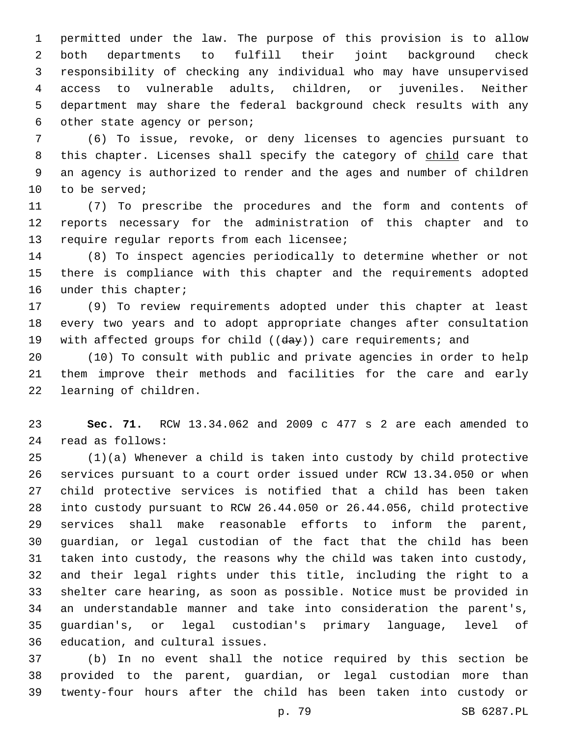permitted under the law. The purpose of this provision is to allow both departments to fulfill their joint background check responsibility of checking any individual who may have unsupervised access to vulnerable adults, children, or juveniles. Neither department may share the federal background check results with any other state agency or person;

(6) To issue, revoke, or deny licenses to agencies pursuant to this chapter. Licenses shall specify the category of <u>child</u> care that an agency is authorized to render and the ages and number of children to be served;

(7) To prescribe the procedures and the form and contents of reports necessary for the administration of this chapter and to require regular reports from each licensee;

(8) To inspect agencies periodically to determine whether or not there is compliance with this chapter and the requirements adopted under this chapter;

(9) To review requirements adopted under this chapter at least every two years and to adopt appropriate changes after consultation with affected groups for child ((~~day~~)) care requirements; and

(10) To consult with public and private agencies in order to help them improve their methods and facilities for the care and early learning of children.

**Sec. 71.** RCW 13.34.062 and 2009 c 477 s 2 are each amended to read as follows:

(1)(a) Whenever a child is taken into custody by child protective services pursuant to a court order issued under RCW 13.34.050 or when child protective services is notified that a child has been taken into custody pursuant to RCW 26.44.050 or 26.44.056, child protective services shall make reasonable efforts to inform the parent, guardian, or legal custodian of the fact that the child has been taken into custody, the reasons why the child was taken into custody, and their legal rights under this title, including the right to a shelter care hearing, as soon as possible. Notice must be provided in an understandable manner and take into consideration the parent's, guardian's, or legal custodian's primary language, level of education, and cultural issues.

(b) In no event shall the notice required by this section be provided to the parent, guardian, or legal custodian more than twenty-four hours after the child has been taken into custody or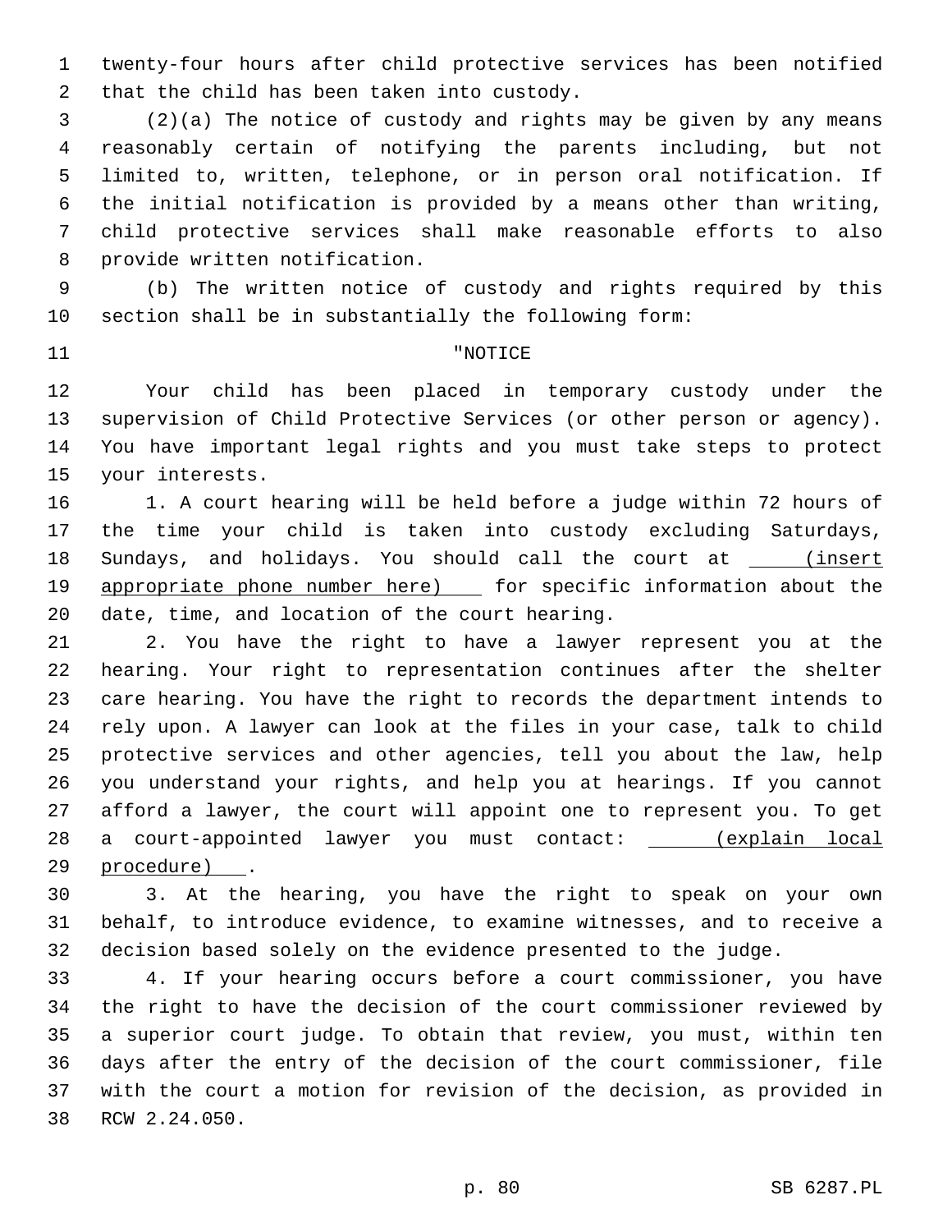twenty-four hours after child protective services has been notified that the child has been taken into custody.

(2)(a) The notice of custody and rights may be given by any means reasonably certain of notifying the parents including, but not limited to, written, telephone, or in person oral notification. If the initial notification is provided by a means other than writing, child protective services shall make reasonable efforts to also provide written notification.

(b) The written notice of custody and rights required by this section shall be in substantially the following form:

"NOTICE

Your child has been placed in temporary custody under the supervision of Child Protective Services (or other person or agency). You have important legal rights and you must take steps to protect your interests.

1. A court hearing will be held before a judge within 72 hours of the time your child is taken into custody excluding Saturdays, Sundays, and holidays. You should call the court at ____(insert appropriate phone number here)____ for specific information about the date, time, and location of the court hearing.

2. You have the right to have a lawyer represent you at the hearing. Your right to representation continues after the shelter care hearing. You have the right to records the department intends to rely upon. A lawyer can look at the files in your case, talk to child protective services and other agencies, tell you about the law, help you understand your rights, and help you at hearings. If you cannot afford a lawyer, the court will appoint one to represent you. To get a court-appointed lawyer you must contact: ____(explain local procedure)____.

3. At the hearing, you have the right to speak on your own behalf, to introduce evidence, to examine witnesses, and to receive a decision based solely on the evidence presented to the judge.

4. If your hearing occurs before a court commissioner, you have the right to have the decision of the court commissioner reviewed by a superior court judge. To obtain that review, you must, within ten days after the entry of the decision of the court commissioner, file with the court a motion for revision of the decision, as provided in RCW 2.24.050.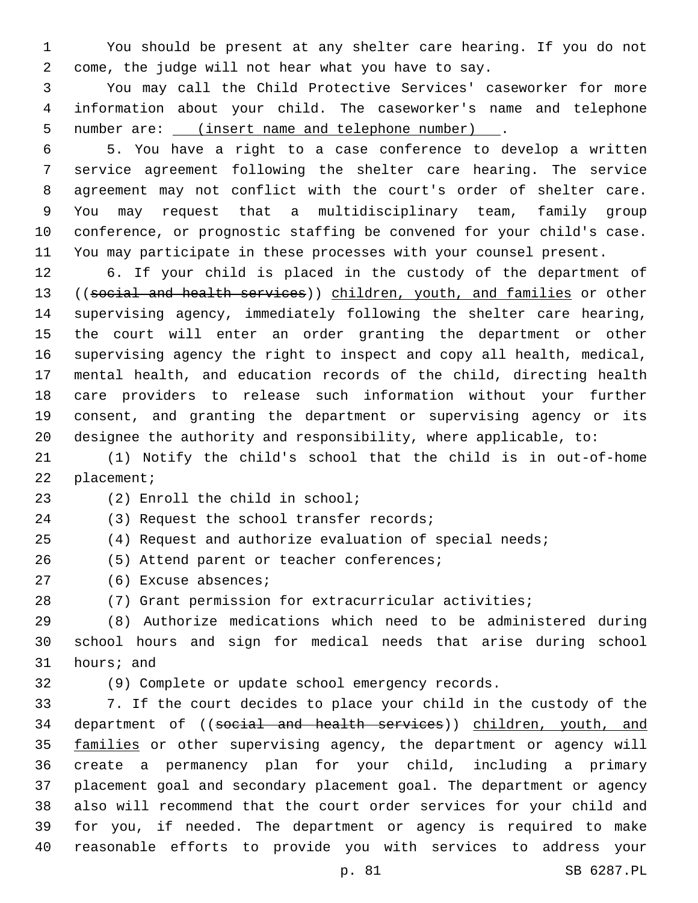You should be present at any shelter care hearing. If you do not come, the judge will not hear what you have to say.

You may call the Child Protective Services' caseworker for more information about your child. The caseworker's name and telephone number are: (insert name and telephone number) .

5. You have a right to a case conference to develop a written service agreement following the shelter care hearing. The service agreement may not conflict with the court's order of shelter care. You may request that a multidisciplinary team, family group conference, or prognostic staffing be convened for your child's case. You may participate in these processes with your counsel present.

6. If your child is placed in the custody of the department of ((~~social and health services~~)) children, youth, and families or other supervising agency, immediately following the shelter care hearing, the court will enter an order granting the department or other supervising agency the right to inspect and copy all health, medical, mental health, and education records of the child, directing health care providers to release such information without your further consent, and granting the department or supervising agency or its designee the authority and responsibility, where applicable, to:

(1) Notify the child's school that the child is in out-of-home placement;

(2) Enroll the child in school;

(3) Request the school transfer records;

(4) Request and authorize evaluation of special needs;

(5) Attend parent or teacher conferences;

(6) Excuse absences;

(7) Grant permission for extracurricular activities;

(8) Authorize medications which need to be administered during school hours and sign for medical needs that arise during school hours; and

(9) Complete or update school emergency records.

7. If the court decides to place your child in the custody of the department of ((~~social and health services~~)) children, youth, and families or other supervising agency, the department or agency will create a permanency plan for your child, including a primary placement goal and secondary placement goal. The department or agency also will recommend that the court order services for your child and for you, if needed. The department or agency is required to make reasonable efforts to provide you with services to address your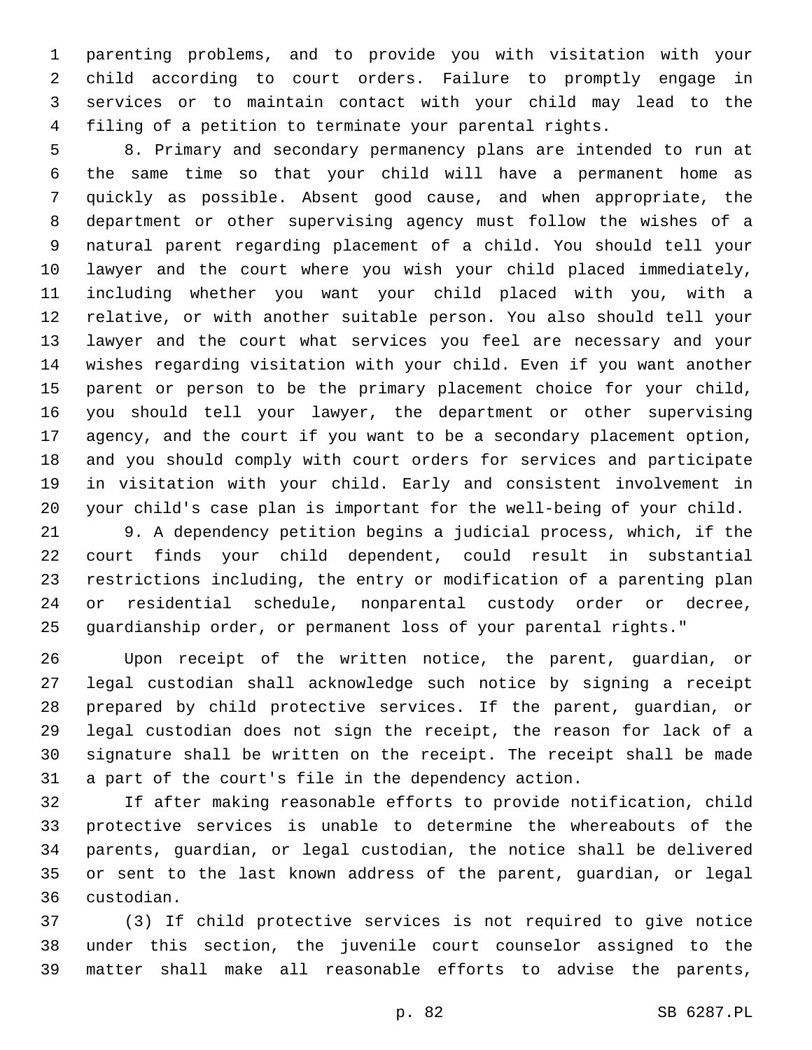parenting problems, and to provide you with visitation with your child according to court orders. Failure to promptly engage in services or to maintain contact with your child may lead to the filing of a petition to terminate your parental rights.

8. Primary and secondary permanency plans are intended to run at the same time so that your child will have a permanent home as quickly as possible. Absent good cause, and when appropriate, the department or other supervising agency must follow the wishes of a natural parent regarding placement of a child. You should tell your lawyer and the court where you wish your child placed immediately, including whether you want your child placed with you, with a relative, or with another suitable person. You also should tell your lawyer and the court what services you feel are necessary and your wishes regarding visitation with your child. Even if you want another parent or person to be the primary placement choice for your child, you should tell your lawyer, the department or other supervising agency, and the court if you want to be a secondary placement option, and you should comply with court orders for services and participate in visitation with your child. Early and consistent involvement in your child's case plan is important for the well-being of your child.

9. A dependency petition begins a judicial process, which, if the court finds your child dependent, could result in substantial restrictions including, the entry or modification of a parenting plan or residential schedule, nonparental custody order or decree, guardianship order, or permanent loss of your parental rights."

Upon receipt of the written notice, the parent, guardian, or legal custodian shall acknowledge such notice by signing a receipt prepared by child protective services. If the parent, guardian, or legal custodian does not sign the receipt, the reason for lack of a signature shall be written on the receipt. The receipt shall be made a part of the court's file in the dependency action.

If after making reasonable efforts to provide notification, child protective services is unable to determine the whereabouts of the parents, guardian, or legal custodian, the notice shall be delivered or sent to the last known address of the parent, guardian, or legal custodian.

(3) If child protective services is not required to give notice under this section, the juvenile court counselor assigned to the matter shall make all reasonable efforts to advise the parents,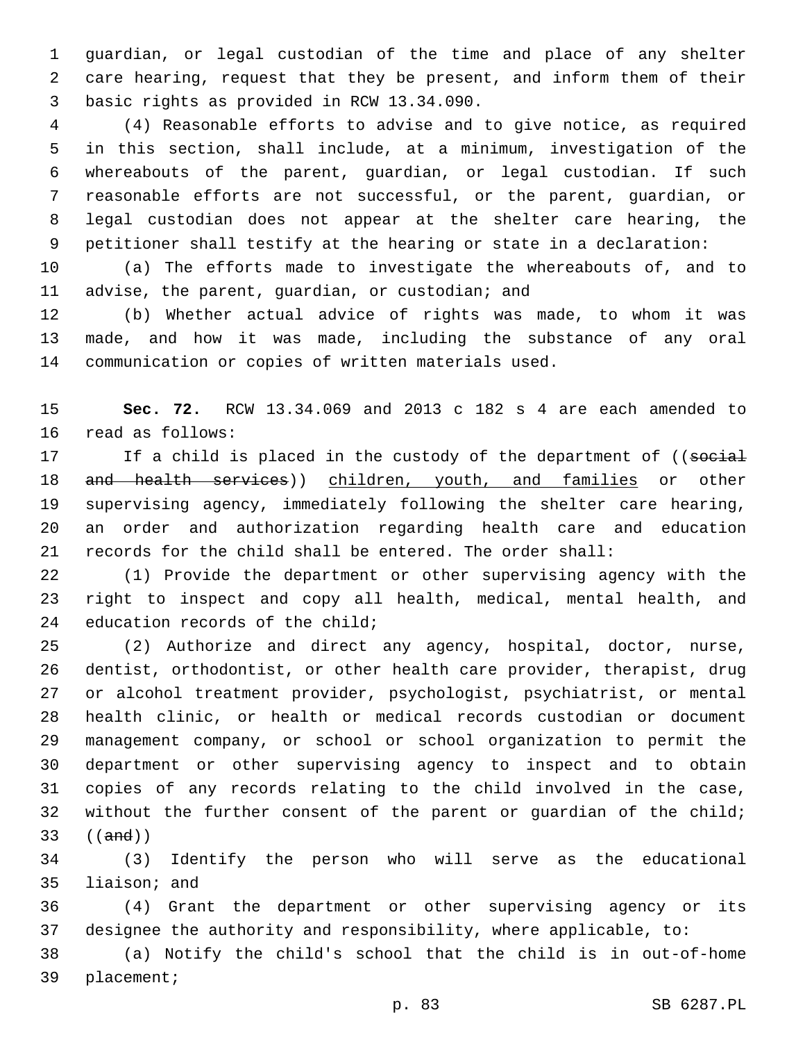guardian, or legal custodian of the time and place of any shelter care hearing, request that they be present, and inform them of their basic rights as provided in RCW 13.34.090.

(4) Reasonable efforts to advise and to give notice, as required in this section, shall include, at a minimum, investigation of the whereabouts of the parent, guardian, or legal custodian. If such reasonable efforts are not successful, or the parent, guardian, or legal custodian does not appear at the shelter care hearing, the petitioner shall testify at the hearing or state in a declaration:

(a) The efforts made to investigate the whereabouts of, and to advise, the parent, guardian, or custodian; and

(b) Whether actual advice of rights was made, to whom it was made, and how it was made, including the substance of any oral communication or copies of written materials used.

**Sec. 72.** RCW 13.34.069 and 2013 c 182 s 4 are each amended to read as follows:

If a child is placed in the custody of the department of ((~~social and health services~~)) <u>children, youth, and families</u> or other supervising agency, immediately following the shelter care hearing, an order and authorization regarding health care and education records for the child shall be entered. The order shall:

(1) Provide the department or other supervising agency with the right to inspect and copy all health, medical, mental health, and education records of the child;

(2) Authorize and direct any agency, hospital, doctor, nurse, dentist, orthodontist, or other health care provider, therapist, drug or alcohol treatment provider, psychologist, psychiatrist, or mental health clinic, or health or medical records custodian or document management company, or school or school organization to permit the department or other supervising agency to inspect and to obtain copies of any records relating to the child involved in the case, without the further consent of the parent or guardian of the child; ((~~and~~))

(3) Identify the person who will serve as the educational liaison; and

(4) Grant the department or other supervising agency or its designee the authority and responsibility, where applicable, to:

(a) Notify the child's school that the child is in out-of-home placement;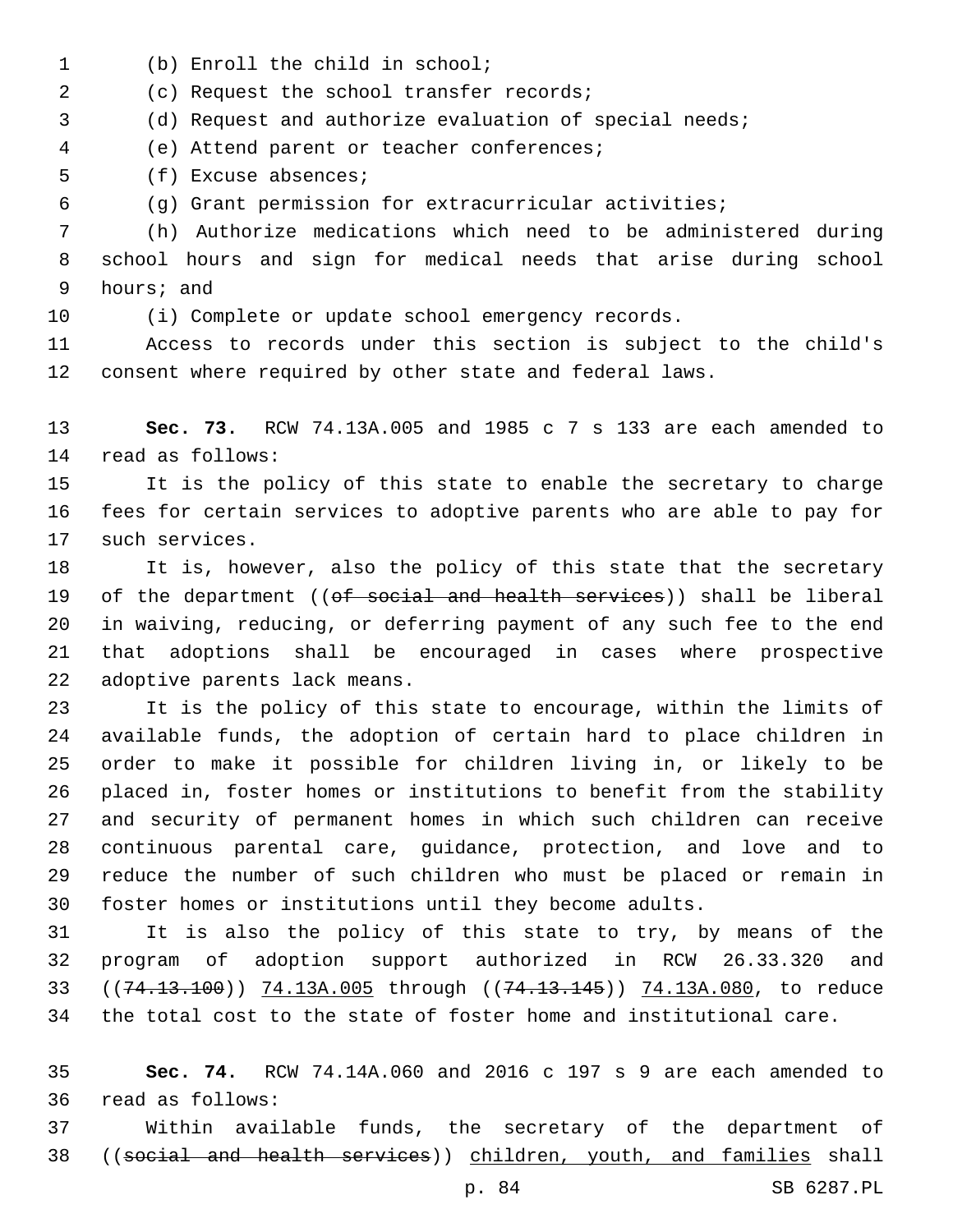(b) Enroll the child in school;

(c) Request the school transfer records;

(d) Request and authorize evaluation of special needs;

(e) Attend parent or teacher conferences;

(f) Excuse absences;

(g) Grant permission for extracurricular activities;

(h) Authorize medications which need to be administered during school hours and sign for medical needs that arise during school hours; and

(i) Complete or update school emergency records.

Access to records under this section is subject to the child's consent where required by other state and federal laws.

**Sec. 73.** RCW 74.13A.005 and 1985 c 7 s 133 are each amended to read as follows:

It is the policy of this state to enable the secretary to charge fees for certain services to adoptive parents who are able to pay for such services.

It is, however, also the policy of this state that the secretary of the department ((~~of social and health services~~)) shall be liberal in waiving, reducing, or deferring payment of any such fee to the end that adoptions shall be encouraged in cases where prospective adoptive parents lack means.

It is the policy of this state to encourage, within the limits of available funds, the adoption of certain hard to place children in order to make it possible for children living in, or likely to be placed in, foster homes or institutions to benefit from the stability and security of permanent homes in which such children can receive continuous parental care, guidance, protection, and love and to reduce the number of such children who must be placed or remain in foster homes or institutions until they become adults.

It is also the policy of this state to try, by means of the program of adoption support authorized in RCW 26.33.320 and ((~~74.13.100~~)) <u>74.13A.005</u> through ((~~74.13.145~~)) <u>74.13A.080</u>, to reduce the total cost to the state of foster home and institutional care.

**Sec. 74.** RCW 74.14A.060 and 2016 c 197 s 9 are each amended to read as follows:

Within available funds, the secretary of the department of ((~~social and health services~~)) <u>children, youth, and families</u> shall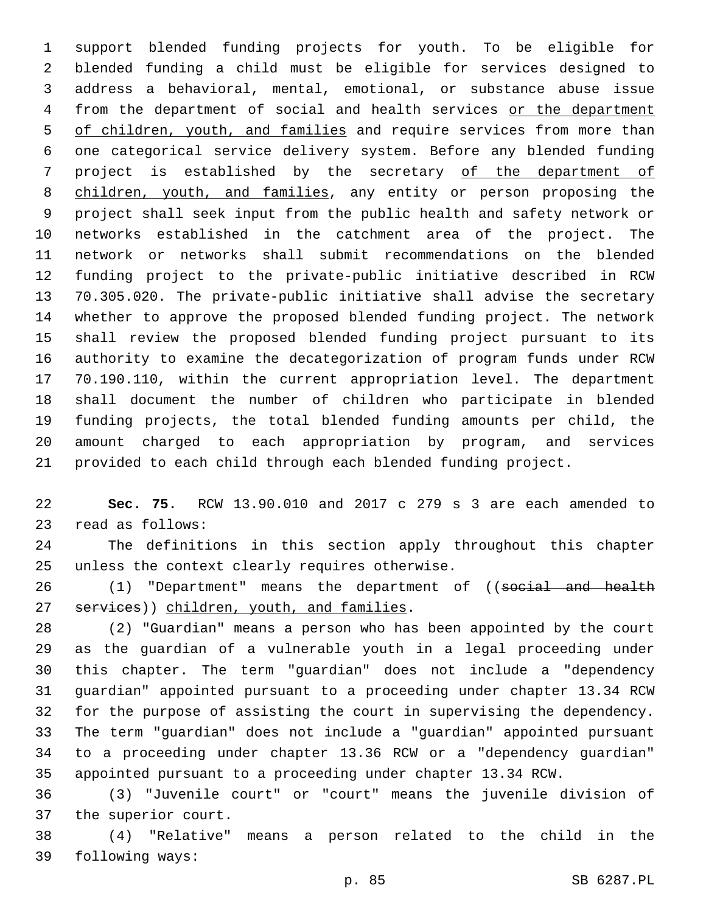support blended funding projects for youth. To be eligible for blended funding a child must be eligible for services designed to address a behavioral, mental, emotional, or substance abuse issue from the department of social and health services <u>or the department of children, youth, and families</u> and require services from more than one categorical service delivery system. Before any blended funding project is established by the secretary <u>of the department of children, youth, and families</u>, any entity or person proposing the project shall seek input from the public health and safety network or networks established in the catchment area of the project. The network or networks shall submit recommendations on the blended funding project to the private-public initiative described in RCW 70.305.020. The private-public initiative shall advise the secretary whether to approve the proposed blended funding project. The network shall review the proposed blended funding project pursuant to its authority to examine the decategorization of program funds under RCW 70.190.110, within the current appropriation level. The department shall document the number of children who participate in blended funding projects, the total blended funding amounts per child, the amount charged to each appropriation by program, and services provided to each child through each blended funding project.

**Sec. 75.** RCW 13.90.010 and 2017 c 279 s 3 are each amended to read as follows:

The definitions in this section apply throughout this chapter unless the context clearly requires otherwise.

(1) "Department" means the department of ((~~social and health services~~)) <u>children, youth, and families</u>.

(2) "Guardian" means a person who has been appointed by the court as the guardian of a vulnerable youth in a legal proceeding under this chapter. The term "guardian" does not include a "dependency guardian" appointed pursuant to a proceeding under chapter 13.34 RCW for the purpose of assisting the court in supervising the dependency. The term "guardian" does not include a "guardian" appointed pursuant to a proceeding under chapter 13.36 RCW or a "dependency guardian" appointed pursuant to a proceeding under chapter 13.34 RCW.

(3) "Juvenile court" or "court" means the juvenile division of the superior court.

(4) "Relative" means a person related to the child in the following ways: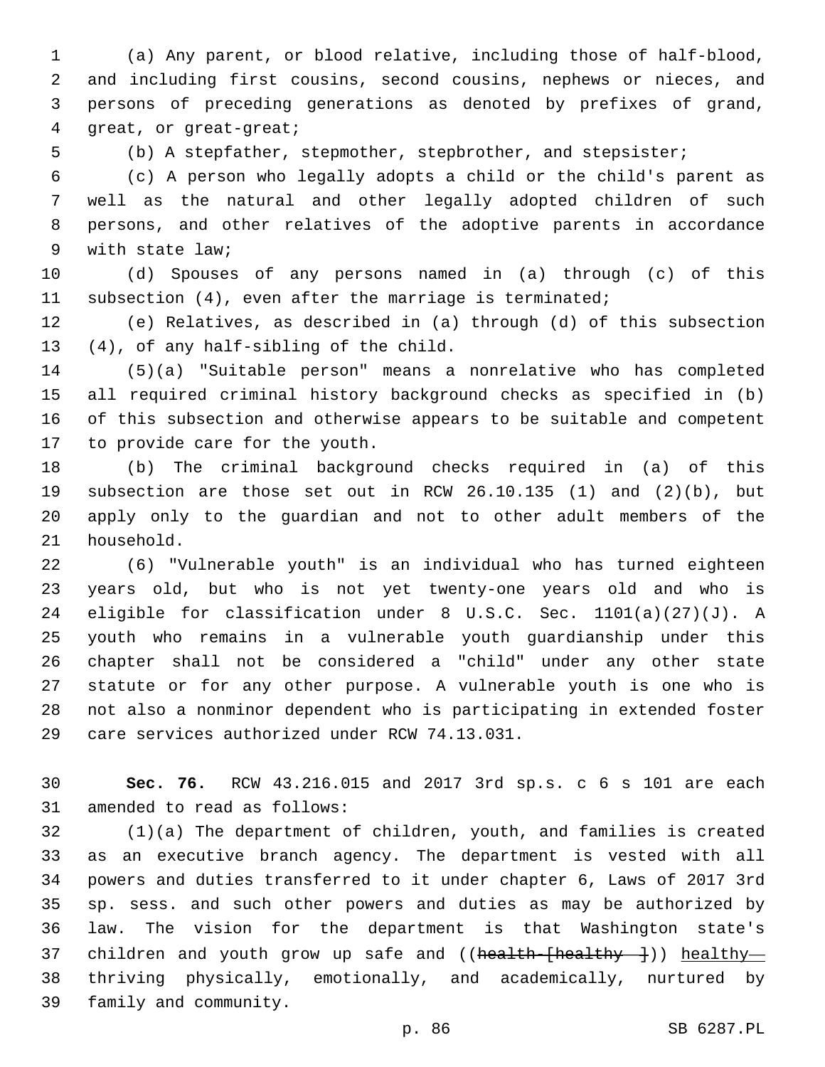(a) Any parent, or blood relative, including those of half-blood, and including first cousins, second cousins, nephews or nieces, and persons of preceding generations as denoted by prefixes of grand, great, or great-great;

(b) A stepfather, stepmother, stepbrother, and stepsister;

(c) A person who legally adopts a child or the child's parent as well as the natural and other legally adopted children of such persons, and other relatives of the adoptive parents in accordance with state law;

(d) Spouses of any persons named in (a) through (c) of this subsection (4), even after the marriage is terminated;

(e) Relatives, as described in (a) through (d) of this subsection (4), of any half-sibling of the child.

(5)(a) "Suitable person" means a nonrelative who has completed all required criminal history background checks as specified in (b) of this subsection and otherwise appears to be suitable and competent to provide care for the youth.

(b) The criminal background checks required in (a) of this subsection are those set out in RCW 26.10.135 (1) and (2)(b), but apply only to the guardian and not to other adult members of the household.

(6) "Vulnerable youth" is an individual who has turned eighteen years old, but who is not yet twenty-one years old and who is eligible for classification under 8 U.S.C. Sec. 1101(a)(27)(J). A youth who remains in a vulnerable youth guardianship under this chapter shall not be considered a "child" under any other state statute or for any other purpose. A vulnerable youth is one who is not also a nonminor dependent who is participating in extended foster care services authorized under RCW 74.13.031.

**Sec. 76.** RCW 43.216.015 and 2017 3rd sp.s. c 6 s 101 are each amended to read as follows:

(1)(a) The department of children, youth, and families is created as an executive branch agency. The department is vested with all powers and duties transferred to it under chapter 6, Laws of 2017 3rd sp. sess. and such other powers and duties as may be authorized by law. The vision for the department is that Washington state's children and youth grow up safe and ((~~health-[healthy ]~~)) <u>healthy—</u> thriving physically, emotionally, and academically, nurtured by family and community.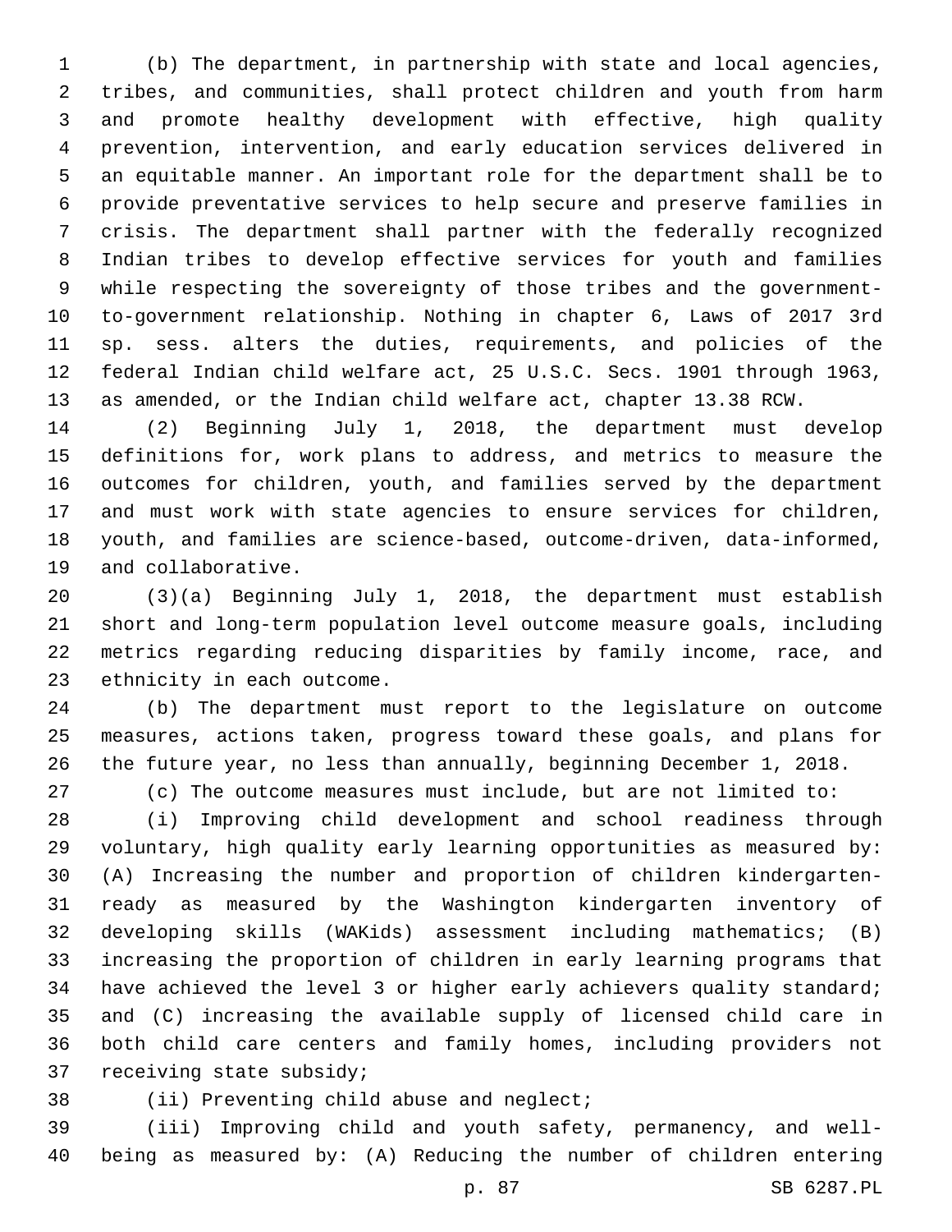(b) The department, in partnership with state and local agencies, tribes, and communities, shall protect children and youth from harm and promote healthy development with effective, high quality prevention, intervention, and early education services delivered in an equitable manner. An important role for the department shall be to provide preventative services to help secure and preserve families in crisis. The department shall partner with the federally recognized Indian tribes to develop effective services for youth and families while respecting the sovereignty of those tribes and the government-to-government relationship. Nothing in chapter 6, Laws of 2017 3rd sp. sess. alters the duties, requirements, and policies of the federal Indian child welfare act, 25 U.S.C. Secs. 1901 through 1963, as amended, or the Indian child welfare act, chapter 13.38 RCW.

(2) Beginning July 1, 2018, the department must develop definitions for, work plans to address, and metrics to measure the outcomes for children, youth, and families served by the department and must work with state agencies to ensure services for children, youth, and families are science-based, outcome-driven, data-informed, and collaborative.

(3)(a) Beginning July 1, 2018, the department must establish short and long-term population level outcome measure goals, including metrics regarding reducing disparities by family income, race, and ethnicity in each outcome.

(b) The department must report to the legislature on outcome measures, actions taken, progress toward these goals, and plans for the future year, no less than annually, beginning December 1, 2018.

(c) The outcome measures must include, but are not limited to:

(i) Improving child development and school readiness through voluntary, high quality early learning opportunities as measured by: (A) Increasing the number and proportion of children kindergarten-ready as measured by the Washington kindergarten inventory of developing skills (WAKids) assessment including mathematics; (B) increasing the proportion of children in early learning programs that have achieved the level 3 or higher early achievers quality standard; and (C) increasing the available supply of licensed child care in both child care centers and family homes, including providers not receiving state subsidy;

(ii) Preventing child abuse and neglect;

(iii) Improving child and youth safety, permanency, and well-being as measured by: (A) Reducing the number of children entering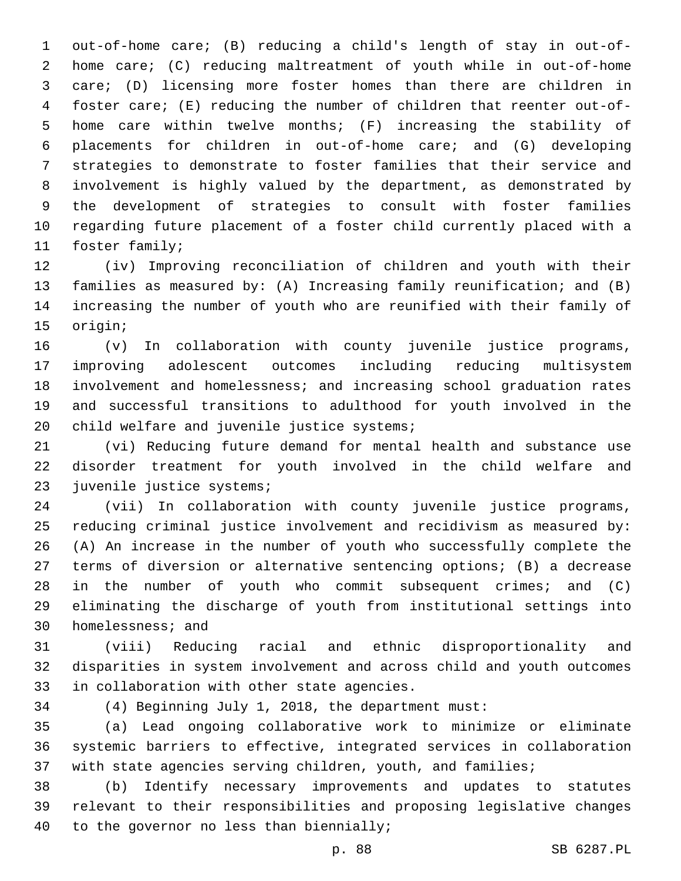out-of-home care; (B) reducing a child's length of stay in out-of-home care; (C) reducing maltreatment of youth while in out-of-home care; (D) licensing more foster homes than there are children in foster care; (E) reducing the number of children that reenter out-of-home care within twelve months; (F) increasing the stability of placements for children in out-of-home care; and (G) developing strategies to demonstrate to foster families that their service and involvement is highly valued by the department, as demonstrated by the development of strategies to consult with foster families regarding future placement of a foster child currently placed with a foster family;

(iv) Improving reconciliation of children and youth with their families as measured by: (A) Increasing family reunification; and (B) increasing the number of youth who are reunified with their family of origin;

(v) In collaboration with county juvenile justice programs, improving adolescent outcomes including reducing multisystem involvement and homelessness; and increasing school graduation rates and successful transitions to adulthood for youth involved in the child welfare and juvenile justice systems;

(vi) Reducing future demand for mental health and substance use disorder treatment for youth involved in the child welfare and juvenile justice systems;

(vii) In collaboration with county juvenile justice programs, reducing criminal justice involvement and recidivism as measured by: (A) An increase in the number of youth who successfully complete the terms of diversion or alternative sentencing options; (B) a decrease in the number of youth who commit subsequent crimes; and (C) eliminating the discharge of youth from institutional settings into homelessness; and

(viii) Reducing racial and ethnic disproportionality and disparities in system involvement and across child and youth outcomes in collaboration with other state agencies.

(4) Beginning July 1, 2018, the department must:

(a) Lead ongoing collaborative work to minimize or eliminate systemic barriers to effective, integrated services in collaboration with state agencies serving children, youth, and families;

(b) Identify necessary improvements and updates to statutes relevant to their responsibilities and proposing legislative changes to the governor no less than biennially;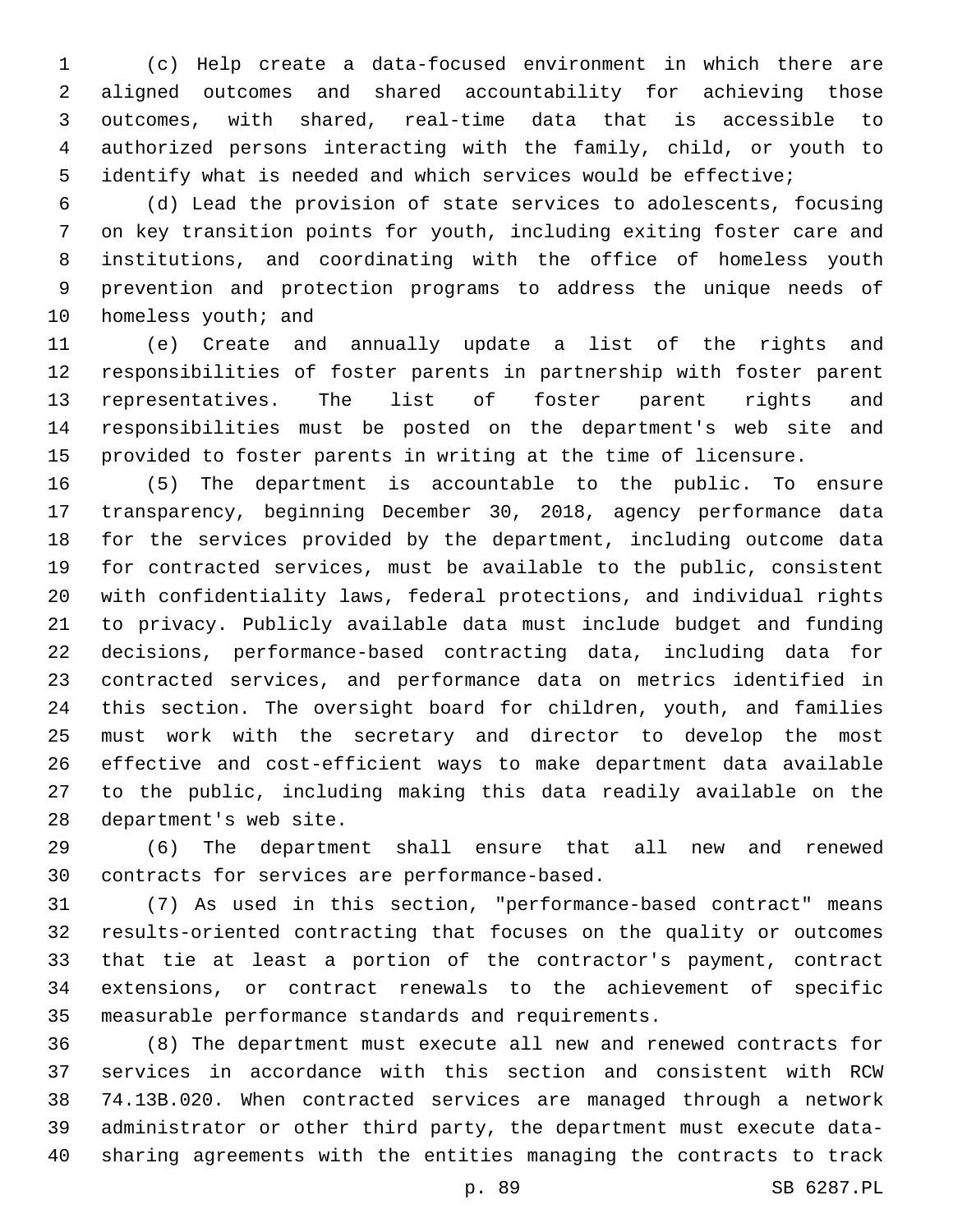(c) Help create a data-focused environment in which there are aligned outcomes and shared accountability for achieving those outcomes, with shared, real-time data that is accessible to authorized persons interacting with the family, child, or youth to identify what is needed and which services would be effective;

(d) Lead the provision of state services to adolescents, focusing on key transition points for youth, including exiting foster care and institutions, and coordinating with the office of homeless youth prevention and protection programs to address the unique needs of homeless youth; and

(e) Create and annually update a list of the rights and responsibilities of foster parents in partnership with foster parent representatives. The list of foster parent rights and responsibilities must be posted on the department's web site and provided to foster parents in writing at the time of licensure.

(5) The department is accountable to the public. To ensure transparency, beginning December 30, 2018, agency performance data for the services provided by the department, including outcome data for contracted services, must be available to the public, consistent with confidentiality laws, federal protections, and individual rights to privacy. Publicly available data must include budget and funding decisions, performance-based contracting data, including data for contracted services, and performance data on metrics identified in this section. The oversight board for children, youth, and families must work with the secretary and director to develop the most effective and cost-efficient ways to make department data available to the public, including making this data readily available on the department's web site.

(6) The department shall ensure that all new and renewed contracts for services are performance-based.

(7) As used in this section, "performance-based contract" means results-oriented contracting that focuses on the quality or outcomes that tie at least a portion of the contractor's payment, contract extensions, or contract renewals to the achievement of specific measurable performance standards and requirements.

(8) The department must execute all new and renewed contracts for services in accordance with this section and consistent with RCW 74.13B.020. When contracted services are managed through a network administrator or other third party, the department must execute data-sharing agreements with the entities managing the contracts to track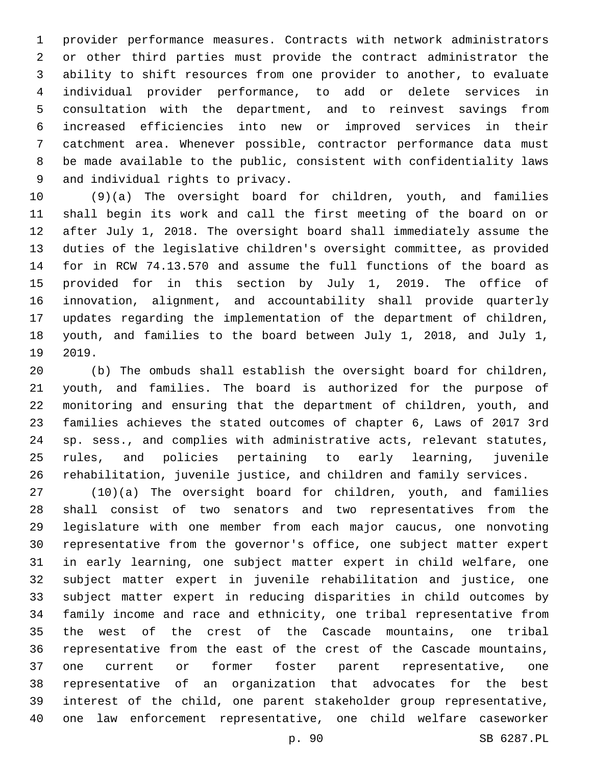provider performance measures. Contracts with network administrators or other third parties must provide the contract administrator the ability to shift resources from one provider to another, to evaluate individual provider performance, to add or delete services in consultation with the department, and to reinvest savings from increased efficiencies into new or improved services in their catchment area. Whenever possible, contractor performance data must be made available to the public, consistent with confidentiality laws and individual rights to privacy.

(9)(a) The oversight board for children, youth, and families shall begin its work and call the first meeting of the board on or after July 1, 2018. The oversight board shall immediately assume the duties of the legislative children's oversight committee, as provided for in RCW 74.13.570 and assume the full functions of the board as provided for in this section by July 1, 2019. The office of innovation, alignment, and accountability shall provide quarterly updates regarding the implementation of the department of children, youth, and families to the board between July 1, 2018, and July 1, 2019.

(b) The ombuds shall establish the oversight board for children, youth, and families. The board is authorized for the purpose of monitoring and ensuring that the department of children, youth, and families achieves the stated outcomes of chapter 6, Laws of 2017 3rd sp. sess., and complies with administrative acts, relevant statutes, rules, and policies pertaining to early learning, juvenile rehabilitation, juvenile justice, and children and family services.

(10)(a) The oversight board for children, youth, and families shall consist of two senators and two representatives from the legislature with one member from each major caucus, one nonvoting representative from the governor's office, one subject matter expert in early learning, one subject matter expert in child welfare, one subject matter expert in juvenile rehabilitation and justice, one subject matter expert in reducing disparities in child outcomes by family income and race and ethnicity, one tribal representative from the west of the crest of the Cascade mountains, one tribal representative from the east of the crest of the Cascade mountains, one current or former foster parent representative, one representative of an organization that advocates for the best interest of the child, one parent stakeholder group representative, one law enforcement representative, one child welfare caseworker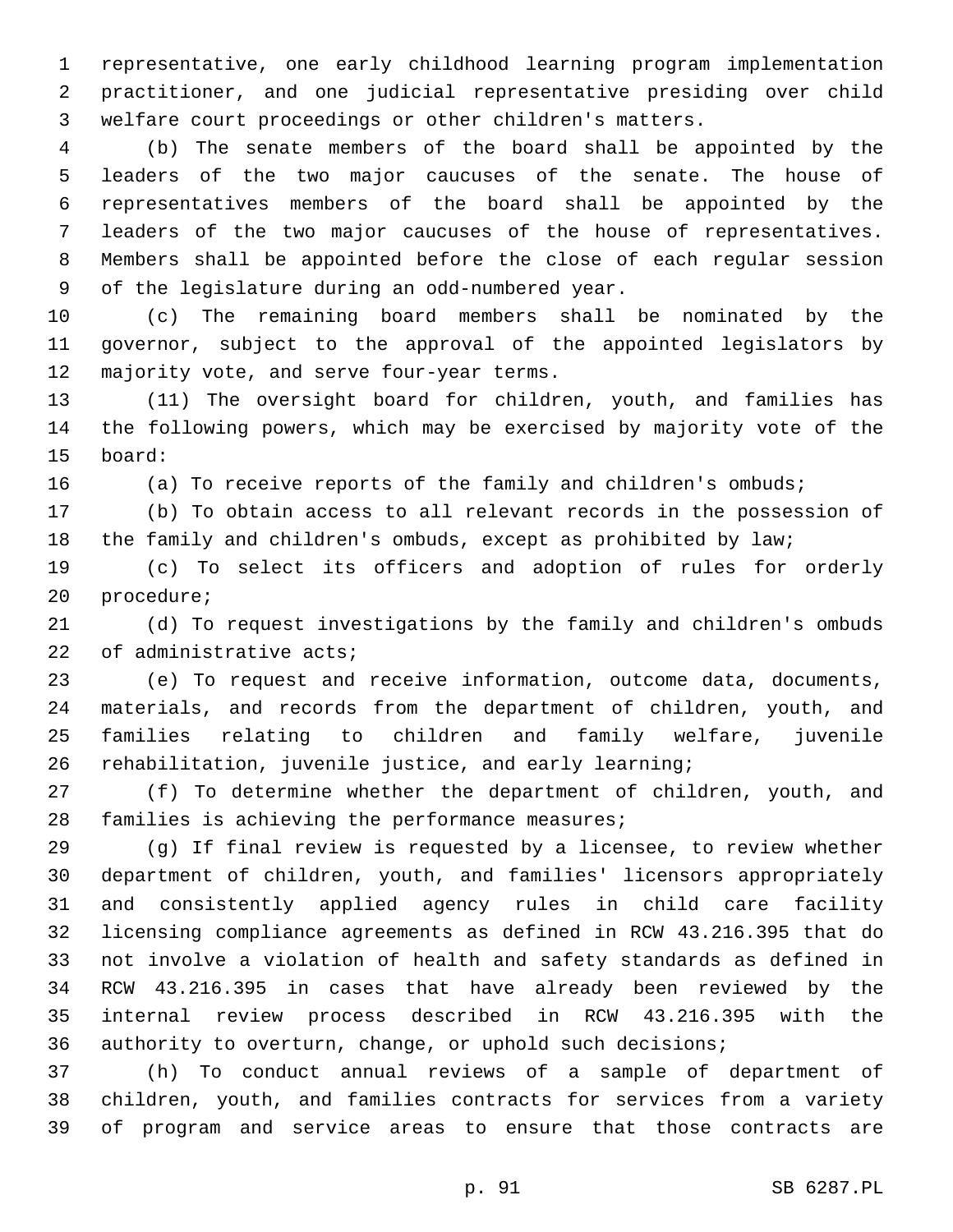representative, one early childhood learning program implementation practitioner, and one judicial representative presiding over child welfare court proceedings or other children's matters.

(b) The senate members of the board shall be appointed by the leaders of the two major caucuses of the senate. The house of representatives members of the board shall be appointed by the leaders of the two major caucuses of the house of representatives. Members shall be appointed before the close of each regular session of the legislature during an odd-numbered year.

(c) The remaining board members shall be nominated by the governor, subject to the approval of the appointed legislators by majority vote, and serve four-year terms.

(11) The oversight board for children, youth, and families has the following powers, which may be exercised by majority vote of the board:

(a) To receive reports of the family and children's ombuds;

(b) To obtain access to all relevant records in the possession of the family and children's ombuds, except as prohibited by law;

(c) To select its officers and adoption of rules for orderly procedure;

(d) To request investigations by the family and children's ombuds of administrative acts;

(e) To request and receive information, outcome data, documents, materials, and records from the department of children, youth, and families relating to children and family welfare, juvenile rehabilitation, juvenile justice, and early learning;

(f) To determine whether the department of children, youth, and families is achieving the performance measures;

(g) If final review is requested by a licensee, to review whether department of children, youth, and families' licensors appropriately and consistently applied agency rules in child care facility licensing compliance agreements as defined in RCW 43.216.395 that do not involve a violation of health and safety standards as defined in RCW 43.216.395 in cases that have already been reviewed by the internal review process described in RCW 43.216.395 with the authority to overturn, change, or uphold such decisions;

(h) To conduct annual reviews of a sample of department of children, youth, and families contracts for services from a variety of program and service areas to ensure that those contracts are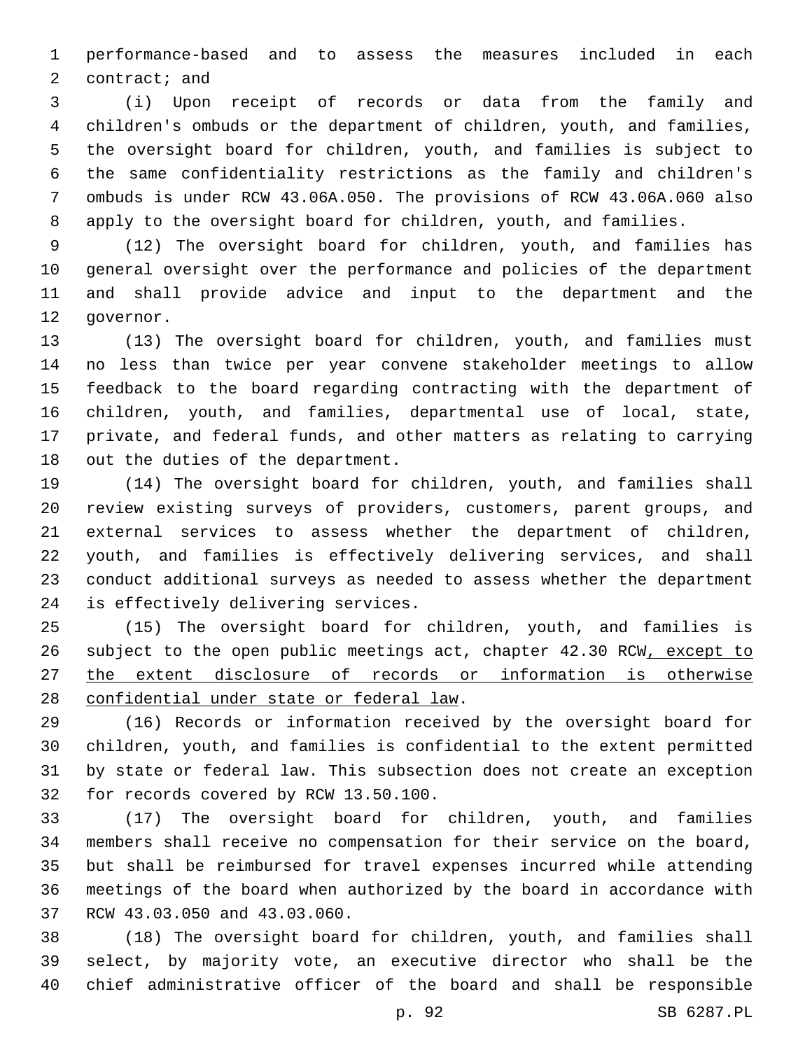performance-based and to assess the measures included in each contract; and

(i) Upon receipt of records or data from the family and children's ombuds or the department of children, youth, and families, the oversight board for children, youth, and families is subject to the same confidentiality restrictions as the family and children's ombuds is under RCW 43.06A.050. The provisions of RCW 43.06A.060 also apply to the oversight board for children, youth, and families.

(12) The oversight board for children, youth, and families has general oversight over the performance and policies of the department and shall provide advice and input to the department and the governor.

(13) The oversight board for children, youth, and families must no less than twice per year convene stakeholder meetings to allow feedback to the board regarding contracting with the department of children, youth, and families, departmental use of local, state, private, and federal funds, and other matters as relating to carrying out the duties of the department.

(14) The oversight board for children, youth, and families shall review existing surveys of providers, customers, parent groups, and external services to assess whether the department of children, youth, and families is effectively delivering services, and shall conduct additional surveys as needed to assess whether the department is effectively delivering services.

(15) The oversight board for children, youth, and families is subject to the open public meetings act, chapter 42.30 RCW<u>, except to the extent disclosure of records or information is otherwise confidential under state or federal law</u>.

(16) Records or information received by the oversight board for children, youth, and families is confidential to the extent permitted by state or federal law. This subsection does not create an exception for records covered by RCW 13.50.100.

(17) The oversight board for children, youth, and families members shall receive no compensation for their service on the board, but shall be reimbursed for travel expenses incurred while attending meetings of the board when authorized by the board in accordance with RCW 43.03.050 and 43.03.060.

(18) The oversight board for children, youth, and families shall select, by majority vote, an executive director who shall be the chief administrative officer of the board and shall be responsible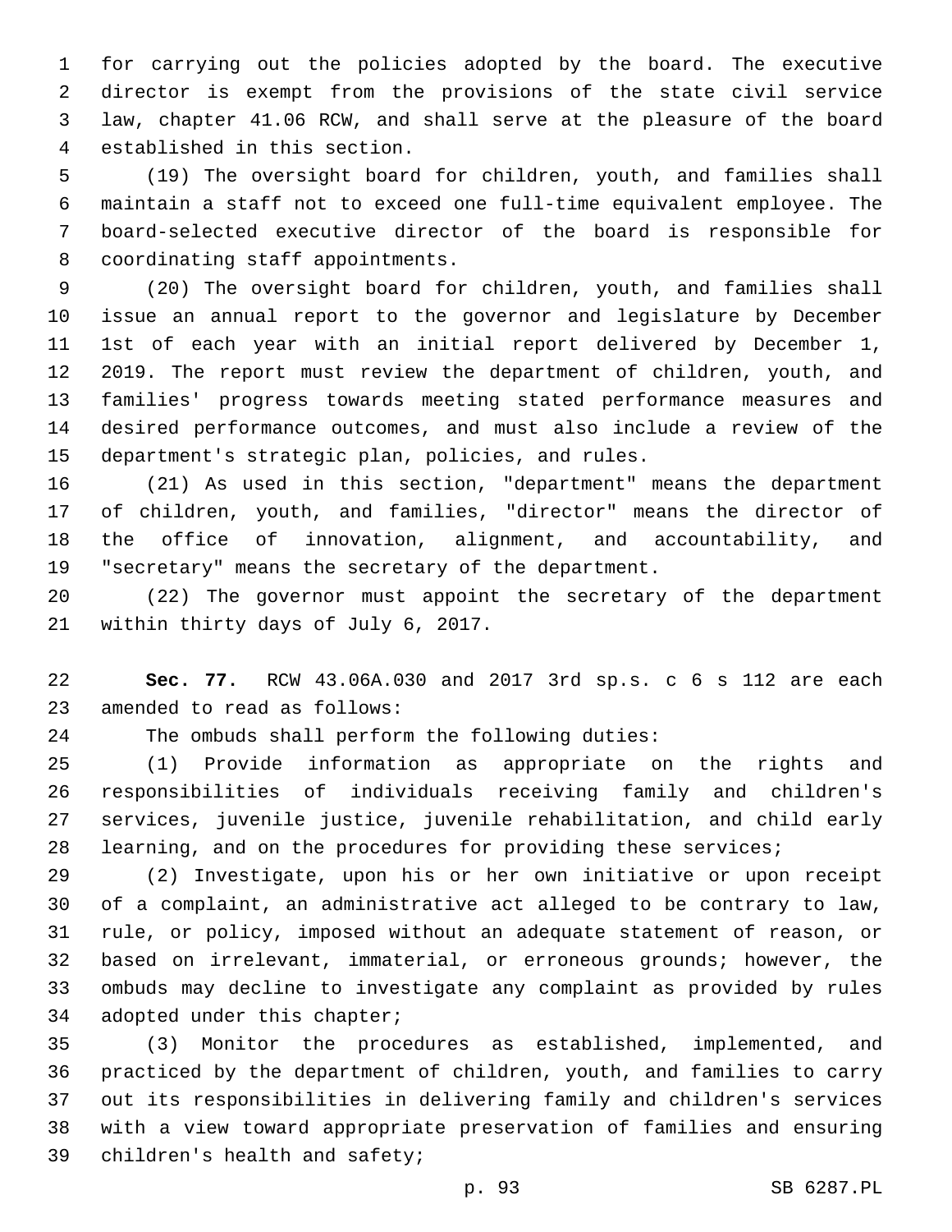for carrying out the policies adopted by the board. The executive director is exempt from the provisions of the state civil service law, chapter 41.06 RCW, and shall serve at the pleasure of the board established in this section.

(19) The oversight board for children, youth, and families shall maintain a staff not to exceed one full-time equivalent employee. The board-selected executive director of the board is responsible for coordinating staff appointments.

(20) The oversight board for children, youth, and families shall issue an annual report to the governor and legislature by December 1st of each year with an initial report delivered by December 1, 2019. The report must review the department of children, youth, and families' progress towards meeting stated performance measures and desired performance outcomes, and must also include a review of the department's strategic plan, policies, and rules.

(21) As used in this section, "department" means the department of children, youth, and families, "director" means the director of the office of innovation, alignment, and accountability, and "secretary" means the secretary of the department.

(22) The governor must appoint the secretary of the department within thirty days of July 6, 2017.

**Sec. 77.** RCW 43.06A.030 and 2017 3rd sp.s. c 6 s 112 are each amended to read as follows:

The ombuds shall perform the following duties:

(1) Provide information as appropriate on the rights and responsibilities of individuals receiving family and children's services, juvenile justice, juvenile rehabilitation, and child early learning, and on the procedures for providing these services;

(2) Investigate, upon his or her own initiative or upon receipt of a complaint, an administrative act alleged to be contrary to law, rule, or policy, imposed without an adequate statement of reason, or based on irrelevant, immaterial, or erroneous grounds; however, the ombuds may decline to investigate any complaint as provided by rules adopted under this chapter;

(3) Monitor the procedures as established, implemented, and practiced by the department of children, youth, and families to carry out its responsibilities in delivering family and children's services with a view toward appropriate preservation of families and ensuring children's health and safety;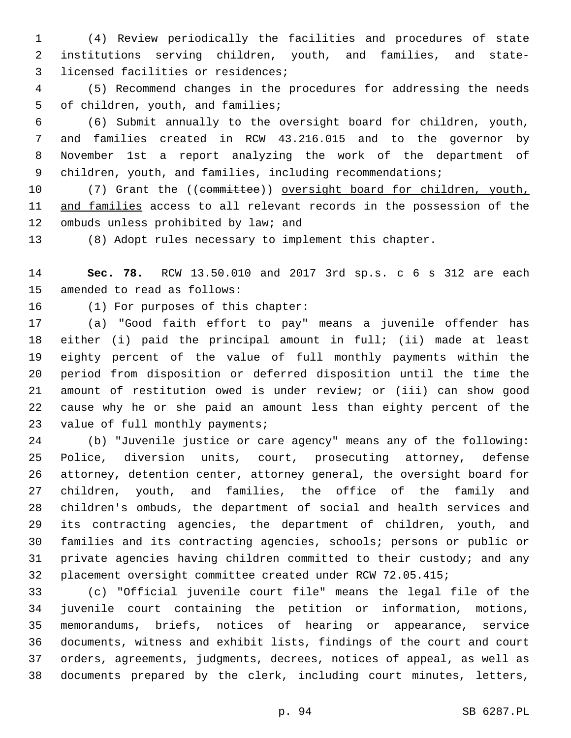(4) Review periodically the facilities and procedures of state institutions serving children, youth, and families, and state-licensed facilities or residences;

(5) Recommend changes in the procedures for addressing the needs of children, youth, and families;

(6) Submit annually to the oversight board for children, youth, and families created in RCW 43.216.015 and to the governor by November 1st a report analyzing the work of the department of children, youth, and families, including recommendations;

(7) Grant the ((~~committee~~)) <u>oversight board for children, youth, and families</u> access to all relevant records in the possession of the ombuds unless prohibited by law; and

(8) Adopt rules necessary to implement this chapter.

**Sec. 78.** RCW 13.50.010 and 2017 3rd sp.s. c 6 s 312 are each amended to read as follows:

(1) For purposes of this chapter:

(a) "Good faith effort to pay" means a juvenile offender has either (i) paid the principal amount in full; (ii) made at least eighty percent of the value of full monthly payments within the period from disposition or deferred disposition until the time the amount of restitution owed is under review; or (iii) can show good cause why he or she paid an amount less than eighty percent of the value of full monthly payments;

(b) "Juvenile justice or care agency" means any of the following: Police, diversion units, court, prosecuting attorney, defense attorney, detention center, attorney general, the oversight board for children, youth, and families, the office of the family and children's ombuds, the department of social and health services and its contracting agencies, the department of children, youth, and families and its contracting agencies, schools; persons or public or private agencies having children committed to their custody; and any placement oversight committee created under RCW 72.05.415;

(c) "Official juvenile court file" means the legal file of the juvenile court containing the petition or information, motions, memorandums, briefs, notices of hearing or appearance, service documents, witness and exhibit lists, findings of the court and court orders, agreements, judgments, decrees, notices of appeal, as well as documents prepared by the clerk, including court minutes, letters,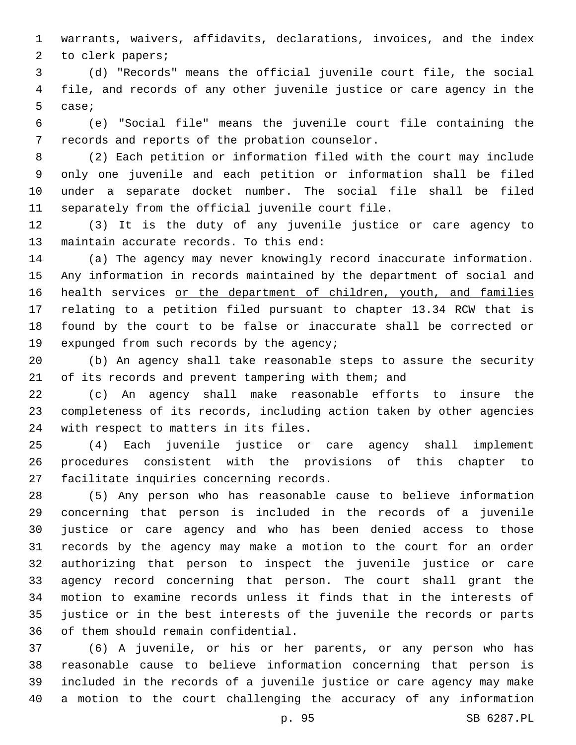warrants, waivers, affidavits, declarations, invoices, and the index to clerk papers;

(d) "Records" means the official juvenile court file, the social file, and records of any other juvenile justice or care agency in the case;

(e) "Social file" means the juvenile court file containing the records and reports of the probation counselor.

(2) Each petition or information filed with the court may include only one juvenile and each petition or information shall be filed under a separate docket number. The social file shall be filed separately from the official juvenile court file.

(3) It is the duty of any juvenile justice or care agency to maintain accurate records. To this end:

(a) The agency may never knowingly record inaccurate information. Any information in records maintained by the department of social and health services <u>or the department of children, youth, and families</u> relating to a petition filed pursuant to chapter 13.34 RCW that is found by the court to be false or inaccurate shall be corrected or expunged from such records by the agency;

(b) An agency shall take reasonable steps to assure the security of its records and prevent tampering with them; and

(c) An agency shall make reasonable efforts to insure the completeness of its records, including action taken by other agencies with respect to matters in its files.

(4) Each juvenile justice or care agency shall implement procedures consistent with the provisions of this chapter to facilitate inquiries concerning records.

(5) Any person who has reasonable cause to believe information concerning that person is included in the records of a juvenile justice or care agency and who has been denied access to those records by the agency may make a motion to the court for an order authorizing that person to inspect the juvenile justice or care agency record concerning that person. The court shall grant the motion to examine records unless it finds that in the interests of justice or in the best interests of the juvenile the records or parts of them should remain confidential.

(6) A juvenile, or his or her parents, or any person who has reasonable cause to believe information concerning that person is included in the records of a juvenile justice or care agency may make a motion to the court challenging the accuracy of any information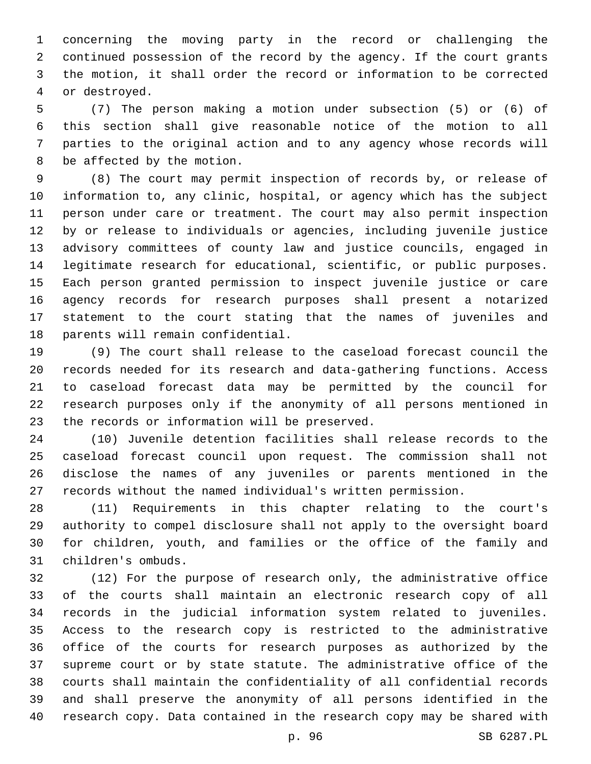concerning the moving party in the record or challenging the continued possession of the record by the agency. If the court grants the motion, it shall order the record or information to be corrected or destroyed.

(7) The person making a motion under subsection (5) or (6) of this section shall give reasonable notice of the motion to all parties to the original action and to any agency whose records will be affected by the motion.

(8) The court may permit inspection of records by, or release of information to, any clinic, hospital, or agency which has the subject person under care or treatment. The court may also permit inspection by or release to individuals or agencies, including juvenile justice advisory committees of county law and justice councils, engaged in legitimate research for educational, scientific, or public purposes. Each person granted permission to inspect juvenile justice or care agency records for research purposes shall present a notarized statement to the court stating that the names of juveniles and parents will remain confidential.

(9) The court shall release to the caseload forecast council the records needed for its research and data-gathering functions. Access to caseload forecast data may be permitted by the council for research purposes only if the anonymity of all persons mentioned in the records or information will be preserved.

(10) Juvenile detention facilities shall release records to the caseload forecast council upon request. The commission shall not disclose the names of any juveniles or parents mentioned in the records without the named individual's written permission.

(11) Requirements in this chapter relating to the court's authority to compel disclosure shall not apply to the oversight board for children, youth, and families or the office of the family and children's ombuds.

(12) For the purpose of research only, the administrative office of the courts shall maintain an electronic research copy of all records in the judicial information system related to juveniles. Access to the research copy is restricted to the administrative office of the courts for research purposes as authorized by the supreme court or by state statute. The administrative office of the courts shall maintain the confidentiality of all confidential records and shall preserve the anonymity of all persons identified in the research copy. Data contained in the research copy may be shared with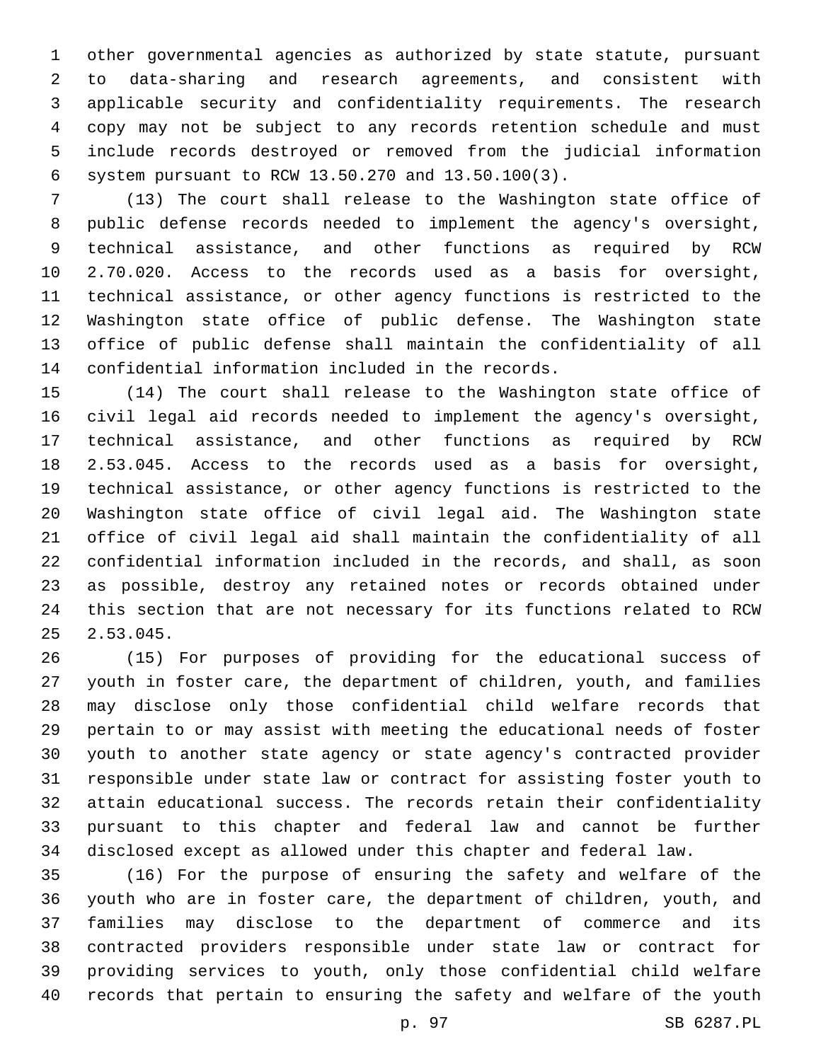other governmental agencies as authorized by state statute, pursuant to data-sharing and research agreements, and consistent with applicable security and confidentiality requirements. The research copy may not be subject to any records retention schedule and must include records destroyed or removed from the judicial information system pursuant to RCW 13.50.270 and 13.50.100(3).

(13) The court shall release to the Washington state office of public defense records needed to implement the agency's oversight, technical assistance, and other functions as required by RCW 2.70.020. Access to the records used as a basis for oversight, technical assistance, or other agency functions is restricted to the Washington state office of public defense. The Washington state office of public defense shall maintain the confidentiality of all confidential information included in the records.

(14) The court shall release to the Washington state office of civil legal aid records needed to implement the agency's oversight, technical assistance, and other functions as required by RCW 2.53.045. Access to the records used as a basis for oversight, technical assistance, or other agency functions is restricted to the Washington state office of civil legal aid. The Washington state office of civil legal aid shall maintain the confidentiality of all confidential information included in the records, and shall, as soon as possible, destroy any retained notes or records obtained under this section that are not necessary for its functions related to RCW 2.53.045.

(15) For purposes of providing for the educational success of youth in foster care, the department of children, youth, and families may disclose only those confidential child welfare records that pertain to or may assist with meeting the educational needs of foster youth to another state agency or state agency's contracted provider responsible under state law or contract for assisting foster youth to attain educational success. The records retain their confidentiality pursuant to this chapter and federal law and cannot be further disclosed except as allowed under this chapter and federal law.

(16) For the purpose of ensuring the safety and welfare of the youth who are in foster care, the department of children, youth, and families may disclose to the department of commerce and its contracted providers responsible under state law or contract for providing services to youth, only those confidential child welfare records that pertain to ensuring the safety and welfare of the youth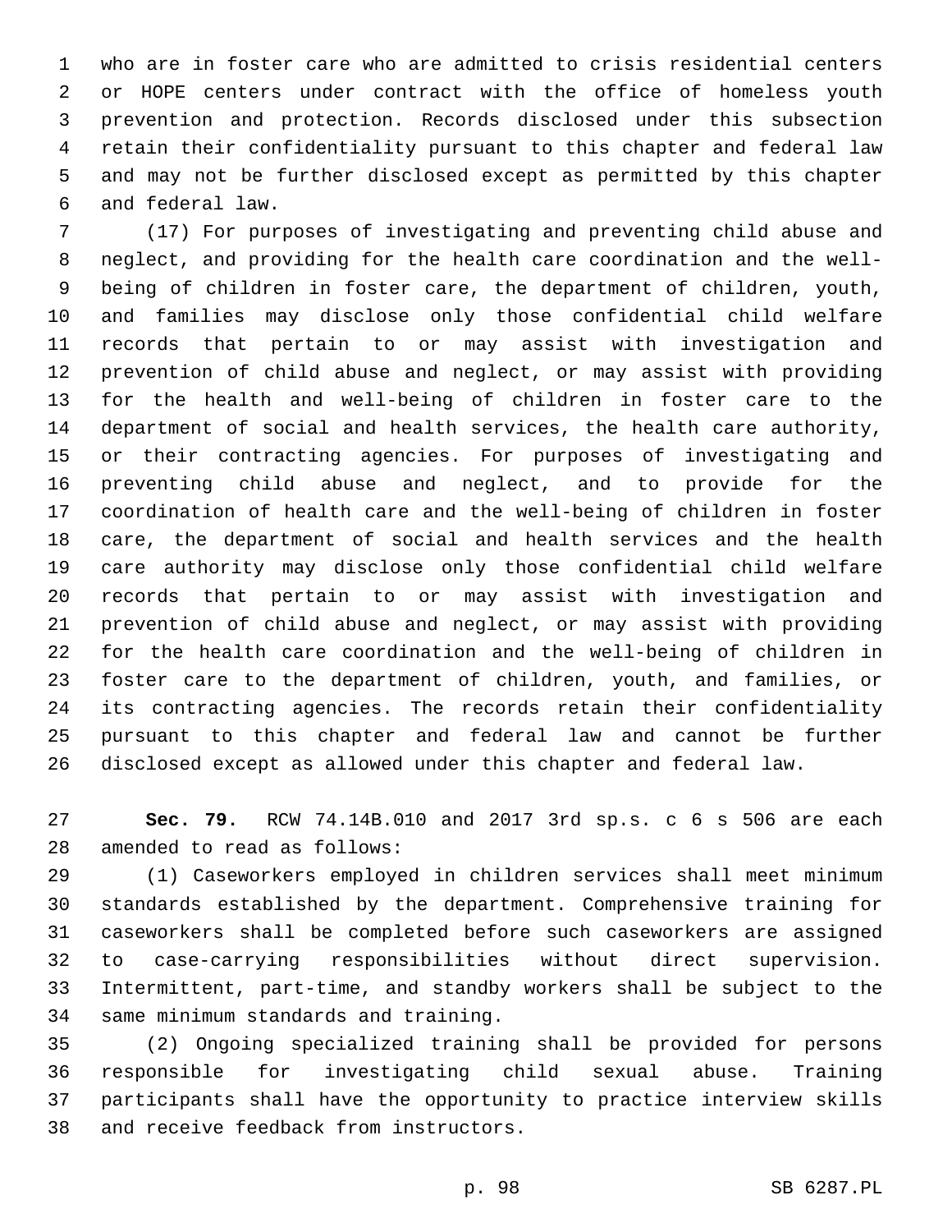who are in foster care who are admitted to crisis residential centers or HOPE centers under contract with the office of homeless youth prevention and protection. Records disclosed under this subsection retain their confidentiality pursuant to this chapter and federal law and may not be further disclosed except as permitted by this chapter and federal law.

(17) For purposes of investigating and preventing child abuse and neglect, and providing for the health care coordination and the well-being of children in foster care, the department of children, youth, and families may disclose only those confidential child welfare records that pertain to or may assist with investigation and prevention of child abuse and neglect, or may assist with providing for the health and well-being of children in foster care to the department of social and health services, the health care authority, or their contracting agencies. For purposes of investigating and preventing child abuse and neglect, and to provide for the coordination of health care and the well-being of children in foster care, the department of social and health services and the health care authority may disclose only those confidential child welfare records that pertain to or may assist with investigation and prevention of child abuse and neglect, or may assist with providing for the health care coordination and the well-being of children in foster care to the department of children, youth, and families, or its contracting agencies. The records retain their confidentiality pursuant to this chapter and federal law and cannot be further disclosed except as allowed under this chapter and federal law.

**Sec. 79.** RCW 74.14B.010 and 2017 3rd sp.s. c 6 s 506 are each amended to read as follows:

(1) Caseworkers employed in children services shall meet minimum standards established by the department. Comprehensive training for caseworkers shall be completed before such caseworkers are assigned to case-carrying responsibilities without direct supervision. Intermittent, part-time, and standby workers shall be subject to the same minimum standards and training.

(2) Ongoing specialized training shall be provided for persons responsible for investigating child sexual abuse. Training participants shall have the opportunity to practice interview skills and receive feedback from instructors.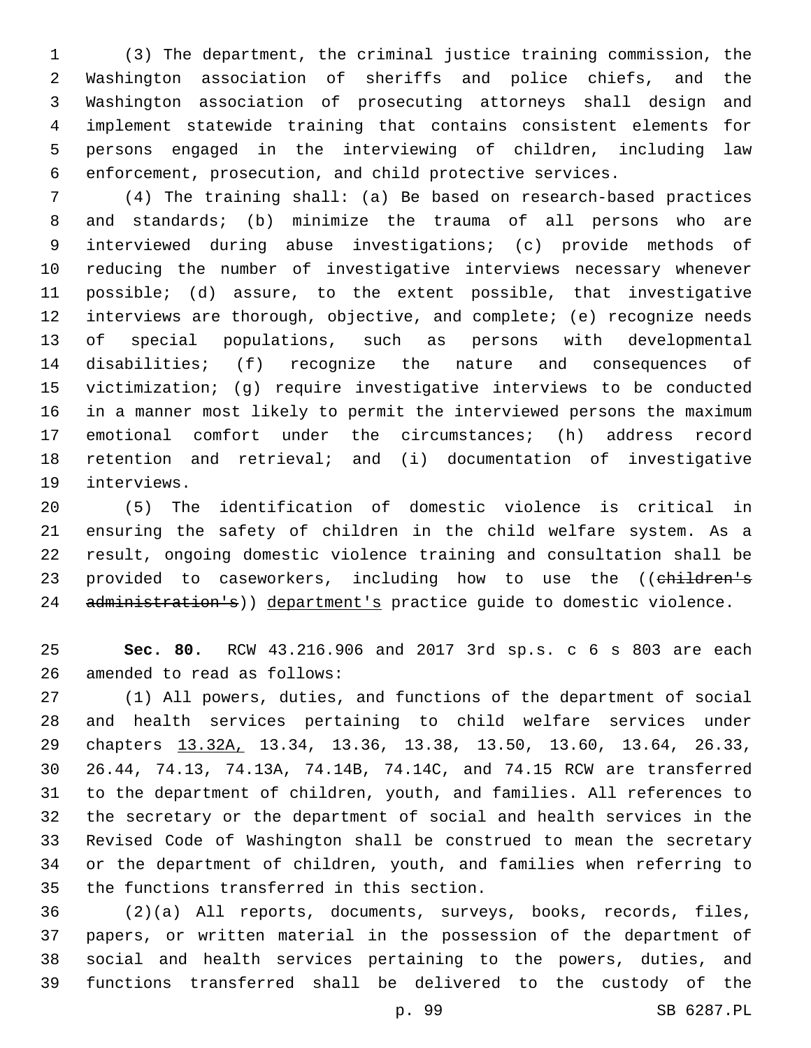(3) The department, the criminal justice training commission, the Washington association of sheriffs and police chiefs, and the Washington association of prosecuting attorneys shall design and implement statewide training that contains consistent elements for persons engaged in the interviewing of children, including law enforcement, prosecution, and child protective services.

(4) The training shall: (a) Be based on research-based practices and standards; (b) minimize the trauma of all persons who are interviewed during abuse investigations; (c) provide methods of reducing the number of investigative interviews necessary whenever possible; (d) assure, to the extent possible, that investigative interviews are thorough, objective, and complete; (e) recognize needs of special populations, such as persons with developmental disabilities; (f) recognize the nature and consequences of victimization; (g) require investigative interviews to be conducted in a manner most likely to permit the interviewed persons the maximum emotional comfort under the circumstances; (h) address record retention and retrieval; and (i) documentation of investigative interviews.

(5) The identification of domestic violence is critical in ensuring the safety of children in the child welfare system. As a result, ongoing domestic violence training and consultation shall be provided to caseworkers, including how to use the ((~~children's administration's~~)) department's practice guide to domestic violence.

**Sec. 80.** RCW 43.216.906 and 2017 3rd sp.s. c 6 s 803 are each amended to read as follows:

(1) All powers, duties, and functions of the department of social and health services pertaining to child welfare services under chapters 13.32A, 13.34, 13.36, 13.38, 13.50, 13.60, 13.64, 26.33, 26.44, 74.13, 74.13A, 74.14B, 74.14C, and 74.15 RCW are transferred to the department of children, youth, and families. All references to the secretary or the department of social and health services in the Revised Code of Washington shall be construed to mean the secretary or the department of children, youth, and families when referring to the functions transferred in this section.

(2)(a) All reports, documents, surveys, books, records, files, papers, or written material in the possession of the department of social and health services pertaining to the powers, duties, and functions transferred shall be delivered to the custody of the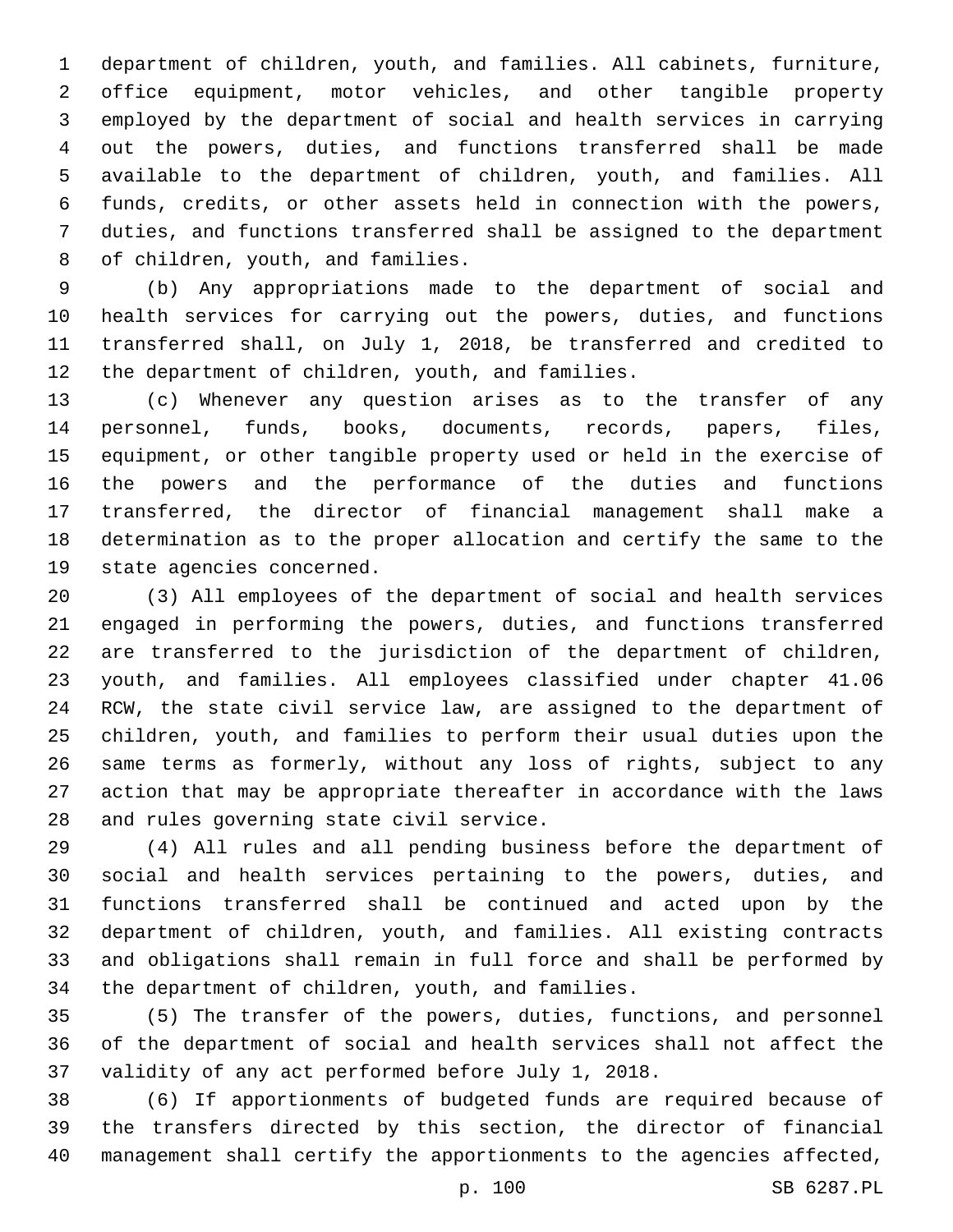department of children, youth, and families. All cabinets, furniture, office equipment, motor vehicles, and other tangible property employed by the department of social and health services in carrying out the powers, duties, and functions transferred shall be made available to the department of children, youth, and families. All funds, credits, or other assets held in connection with the powers, duties, and functions transferred shall be assigned to the department of children, youth, and families.

(b) Any appropriations made to the department of social and health services for carrying out the powers, duties, and functions transferred shall, on July 1, 2018, be transferred and credited to the department of children, youth, and families.

(c) Whenever any question arises as to the transfer of any personnel, funds, books, documents, records, papers, files, equipment, or other tangible property used or held in the exercise of the powers and the performance of the duties and functions transferred, the director of financial management shall make a determination as to the proper allocation and certify the same to the state agencies concerned.

(3) All employees of the department of social and health services engaged in performing the powers, duties, and functions transferred are transferred to the jurisdiction of the department of children, youth, and families. All employees classified under chapter 41.06 RCW, the state civil service law, are assigned to the department of children, youth, and families to perform their usual duties upon the same terms as formerly, without any loss of rights, subject to any action that may be appropriate thereafter in accordance with the laws and rules governing state civil service.

(4) All rules and all pending business before the department of social and health services pertaining to the powers, duties, and functions transferred shall be continued and acted upon by the department of children, youth, and families. All existing contracts and obligations shall remain in full force and shall be performed by the department of children, youth, and families.

(5) The transfer of the powers, duties, functions, and personnel of the department of social and health services shall not affect the validity of any act performed before July 1, 2018.

(6) If apportionments of budgeted funds are required because of the transfers directed by this section, the director of financial management shall certify the apportionments to the agencies affected,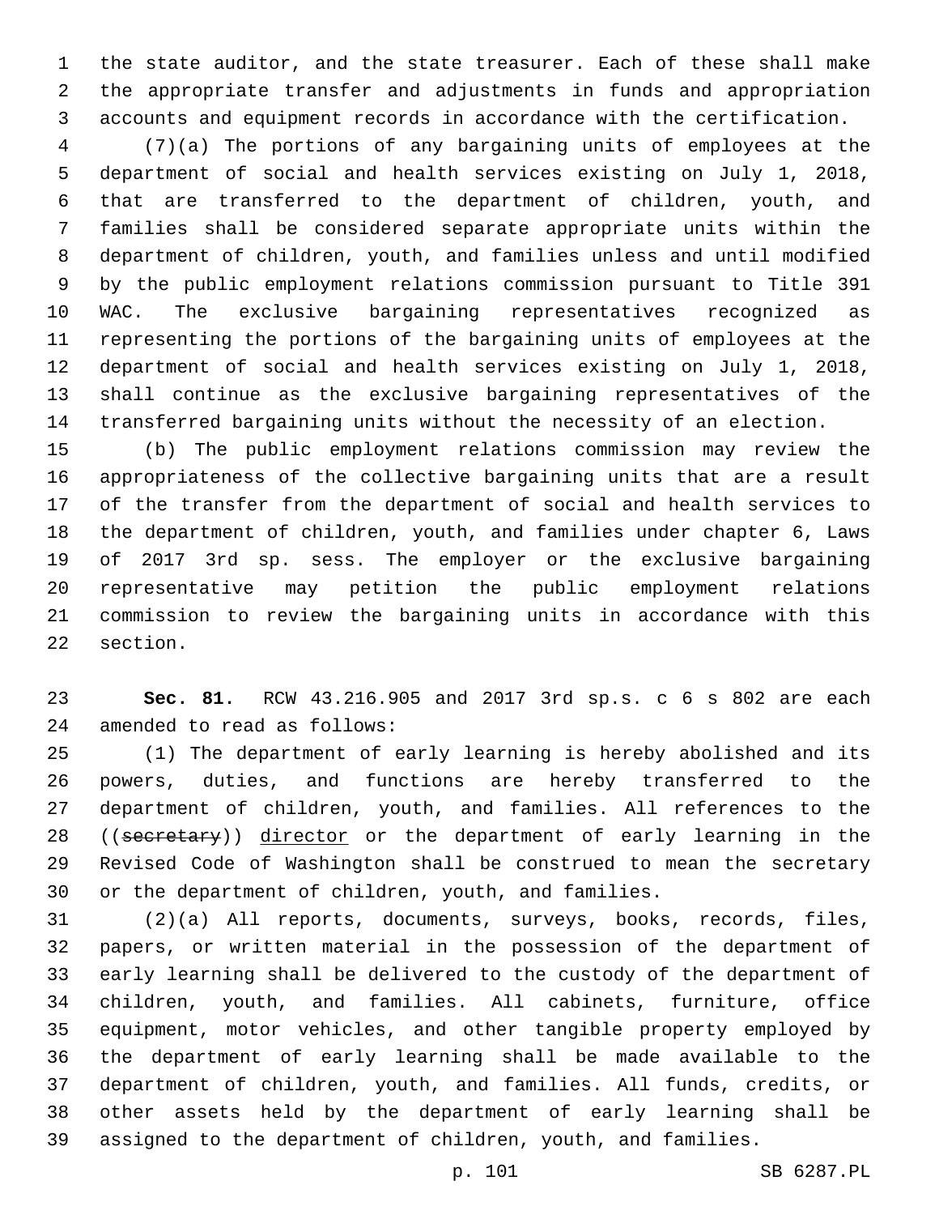the state auditor, and the state treasurer. Each of these shall make the appropriate transfer and adjustments in funds and appropriation accounts and equipment records in accordance with the certification.

(7)(a) The portions of any bargaining units of employees at the department of social and health services existing on July 1, 2018, that are transferred to the department of children, youth, and families shall be considered separate appropriate units within the department of children, youth, and families unless and until modified by the public employment relations commission pursuant to Title 391 WAC. The exclusive bargaining representatives recognized as representing the portions of the bargaining units of employees at the department of social and health services existing on July 1, 2018, shall continue as the exclusive bargaining representatives of the transferred bargaining units without the necessity of an election.

(b) The public employment relations commission may review the appropriateness of the collective bargaining units that are a result of the transfer from the department of social and health services to the department of children, youth, and families under chapter 6, Laws of 2017 3rd sp. sess. The employer or the exclusive bargaining representative may petition the public employment relations commission to review the bargaining units in accordance with this section.

**Sec. 81.** RCW 43.216.905 and 2017 3rd sp.s. c 6 s 802 are each amended to read as follows:

(1) The department of early learning is hereby abolished and its powers, duties, and functions are hereby transferred to the department of children, youth, and families. All references to the ((~~secretary~~)) director or the department of early learning in the Revised Code of Washington shall be construed to mean the secretary or the department of children, youth, and families.

(2)(a) All reports, documents, surveys, books, records, files, papers, or written material in the possession of the department of early learning shall be delivered to the custody of the department of children, youth, and families. All cabinets, furniture, office equipment, motor vehicles, and other tangible property employed by the department of early learning shall be made available to the department of children, youth, and families. All funds, credits, or other assets held by the department of early learning shall be assigned to the department of children, youth, and families.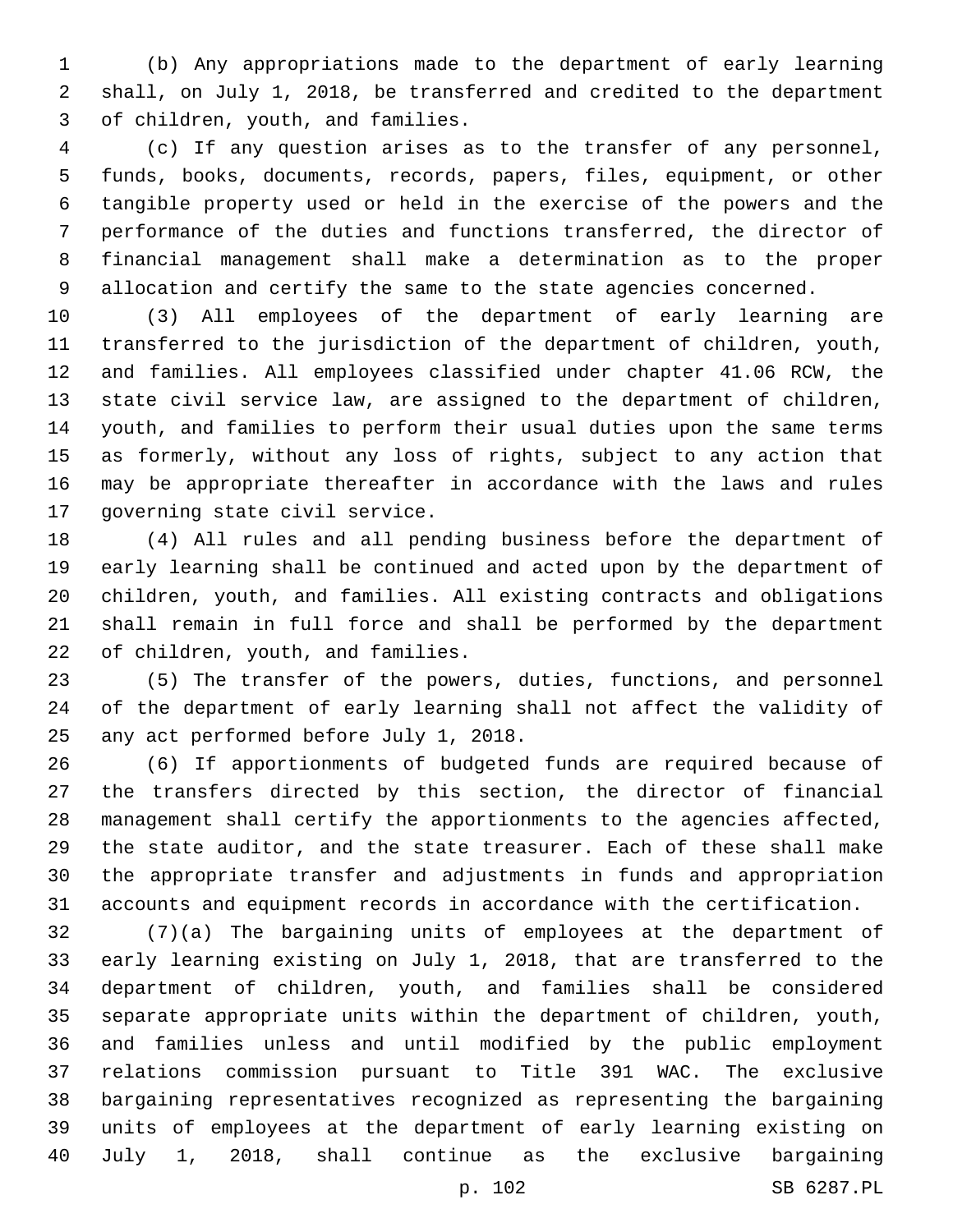(b) Any appropriations made to the department of early learning shall, on July 1, 2018, be transferred and credited to the department of children, youth, and families.

(c) If any question arises as to the transfer of any personnel, funds, books, documents, records, papers, files, equipment, or other tangible property used or held in the exercise of the powers and the performance of the duties and functions transferred, the director of financial management shall make a determination as to the proper allocation and certify the same to the state agencies concerned.

(3) All employees of the department of early learning are transferred to the jurisdiction of the department of children, youth, and families. All employees classified under chapter 41.06 RCW, the state civil service law, are assigned to the department of children, youth, and families to perform their usual duties upon the same terms as formerly, without any loss of rights, subject to any action that may be appropriate thereafter in accordance with the laws and rules governing state civil service.

(4) All rules and all pending business before the department of early learning shall be continued and acted upon by the department of children, youth, and families. All existing contracts and obligations shall remain in full force and shall be performed by the department of children, youth, and families.

(5) The transfer of the powers, duties, functions, and personnel of the department of early learning shall not affect the validity of any act performed before July 1, 2018.

(6) If apportionments of budgeted funds are required because of the transfers directed by this section, the director of financial management shall certify the apportionments to the agencies affected, the state auditor, and the state treasurer. Each of these shall make the appropriate transfer and adjustments in funds and appropriation accounts and equipment records in accordance with the certification.

(7)(a) The bargaining units of employees at the department of early learning existing on July 1, 2018, that are transferred to the department of children, youth, and families shall be considered separate appropriate units within the department of children, youth, and families unless and until modified by the public employment relations commission pursuant to Title 391 WAC. The exclusive bargaining representatives recognized as representing the bargaining units of employees at the department of early learning existing on July 1, 2018, shall continue as the exclusive bargaining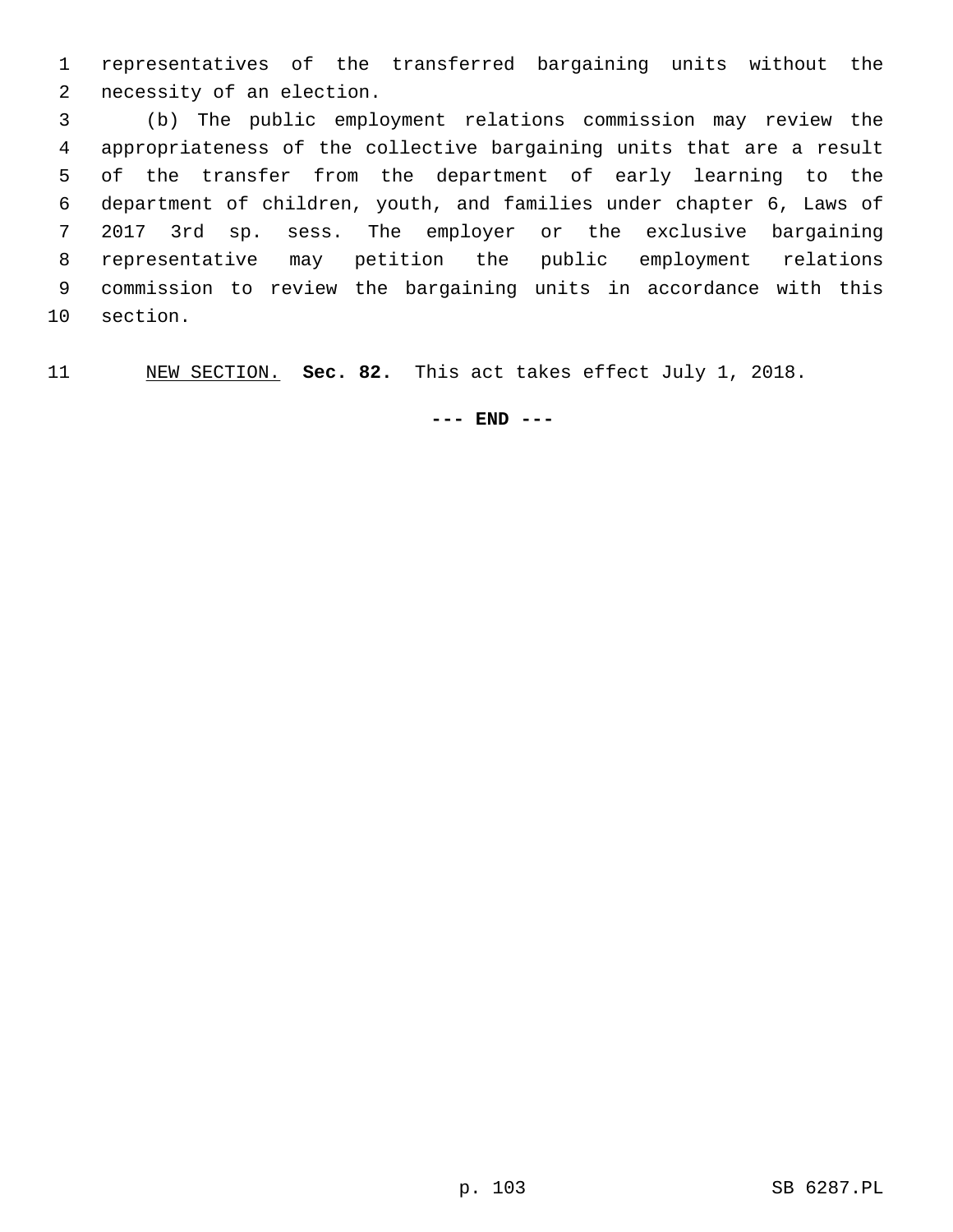representatives of the transferred bargaining units without the necessity of an election.

(b) The public employment relations commission may review the appropriateness of the collective bargaining units that are a result of the transfer from the department of early learning to the department of children, youth, and families under chapter 6, Laws of 2017 3rd sp. sess. The employer or the exclusive bargaining representative may petition the public employment relations commission to review the bargaining units in accordance with this section.

NEW SECTION. **Sec. 82.** This act takes effect July 1, 2018.

**--- END ---**